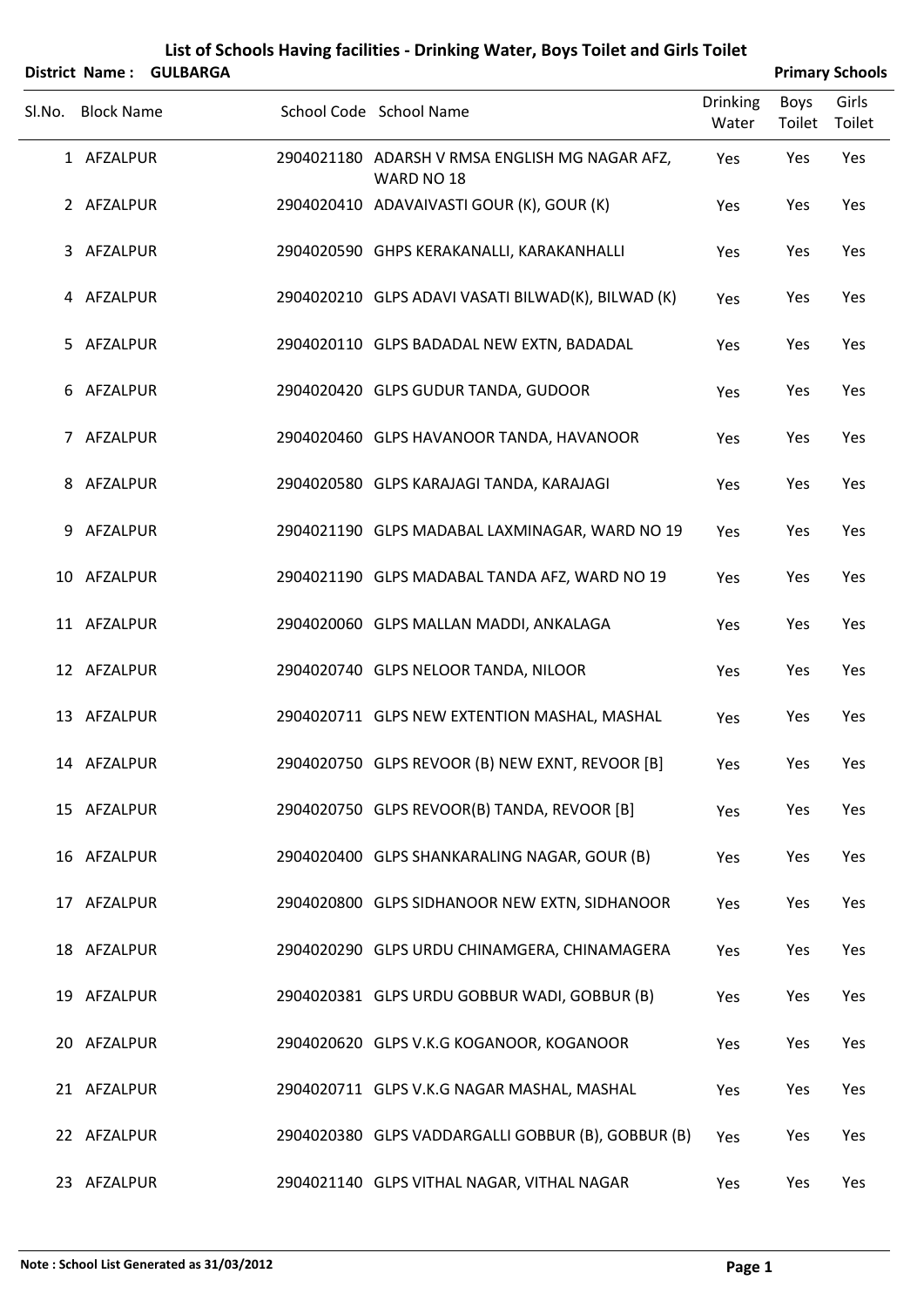# List of Schools Having facilities - Drinking Water, Boys Toilet and Girls Toilet

**District Name : GULBARGA** **Primary Schools**

| Sl.No. | Block Name | School Code | School Name | Drinking Water | Boys Toilet | Girls Toilet |
|---|---|---|---|---|---|---|
| 1 | AFZALPUR | 2904021180 | ADARSH V RMSA ENGLISH MG NAGAR AFZ, WARD NO 18 | Yes | Yes | Yes |
| 2 | AFZALPUR | 2904020410 | ADAVAIVASTI GOUR (K), GOUR (K) | Yes | Yes | Yes |
| 3 | AFZALPUR | 2904020590 | GHPS KERAKANALLI, KARAKANHALLI | Yes | Yes | Yes |
| 4 | AFZALPUR | 2904020210 | GLPS ADAVI VASATI BILWAD(K), BILWAD (K) | Yes | Yes | Yes |
| 5 | AFZALPUR | 2904020110 | GLPS BADADAL NEW EXTN, BADADAL | Yes | Yes | Yes |
| 6 | AFZALPUR | 2904020420 | GLPS GUDUR TANDA, GUDOOR | Yes | Yes | Yes |
| 7 | AFZALPUR | 2904020460 | GLPS HAVANOOR TANDA, HAVANOOR | Yes | Yes | Yes |
| 8 | AFZALPUR | 2904020580 | GLPS KARAJAGI TANDA, KARAJAGI | Yes | Yes | Yes |
| 9 | AFZALPUR | 2904021190 | GLPS MADABAL LAXMINAGAR, WARD NO 19 | Yes | Yes | Yes |
| 10 | AFZALPUR | 2904021190 | GLPS MADABAL TANDA AFZ, WARD NO 19 | Yes | Yes | Yes |
| 11 | AFZALPUR | 2904020060 | GLPS MALLAN MADDI, ANKALAGA | Yes | Yes | Yes |
| 12 | AFZALPUR | 2904020740 | GLPS NELOOR TANDA, NILOOR | Yes | Yes | Yes |
| 13 | AFZALPUR | 2904020711 | GLPS NEW EXTENTION MASHAL, MASHAL | Yes | Yes | Yes |
| 14 | AFZALPUR | 2904020750 | GLPS REVOOR (B) NEW EXNT, REVOOR [B] | Yes | Yes | Yes |
| 15 | AFZALPUR | 2904020750 | GLPS REVOOR(B) TANDA, REVOOR [B] | Yes | Yes | Yes |
| 16 | AFZALPUR | 2904020400 | GLPS SHANKARALING NAGAR, GOUR (B) | Yes | Yes | Yes |
| 17 | AFZALPUR | 2904020800 | GLPS SIDHANOOR NEW EXTN, SIDHANOOR | Yes | Yes | Yes |
| 18 | AFZALPUR | 2904020290 | GLPS URDU CHINAMGERA, CHINAMAGERA | Yes | Yes | Yes |
| 19 | AFZALPUR | 2904020381 | GLPS URDU GOBBUR WADI, GOBBUR (B) | Yes | Yes | Yes |
| 20 | AFZALPUR | 2904020620 | GLPS V.K.G KOGANOOR, KOGANOOR | Yes | Yes | Yes |
| 21 | AFZALPUR | 2904020711 | GLPS V.K.G NAGAR MASHAL, MASHAL | Yes | Yes | Yes |
| 22 | AFZALPUR | 2904020380 | GLPS VADDARGALLI GOBBUR (B), GOBBUR (B) | Yes | Yes | Yes |
| 23 | AFZALPUR | 2904021140 | GLPS VITHAL NAGAR, VITHAL NAGAR | Yes | Yes | Yes |

**Note : School List Generated as 31/03/2012**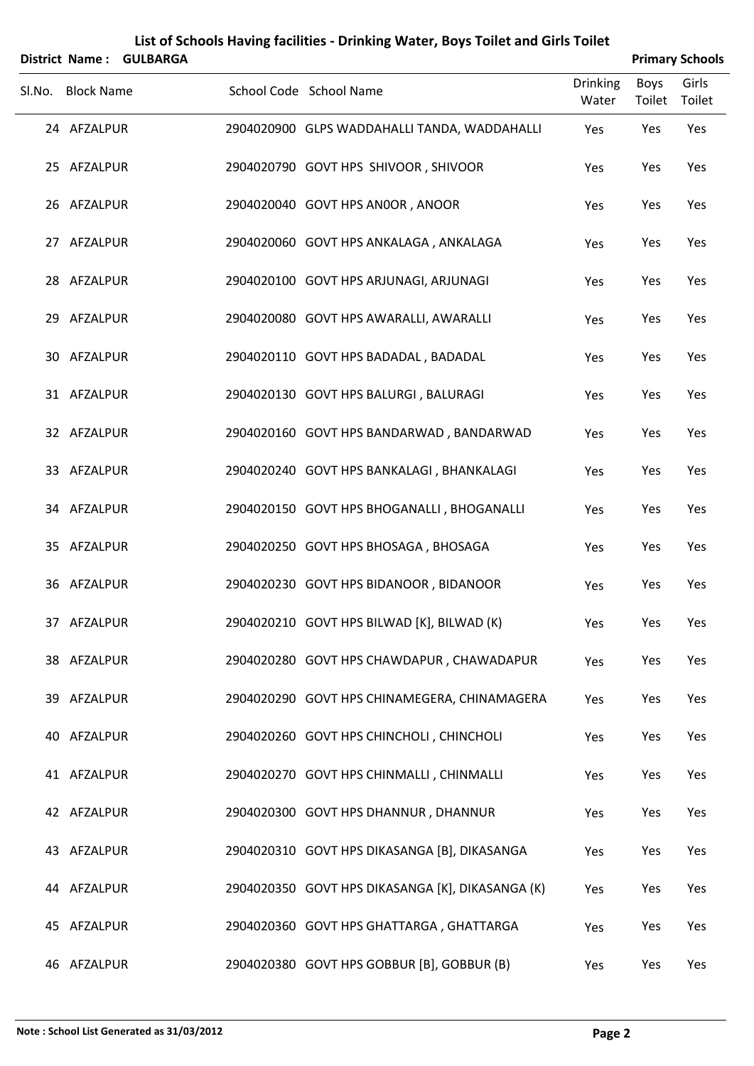## List of Schools Having facilities - Drinking Water, Boys Toilet and Girls Toilet

**District Name : GULBARGA** — **Primary Schools**

| Sl.No. | Block Name | School Code | School Name | Drinking Water | Boys Toilet | Girls Toilet |
|---|---|---|---|---|---|---|
| 24 | AFZALPUR | 2904020900 | GLPS WADDAHALLI TANDA, WADDAHALLI | Yes | Yes | Yes |
| 25 | AFZALPUR | 2904020790 | GOVT HPS SHIVOOR , SHIVOOR | Yes | Yes | Yes |
| 26 | AFZALPUR | 2904020040 | GOVT HPS AN0OR , ANOOR | Yes | Yes | Yes |
| 27 | AFZALPUR | 2904020060 | GOVT HPS ANKALAGA , ANKALAGA | Yes | Yes | Yes |
| 28 | AFZALPUR | 2904020100 | GOVT HPS ARJUNAGI, ARJUNAGI | Yes | Yes | Yes |
| 29 | AFZALPUR | 2904020080 | GOVT HPS AWARALLI, AWARALLI | Yes | Yes | Yes |
| 30 | AFZALPUR | 2904020110 | GOVT HPS BADADAL , BADADAL | Yes | Yes | Yes |
| 31 | AFZALPUR | 2904020130 | GOVT HPS BALURGI , BALURAGI | Yes | Yes | Yes |
| 32 | AFZALPUR | 2904020160 | GOVT HPS BANDARWAD , BANDARWAD | Yes | Yes | Yes |
| 33 | AFZALPUR | 2904020240 | GOVT HPS BANKALAGI , BHANKALAGI | Yes | Yes | Yes |
| 34 | AFZALPUR | 2904020150 | GOVT HPS BHOGANALLI , BHOGANALLI | Yes | Yes | Yes |
| 35 | AFZALPUR | 2904020250 | GOVT HPS BHOSAGA , BHOSAGA | Yes | Yes | Yes |
| 36 | AFZALPUR | 2904020230 | GOVT HPS BIDANOOR , BIDANOOR | Yes | Yes | Yes |
| 37 | AFZALPUR | 2904020210 | GOVT HPS BILWAD [K], BILWAD (K) | Yes | Yes | Yes |
| 38 | AFZALPUR | 2904020280 | GOVT HPS CHAWDAPUR , CHAWADAPUR | Yes | Yes | Yes |
| 39 | AFZALPUR | 2904020290 | GOVT HPS CHINAMEGERA, CHINAMAGERA | Yes | Yes | Yes |
| 40 | AFZALPUR | 2904020260 | GOVT HPS CHINCHOLI , CHINCHOLI | Yes | Yes | Yes |
| 41 | AFZALPUR | 2904020270 | GOVT HPS CHINMALLI , CHINMALLI | Yes | Yes | Yes |
| 42 | AFZALPUR | 2904020300 | GOVT HPS DHANNUR , DHANNUR | Yes | Yes | Yes |
| 43 | AFZALPUR | 2904020310 | GOVT HPS DIKASANGA [B], DIKASANGA | Yes | Yes | Yes |
| 44 | AFZALPUR | 2904020350 | GOVT HPS DIKASANGA [K], DIKASANGA (K) | Yes | Yes | Yes |
| 45 | AFZALPUR | 2904020360 | GOVT HPS GHATTARGA , GHATTARGA | Yes | Yes | Yes |
| 46 | AFZALPUR | 2904020380 | GOVT HPS GOBBUR [B], GOBBUR (B) | Yes | Yes | Yes |

**Note : School List Generated as 31/03/2012**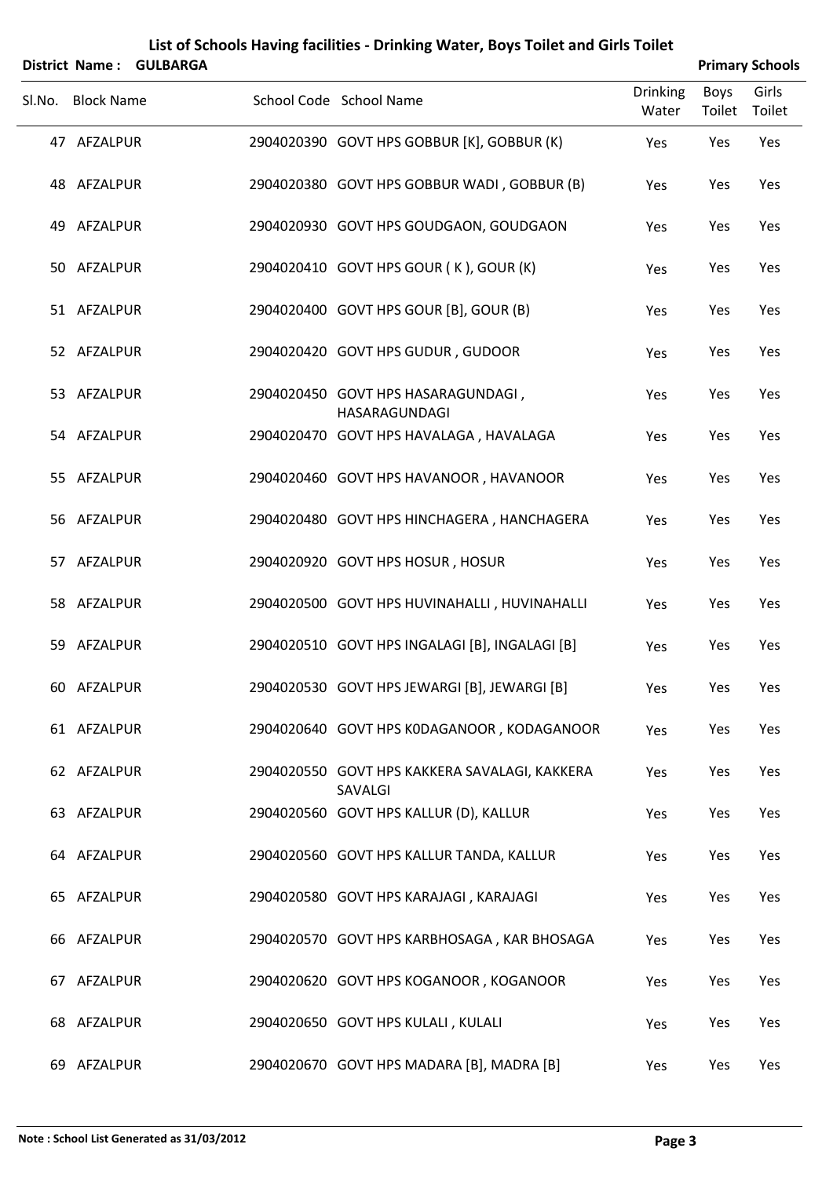# List of Schools Having facilities - Drinking Water, Boys Toilet and Girls Toilet

**District Name : GULBARGA** **Primary Schools**

| Sl.No. | Block Name | School Code | School Name | Drinking Water | Boys Toilet | Girls Toilet |
|---|---|---|---|---|---|---|
| 47 | AFZALPUR | 2904020390 | GOVT HPS GOBBUR [K], GOBBUR (K) | Yes | Yes | Yes |
| 48 | AFZALPUR | 2904020380 | GOVT HPS GOBBUR WADI , GOBBUR (B) | Yes | Yes | Yes |
| 49 | AFZALPUR | 2904020930 | GOVT HPS GOUDGAON, GOUDGAON | Yes | Yes | Yes |
| 50 | AFZALPUR | 2904020410 | GOVT HPS GOUR ( K ), GOUR (K) | Yes | Yes | Yes |
| 51 | AFZALPUR | 2904020400 | GOVT HPS GOUR [B], GOUR (B) | Yes | Yes | Yes |
| 52 | AFZALPUR | 2904020420 | GOVT HPS GUDUR , GUDOOR | Yes | Yes | Yes |
| 53 | AFZALPUR | 2904020450 | GOVT HPS HASARAGUNDAGI , HASARAGUNDAGI | Yes | Yes | Yes |
| 54 | AFZALPUR | 2904020470 | GOVT HPS HAVALAGA , HAVALAGA | Yes | Yes | Yes |
| 55 | AFZALPUR | 2904020460 | GOVT HPS HAVANOOR , HAVANOOR | Yes | Yes | Yes |
| 56 | AFZALPUR | 2904020480 | GOVT HPS HINCHAGERA , HANCHAGERA | Yes | Yes | Yes |
| 57 | AFZALPUR | 2904020920 | GOVT HPS HOSUR , HOSUR | Yes | Yes | Yes |
| 58 | AFZALPUR | 2904020500 | GOVT HPS HUVINAHALLI , HUVINAHALLI | Yes | Yes | Yes |
| 59 | AFZALPUR | 2904020510 | GOVT HPS INGALAGI [B], INGALAGI [B] | Yes | Yes | Yes |
| 60 | AFZALPUR | 2904020530 | GOVT HPS JEWARGI [B], JEWARGI [B] | Yes | Yes | Yes |
| 61 | AFZALPUR | 2904020640 | GOVT HPS K0DAGANOOR , KODAGANOOR | Yes | Yes | Yes |
| 62 | AFZALPUR | 2904020550 | GOVT HPS KAKKERA SAVALAGI, KAKKERA SAVALGI | Yes | Yes | Yes |
| 63 | AFZALPUR | 2904020560 | GOVT HPS KALLUR (D), KALLUR | Yes | Yes | Yes |
| 64 | AFZALPUR | 2904020560 | GOVT HPS KALLUR TANDA, KALLUR | Yes | Yes | Yes |
| 65 | AFZALPUR | 2904020580 | GOVT HPS KARAJAGI , KARAJAGI | Yes | Yes | Yes |
| 66 | AFZALPUR | 2904020570 | GOVT HPS KARBHOSAGA , KAR BHOSAGA | Yes | Yes | Yes |
| 67 | AFZALPUR | 2904020620 | GOVT HPS KOGANOOR , KOGANOOR | Yes | Yes | Yes |
| 68 | AFZALPUR | 2904020650 | GOVT HPS KULALI , KULALI | Yes | Yes | Yes |
| 69 | AFZALPUR | 2904020670 | GOVT HPS MADARA [B], MADRA [B] | Yes | Yes | Yes |

**Note : School List Generated as 31/03/2012**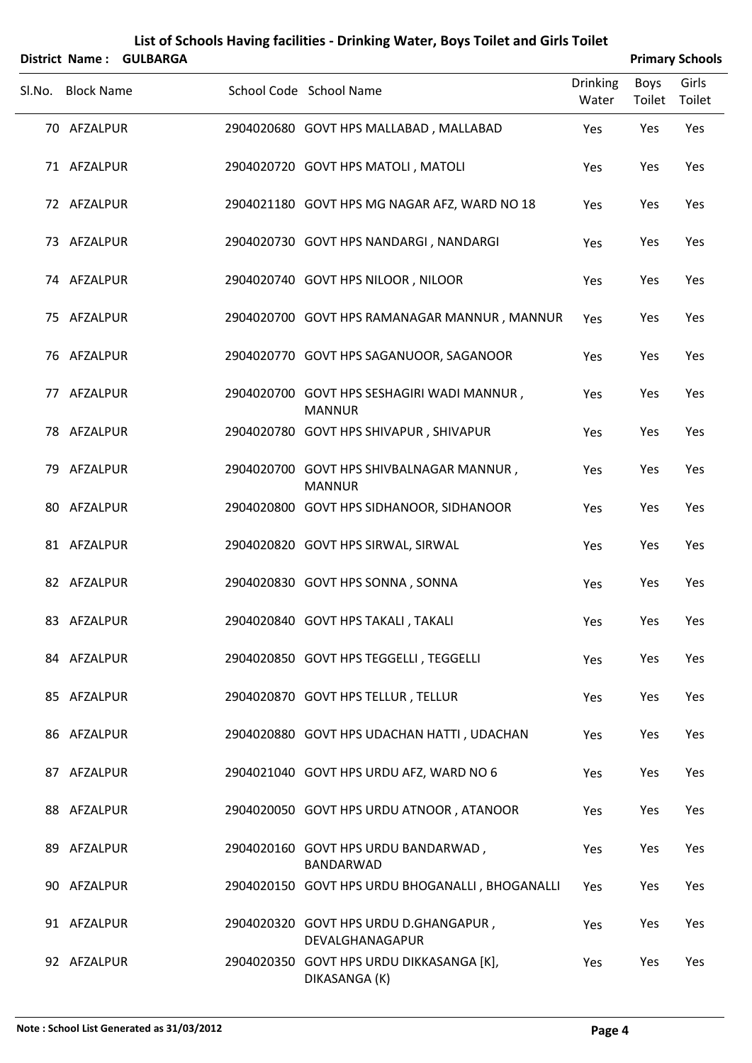# List of Schools Having facilities - Drinking Water, Boys Toilet and Girls Toilet

**District Name : GULBARGA** **Primary Schools**

| Sl.No. | Block Name | School Code | School Name | Drinking Water | Boys Toilet | Girls Toilet |
|---|---|---|---|---|---|---|
| 70 | AFZALPUR | 2904020680 | GOVT HPS MALLABAD , MALLABAD | Yes | Yes | Yes |
| 71 | AFZALPUR | 2904020720 | GOVT HPS MATOLI , MATOLI | Yes | Yes | Yes |
| 72 | AFZALPUR | 2904021180 | GOVT HPS MG NAGAR AFZ, WARD NO 18 | Yes | Yes | Yes |
| 73 | AFZALPUR | 2904020730 | GOVT HPS NANDARGI , NANDARGI | Yes | Yes | Yes |
| 74 | AFZALPUR | 2904020740 | GOVT HPS NILOOR , NILOOR | Yes | Yes | Yes |
| 75 | AFZALPUR | 2904020700 | GOVT HPS RAMANAGAR MANNUR , MANNUR | Yes | Yes | Yes |
| 76 | AFZALPUR | 2904020770 | GOVT HPS SAGANUOOR, SAGANOOR | Yes | Yes | Yes |
| 77 | AFZALPUR | 2904020700 | GOVT HPS SESHAGIRI WADI MANNUR , MANNUR | Yes | Yes | Yes |
| 78 | AFZALPUR | 2904020780 | GOVT HPS SHIVAPUR , SHIVAPUR | Yes | Yes | Yes |
| 79 | AFZALPUR | 2904020700 | GOVT HPS SHIVBALNAGAR MANNUR , MANNUR | Yes | Yes | Yes |
| 80 | AFZALPUR | 2904020800 | GOVT HPS SIDHANOOR, SIDHANOOR | Yes | Yes | Yes |
| 81 | AFZALPUR | 2904020820 | GOVT HPS SIRWAL, SIRWAL | Yes | Yes | Yes |
| 82 | AFZALPUR | 2904020830 | GOVT HPS SONNA , SONNA | Yes | Yes | Yes |
| 83 | AFZALPUR | 2904020840 | GOVT HPS TAKALI , TAKALI | Yes | Yes | Yes |
| 84 | AFZALPUR | 2904020850 | GOVT HPS TEGGELLI , TEGGELLI | Yes | Yes | Yes |
| 85 | AFZALPUR | 2904020870 | GOVT HPS TELLUR , TELLUR | Yes | Yes | Yes |
| 86 | AFZALPUR | 2904020880 | GOVT HPS UDACHAN HATTI , UDACHAN | Yes | Yes | Yes |
| 87 | AFZALPUR | 2904021040 | GOVT HPS URDU AFZ, WARD NO 6 | Yes | Yes | Yes |
| 88 | AFZALPUR | 2904020050 | GOVT HPS URDU ATNOOR , ATANOOR | Yes | Yes | Yes |
| 89 | AFZALPUR | 2904020160 | GOVT HPS URDU BANDARWAD , BANDARWAD | Yes | Yes | Yes |
| 90 | AFZALPUR | 2904020150 | GOVT HPS URDU BHOGANALLI , BHOGANALLI | Yes | Yes | Yes |
| 91 | AFZALPUR | 2904020320 | GOVT HPS URDU D.GHANGAPUR , DEVALGHANAGAPUR | Yes | Yes | Yes |
| 92 | AFZALPUR | 2904020350 | GOVT HPS URDU DIKKASANGA [K], DIKASANGA (K) | Yes | Yes | Yes |

**Note : School List Generated as 31/03/2012**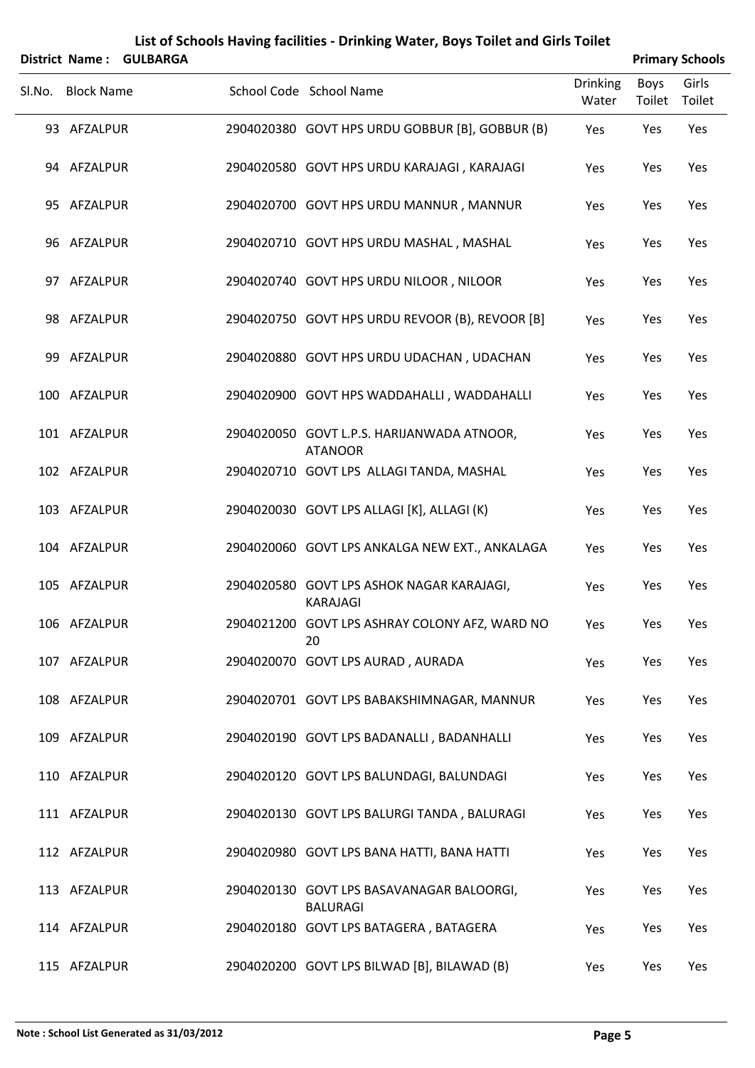# List of Schools Having facilities - Drinking Water, Boys Toilet and Girls Toilet

**District Name : GULBARGA** **Primary Schools**

| Sl.No. | Block Name | School Code | School Name | Drinking Water | Boys Toilet | Girls Toilet |
|---|---|---|---|---|---|---|
| 93 | AFZALPUR | 2904020380 | GOVT HPS URDU GOBBUR [B], GOBBUR (B) | Yes | Yes | Yes |
| 94 | AFZALPUR | 2904020580 | GOVT HPS URDU KARAJAGI , KARAJAGI | Yes | Yes | Yes |
| 95 | AFZALPUR | 2904020700 | GOVT HPS URDU MANNUR , MANNUR | Yes | Yes | Yes |
| 96 | AFZALPUR | 2904020710 | GOVT HPS URDU MASHAL , MASHAL | Yes | Yes | Yes |
| 97 | AFZALPUR | 2904020740 | GOVT HPS URDU NILOOR , NILOOR | Yes | Yes | Yes |
| 98 | AFZALPUR | 2904020750 | GOVT HPS URDU REVOOR (B), REVOOR [B] | Yes | Yes | Yes |
| 99 | AFZALPUR | 2904020880 | GOVT HPS URDU UDACHAN , UDACHAN | Yes | Yes | Yes |
| 100 | AFZALPUR | 2904020900 | GOVT HPS WADDAHALLI , WADDAHALLI | Yes | Yes | Yes |
| 101 | AFZALPUR | 2904020050 | GOVT L.P.S. HARIJANWADA ATNOOR, ATANOOR | Yes | Yes | Yes |
| 102 | AFZALPUR | 2904020710 | GOVT LPS ALLAGI TANDA, MASHAL | Yes | Yes | Yes |
| 103 | AFZALPUR | 2904020030 | GOVT LPS ALLAGI [K], ALLAGI (K) | Yes | Yes | Yes |
| 104 | AFZALPUR | 2904020060 | GOVT LPS ANKALGA NEW EXT., ANKALAGA | Yes | Yes | Yes |
| 105 | AFZALPUR | 2904020580 | GOVT LPS ASHOK NAGAR KARAJAGI, KARAJAGI | Yes | Yes | Yes |
| 106 | AFZALPUR | 2904021200 | GOVT LPS ASHRAY COLONY AFZ, WARD NO 20 | Yes | Yes | Yes |
| 107 | AFZALPUR | 2904020070 | GOVT LPS AURAD , AURADA | Yes | Yes | Yes |
| 108 | AFZALPUR | 2904020701 | GOVT LPS BABAKSHIMNAGAR, MANNUR | Yes | Yes | Yes |
| 109 | AFZALPUR | 2904020190 | GOVT LPS BADANALLI , BADANHALLI | Yes | Yes | Yes |
| 110 | AFZALPUR | 2904020120 | GOVT LPS BALUNDAGI, BALUNDAGI | Yes | Yes | Yes |
| 111 | AFZALPUR | 2904020130 | GOVT LPS BALURGI TANDA , BALURAGI | Yes | Yes | Yes |
| 112 | AFZALPUR | 2904020980 | GOVT LPS BANA HATTI, BANA HATTI | Yes | Yes | Yes |
| 113 | AFZALPUR | 2904020130 | GOVT LPS BASAVANAGAR BALOORGI, BALURAGI | Yes | Yes | Yes |
| 114 | AFZALPUR | 2904020180 | GOVT LPS BATAGERA , BATAGERA | Yes | Yes | Yes |
| 115 | AFZALPUR | 2904020200 | GOVT LPS BILWAD [B], BILAWAD (B) | Yes | Yes | Yes |

**Note : School List Generated as 31/03/2012**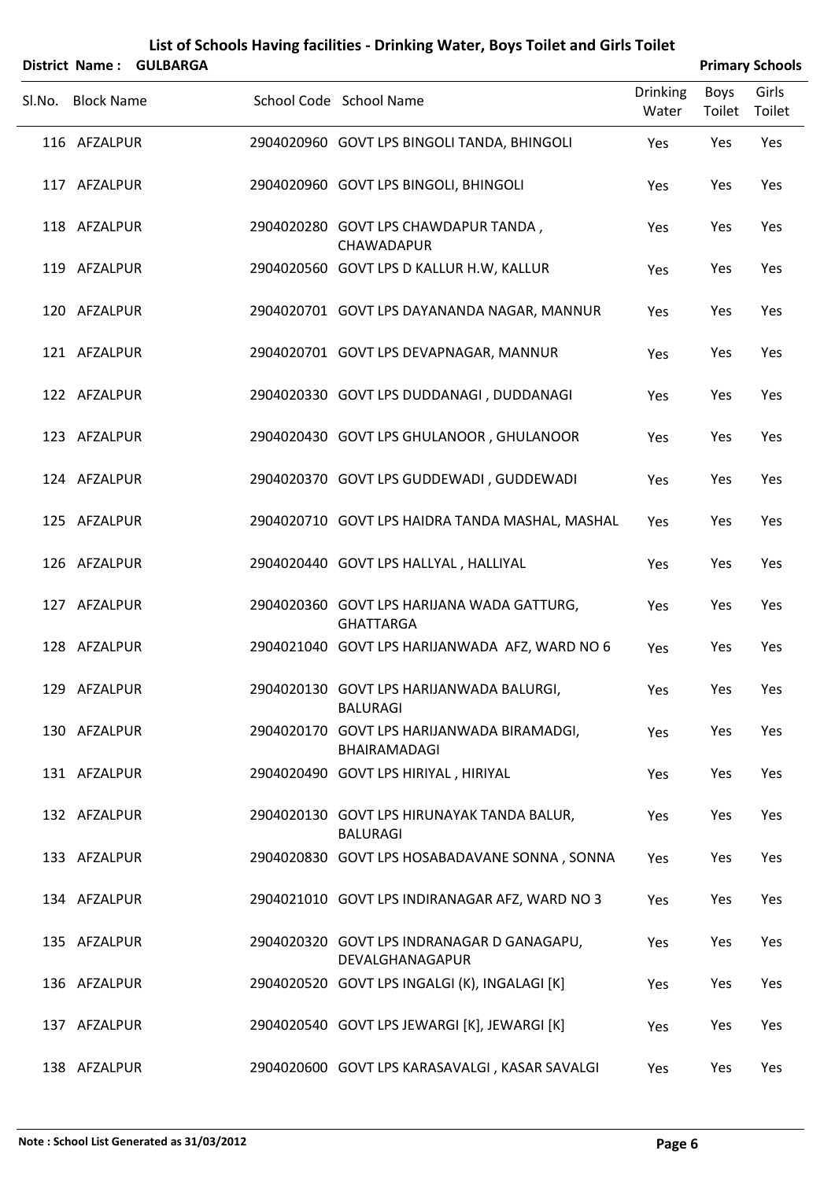# List of Schools Having facilities - Drinking Water, Boys Toilet and Girls Toilet

**District Name : GULBARGA** **Primary Schools**

| Sl.No. | Block Name | School Code | School Name | Drinking Water | Boys Toilet | Girls Toilet |
|---|---|---|---|---|---|---|
| 116 | AFZALPUR | 2904020960 | GOVT LPS BINGOLI TANDA, BHINGOLI | Yes | Yes | Yes |
| 117 | AFZALPUR | 2904020960 | GOVT LPS BINGOLI, BHINGOLI | Yes | Yes | Yes |
| 118 | AFZALPUR | 2904020280 | GOVT LPS CHAWDAPUR TANDA , CHAWADAPUR | Yes | Yes | Yes |
| 119 | AFZALPUR | 2904020560 | GOVT LPS D KALLUR H.W, KALLUR | Yes | Yes | Yes |
| 120 | AFZALPUR | 2904020701 | GOVT LPS DAYANANDA NAGAR, MANNUR | Yes | Yes | Yes |
| 121 | AFZALPUR | 2904020701 | GOVT LPS DEVAPNAGAR, MANNUR | Yes | Yes | Yes |
| 122 | AFZALPUR | 2904020330 | GOVT LPS DUDDANAGI , DUDDANAGI | Yes | Yes | Yes |
| 123 | AFZALPUR | 2904020430 | GOVT LPS GHULANOOR , GHULANOOR | Yes | Yes | Yes |
| 124 | AFZALPUR | 2904020370 | GOVT LPS GUDDEWADI , GUDDEWADI | Yes | Yes | Yes |
| 125 | AFZALPUR | 2904020710 | GOVT LPS HAIDRA TANDA MASHAL, MASHAL | Yes | Yes | Yes |
| 126 | AFZALPUR | 2904020440 | GOVT LPS HALLYAL , HALLIYAL | Yes | Yes | Yes |
| 127 | AFZALPUR | 2904020360 | GOVT LPS HARIJANA WADA GATTURG, GHATTARGA | Yes | Yes | Yes |
| 128 | AFZALPUR | 2904021040 | GOVT LPS HARIJANWADA AFZ, WARD NO 6 | Yes | Yes | Yes |
| 129 | AFZALPUR | 2904020130 | GOVT LPS HARIJANWADA BALURGI, BALURAGI | Yes | Yes | Yes |
| 130 | AFZALPUR | 2904020170 | GOVT LPS HARIJANWADA BIRAMADGI, BHAIRAMADAGI | Yes | Yes | Yes |
| 131 | AFZALPUR | 2904020490 | GOVT LPS HIRIYAL , HIRIYAL | Yes | Yes | Yes |
| 132 | AFZALPUR | 2904020130 | GOVT LPS HIRUNAYAK TANDA BALUR, BALURAGI | Yes | Yes | Yes |
| 133 | AFZALPUR | 2904020830 | GOVT LPS HOSABADAVANE SONNA , SONNA | Yes | Yes | Yes |
| 134 | AFZALPUR | 2904021010 | GOVT LPS INDIRANAGAR AFZ, WARD NO 3 | Yes | Yes | Yes |
| 135 | AFZALPUR | 2904020320 | GOVT LPS INDRANAGAR D GANAGAPU, DEVALGHANAGAPUR | Yes | Yes | Yes |
| 136 | AFZALPUR | 2904020520 | GOVT LPS INGALGI (K), INGALAGI [K] | Yes | Yes | Yes |
| 137 | AFZALPUR | 2904020540 | GOVT LPS JEWARGI [K], JEWARGI [K] | Yes | Yes | Yes |
| 138 | AFZALPUR | 2904020600 | GOVT LPS KARASAVALGI , KASAR SAVALGI | Yes | Yes | Yes |

**Note : School List Generated as 31/03/2012**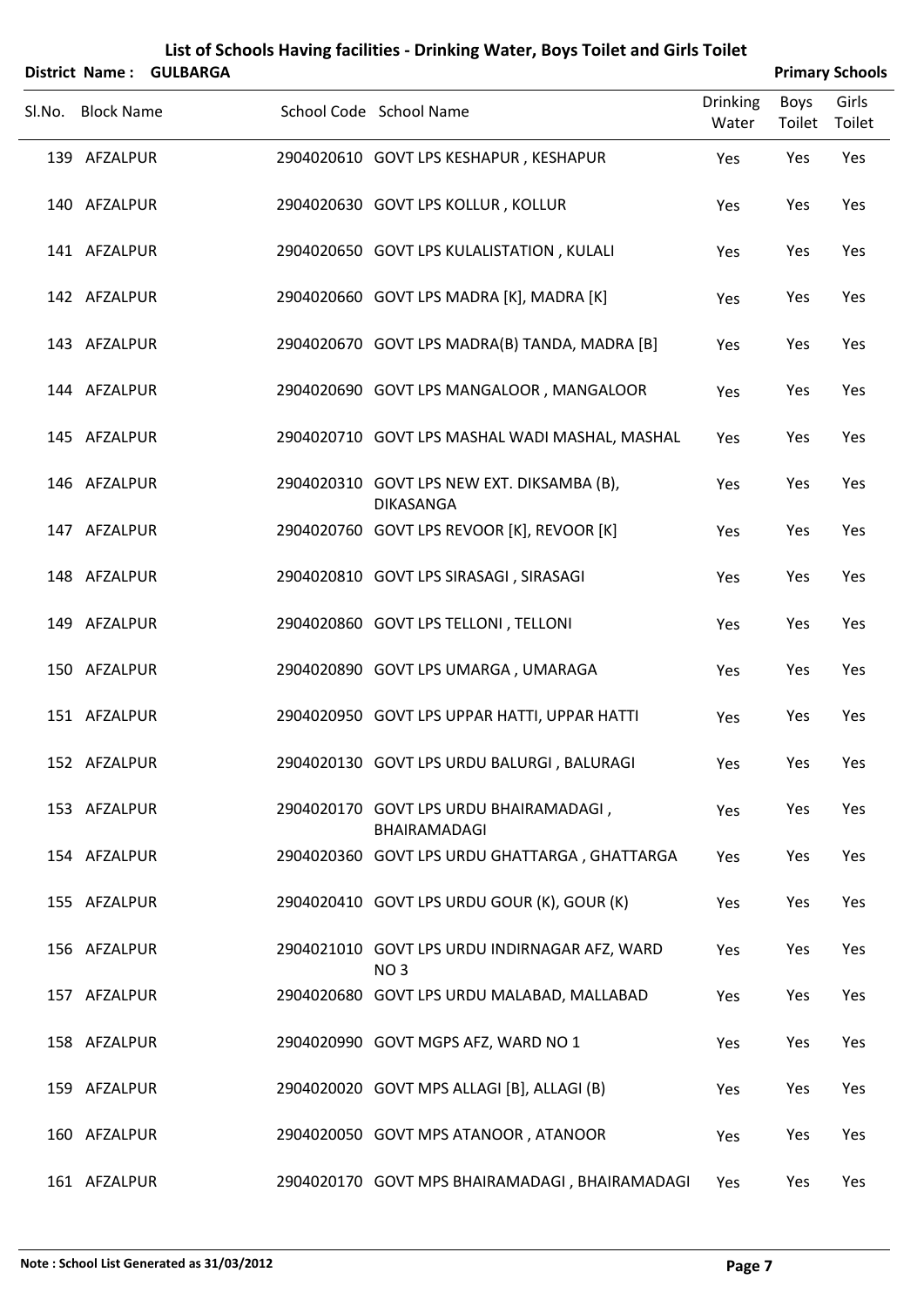# List of Schools Having facilities - Drinking Water, Boys Toilet and Girls Toilet

**District Name : GULBARGA** **Primary Schools**

| Sl.No. | Block Name | School Code | School Name | Drinking Water | Boys Toilet | Girls Toilet |
|---|---|---|---|---|---|---|
| 139 | AFZALPUR | 2904020610 | GOVT LPS KESHAPUR , KESHAPUR | Yes | Yes | Yes |
| 140 | AFZALPUR | 2904020630 | GOVT LPS KOLLUR , KOLLUR | Yes | Yes | Yes |
| 141 | AFZALPUR | 2904020650 | GOVT LPS KULALISTATION , KULALI | Yes | Yes | Yes |
| 142 | AFZALPUR | 2904020660 | GOVT LPS MADRA [K], MADRA [K] | Yes | Yes | Yes |
| 143 | AFZALPUR | 2904020670 | GOVT LPS MADRA(B) TANDA, MADRA [B] | Yes | Yes | Yes |
| 144 | AFZALPUR | 2904020690 | GOVT LPS MANGALOOR , MANGALOOR | Yes | Yes | Yes |
| 145 | AFZALPUR | 2904020710 | GOVT LPS MASHAL WADI MASHAL, MASHAL | Yes | Yes | Yes |
| 146 | AFZALPUR | 2904020310 | GOVT LPS NEW EXT. DIKSAMBA (B), DIKASANGA | Yes | Yes | Yes |
| 147 | AFZALPUR | 2904020760 | GOVT LPS REVOOR [K], REVOOR [K] | Yes | Yes | Yes |
| 148 | AFZALPUR | 2904020810 | GOVT LPS SIRASAGI , SIRASAGI | Yes | Yes | Yes |
| 149 | AFZALPUR | 2904020860 | GOVT LPS TELLONI , TELLONI | Yes | Yes | Yes |
| 150 | AFZALPUR | 2904020890 | GOVT LPS UMARGA , UMARAGA | Yes | Yes | Yes |
| 151 | AFZALPUR | 2904020950 | GOVT LPS UPPAR HATTI, UPPAR HATTI | Yes | Yes | Yes |
| 152 | AFZALPUR | 2904020130 | GOVT LPS URDU BALURGI , BALURAGI | Yes | Yes | Yes |
| 153 | AFZALPUR | 2904020170 | GOVT LPS URDU BHAIRAMADAGI , BHAIRAMADAGI | Yes | Yes | Yes |
| 154 | AFZALPUR | 2904020360 | GOVT LPS URDU GHATTARGA , GHATTARGA | Yes | Yes | Yes |
| 155 | AFZALPUR | 2904020410 | GOVT LPS URDU GOUR (K), GOUR (K) | Yes | Yes | Yes |
| 156 | AFZALPUR | 2904021010 | GOVT LPS URDU INDIRNAGAR AFZ, WARD NO 3 | Yes | Yes | Yes |
| 157 | AFZALPUR | 2904020680 | GOVT LPS URDU MALABAD, MALLABAD | Yes | Yes | Yes |
| 158 | AFZALPUR | 2904020990 | GOVT MGPS AFZ, WARD NO 1 | Yes | Yes | Yes |
| 159 | AFZALPUR | 2904020020 | GOVT MPS ALLAGI [B], ALLAGI (B) | Yes | Yes | Yes |
| 160 | AFZALPUR | 2904020050 | GOVT MPS ATANOOR , ATANOOR | Yes | Yes | Yes |
| 161 | AFZALPUR | 2904020170 | GOVT MPS BHAIRAMADAGI , BHAIRAMADAGI | Yes | Yes | Yes |

**Note : School List Generated as 31/03/2012**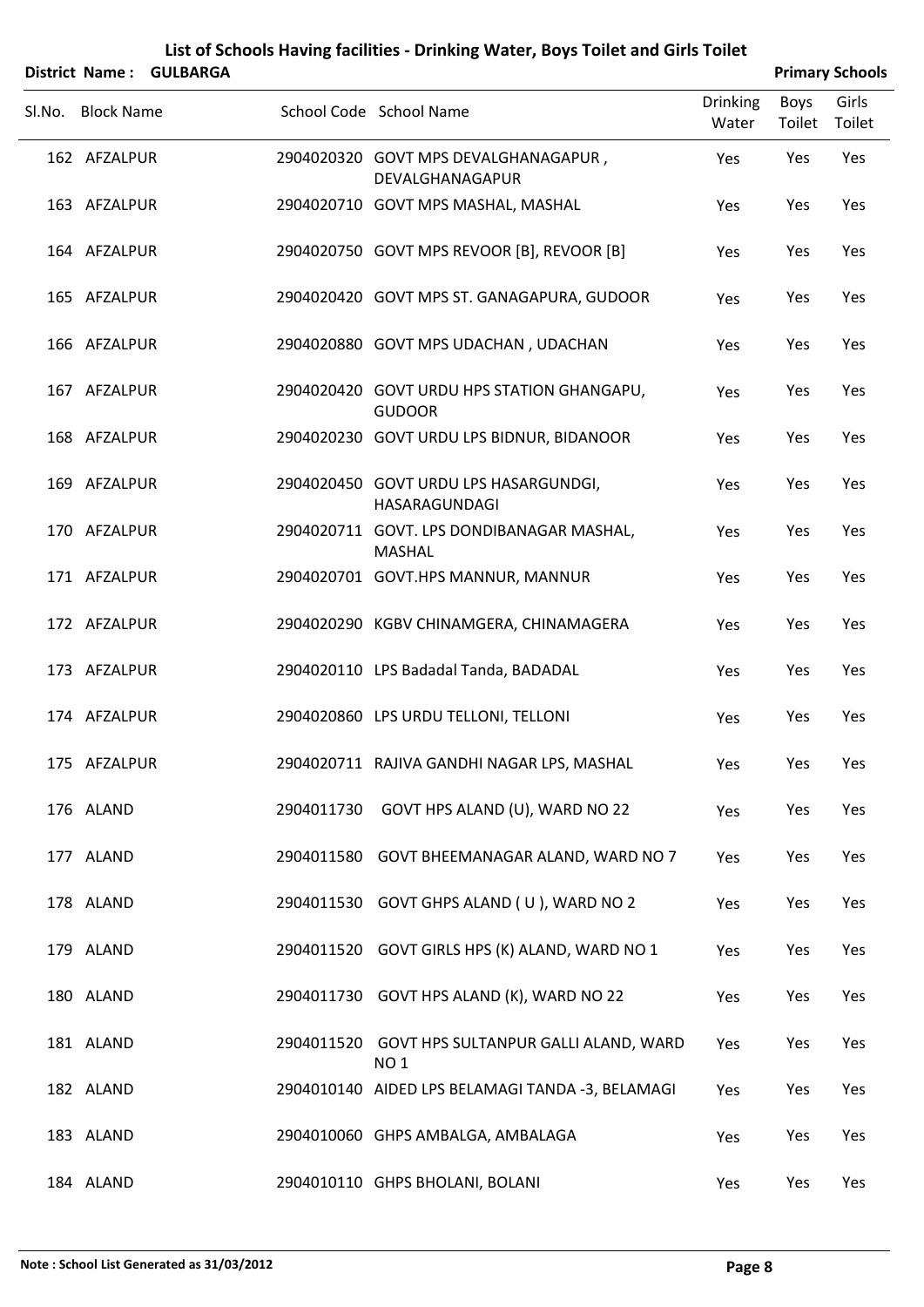# List of Schools Having facilities - Drinking Water, Boys Toilet and Girls Toilet

**District Name : GULBARGA** **Primary Schools**

| Sl.No. | Block Name | School Code | School Name | Drinking Water | Boys Toilet | Girls Toilet |
|---|---|---|---|---|---|---|
| 162 | AFZALPUR | 2904020320 | GOVT MPS DEVALGHANAGAPUR , DEVALGHANAGAPUR | Yes | Yes | Yes |
| 163 | AFZALPUR | 2904020710 | GOVT MPS MASHAL, MASHAL | Yes | Yes | Yes |
| 164 | AFZALPUR | 2904020750 | GOVT MPS REVOOR [B], REVOOR [B] | Yes | Yes | Yes |
| 165 | AFZALPUR | 2904020420 | GOVT MPS ST. GANAGAPURA, GUDOOR | Yes | Yes | Yes |
| 166 | AFZALPUR | 2904020880 | GOVT MPS UDACHAN , UDACHAN | Yes | Yes | Yes |
| 167 | AFZALPUR | 2904020420 | GOVT URDU HPS STATION GHANGAPU, GUDOOR | Yes | Yes | Yes |
| 168 | AFZALPUR | 2904020230 | GOVT URDU LPS BIDNUR, BIDANOOR | Yes | Yes | Yes |
| 169 | AFZALPUR | 2904020450 | GOVT URDU LPS HASARGUNDGI, HASARAGUNDAGI | Yes | Yes | Yes |
| 170 | AFZALPUR | 2904020711 | GOVT. LPS DONDIBANAGAR MASHAL, MASHAL | Yes | Yes | Yes |
| 171 | AFZALPUR | 2904020701 | GOVT.HPS MANNUR, MANNUR | Yes | Yes | Yes |
| 172 | AFZALPUR | 2904020290 | KGBV CHINAMGERA, CHINAMAGERA | Yes | Yes | Yes |
| 173 | AFZALPUR | 2904020110 | LPS Badadal Tanda, BADADAL | Yes | Yes | Yes |
| 174 | AFZALPUR | 2904020860 | LPS URDU TELLONI, TELLONI | Yes | Yes | Yes |
| 175 | AFZALPUR | 2904020711 | RAJIVA GANDHI NAGAR LPS, MASHAL | Yes | Yes | Yes |
| 176 | ALAND | 2904011730 | GOVT HPS ALAND (U), WARD NO 22 | Yes | Yes | Yes |
| 177 | ALAND | 2904011580 | GOVT BHEEMANAGAR ALAND, WARD NO 7 | Yes | Yes | Yes |
| 178 | ALAND | 2904011530 | GOVT GHPS ALAND ( U ), WARD NO 2 | Yes | Yes | Yes |
| 179 | ALAND | 2904011520 | GOVT GIRLS HPS (K) ALAND, WARD NO 1 | Yes | Yes | Yes |
| 180 | ALAND | 2904011730 | GOVT HPS ALAND (K), WARD NO 22 | Yes | Yes | Yes |
| 181 | ALAND | 2904011520 | GOVT HPS SULTANPUR GALLI ALAND, WARD NO 1 | Yes | Yes | Yes |
| 182 | ALAND | 2904010140 | AIDED LPS BELAMAGI TANDA -3, BELAMAGI | Yes | Yes | Yes |
| 183 | ALAND | 2904010060 | GHPS AMBALGA, AMBALAGA | Yes | Yes | Yes |
| 184 | ALAND | 2904010110 | GHPS BHOLANI, BOLANI | Yes | Yes | Yes |

**Note : School List Generated as 31/03/2012**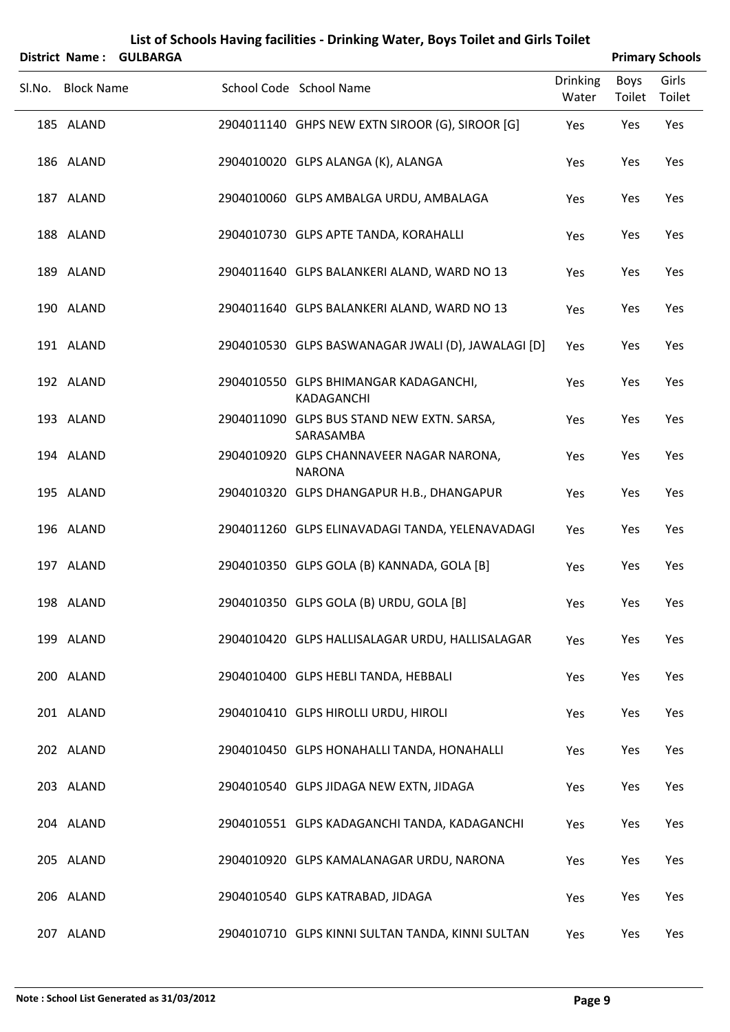# List of Schools Having facilities - Drinking Water, Boys Toilet and Girls Toilet

**District Name : GULBARGA** **Primary Schools**

| Sl.No. | Block Name | School Code | School Name | Drinking Water | Boys Toilet | Girls Toilet |
|---|---|---|---|---|---|---|
| 185 | ALAND | 2904011140 | GHPS NEW EXTN SIROOR (G), SIROOR [G] | Yes | Yes | Yes |
| 186 | ALAND | 2904010020 | GLPS ALANGA (K), ALANGA | Yes | Yes | Yes |
| 187 | ALAND | 2904010060 | GLPS AMBALGA URDU, AMBALAGA | Yes | Yes | Yes |
| 188 | ALAND | 2904010730 | GLPS APTE TANDA, KORAHALLI | Yes | Yes | Yes |
| 189 | ALAND | 2904011640 | GLPS BALANKERI ALAND, WARD NO 13 | Yes | Yes | Yes |
| 190 | ALAND | 2904011640 | GLPS BALANKERI ALAND, WARD NO 13 | Yes | Yes | Yes |
| 191 | ALAND | 2904010530 | GLPS BASWANAGAR JWALI (D), JAWALAGI [D] | Yes | Yes | Yes |
| 192 | ALAND | 2904010550 | GLPS BHIMANGAR KADAGANCHI, KADAGANCHI | Yes | Yes | Yes |
| 193 | ALAND | 2904011090 | GLPS BUS STAND NEW EXTN. SARSA, SARASAMBA | Yes | Yes | Yes |
| 194 | ALAND | 2904010920 | GLPS CHANNAVEER NAGAR NARONA, NARONA | Yes | Yes | Yes |
| 195 | ALAND | 2904010320 | GLPS DHANGAPUR H.B., DHANGAPUR | Yes | Yes | Yes |
| 196 | ALAND | 2904011260 | GLPS ELINAVADAGI TANDA, YELENAVADAGI | Yes | Yes | Yes |
| 197 | ALAND | 2904010350 | GLPS GOLA (B) KANNADA, GOLA [B] | Yes | Yes | Yes |
| 198 | ALAND | 2904010350 | GLPS GOLA (B) URDU, GOLA [B] | Yes | Yes | Yes |
| 199 | ALAND | 2904010420 | GLPS HALLISALAGAR URDU, HALLISALAGAR | Yes | Yes | Yes |
| 200 | ALAND | 2904010400 | GLPS HEBLI TANDA, HEBBALI | Yes | Yes | Yes |
| 201 | ALAND | 2904010410 | GLPS HIROLLI URDU, HIROLI | Yes | Yes | Yes |
| 202 | ALAND | 2904010450 | GLPS HONAHALLI TANDA, HONAHALLI | Yes | Yes | Yes |
| 203 | ALAND | 2904010540 | GLPS JIDAGA NEW EXTN, JIDAGA | Yes | Yes | Yes |
| 204 | ALAND | 2904010551 | GLPS KADAGANCHI TANDA, KADAGANCHI | Yes | Yes | Yes |
| 205 | ALAND | 2904010920 | GLPS KAMALANAGAR URDU, NARONA | Yes | Yes | Yes |
| 206 | ALAND | 2904010540 | GLPS KATRABAD, JIDAGA | Yes | Yes | Yes |
| 207 | ALAND | 2904010710 | GLPS KINNI SULTAN TANDA, KINNI SULTAN | Yes | Yes | Yes |

**Note : School List Generated as 31/03/2012**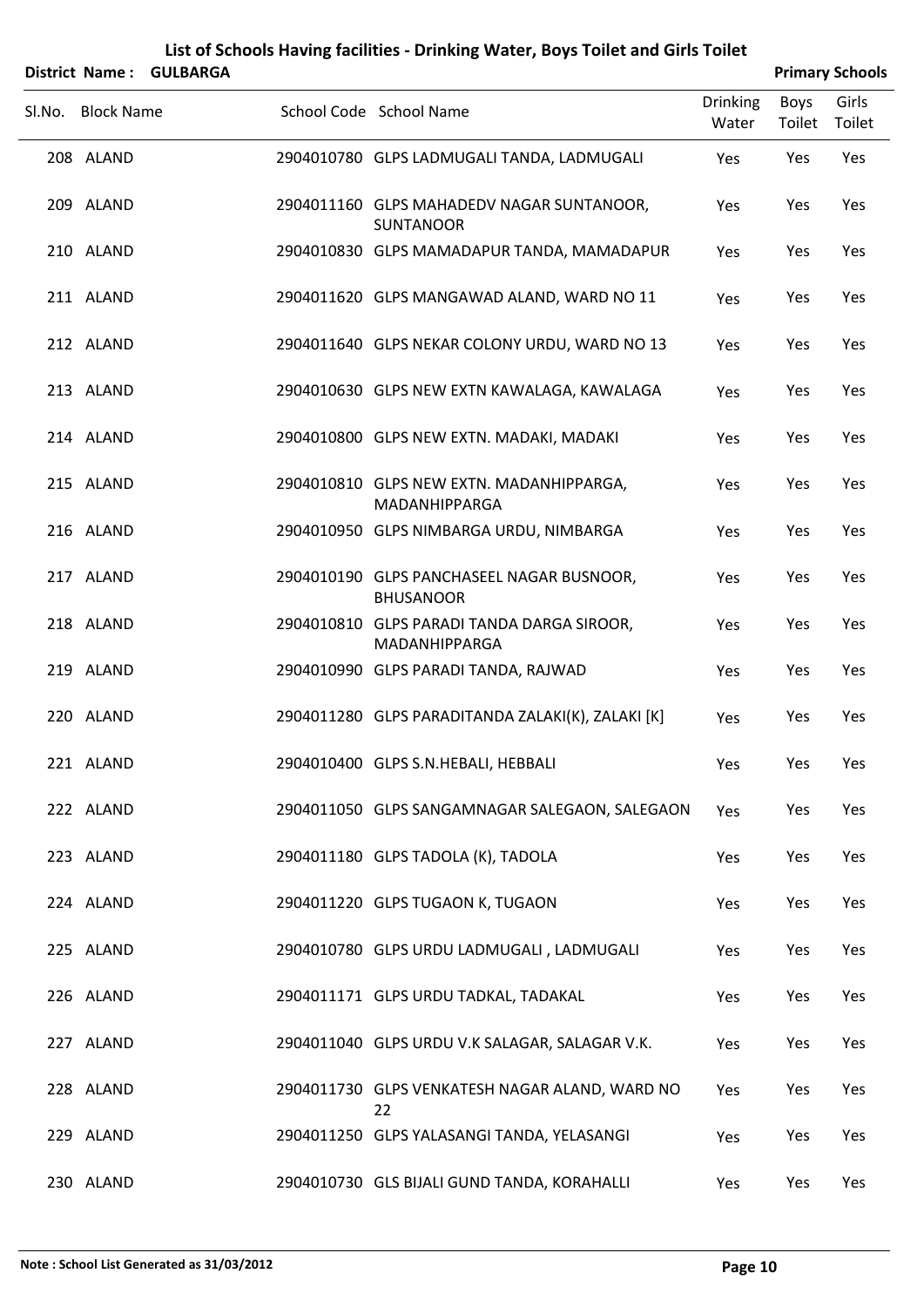# List of Schools Having facilities - Drinking Water, Boys Toilet and Girls Toilet

**District Name : GULBARGA** **Primary Schools**

| Sl.No. | Block Name | School Code | School Name | Drinking Water | Boys Toilet | Girls Toilet |
|---|---|---|---|---|---|---|
| 208 | ALAND | 2904010780 | GLPS LADMUGALI TANDA, LADMUGALI | Yes | Yes | Yes |
| 209 | ALAND | 2904011160 | GLPS MAHADEDV NAGAR SUNTANOOR, SUNTANOOR | Yes | Yes | Yes |
| 210 | ALAND | 2904010830 | GLPS MAMADAPUR TANDA, MAMADAPUR | Yes | Yes | Yes |
| 211 | ALAND | 2904011620 | GLPS MANGAWAD ALAND, WARD NO 11 | Yes | Yes | Yes |
| 212 | ALAND | 2904011640 | GLPS NEKAR COLONY URDU, WARD NO 13 | Yes | Yes | Yes |
| 213 | ALAND | 2904010630 | GLPS NEW EXTN KAWALAGA, KAWALAGA | Yes | Yes | Yes |
| 214 | ALAND | 2904010800 | GLPS NEW EXTN. MADAKI, MADAKI | Yes | Yes | Yes |
| 215 | ALAND | 2904010810 | GLPS NEW EXTN. MADANHIPPARGA, MADANHIPPARGA | Yes | Yes | Yes |
| 216 | ALAND | 2904010950 | GLPS NIMBARGA URDU, NIMBARGA | Yes | Yes | Yes |
| 217 | ALAND | 2904010190 | GLPS PANCHASEEL NAGAR BUSNOOR, BHUSANOOR | Yes | Yes | Yes |
| 218 | ALAND | 2904010810 | GLPS PARADI TANDA DARGA SIROOR, MADANHIPPARGA | Yes | Yes | Yes |
| 219 | ALAND | 2904010990 | GLPS PARADI TANDA, RAJWAD | Yes | Yes | Yes |
| 220 | ALAND | 2904011280 | GLPS PARADITANDA ZALAKI(K), ZALAKI [K] | Yes | Yes | Yes |
| 221 | ALAND | 2904010400 | GLPS S.N.HEBALI, HEBBALI | Yes | Yes | Yes |
| 222 | ALAND | 2904011050 | GLPS SANGAMNAGAR SALEGAON, SALEGAON | Yes | Yes | Yes |
| 223 | ALAND | 2904011180 | GLPS TADOLA (K), TADOLA | Yes | Yes | Yes |
| 224 | ALAND | 2904011220 | GLPS TUGAON K, TUGAON | Yes | Yes | Yes |
| 225 | ALAND | 2904010780 | GLPS URDU LADMUGALI , LADMUGALI | Yes | Yes | Yes |
| 226 | ALAND | 2904011171 | GLPS URDU TADKAL, TADAKAL | Yes | Yes | Yes |
| 227 | ALAND | 2904011040 | GLPS URDU V.K SALAGAR, SALAGAR V.K. | Yes | Yes | Yes |
| 228 | ALAND | 2904011730 | GLPS VENKATESH NAGAR ALAND, WARD NO 22 | Yes | Yes | Yes |
| 229 | ALAND | 2904011250 | GLPS YALASANGI TANDA, YELASANGI | Yes | Yes | Yes |
| 230 | ALAND | 2904010730 | GLS BIJALI GUND TANDA, KORAHALLI | Yes | Yes | Yes |

**Note : School List Generated as 31/03/2012**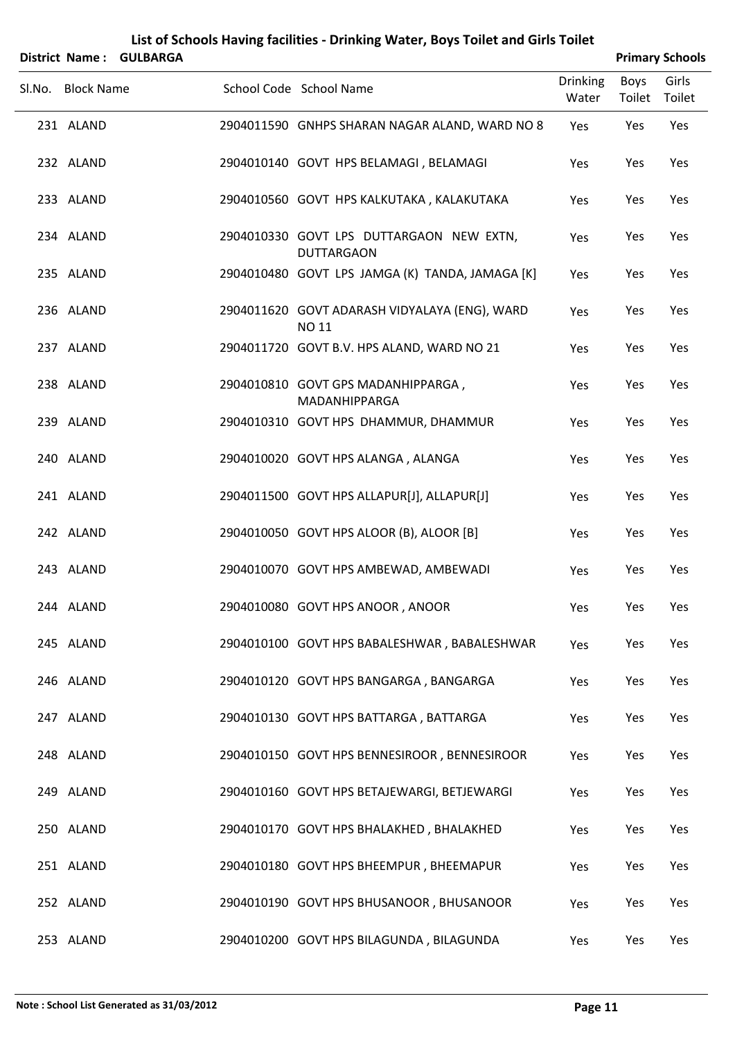# List of Schools Having facilities - Drinking Water, Boys Toilet and Girls Toilet

**District Name : GULBARGA** **Primary Schools**

| Sl.No. | Block Name | School Code | School Name | Drinking Water | Boys Toilet | Girls Toilet |
|---|---|---|---|---|---|---|
| 231 | ALAND | 2904011590 | GNHPS SHARAN NAGAR ALAND, WARD NO 8 | Yes | Yes | Yes |
| 232 | ALAND | 2904010140 | GOVT HPS BELAMAGI , BELAMAGI | Yes | Yes | Yes |
| 233 | ALAND | 2904010560 | GOVT HPS KALKUTAKA , KALAKUTAKA | Yes | Yes | Yes |
| 234 | ALAND | 2904010330 | GOVT LPS DUTTARGAON NEW EXTN, DUTTARGAON | Yes | Yes | Yes |
| 235 | ALAND | 2904010480 | GOVT LPS JAMGA (K) TANDA, JAMAGA [K] | Yes | Yes | Yes |
| 236 | ALAND | 2904011620 | GOVT ADARASH VIDYALAYA (ENG), WARD NO 11 | Yes | Yes | Yes |
| 237 | ALAND | 2904011720 | GOVT B.V. HPS ALAND, WARD NO 21 | Yes | Yes | Yes |
| 238 | ALAND | 2904010810 | GOVT GPS MADANHIPPARGA , MADANHIPPARGA | Yes | Yes | Yes |
| 239 | ALAND | 2904010310 | GOVT HPS DHAMMUR, DHAMMUR | Yes | Yes | Yes |
| 240 | ALAND | 2904010020 | GOVT HPS ALANGA , ALANGA | Yes | Yes | Yes |
| 241 | ALAND | 2904011500 | GOVT HPS ALLAPUR[J], ALLAPUR[J] | Yes | Yes | Yes |
| 242 | ALAND | 2904010050 | GOVT HPS ALOOR (B), ALOOR [B] | Yes | Yes | Yes |
| 243 | ALAND | 2904010070 | GOVT HPS AMBEWAD, AMBEWADI | Yes | Yes | Yes |
| 244 | ALAND | 2904010080 | GOVT HPS ANOOR , ANOOR | Yes | Yes | Yes |
| 245 | ALAND | 2904010100 | GOVT HPS BABALESHWAR , BABALESHWAR | Yes | Yes | Yes |
| 246 | ALAND | 2904010120 | GOVT HPS BANGARGA , BANGARGA | Yes | Yes | Yes |
| 247 | ALAND | 2904010130 | GOVT HPS BATTARGA , BATTARGA | Yes | Yes | Yes |
| 248 | ALAND | 2904010150 | GOVT HPS BENNESIROOR , BENNESIROOR | Yes | Yes | Yes |
| 249 | ALAND | 2904010160 | GOVT HPS BETAJEWARGI, BETJEWARGI | Yes | Yes | Yes |
| 250 | ALAND | 2904010170 | GOVT HPS BHALAKHED , BHALAKHED | Yes | Yes | Yes |
| 251 | ALAND | 2904010180 | GOVT HPS BHEEMPUR , BHEEMAPUR | Yes | Yes | Yes |
| 252 | ALAND | 2904010190 | GOVT HPS BHUSANOOR , BHUSANOOR | Yes | Yes | Yes |
| 253 | ALAND | 2904010200 | GOVT HPS BILAGUNDA , BILAGUNDA | Yes | Yes | Yes |

**Note : School List Generated as 31/03/2012**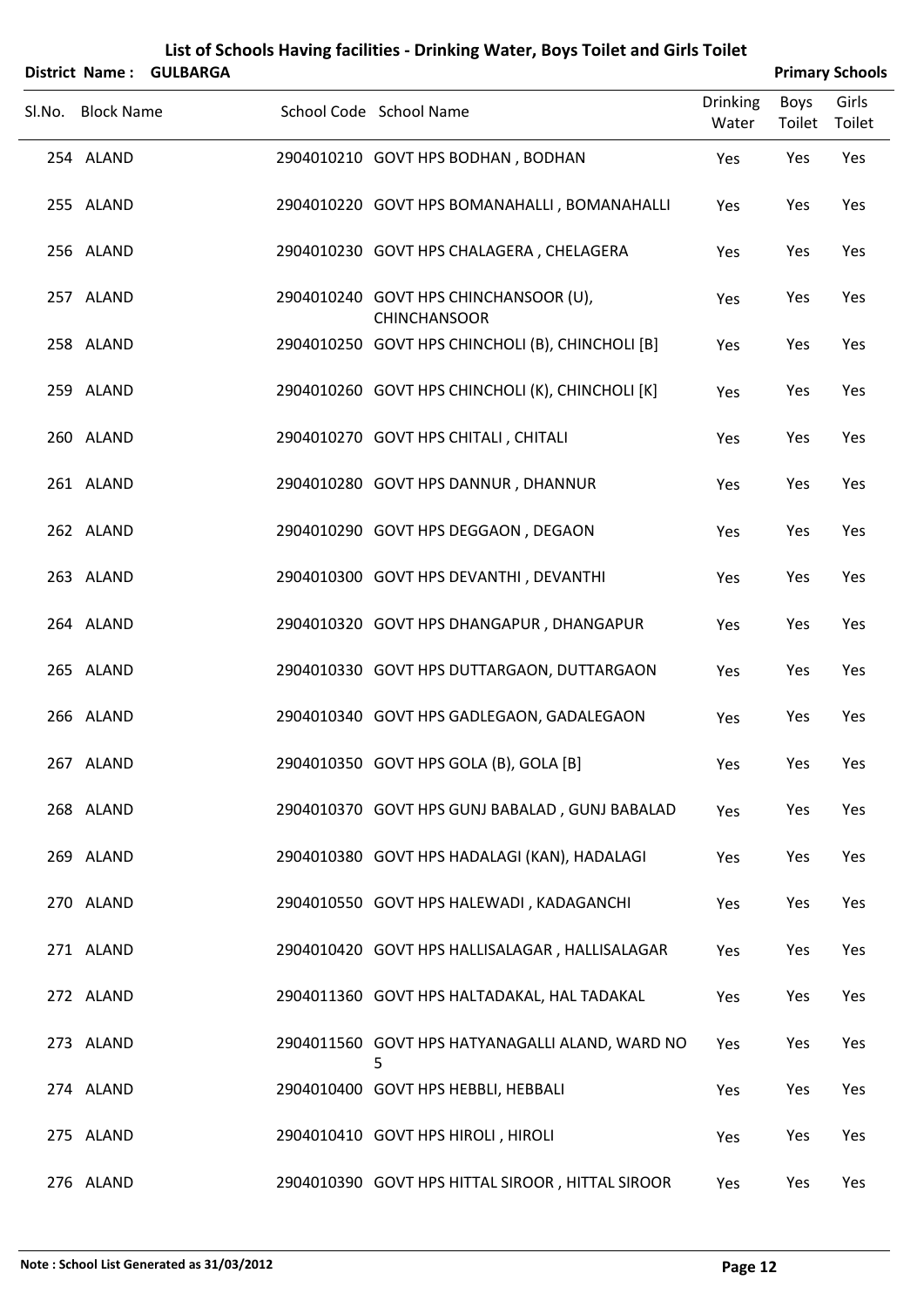# List of Schools Having facilities - Drinking Water, Boys Toilet and Girls Toilet

**District Name : GULBARGA** **Primary Schools**

| Sl.No. | Block Name | School Code | School Name | Drinking Water | Boys Toilet | Girls Toilet |
|---|---|---|---|---|---|---|
| 254 | ALAND | 2904010210 | GOVT HPS BODHAN , BODHAN | Yes | Yes | Yes |
| 255 | ALAND | 2904010220 | GOVT HPS BOMANAHALLI , BOMANAHALLI | Yes | Yes | Yes |
| 256 | ALAND | 2904010230 | GOVT HPS CHALAGERA , CHELAGERA | Yes | Yes | Yes |
| 257 | ALAND | 2904010240 | GOVT HPS CHINCHANSOOR (U), CHINCHANSOOR | Yes | Yes | Yes |
| 258 | ALAND | 2904010250 | GOVT HPS CHINCHOLI (B), CHINCHOLI [B] | Yes | Yes | Yes |
| 259 | ALAND | 2904010260 | GOVT HPS CHINCHOLI (K), CHINCHOLI [K] | Yes | Yes | Yes |
| 260 | ALAND | 2904010270 | GOVT HPS CHITALI , CHITALI | Yes | Yes | Yes |
| 261 | ALAND | 2904010280 | GOVT HPS DANNUR , DHANNUR | Yes | Yes | Yes |
| 262 | ALAND | 2904010290 | GOVT HPS DEGGAON , DEGAON | Yes | Yes | Yes |
| 263 | ALAND | 2904010300 | GOVT HPS DEVANTHI , DEVANTHI | Yes | Yes | Yes |
| 264 | ALAND | 2904010320 | GOVT HPS DHANGAPUR , DHANGAPUR | Yes | Yes | Yes |
| 265 | ALAND | 2904010330 | GOVT HPS DUTTARGAON, DUTTARGAON | Yes | Yes | Yes |
| 266 | ALAND | 2904010340 | GOVT HPS GADLEGAON, GADALEGAON | Yes | Yes | Yes |
| 267 | ALAND | 2904010350 | GOVT HPS GOLA (B), GOLA [B] | Yes | Yes | Yes |
| 268 | ALAND | 2904010370 | GOVT HPS GUNJ BABALAD , GUNJ BABALAD | Yes | Yes | Yes |
| 269 | ALAND | 2904010380 | GOVT HPS HADALAGI (KAN), HADALAGI | Yes | Yes | Yes |
| 270 | ALAND | 2904010550 | GOVT HPS HALEWADI , KADAGANCHI | Yes | Yes | Yes |
| 271 | ALAND | 2904010420 | GOVT HPS HALLISALAGAR , HALLISALAGAR | Yes | Yes | Yes |
| 272 | ALAND | 2904011360 | GOVT HPS HALTADAKAL, HAL TADAKAL | Yes | Yes | Yes |
| 273 | ALAND | 2904011560 | GOVT HPS HATYANAGALLI ALAND, WARD NO 5 | Yes | Yes | Yes |
| 274 | ALAND | 2904010400 | GOVT HPS HEBBLI, HEBBALI | Yes | Yes | Yes |
| 275 | ALAND | 2904010410 | GOVT HPS HIROLI , HIROLI | Yes | Yes | Yes |
| 276 | ALAND | 2904010390 | GOVT HPS HITTAL SIROOR , HITTAL SIROOR | Yes | Yes | Yes |

**Note : School List Generated as 31/03/2012**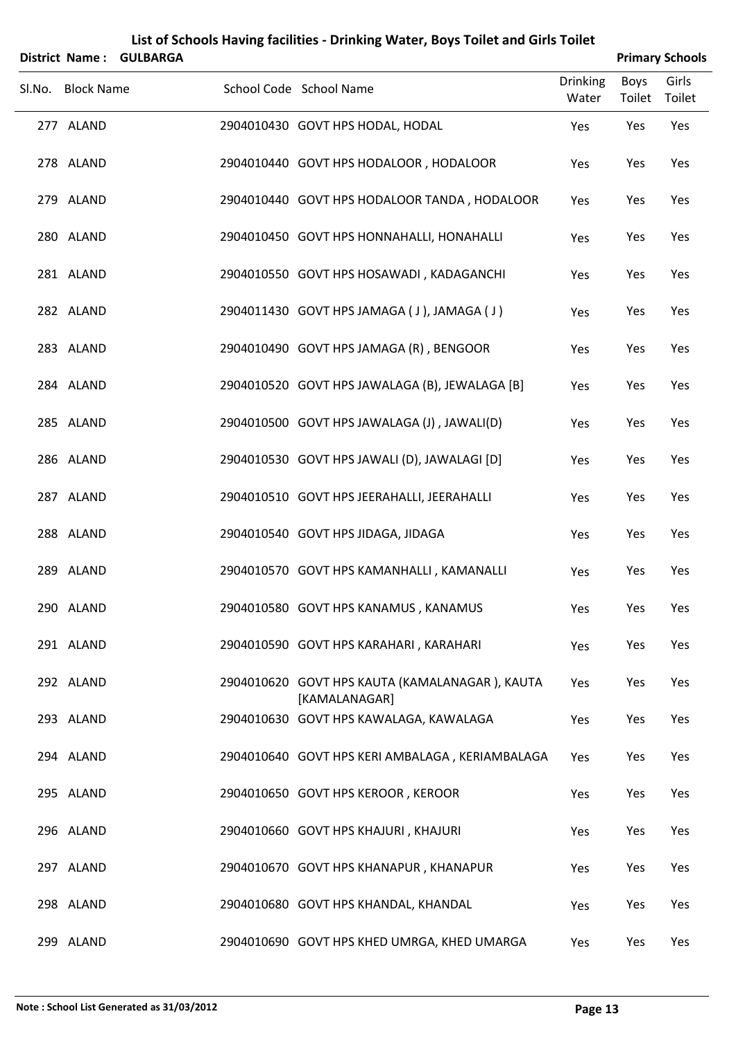# List of Schools Having facilities - Drinking Water, Boys Toilet and Girls Toilet

**District Name : GULBARGA** **Primary Schools**

| Sl.No. | Block Name | School Code | School Name | Drinking Water | Boys Toilet | Girls Toilet |
|---|---|---|---|---|---|---|
| 277 | ALAND | 2904010430 | GOVT HPS HODAL, HODAL | Yes | Yes | Yes |
| 278 | ALAND | 2904010440 | GOVT HPS HODALOOR , HODALOOR | Yes | Yes | Yes |
| 279 | ALAND | 2904010440 | GOVT HPS HODALOOR TANDA , HODALOOR | Yes | Yes | Yes |
| 280 | ALAND | 2904010450 | GOVT HPS HONNAHALLI, HONAHALLI | Yes | Yes | Yes |
| 281 | ALAND | 2904010550 | GOVT HPS HOSAWADI , KADAGANCHI | Yes | Yes | Yes |
| 282 | ALAND | 2904011430 | GOVT HPS JAMAGA ( J ), JAMAGA ( J ) | Yes | Yes | Yes |
| 283 | ALAND | 2904010490 | GOVT HPS JAMAGA (R) , BENGOOR | Yes | Yes | Yes |
| 284 | ALAND | 2904010520 | GOVT HPS JAWALAGA (B), JEWALAGA [B] | Yes | Yes | Yes |
| 285 | ALAND | 2904010500 | GOVT HPS JAWALAGA (J) , JAWALI(D) | Yes | Yes | Yes |
| 286 | ALAND | 2904010530 | GOVT HPS JAWALI (D), JAWALAGI [D] | Yes | Yes | Yes |
| 287 | ALAND | 2904010510 | GOVT HPS JEERAHALLI, JEERAHALLI | Yes | Yes | Yes |
| 288 | ALAND | 2904010540 | GOVT HPS JIDAGA, JIDAGA | Yes | Yes | Yes |
| 289 | ALAND | 2904010570 | GOVT HPS KAMANHALLI , KAMANALLI | Yes | Yes | Yes |
| 290 | ALAND | 2904010580 | GOVT HPS KANAMUS , KANAMUS | Yes | Yes | Yes |
| 291 | ALAND | 2904010590 | GOVT HPS KARAHARI , KARAHARI | Yes | Yes | Yes |
| 292 | ALAND | 2904010620 | GOVT HPS KAUTA (KAMALANAGAR ), KAUTA [KAMALANAGAR] | Yes | Yes | Yes |
| 293 | ALAND | 2904010630 | GOVT HPS KAWALAGA, KAWALAGA | Yes | Yes | Yes |
| 294 | ALAND | 2904010640 | GOVT HPS KERI AMBALAGA , KERIAMBALAGA | Yes | Yes | Yes |
| 295 | ALAND | 2904010650 | GOVT HPS KEROOR , KEROOR | Yes | Yes | Yes |
| 296 | ALAND | 2904010660 | GOVT HPS KHAJURI , KHAJURI | Yes | Yes | Yes |
| 297 | ALAND | 2904010670 | GOVT HPS KHANAPUR , KHANAPUR | Yes | Yes | Yes |
| 298 | ALAND | 2904010680 | GOVT HPS KHANDAL, KHANDAL | Yes | Yes | Yes |
| 299 | ALAND | 2904010690 | GOVT HPS KHED UMRGA, KHED UMARGA | Yes | Yes | Yes |

**Note : School List Generated as 31/03/2012**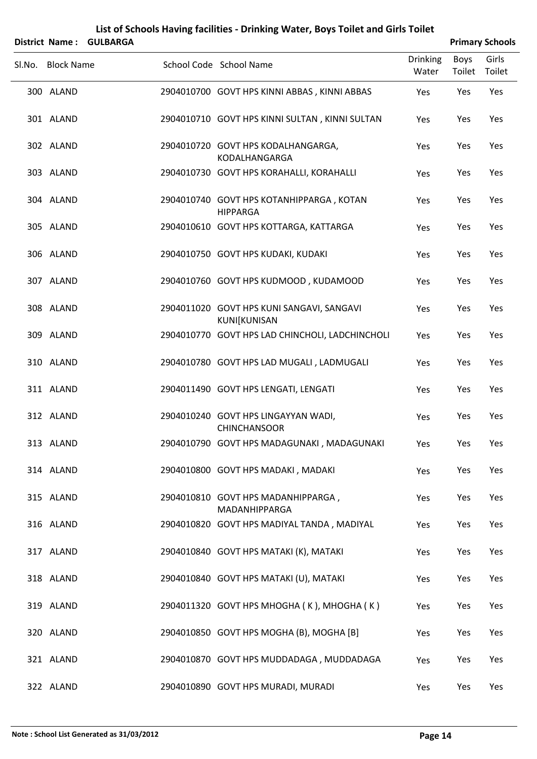# List of Schools Having facilities - Drinking Water, Boys Toilet and Girls Toilet

**District Name : GULBARGA** **Primary Schools**

| Sl.No. | Block Name | School Code | School Name | Drinking Water | Boys Toilet | Girls Toilet |
|---|---|---|---|---|---|---|
| 300 | ALAND | 2904010700 | GOVT HPS KINNI ABBAS , KINNI ABBAS | Yes | Yes | Yes |
| 301 | ALAND | 2904010710 | GOVT HPS KINNI SULTAN , KINNI SULTAN | Yes | Yes | Yes |
| 302 | ALAND | 2904010720 | GOVT HPS KODALHANGARGA, KODALHANGARGA | Yes | Yes | Yes |
| 303 | ALAND | 2904010730 | GOVT HPS KORAHALLI, KORAHALLI | Yes | Yes | Yes |
| 304 | ALAND | 2904010740 | GOVT HPS KOTANHIPPARGA , KOTAN HIPPARGA | Yes | Yes | Yes |
| 305 | ALAND | 2904010610 | GOVT HPS KOTTARGA, KATTARGA | Yes | Yes | Yes |
| 306 | ALAND | 2904010750 | GOVT HPS KUDAKI, KUDAKI | Yes | Yes | Yes |
| 307 | ALAND | 2904010760 | GOVT HPS KUDMOOD , KUDAMOOD | Yes | Yes | Yes |
| 308 | ALAND | 2904011020 | GOVT HPS KUNI SANGAVI, SANGAVI KUNI[KUNISAN | Yes | Yes | Yes |
| 309 | ALAND | 2904010770 | GOVT HPS LAD CHINCHOLI, LADCHINCHOLI | Yes | Yes | Yes |
| 310 | ALAND | 2904010780 | GOVT HPS LAD MUGALI , LADMUGALI | Yes | Yes | Yes |
| 311 | ALAND | 2904011490 | GOVT HPS LENGATI, LENGATI | Yes | Yes | Yes |
| 312 | ALAND | 2904010240 | GOVT HPS LINGAYYAN WADI, CHINCHANSOOR | Yes | Yes | Yes |
| 313 | ALAND | 2904010790 | GOVT HPS MADAGUNAKI , MADAGUNAKI | Yes | Yes | Yes |
| 314 | ALAND | 2904010800 | GOVT HPS MADAKI , MADAKI | Yes | Yes | Yes |
| 315 | ALAND | 2904010810 | GOVT HPS MADANHIPPARGA , MADANHIPPARGA | Yes | Yes | Yes |
| 316 | ALAND | 2904010820 | GOVT HPS MADIYAL TANDA , MADIYAL | Yes | Yes | Yes |
| 317 | ALAND | 2904010840 | GOVT HPS MATAKI (K), MATAKI | Yes | Yes | Yes |
| 318 | ALAND | 2904010840 | GOVT HPS MATAKI (U), MATAKI | Yes | Yes | Yes |
| 319 | ALAND | 2904011320 | GOVT HPS MHOGHA ( K ), MHOGHA ( K ) | Yes | Yes | Yes |
| 320 | ALAND | 2904010850 | GOVT HPS MOGHA (B), MOGHA [B] | Yes | Yes | Yes |
| 321 | ALAND | 2904010870 | GOVT HPS MUDDADAGA , MUDDADAGA | Yes | Yes | Yes |
| 322 | ALAND | 2904010890 | GOVT HPS MURADI, MURADI | Yes | Yes | Yes |

**Note : School List Generated as 31/03/2012**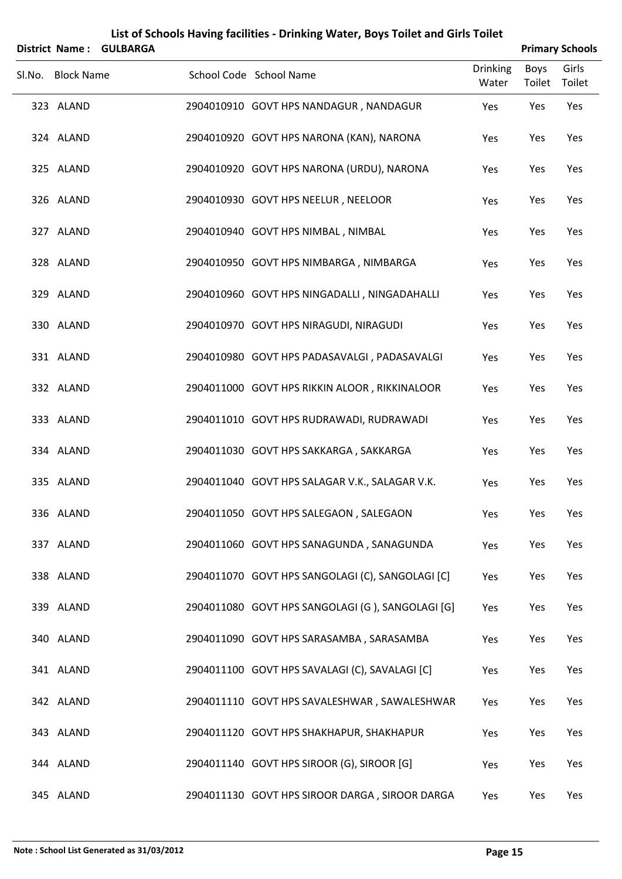# List of Schools Having facilities - Drinking Water, Boys Toilet and Girls Toilet

**District Name : GULBARGA** **Primary Schools**

| Sl.No. | Block Name | School Code | School Name | Drinking Water | Boys Toilet | Girls Toilet |
|---|---|---|---|---|---|---|
| 323 | ALAND | 2904010910 | GOVT HPS NANDAGUR , NANDAGUR | Yes | Yes | Yes |
| 324 | ALAND | 2904010920 | GOVT HPS NARONA (KAN), NARONA | Yes | Yes | Yes |
| 325 | ALAND | 2904010920 | GOVT HPS NARONA (URDU), NARONA | Yes | Yes | Yes |
| 326 | ALAND | 2904010930 | GOVT HPS NEELUR , NEELOOR | Yes | Yes | Yes |
| 327 | ALAND | 2904010940 | GOVT HPS NIMBAL , NIMBAL | Yes | Yes | Yes |
| 328 | ALAND | 2904010950 | GOVT HPS NIMBARGA , NIMBARGA | Yes | Yes | Yes |
| 329 | ALAND | 2904010960 | GOVT HPS NINGADALLI , NINGADAHALLI | Yes | Yes | Yes |
| 330 | ALAND | 2904010970 | GOVT HPS NIRAGUDI, NIRAGUDI | Yes | Yes | Yes |
| 331 | ALAND | 2904010980 | GOVT HPS PADASAVALGI , PADASAVALGI | Yes | Yes | Yes |
| 332 | ALAND | 2904011000 | GOVT HPS RIKKIN ALOOR , RIKKINALOOR | Yes | Yes | Yes |
| 333 | ALAND | 2904011010 | GOVT HPS RUDRAWADI, RUDRAWADI | Yes | Yes | Yes |
| 334 | ALAND | 2904011030 | GOVT HPS SAKKARGA , SAKKARGA | Yes | Yes | Yes |
| 335 | ALAND | 2904011040 | GOVT HPS SALAGAR V.K., SALAGAR V.K. | Yes | Yes | Yes |
| 336 | ALAND | 2904011050 | GOVT HPS SALEGAON , SALEGAON | Yes | Yes | Yes |
| 337 | ALAND | 2904011060 | GOVT HPS SANAGUNDA , SANAGUNDA | Yes | Yes | Yes |
| 338 | ALAND | 2904011070 | GOVT HPS SANGOLAGI (C), SANGOLAGI [C] | Yes | Yes | Yes |
| 339 | ALAND | 2904011080 | GOVT HPS SANGOLAGI (G ), SANGOLAGI [G] | Yes | Yes | Yes |
| 340 | ALAND | 2904011090 | GOVT HPS SARASAMBA , SARASAMBA | Yes | Yes | Yes |
| 341 | ALAND | 2904011100 | GOVT HPS SAVALAGI (C), SAVALAGI [C] | Yes | Yes | Yes |
| 342 | ALAND | 2904011110 | GOVT HPS SAVALESHWAR , SAWALESHWAR | Yes | Yes | Yes |
| 343 | ALAND | 2904011120 | GOVT HPS SHAKHAPUR, SHAKHAPUR | Yes | Yes | Yes |
| 344 | ALAND | 2904011140 | GOVT HPS SIROOR (G), SIROOR [G] | Yes | Yes | Yes |
| 345 | ALAND | 2904011130 | GOVT HPS SIROOR DARGA , SIROOR DARGA | Yes | Yes | Yes |

**Note : School List Generated as 31/03/2012**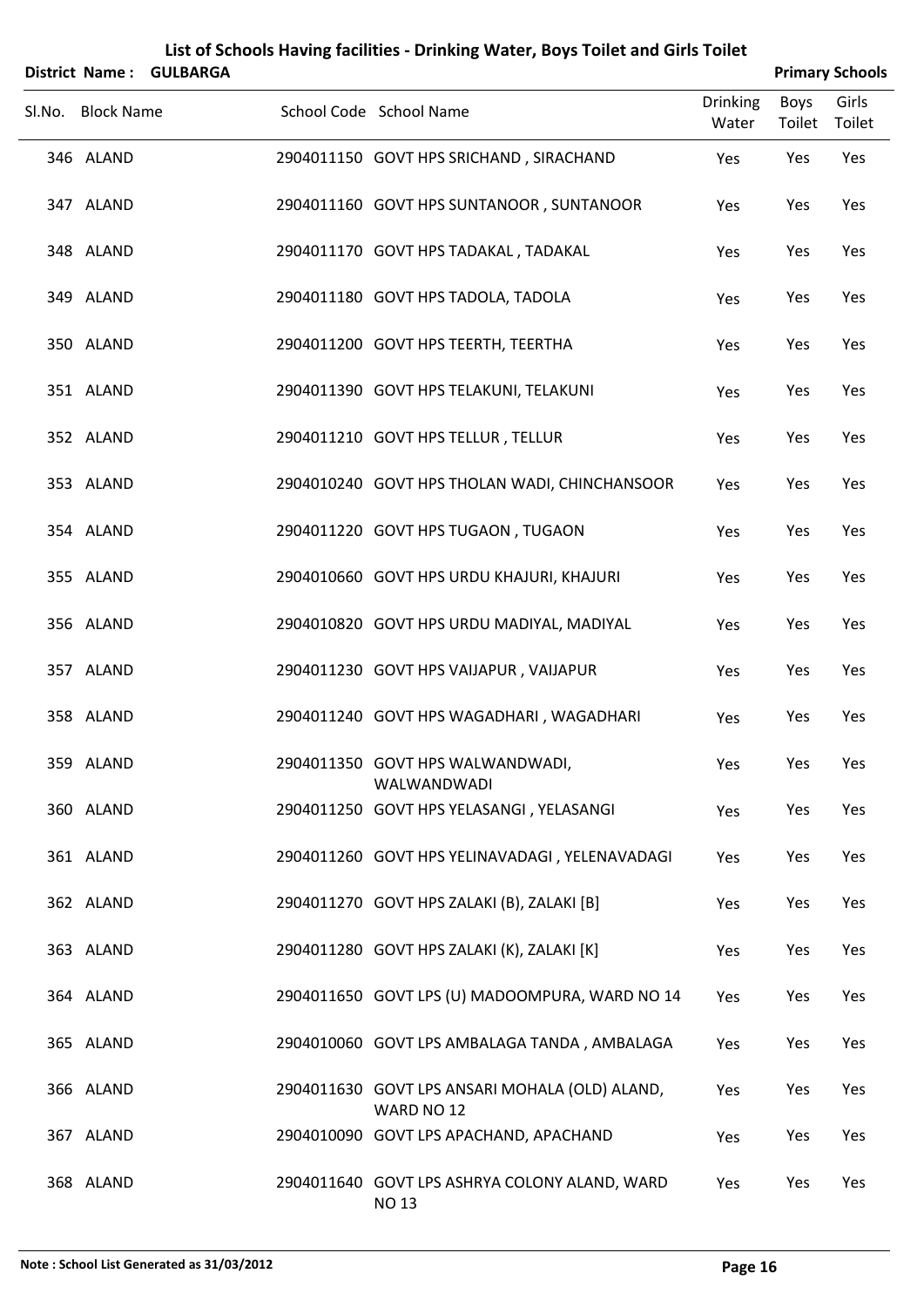# List of Schools Having facilities - Drinking Water, Boys Toilet and Girls Toilet

**District Name : GULBARGA** **Primary Schools**

| Sl.No. | Block Name | School Code | School Name | Drinking Water | Boys Toilet | Girls Toilet |
|---|---|---|---|---|---|---|
| 346 | ALAND | 2904011150 | GOVT HPS SRICHAND , SIRACHAND | Yes | Yes | Yes |
| 347 | ALAND | 2904011160 | GOVT HPS SUNTANOOR , SUNTANOOR | Yes | Yes | Yes |
| 348 | ALAND | 2904011170 | GOVT HPS TADAKAL , TADAKAL | Yes | Yes | Yes |
| 349 | ALAND | 2904011180 | GOVT HPS TADOLA, TADOLA | Yes | Yes | Yes |
| 350 | ALAND | 2904011200 | GOVT HPS TEERTH, TEERTHA | Yes | Yes | Yes |
| 351 | ALAND | 2904011390 | GOVT HPS TELAKUNI, TELAKUNI | Yes | Yes | Yes |
| 352 | ALAND | 2904011210 | GOVT HPS TELLUR , TELLUR | Yes | Yes | Yes |
| 353 | ALAND | 2904010240 | GOVT HPS THOLAN WADI, CHINCHANSOOR | Yes | Yes | Yes |
| 354 | ALAND | 2904011220 | GOVT HPS TUGAON , TUGAON | Yes | Yes | Yes |
| 355 | ALAND | 2904010660 | GOVT HPS URDU KHAJURI, KHAJURI | Yes | Yes | Yes |
| 356 | ALAND | 2904010820 | GOVT HPS URDU MADIYAL, MADIYAL | Yes | Yes | Yes |
| 357 | ALAND | 2904011230 | GOVT HPS VAIJAPUR , VAIJAPUR | Yes | Yes | Yes |
| 358 | ALAND | 2904011240 | GOVT HPS WAGADHARI , WAGADHARI | Yes | Yes | Yes |
| 359 | ALAND | 2904011350 | GOVT HPS WALWANDWADI, WALWANDWADI | Yes | Yes | Yes |
| 360 | ALAND | 2904011250 | GOVT HPS YELASANGI , YELASANGI | Yes | Yes | Yes |
| 361 | ALAND | 2904011260 | GOVT HPS YELINAVADAGI , YELENAVADAGI | Yes | Yes | Yes |
| 362 | ALAND | 2904011270 | GOVT HPS ZALAKI (B), ZALAKI [B] | Yes | Yes | Yes |
| 363 | ALAND | 2904011280 | GOVT HPS ZALAKI (K), ZALAKI [K] | Yes | Yes | Yes |
| 364 | ALAND | 2904011650 | GOVT LPS (U) MADOOMPURA, WARD NO 14 | Yes | Yes | Yes |
| 365 | ALAND | 2904010060 | GOVT LPS AMBALAGA TANDA , AMBALAGA | Yes | Yes | Yes |
| 366 | ALAND | 2904011630 | GOVT LPS ANSARI MOHALA (OLD) ALAND, WARD NO 12 | Yes | Yes | Yes |
| 367 | ALAND | 2904010090 | GOVT LPS APACHAND, APACHAND | Yes | Yes | Yes |
| 368 | ALAND | 2904011640 | GOVT LPS ASHRYA COLONY ALAND, WARD NO 13 | Yes | Yes | Yes |

**Note : School List Generated as 31/03/2012**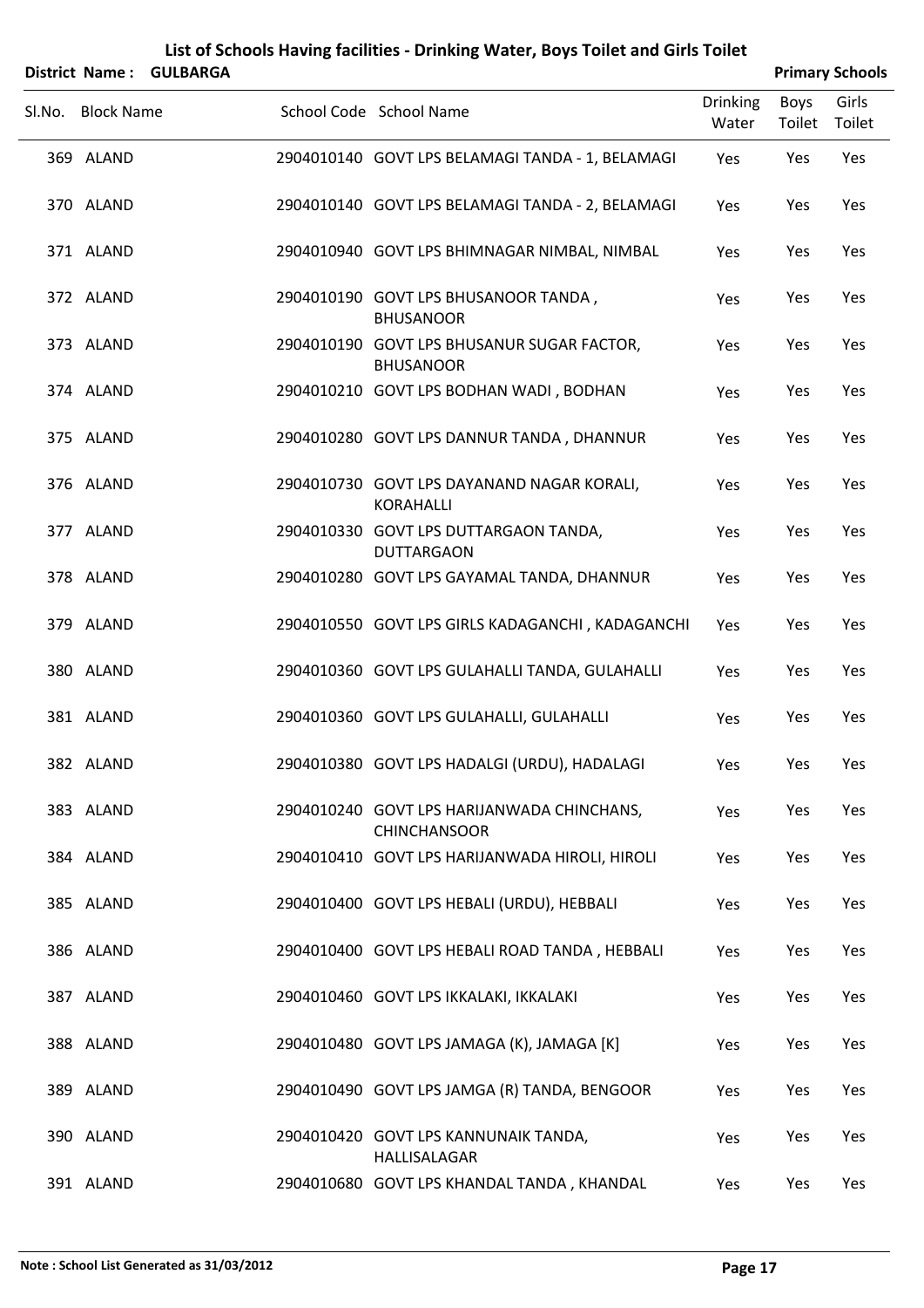# List of Schools Having facilities - Drinking Water, Boys Toilet and Girls Toilet

**District Name : GULBARGA** | **Primary Schools**

| Sl.No. | Block Name | School Code | School Name | Drinking Water | Boys Toilet | Girls Toilet |
|---|---|---|---|---|---|---|
| 369 | ALAND | 2904010140 | GOVT LPS BELAMAGI TANDA - 1, BELAMAGI | Yes | Yes | Yes |
| 370 | ALAND | 2904010140 | GOVT LPS BELAMAGI TANDA - 2, BELAMAGI | Yes | Yes | Yes |
| 371 | ALAND | 2904010940 | GOVT LPS BHIMNAGAR NIMBAL, NIMBAL | Yes | Yes | Yes |
| 372 | ALAND | 2904010190 | GOVT LPS BHUSANOOR TANDA , BHUSANOOR | Yes | Yes | Yes |
| 373 | ALAND | 2904010190 | GOVT LPS BHUSANUR SUGAR FACTOR, BHUSANOOR | Yes | Yes | Yes |
| 374 | ALAND | 2904010210 | GOVT LPS BODHAN WADI , BODHAN | Yes | Yes | Yes |
| 375 | ALAND | 2904010280 | GOVT LPS DANNUR TANDA , DHANNUR | Yes | Yes | Yes |
| 376 | ALAND | 2904010730 | GOVT LPS DAYANAND NAGAR KORALI, KORAHALLI | Yes | Yes | Yes |
| 377 | ALAND | 2904010330 | GOVT LPS DUTTARGAON TANDA, DUTTARGAON | Yes | Yes | Yes |
| 378 | ALAND | 2904010280 | GOVT LPS GAYAMAL TANDA, DHANNUR | Yes | Yes | Yes |
| 379 | ALAND | 2904010550 | GOVT LPS GIRLS KADAGANCHI , KADAGANCHI | Yes | Yes | Yes |
| 380 | ALAND | 2904010360 | GOVT LPS GULAHALLI TANDA, GULAHALLI | Yes | Yes | Yes |
| 381 | ALAND | 2904010360 | GOVT LPS GULAHALLI, GULAHALLI | Yes | Yes | Yes |
| 382 | ALAND | 2904010380 | GOVT LPS HADALGI (URDU), HADALAGI | Yes | Yes | Yes |
| 383 | ALAND | 2904010240 | GOVT LPS HARIJANWADA CHINCHANS, CHINCHANSOOR | Yes | Yes | Yes |
| 384 | ALAND | 2904010410 | GOVT LPS HARIJANWADA HIROLI, HIROLI | Yes | Yes | Yes |
| 385 | ALAND | 2904010400 | GOVT LPS HEBALI (URDU), HEBBALI | Yes | Yes | Yes |
| 386 | ALAND | 2904010400 | GOVT LPS HEBALI ROAD TANDA , HEBBALI | Yes | Yes | Yes |
| 387 | ALAND | 2904010460 | GOVT LPS IKKALAKI, IKKALAKI | Yes | Yes | Yes |
| 388 | ALAND | 2904010480 | GOVT LPS JAMAGA (K), JAMAGA [K] | Yes | Yes | Yes |
| 389 | ALAND | 2904010490 | GOVT LPS JAMGA (R) TANDA, BENGOOR | Yes | Yes | Yes |
| 390 | ALAND | 2904010420 | GOVT LPS KANNUNAIK TANDA, HALLISALAGAR | Yes | Yes | Yes |
| 391 | ALAND | 2904010680 | GOVT LPS KHANDAL TANDA , KHANDAL | Yes | Yes | Yes |

**Note : School List Generated as 31/03/2012**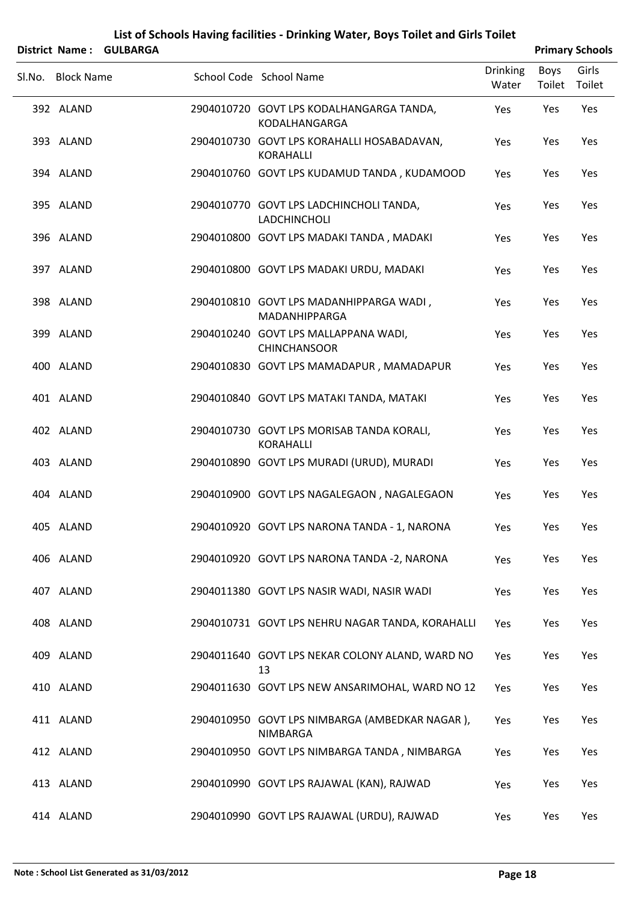# List of Schools Having facilities - Drinking Water, Boys Toilet and Girls Toilet

**District Name : GULBARGA** **Primary Schools**

| Sl.No. | Block Name | School Code | School Name | Drinking Water | Boys Toilet | Girls Toilet |
|---|---|---|---|---|---|---|
| 392 | ALAND | 2904010720 | GOVT LPS KODALHANGARGA TANDA, KODALHANGARGA | Yes | Yes | Yes |
| 393 | ALAND | 2904010730 | GOVT LPS KORAHALLI HOSABADAVAN, KORAHALLI | Yes | Yes | Yes |
| 394 | ALAND | 2904010760 | GOVT LPS KUDAMUD TANDA , KUDAMOOD | Yes | Yes | Yes |
| 395 | ALAND | 2904010770 | GOVT LPS LADCHINCHOLI TANDA, LADCHINCHOLI | Yes | Yes | Yes |
| 396 | ALAND | 2904010800 | GOVT LPS MADAKI TANDA , MADAKI | Yes | Yes | Yes |
| 397 | ALAND | 2904010800 | GOVT LPS MADAKI URDU, MADAKI | Yes | Yes | Yes |
| 398 | ALAND | 2904010810 | GOVT LPS MADANHIPPARGA WADI , MADANHIPPARGA | Yes | Yes | Yes |
| 399 | ALAND | 2904010240 | GOVT LPS MALLAPPANA WADI, CHINCHANSOOR | Yes | Yes | Yes |
| 400 | ALAND | 2904010830 | GOVT LPS MAMADAPUR , MAMADAPUR | Yes | Yes | Yes |
| 401 | ALAND | 2904010840 | GOVT LPS MATAKI TANDA, MATAKI | Yes | Yes | Yes |
| 402 | ALAND | 2904010730 | GOVT LPS MORISAB TANDA KORALI, KORAHALLI | Yes | Yes | Yes |
| 403 | ALAND | 2904010890 | GOVT LPS MURADI (URUD), MURADI | Yes | Yes | Yes |
| 404 | ALAND | 2904010900 | GOVT LPS NAGALEGAON , NAGALEGAON | Yes | Yes | Yes |
| 405 | ALAND | 2904010920 | GOVT LPS NARONA TANDA - 1, NARONA | Yes | Yes | Yes |
| 406 | ALAND | 2904010920 | GOVT LPS NARONA TANDA -2, NARONA | Yes | Yes | Yes |
| 407 | ALAND | 2904011380 | GOVT LPS NASIR WADI, NASIR WADI | Yes | Yes | Yes |
| 408 | ALAND | 2904010731 | GOVT LPS NEHRU NAGAR TANDA, KORAHALLI | Yes | Yes | Yes |
| 409 | ALAND | 2904011640 | GOVT LPS NEKAR COLONY ALAND, WARD NO 13 | Yes | Yes | Yes |
| 410 | ALAND | 2904011630 | GOVT LPS NEW ANSARIMOHAL, WARD NO 12 | Yes | Yes | Yes |
| 411 | ALAND | 2904010950 | GOVT LPS NIMBARGA (AMBEDKAR NAGAR ), NIMBARGA | Yes | Yes | Yes |
| 412 | ALAND | 2904010950 | GOVT LPS NIMBARGA TANDA , NIMBARGA | Yes | Yes | Yes |
| 413 | ALAND | 2904010990 | GOVT LPS RAJAWAL (KAN), RAJWAD | Yes | Yes | Yes |
| 414 | ALAND | 2904010990 | GOVT LPS RAJAWAL (URDU), RAJWAD | Yes | Yes | Yes |

**Note : School List Generated as 31/03/2012**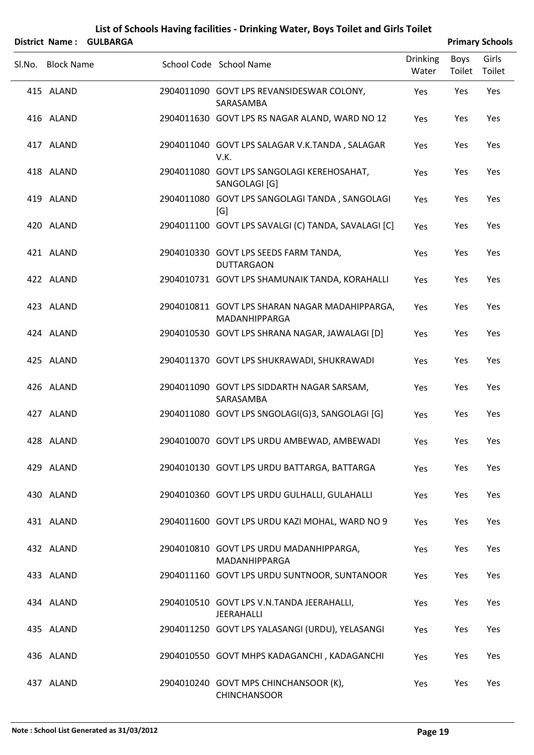# List of Schools Having facilities - Drinking Water, Boys Toilet and Girls Toilet

**District Name : GULBARGA** **Primary Schools**

| Sl.No. | Block Name | School Code | School Name | Drinking Water | Boys Toilet | Girls Toilet |
|---|---|---|---|---|---|---|
| 415 | ALAND | 2904011090 | GOVT LPS REVANSIDESWAR COLONY, SARASAMBA | Yes | Yes | Yes |
| 416 | ALAND | 2904011630 | GOVT LPS RS NAGAR ALAND, WARD NO 12 | Yes | Yes | Yes |
| 417 | ALAND | 2904011040 | GOVT LPS SALAGAR V.K.TANDA , SALAGAR V.K. | Yes | Yes | Yes |
| 418 | ALAND | 2904011080 | GOVT LPS SANGOLAGI KEREHOSAHAT, SANGOLAGI [G] | Yes | Yes | Yes |
| 419 | ALAND | 2904011080 | GOVT LPS SANGOLAGI TANDA , SANGOLAGI [G] | Yes | Yes | Yes |
| 420 | ALAND | 2904011100 | GOVT LPS SAVALGI (C) TANDA, SAVALAGI [C] | Yes | Yes | Yes |
| 421 | ALAND | 2904010330 | GOVT LPS SEEDS FARM TANDA, DUTTARGAON | Yes | Yes | Yes |
| 422 | ALAND | 2904010731 | GOVT LPS SHAMUNAIK TANDA, KORAHALLI | Yes | Yes | Yes |
| 423 | ALAND | 2904010811 | GOVT LPS SHARAN NAGAR MADAHIPPARGA, MADANHIPPARGA | Yes | Yes | Yes |
| 424 | ALAND | 2904010530 | GOVT LPS SHRANA NAGAR, JAWALAGI [D] | Yes | Yes | Yes |
| 425 | ALAND | 2904011370 | GOVT LPS SHUKRAWADI, SHUKRAWADI | Yes | Yes | Yes |
| 426 | ALAND | 2904011090 | GOVT LPS SIDDARTH NAGAR SARSAM, SARASAMBA | Yes | Yes | Yes |
| 427 | ALAND | 2904011080 | GOVT LPS SNGOLAGI(G)3, SANGOLAGI [G] | Yes | Yes | Yes |
| 428 | ALAND | 2904010070 | GOVT LPS URDU AMBEWAD, AMBEWADI | Yes | Yes | Yes |
| 429 | ALAND | 2904010130 | GOVT LPS URDU BATTARGA, BATTARGA | Yes | Yes | Yes |
| 430 | ALAND | 2904010360 | GOVT LPS URDU GULHALLI, GULAHALLI | Yes | Yes | Yes |
| 431 | ALAND | 2904011600 | GOVT LPS URDU KAZI MOHAL, WARD NO 9 | Yes | Yes | Yes |
| 432 | ALAND | 2904010810 | GOVT LPS URDU MADANHIPPARGA, MADANHIPPARGA | Yes | Yes | Yes |
| 433 | ALAND | 2904011160 | GOVT LPS URDU SUNTNOOR, SUNTANOOR | Yes | Yes | Yes |
| 434 | ALAND | 2904010510 | GOVT LPS V.N.TANDA JEERAHALLI, JEERAHALLI | Yes | Yes | Yes |
| 435 | ALAND | 2904011250 | GOVT LPS YALASANGI (URDU), YELASANGI | Yes | Yes | Yes |
| 436 | ALAND | 2904010550 | GOVT MHPS KADAGANCHI , KADAGANCHI | Yes | Yes | Yes |
| 437 | ALAND | 2904010240 | GOVT MPS CHINCHANSOOR (K), CHINCHANSOOR | Yes | Yes | Yes |

**Note : School List Generated as 31/03/2012**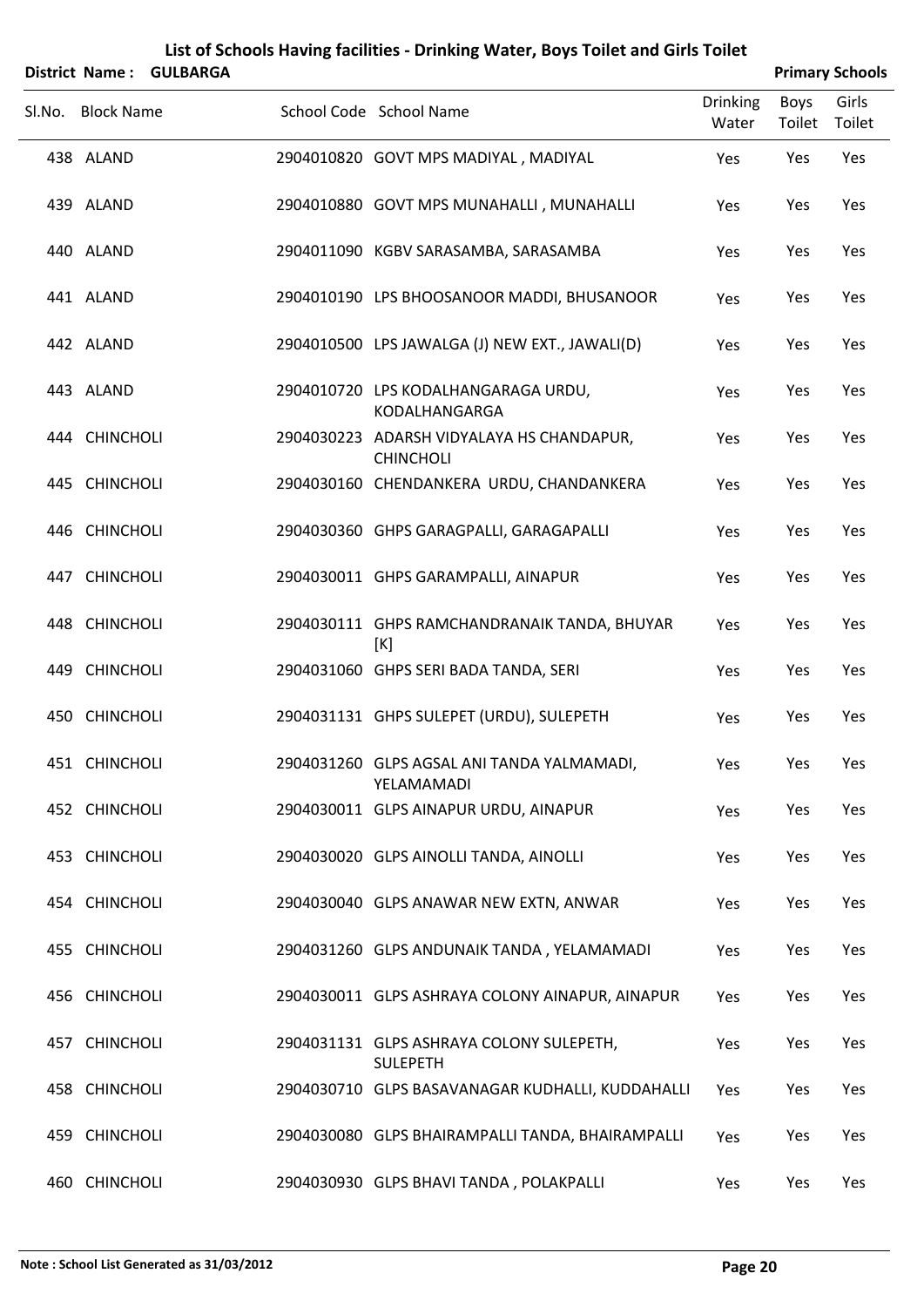# List of Schools Having facilities - Drinking Water, Boys Toilet and Girls Toilet

**District Name : GULBARGA** **Primary Schools**

| Sl.No. | Block Name | School Code | School Name | Drinking Water | Boys Toilet | Girls Toilet |
|---|---|---|---|---|---|---|
| 438 | ALAND | 2904010820 | GOVT MPS MADIYAL , MADIYAL | Yes | Yes | Yes |
| 439 | ALAND | 2904010880 | GOVT MPS MUNAHALLI , MUNAHALLI | Yes | Yes | Yes |
| 440 | ALAND | 2904011090 | KGBV SARASAMBA, SARASAMBA | Yes | Yes | Yes |
| 441 | ALAND | 2904010190 | LPS BHOOSANOOR MADDI, BHUSANOOR | Yes | Yes | Yes |
| 442 | ALAND | 2904010500 | LPS JAWALGA (J) NEW EXT., JAWALI(D) | Yes | Yes | Yes |
| 443 | ALAND | 2904010720 | LPS KODALHANGARAGA URDU, KODALHANGARGA | Yes | Yes | Yes |
| 444 | CHINCHOLI | 2904030223 | ADARSH VIDYALAYA HS CHANDAPUR, CHINCHOLI | Yes | Yes | Yes |
| 445 | CHINCHOLI | 2904030160 | CHENDANKERA URDU, CHANDANKERA | Yes | Yes | Yes |
| 446 | CHINCHOLI | 2904030360 | GHPS GARAGPALLI, GARAGAPALLI | Yes | Yes | Yes |
| 447 | CHINCHOLI | 2904030011 | GHPS GARAMPALLI, AINAPUR | Yes | Yes | Yes |
| 448 | CHINCHOLI | 2904030111 | GHPS RAMCHANDRANAIK TANDA, BHUYAR [K] | Yes | Yes | Yes |
| 449 | CHINCHOLI | 2904031060 | GHPS SERI BADA TANDA, SERI | Yes | Yes | Yes |
| 450 | CHINCHOLI | 2904031131 | GHPS SULEPET (URDU), SULEPETH | Yes | Yes | Yes |
| 451 | CHINCHOLI | 2904031260 | GLPS AGSAL ANI TANDA YALMAMADI, YELAMAMADI | Yes | Yes | Yes |
| 452 | CHINCHOLI | 2904030011 | GLPS AINAPUR URDU, AINAPUR | Yes | Yes | Yes |
| 453 | CHINCHOLI | 2904030020 | GLPS AINOLLI TANDA, AINOLLI | Yes | Yes | Yes |
| 454 | CHINCHOLI | 2904030040 | GLPS ANAWAR NEW EXTN, ANWAR | Yes | Yes | Yes |
| 455 | CHINCHOLI | 2904031260 | GLPS ANDUNAIK TANDA , YELAMAMADI | Yes | Yes | Yes |
| 456 | CHINCHOLI | 2904030011 | GLPS ASHRAYA COLONY AINAPUR, AINAPUR | Yes | Yes | Yes |
| 457 | CHINCHOLI | 2904031131 | GLPS ASHRAYA COLONY SULEPETH, SULEPETH | Yes | Yes | Yes |
| 458 | CHINCHOLI | 2904030710 | GLPS BASAVANAGAR KUDHALLI, KUDDAHALLI | Yes | Yes | Yes |
| 459 | CHINCHOLI | 2904030080 | GLPS BHAIRAMPALLI TANDA, BHAIRAMPALLI | Yes | Yes | Yes |
| 460 | CHINCHOLI | 2904030930 | GLPS BHAVI TANDA , POLAKPALLI | Yes | Yes | Yes |

**Note : School List Generated as 31/03/2012**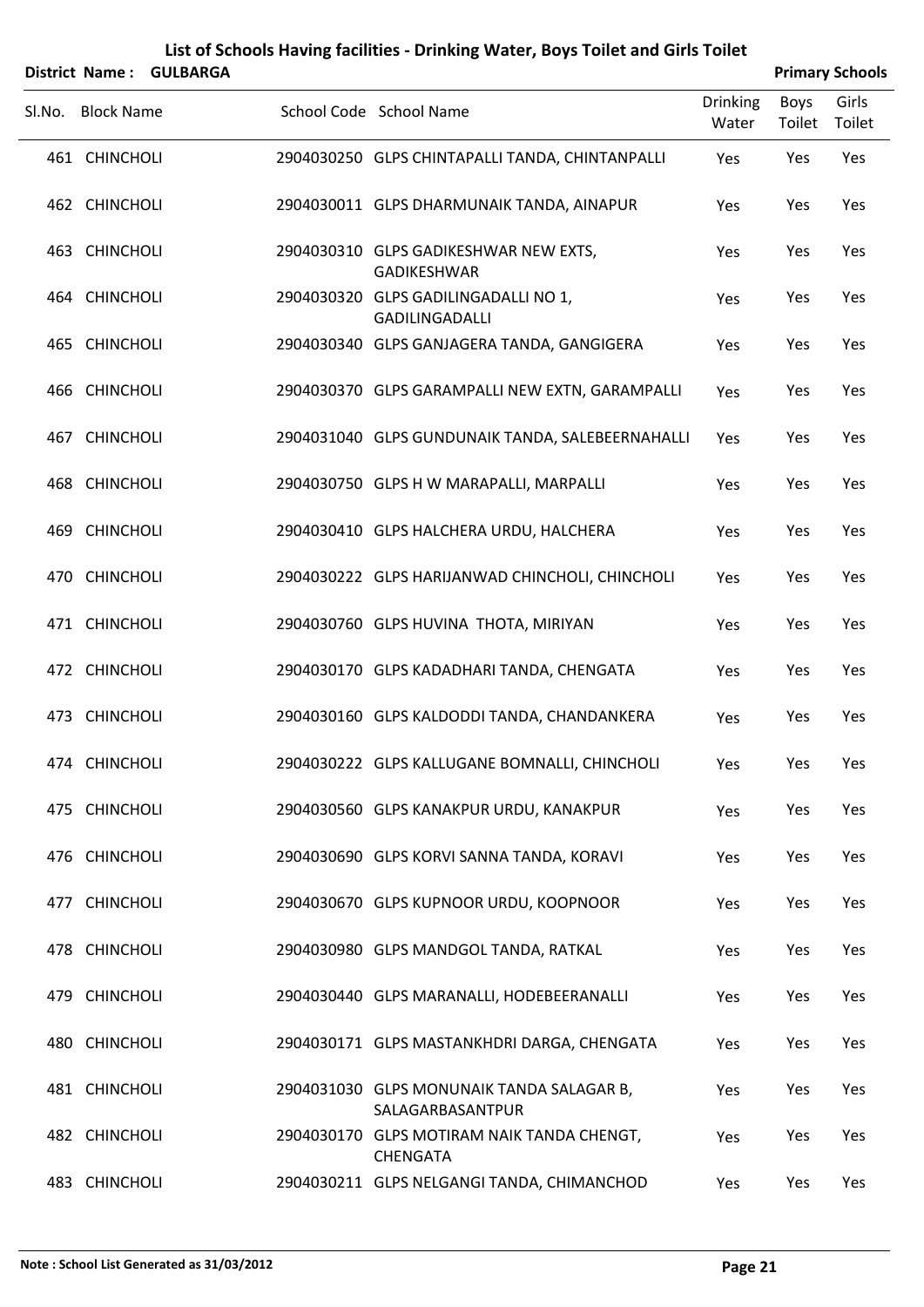# List of Schools Having facilities - Drinking Water, Boys Toilet and Girls Toilet

**District Name : GULBARGA** **Primary Schools**

| Sl.No. | Block Name | School Code | School Name | Drinking Water | Boys Toilet | Girls Toilet |
|---|---|---|---|---|---|---|
| 461 | CHINCHOLI | 2904030250 | GLPS CHINTAPALLI TANDA, CHINTANPALLI | Yes | Yes | Yes |
| 462 | CHINCHOLI | 2904030011 | GLPS DHARMUNAIK TANDA, AINAPUR | Yes | Yes | Yes |
| 463 | CHINCHOLI | 2904030310 | GLPS GADIKESHWAR NEW EXTS, GADIKESHWAR | Yes | Yes | Yes |
| 464 | CHINCHOLI | 2904030320 | GLPS GADILINGADALLI NO 1, GADILINGADALLI | Yes | Yes | Yes |
| 465 | CHINCHOLI | 2904030340 | GLPS GANJAGERA TANDA, GANGIGERA | Yes | Yes | Yes |
| 466 | CHINCHOLI | 2904030370 | GLPS GARAMPALLI NEW EXTN, GARAMPALLI | Yes | Yes | Yes |
| 467 | CHINCHOLI | 2904031040 | GLPS GUNDUNAIK TANDA, SALEBEERNAHALLI | Yes | Yes | Yes |
| 468 | CHINCHOLI | 2904030750 | GLPS H W MARAPALLI, MARPALLI | Yes | Yes | Yes |
| 469 | CHINCHOLI | 2904030410 | GLPS HALCHERA URDU, HALCHERA | Yes | Yes | Yes |
| 470 | CHINCHOLI | 2904030222 | GLPS HARIJANWAD CHINCHOLI, CHINCHOLI | Yes | Yes | Yes |
| 471 | CHINCHOLI | 2904030760 | GLPS HUVINA THOTA, MIRIYAN | Yes | Yes | Yes |
| 472 | CHINCHOLI | 2904030170 | GLPS KADADHARI TANDA, CHENGATA | Yes | Yes | Yes |
| 473 | CHINCHOLI | 2904030160 | GLPS KALDODDI TANDA, CHANDANKERA | Yes | Yes | Yes |
| 474 | CHINCHOLI | 2904030222 | GLPS KALLUGANE BOMNALLI, CHINCHOLI | Yes | Yes | Yes |
| 475 | CHINCHOLI | 2904030560 | GLPS KANAKPUR URDU, KANAKPUR | Yes | Yes | Yes |
| 476 | CHINCHOLI | 2904030690 | GLPS KORVI SANNA TANDA, KORAVI | Yes | Yes | Yes |
| 477 | CHINCHOLI | 2904030670 | GLPS KUPNOOR URDU, KOOPNOOR | Yes | Yes | Yes |
| 478 | CHINCHOLI | 2904030980 | GLPS MANDGOL TANDA, RATKAL | Yes | Yes | Yes |
| 479 | CHINCHOLI | 2904030440 | GLPS MARANALLI, HODEBEERANALLI | Yes | Yes | Yes |
| 480 | CHINCHOLI | 2904030171 | GLPS MASTANKHDRI DARGA, CHENGATA | Yes | Yes | Yes |
| 481 | CHINCHOLI | 2904031030 | GLPS MONUNAIK TANDA SALAGAR B, SALAGARBASANTPUR | Yes | Yes | Yes |
| 482 | CHINCHOLI | 2904030170 | GLPS MOTIRAM NAIK TANDA CHENGT, CHENGATA | Yes | Yes | Yes |
| 483 | CHINCHOLI | 2904030211 | GLPS NELGANGI TANDA, CHIMANCHOD | Yes | Yes | Yes |

**Note : School List Generated as 31/03/2012**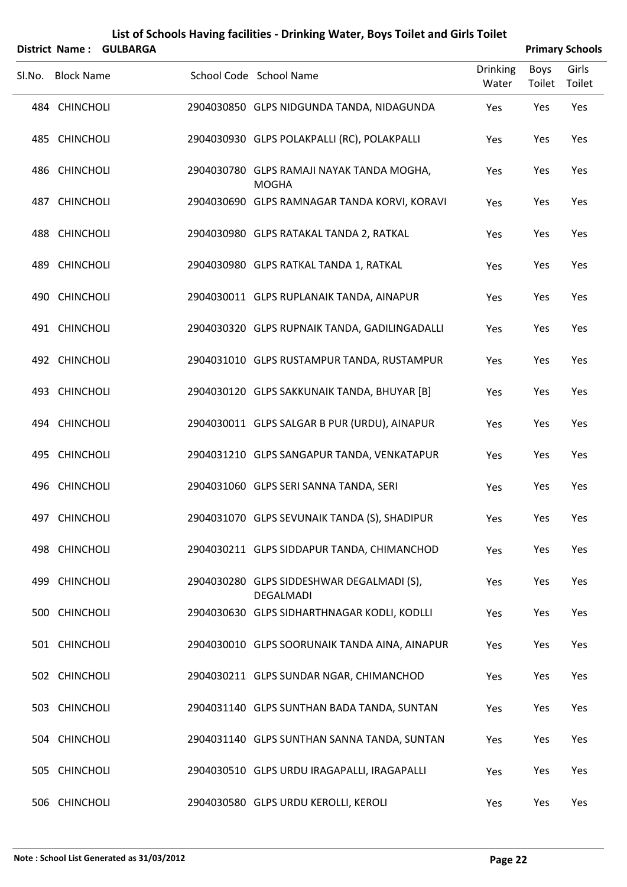# List of Schools Having facilities - Drinking Water, Boys Toilet and Girls Toilet

**District Name : GULBARGA** **Primary Schools**

| Sl.No. | Block Name | School Code | School Name | Drinking Water | Boys Toilet | Girls Toilet |
|---|---|---|---|---|---|---|
| 484 | CHINCHOLI | 2904030850 | GLPS NIDGUNDA TANDA, NIDAGUNDA | Yes | Yes | Yes |
| 485 | CHINCHOLI | 2904030930 | GLPS POLAKPALLI (RC), POLAKPALLI | Yes | Yes | Yes |
| 486 | CHINCHOLI | 2904030780 | GLPS RAMAJI NAYAK TANDA MOGHA, MOGHA | Yes | Yes | Yes |
| 487 | CHINCHOLI | 2904030690 | GLPS RAMNAGAR TANDA KORVI, KORAVI | Yes | Yes | Yes |
| 488 | CHINCHOLI | 2904030980 | GLPS RATAKAL TANDA 2, RATKAL | Yes | Yes | Yes |
| 489 | CHINCHOLI | 2904030980 | GLPS RATKAL TANDA 1, RATKAL | Yes | Yes | Yes |
| 490 | CHINCHOLI | 2904030011 | GLPS RUPLANAIK TANDA, AINAPUR | Yes | Yes | Yes |
| 491 | CHINCHOLI | 2904030320 | GLPS RUPNAIK TANDA, GADILINGADALLI | Yes | Yes | Yes |
| 492 | CHINCHOLI | 2904031010 | GLPS RUSTAMPUR TANDA, RUSTAMPUR | Yes | Yes | Yes |
| 493 | CHINCHOLI | 2904030120 | GLPS SAKKUNAIK TANDA, BHUYAR [B] | Yes | Yes | Yes |
| 494 | CHINCHOLI | 2904030011 | GLPS SALGAR B PUR (URDU), AINAPUR | Yes | Yes | Yes |
| 495 | CHINCHOLI | 2904031210 | GLPS SANGAPUR TANDA, VENKATAPUR | Yes | Yes | Yes |
| 496 | CHINCHOLI | 2904031060 | GLPS SERI SANNA TANDA, SERI | Yes | Yes | Yes |
| 497 | CHINCHOLI | 2904031070 | GLPS SEVUNAIK TANDA (S), SHADIPUR | Yes | Yes | Yes |
| 498 | CHINCHOLI | 2904030211 | GLPS SIDDAPUR TANDA, CHIMANCHOD | Yes | Yes | Yes |
| 499 | CHINCHOLI | 2904030280 | GLPS SIDDESHWAR DEGALMADI (S), DEGALMADI | Yes | Yes | Yes |
| 500 | CHINCHOLI | 2904030630 | GLPS SIDHARTHNAGAR KODLI, KODLLI | Yes | Yes | Yes |
| 501 | CHINCHOLI | 2904030010 | GLPS SOORUNAIK TANDA AINA, AINAPUR | Yes | Yes | Yes |
| 502 | CHINCHOLI | 2904030211 | GLPS SUNDAR NGAR, CHIMANCHOD | Yes | Yes | Yes |
| 503 | CHINCHOLI | 2904031140 | GLPS SUNTHAN BADA TANDA, SUNTAN | Yes | Yes | Yes |
| 504 | CHINCHOLI | 2904031140 | GLPS SUNTHAN SANNA TANDA, SUNTAN | Yes | Yes | Yes |
| 505 | CHINCHOLI | 2904030510 | GLPS URDU IRAGAPALLI, IRAGAPALLI | Yes | Yes | Yes |
| 506 | CHINCHOLI | 2904030580 | GLPS URDU KEROLLI, KEROLI | Yes | Yes | Yes |

**Note : School List Generated as 31/03/2012**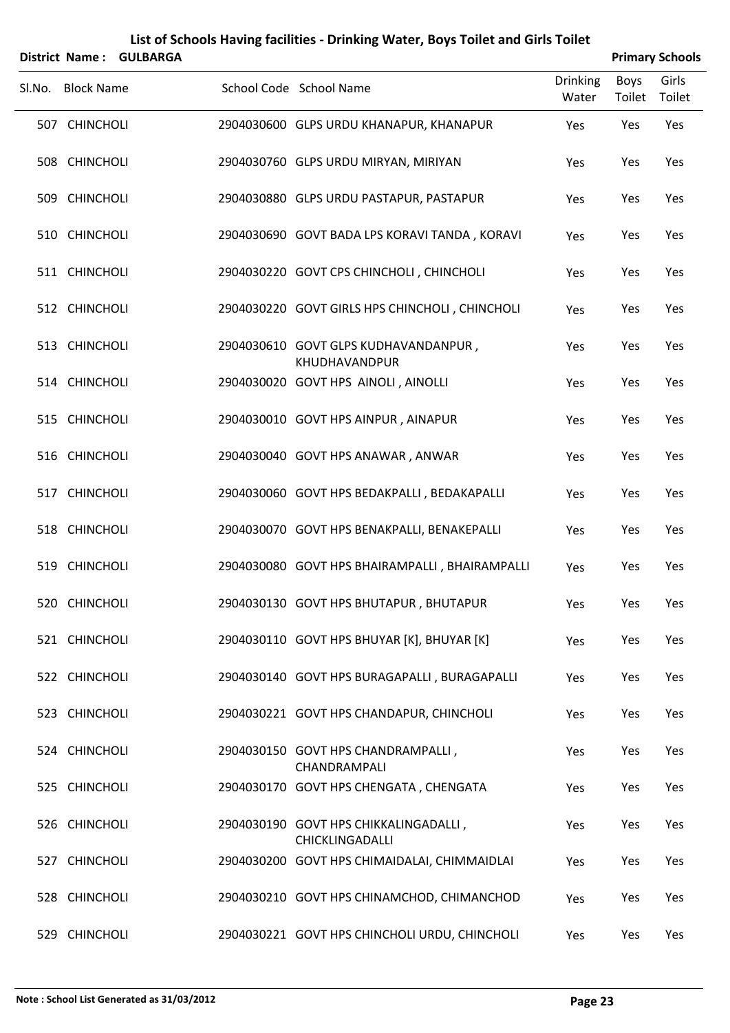# List of Schools Having facilities - Drinking Water, Boys Toilet and Girls Toilet

**District Name : GULBARGA** **Primary Schools**

| Sl.No. | Block Name | School Code | School Name | Drinking Water | Boys Toilet | Girls Toilet |
|---|---|---|---|---|---|---|
| 507 | CHINCHOLI | 2904030600 | GLPS URDU KHANAPUR, KHANAPUR | Yes | Yes | Yes |
| 508 | CHINCHOLI | 2904030760 | GLPS URDU MIRYAN, MIRIYAN | Yes | Yes | Yes |
| 509 | CHINCHOLI | 2904030880 | GLPS URDU PASTAPUR, PASTAPUR | Yes | Yes | Yes |
| 510 | CHINCHOLI | 2904030690 | GOVT BADA LPS KORAVI TANDA , KORAVI | Yes | Yes | Yes |
| 511 | CHINCHOLI | 2904030220 | GOVT CPS CHINCHOLI , CHINCHOLI | Yes | Yes | Yes |
| 512 | CHINCHOLI | 2904030220 | GOVT GIRLS HPS CHINCHOLI , CHINCHOLI | Yes | Yes | Yes |
| 513 | CHINCHOLI | 2904030610 | GOVT GLPS KUDHAVANDANPUR , KHUDHAVANDPUR | Yes | Yes | Yes |
| 514 | CHINCHOLI | 2904030020 | GOVT HPS AINOLI , AINOLLI | Yes | Yes | Yes |
| 515 | CHINCHOLI | 2904030010 | GOVT HPS AINPUR , AINAPUR | Yes | Yes | Yes |
| 516 | CHINCHOLI | 2904030040 | GOVT HPS ANAWAR , ANWAR | Yes | Yes | Yes |
| 517 | CHINCHOLI | 2904030060 | GOVT HPS BEDAKPALLI , BEDAKAPALLI | Yes | Yes | Yes |
| 518 | CHINCHOLI | 2904030070 | GOVT HPS BENAKPALLI, BENAKEPALLI | Yes | Yes | Yes |
| 519 | CHINCHOLI | 2904030080 | GOVT HPS BHAIRAMPALLI , BHAIRAMPALLI | Yes | Yes | Yes |
| 520 | CHINCHOLI | 2904030130 | GOVT HPS BHUTAPUR , BHUTAPUR | Yes | Yes | Yes |
| 521 | CHINCHOLI | 2904030110 | GOVT HPS BHUYAR [K], BHUYAR [K] | Yes | Yes | Yes |
| 522 | CHINCHOLI | 2904030140 | GOVT HPS BURAGAPALLI , BURAGAPALLI | Yes | Yes | Yes |
| 523 | CHINCHOLI | 2904030221 | GOVT HPS CHANDAPUR, CHINCHOLI | Yes | Yes | Yes |
| 524 | CHINCHOLI | 2904030150 | GOVT HPS CHANDRAMPALLI , CHANDRAMPALI | Yes | Yes | Yes |
| 525 | CHINCHOLI | 2904030170 | GOVT HPS CHENGATA , CHENGATA | Yes | Yes | Yes |
| 526 | CHINCHOLI | 2904030190 | GOVT HPS CHIKKALINGADALLI , CHICKLINGADALLI | Yes | Yes | Yes |
| 527 | CHINCHOLI | 2904030200 | GOVT HPS CHIMAIDALAI, CHIMMAIDLAI | Yes | Yes | Yes |
| 528 | CHINCHOLI | 2904030210 | GOVT HPS CHINAMCHOD, CHIMANCHOD | Yes | Yes | Yes |
| 529 | CHINCHOLI | 2904030221 | GOVT HPS CHINCHOLI URDU, CHINCHOLI | Yes | Yes | Yes |

**Note : School List Generated as 31/03/2012**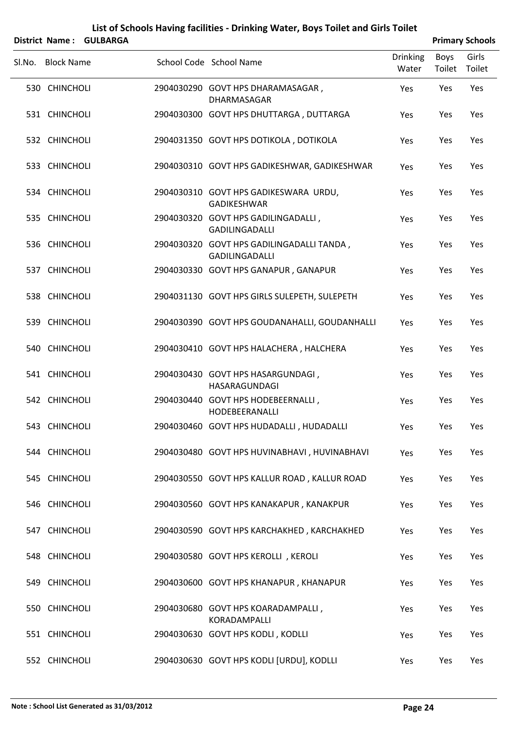# List of Schools Having facilities - Drinking Water, Boys Toilet and Girls Toilet

**District Name : GULBARGA** **Primary Schools**

| Sl.No. | Block Name | School Code | School Name | Drinking Water | Boys Toilet | Girls Toilet |
|---|---|---|---|---|---|---|
| 530 | CHINCHOLI | 2904030290 | GOVT HPS DHARAMASAGAR , DHARMASAGAR | Yes | Yes | Yes |
| 531 | CHINCHOLI | 2904030300 | GOVT HPS DHUTTARGA , DUTTARGA | Yes | Yes | Yes |
| 532 | CHINCHOLI | 2904031350 | GOVT HPS DOTIKOLA , DOTIKOLA | Yes | Yes | Yes |
| 533 | CHINCHOLI | 2904030310 | GOVT HPS GADIKESHWAR, GADIKESHWAR | Yes | Yes | Yes |
| 534 | CHINCHOLI | 2904030310 | GOVT HPS GADIKESWARA URDU, GADIKESHWAR | Yes | Yes | Yes |
| 535 | CHINCHOLI | 2904030320 | GOVT HPS GADILINGADALLI , GADILINGADALLI | Yes | Yes | Yes |
| 536 | CHINCHOLI | 2904030320 | GOVT HPS GADILINGADALLI TANDA , GADILINGADALLI | Yes | Yes | Yes |
| 537 | CHINCHOLI | 2904030330 | GOVT HPS GANAPUR , GANAPUR | Yes | Yes | Yes |
| 538 | CHINCHOLI | 2904031130 | GOVT HPS GIRLS SULEPETH, SULEPETH | Yes | Yes | Yes |
| 539 | CHINCHOLI | 2904030390 | GOVT HPS GOUDANAHALLI, GOUDANHALLI | Yes | Yes | Yes |
| 540 | CHINCHOLI | 2904030410 | GOVT HPS HALACHERA , HALCHERA | Yes | Yes | Yes |
| 541 | CHINCHOLI | 2904030430 | GOVT HPS HASARGUNDAGI , HASARAGUNDAGI | Yes | Yes | Yes |
| 542 | CHINCHOLI | 2904030440 | GOVT HPS HODEBEERNALLI , HODEBEERANALLI | Yes | Yes | Yes |
| 543 | CHINCHOLI | 2904030460 | GOVT HPS HUDADALLI , HUDADALLI | Yes | Yes | Yes |
| 544 | CHINCHOLI | 2904030480 | GOVT HPS HUVINABHAVI , HUVINABHAVI | Yes | Yes | Yes |
| 545 | CHINCHOLI | 2904030550 | GOVT HPS KALLUR ROAD , KALLUR ROAD | Yes | Yes | Yes |
| 546 | CHINCHOLI | 2904030560 | GOVT HPS KANAKAPUR , KANAKPUR | Yes | Yes | Yes |
| 547 | CHINCHOLI | 2904030590 | GOVT HPS KARCHAKHED , KARCHAKHED | Yes | Yes | Yes |
| 548 | CHINCHOLI | 2904030580 | GOVT HPS KEROLLI , KEROLI | Yes | Yes | Yes |
| 549 | CHINCHOLI | 2904030600 | GOVT HPS KHANAPUR , KHANAPUR | Yes | Yes | Yes |
| 550 | CHINCHOLI | 2904030680 | GOVT HPS KOARADAMPALLI , KORADAMPALLI | Yes | Yes | Yes |
| 551 | CHINCHOLI | 2904030630 | GOVT HPS KODLI , KODLLI | Yes | Yes | Yes |
| 552 | CHINCHOLI | 2904030630 | GOVT HPS KODLI [URDU], KODLLI | Yes | Yes | Yes |

**Note : School List Generated as 31/03/2012**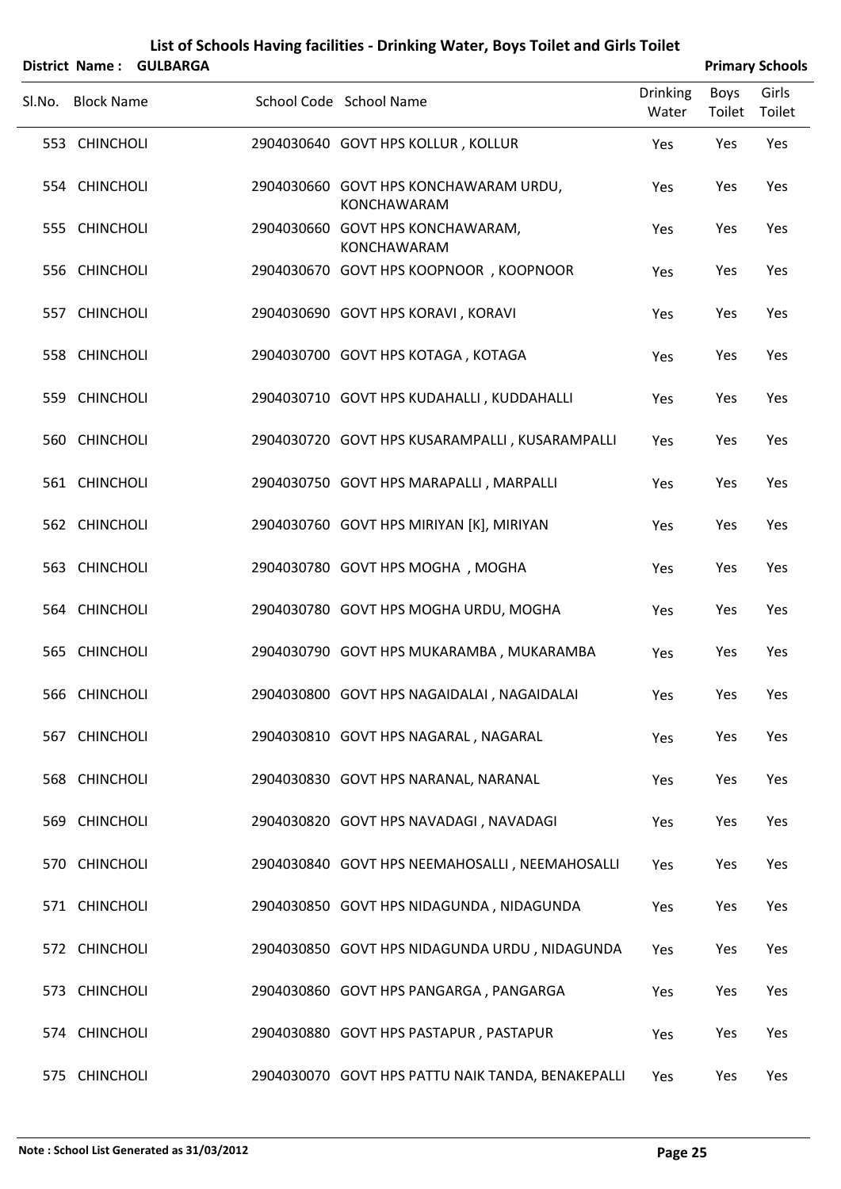# List of Schools Having facilities - Drinking Water, Boys Toilet and Girls Toilet

**District Name : GULBARGA** **Primary Schools**

| Sl.No. | Block Name | School Code | School Name | Drinking Water | Boys Toilet | Girls Toilet |
|---|---|---|---|---|---|---|
| 553 | CHINCHOLI | 2904030640 | GOVT HPS KOLLUR , KOLLUR | Yes | Yes | Yes |
| 554 | CHINCHOLI | 2904030660 | GOVT HPS KONCHAWARAM URDU, KONCHAWARAM | Yes | Yes | Yes |
| 555 | CHINCHOLI | 2904030660 | GOVT HPS KONCHAWARAM, KONCHAWARAM | Yes | Yes | Yes |
| 556 | CHINCHOLI | 2904030670 | GOVT HPS KOOPNOOR , KOOPNOOR | Yes | Yes | Yes |
| 557 | CHINCHOLI | 2904030690 | GOVT HPS KORAVI , KORAVI | Yes | Yes | Yes |
| 558 | CHINCHOLI | 2904030700 | GOVT HPS KOTAGA , KOTAGA | Yes | Yes | Yes |
| 559 | CHINCHOLI | 2904030710 | GOVT HPS KUDAHALLI , KUDDAHALLI | Yes | Yes | Yes |
| 560 | CHINCHOLI | 2904030720 | GOVT HPS KUSARAMPALLI , KUSARAMPALLI | Yes | Yes | Yes |
| 561 | CHINCHOLI | 2904030750 | GOVT HPS MARAPALLI , MARPALLI | Yes | Yes | Yes |
| 562 | CHINCHOLI | 2904030760 | GOVT HPS MIRIYAN [K], MIRIYAN | Yes | Yes | Yes |
| 563 | CHINCHOLI | 2904030780 | GOVT HPS MOGHA , MOGHA | Yes | Yes | Yes |
| 564 | CHINCHOLI | 2904030780 | GOVT HPS MOGHA URDU, MOGHA | Yes | Yes | Yes |
| 565 | CHINCHOLI | 2904030790 | GOVT HPS MUKARAMBA , MUKARAMBA | Yes | Yes | Yes |
| 566 | CHINCHOLI | 2904030800 | GOVT HPS NAGAIDALAI , NAGAIDALAI | Yes | Yes | Yes |
| 567 | CHINCHOLI | 2904030810 | GOVT HPS NAGARAL , NAGARAL | Yes | Yes | Yes |
| 568 | CHINCHOLI | 2904030830 | GOVT HPS NARANAL, NARANAL | Yes | Yes | Yes |
| 569 | CHINCHOLI | 2904030820 | GOVT HPS NAVADAGI , NAVADAGI | Yes | Yes | Yes |
| 570 | CHINCHOLI | 2904030840 | GOVT HPS NEEMAHOSALLI , NEEMAHOSALLI | Yes | Yes | Yes |
| 571 | CHINCHOLI | 2904030850 | GOVT HPS NIDAGUNDA , NIDAGUNDA | Yes | Yes | Yes |
| 572 | CHINCHOLI | 2904030850 | GOVT HPS NIDAGUNDA URDU , NIDAGUNDA | Yes | Yes | Yes |
| 573 | CHINCHOLI | 2904030860 | GOVT HPS PANGARGA , PANGARGA | Yes | Yes | Yes |
| 574 | CHINCHOLI | 2904030880 | GOVT HPS PASTAPUR , PASTAPUR | Yes | Yes | Yes |
| 575 | CHINCHOLI | 2904030070 | GOVT HPS PATTU NAIK TANDA, BENAKEPALLI | Yes | Yes | Yes |

**Note : School List Generated as 31/03/2012**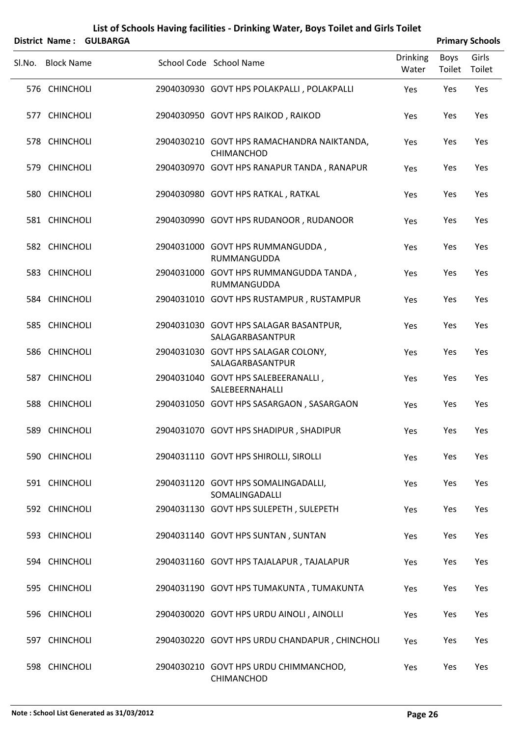# List of Schools Having facilities - Drinking Water, Boys Toilet and Girls Toilet

**District Name : GULBARGA** **Primary Schools**

| Sl.No. | Block Name | School Code | School Name | Drinking Water | Boys Toilet | Girls Toilet |
|---|---|---|---|---|---|---|
| 576 | CHINCHOLI | 2904030930 | GOVT HPS POLAKPALLI , POLAKPALLI | Yes | Yes | Yes |
| 577 | CHINCHOLI | 2904030950 | GOVT HPS RAIKOD , RAIKOD | Yes | Yes | Yes |
| 578 | CHINCHOLI | 2904030210 | GOVT HPS RAMACHANDRA NAIKTANDA, CHIMANCHOD | Yes | Yes | Yes |
| 579 | CHINCHOLI | 2904030970 | GOVT HPS RANAPUR TANDA , RANAPUR | Yes | Yes | Yes |
| 580 | CHINCHOLI | 2904030980 | GOVT HPS RATKAL , RATKAL | Yes | Yes | Yes |
| 581 | CHINCHOLI | 2904030990 | GOVT HPS RUDANOOR , RUDANOOR | Yes | Yes | Yes |
| 582 | CHINCHOLI | 2904031000 | GOVT HPS RUMMANGUDDA , RUMMANGUDDA | Yes | Yes | Yes |
| 583 | CHINCHOLI | 2904031000 | GOVT HPS RUMMANGUDDA TANDA , RUMMANGUDDA | Yes | Yes | Yes |
| 584 | CHINCHOLI | 2904031010 | GOVT HPS RUSTAMPUR , RUSTAMPUR | Yes | Yes | Yes |
| 585 | CHINCHOLI | 2904031030 | GOVT HPS SALAGAR BASANTPUR, SALAGARBASANTPUR | Yes | Yes | Yes |
| 586 | CHINCHOLI | 2904031030 | GOVT HPS SALAGAR COLONY, SALAGARBASANTPUR | Yes | Yes | Yes |
| 587 | CHINCHOLI | 2904031040 | GOVT HPS SALEBEERANALLI , SALEBEERNAHALLI | Yes | Yes | Yes |
| 588 | CHINCHOLI | 2904031050 | GOVT HPS SASARGAON , SASARGAON | Yes | Yes | Yes |
| 589 | CHINCHOLI | 2904031070 | GOVT HPS SHADIPUR , SHADIPUR | Yes | Yes | Yes |
| 590 | CHINCHOLI | 2904031110 | GOVT HPS SHIROLLI, SIROLLI | Yes | Yes | Yes |
| 591 | CHINCHOLI | 2904031120 | GOVT HPS SOMALINGADALLI, SOMALINGADALLI | Yes | Yes | Yes |
| 592 | CHINCHOLI | 2904031130 | GOVT HPS SULEPETH , SULEPETH | Yes | Yes | Yes |
| 593 | CHINCHOLI | 2904031140 | GOVT HPS SUNTAN , SUNTAN | Yes | Yes | Yes |
| 594 | CHINCHOLI | 2904031160 | GOVT HPS TAJALAPUR , TAJALAPUR | Yes | Yes | Yes |
| 595 | CHINCHOLI | 2904031190 | GOVT HPS TUMAKUNTA , TUMAKUNTA | Yes | Yes | Yes |
| 596 | CHINCHOLI | 2904030020 | GOVT HPS URDU AINOLI , AINOLLI | Yes | Yes | Yes |
| 597 | CHINCHOLI | 2904030220 | GOVT HPS URDU CHANDAPUR , CHINCHOLI | Yes | Yes | Yes |
| 598 | CHINCHOLI | 2904030210 | GOVT HPS URDU CHIMMANCHOD, CHIMANCHOD | Yes | Yes | Yes |

**Note : School List Generated as 31/03/2012**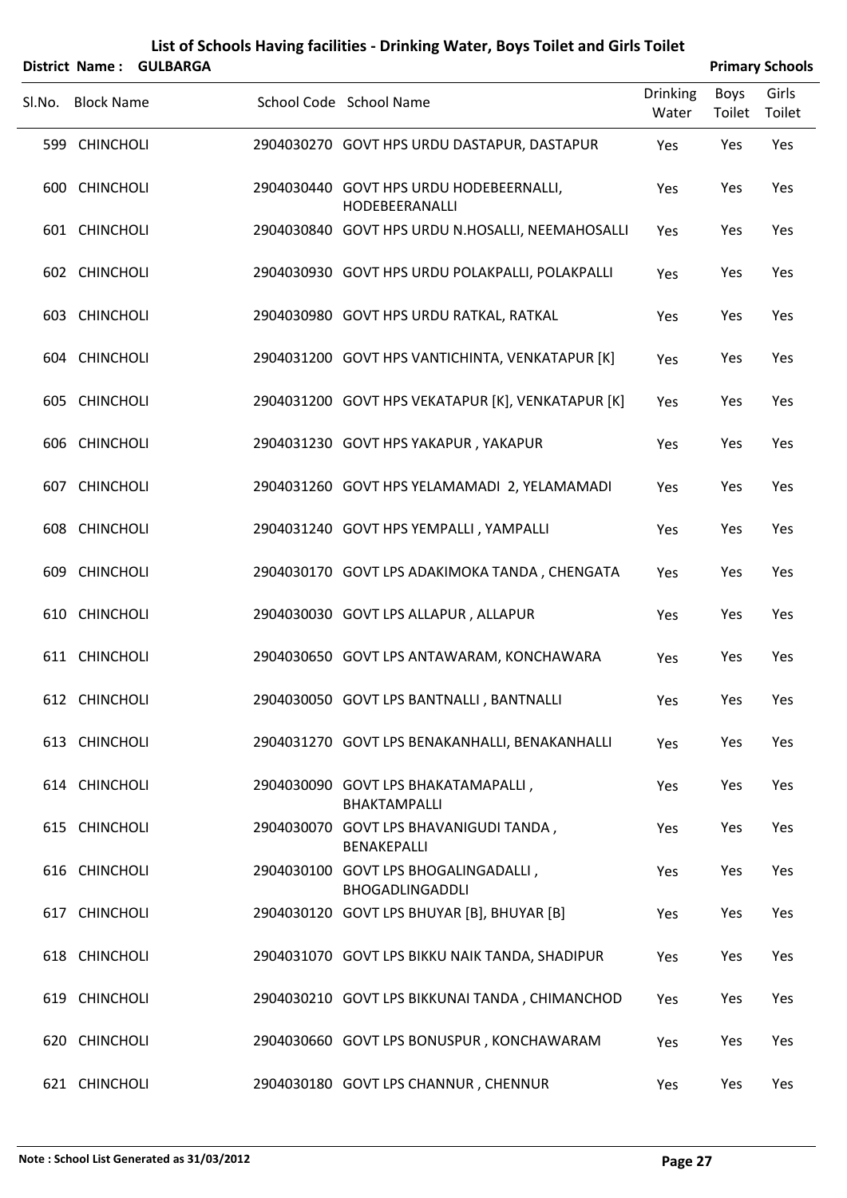# List of Schools Having facilities - Drinking Water, Boys Toilet and Girls Toilet

**District Name : GULBARGA** **Primary Schools**

| Sl.No. | Block Name | School Code | School Name | Drinking Water | Boys Toilet | Girls Toilet |
|---|---|---|---|---|---|---|
| 599 | CHINCHOLI | 2904030270 | GOVT HPS URDU DASTAPUR, DASTAPUR | Yes | Yes | Yes |
| 600 | CHINCHOLI | 2904030440 | GOVT HPS URDU HODEBEERNALLI, HODEBEERANALLI | Yes | Yes | Yes |
| 601 | CHINCHOLI | 2904030840 | GOVT HPS URDU N.HOSALLI, NEEMAHOSALLI | Yes | Yes | Yes |
| 602 | CHINCHOLI | 2904030930 | GOVT HPS URDU POLAKPALLI, POLAKPALLI | Yes | Yes | Yes |
| 603 | CHINCHOLI | 2904030980 | GOVT HPS URDU RATKAL, RATKAL | Yes | Yes | Yes |
| 604 | CHINCHOLI | 2904031200 | GOVT HPS VANTICHINTA, VENKATAPUR [K] | Yes | Yes | Yes |
| 605 | CHINCHOLI | 2904031200 | GOVT HPS VEKATAPUR [K], VENKATAPUR [K] | Yes | Yes | Yes |
| 606 | CHINCHOLI | 2904031230 | GOVT HPS YAKAPUR , YAKAPUR | Yes | Yes | Yes |
| 607 | CHINCHOLI | 2904031260 | GOVT HPS YELAMAMADI 2, YELAMAMADI | Yes | Yes | Yes |
| 608 | CHINCHOLI | 2904031240 | GOVT HPS YEMPALLI , YAMPALLI | Yes | Yes | Yes |
| 609 | CHINCHOLI | 2904030170 | GOVT LPS ADAKIMOKA TANDA , CHENGATA | Yes | Yes | Yes |
| 610 | CHINCHOLI | 2904030030 | GOVT LPS ALLAPUR , ALLAPUR | Yes | Yes | Yes |
| 611 | CHINCHOLI | 2904030650 | GOVT LPS ANTAWARAM, KONCHAWARA | Yes | Yes | Yes |
| 612 | CHINCHOLI | 2904030050 | GOVT LPS BANTNALLI , BANTNALLI | Yes | Yes | Yes |
| 613 | CHINCHOLI | 2904031270 | GOVT LPS BENAKANHALLI, BENAKANHALLI | Yes | Yes | Yes |
| 614 | CHINCHOLI | 2904030090 | GOVT LPS BHAKATAMAPALLI , BHAKTAMPALLI | Yes | Yes | Yes |
| 615 | CHINCHOLI | 2904030070 | GOVT LPS BHAVANIGUDI TANDA , BENAKEPALLI | Yes | Yes | Yes |
| 616 | CHINCHOLI | 2904030100 | GOVT LPS BHOGALINGADALLI , BHOGADLINGADDLI | Yes | Yes | Yes |
| 617 | CHINCHOLI | 2904030120 | GOVT LPS BHUYAR [B], BHUYAR [B] | Yes | Yes | Yes |
| 618 | CHINCHOLI | 2904031070 | GOVT LPS BIKKU NAIK TANDA, SHADIPUR | Yes | Yes | Yes |
| 619 | CHINCHOLI | 2904030210 | GOVT LPS BIKKUNAI TANDA , CHIMANCHOD | Yes | Yes | Yes |
| 620 | CHINCHOLI | 2904030660 | GOVT LPS BONUSPUR , KONCHAWARAM | Yes | Yes | Yes |
| 621 | CHINCHOLI | 2904030180 | GOVT LPS CHANNUR , CHENNUR | Yes | Yes | Yes |

**Note : School List Generated as 31/03/2012**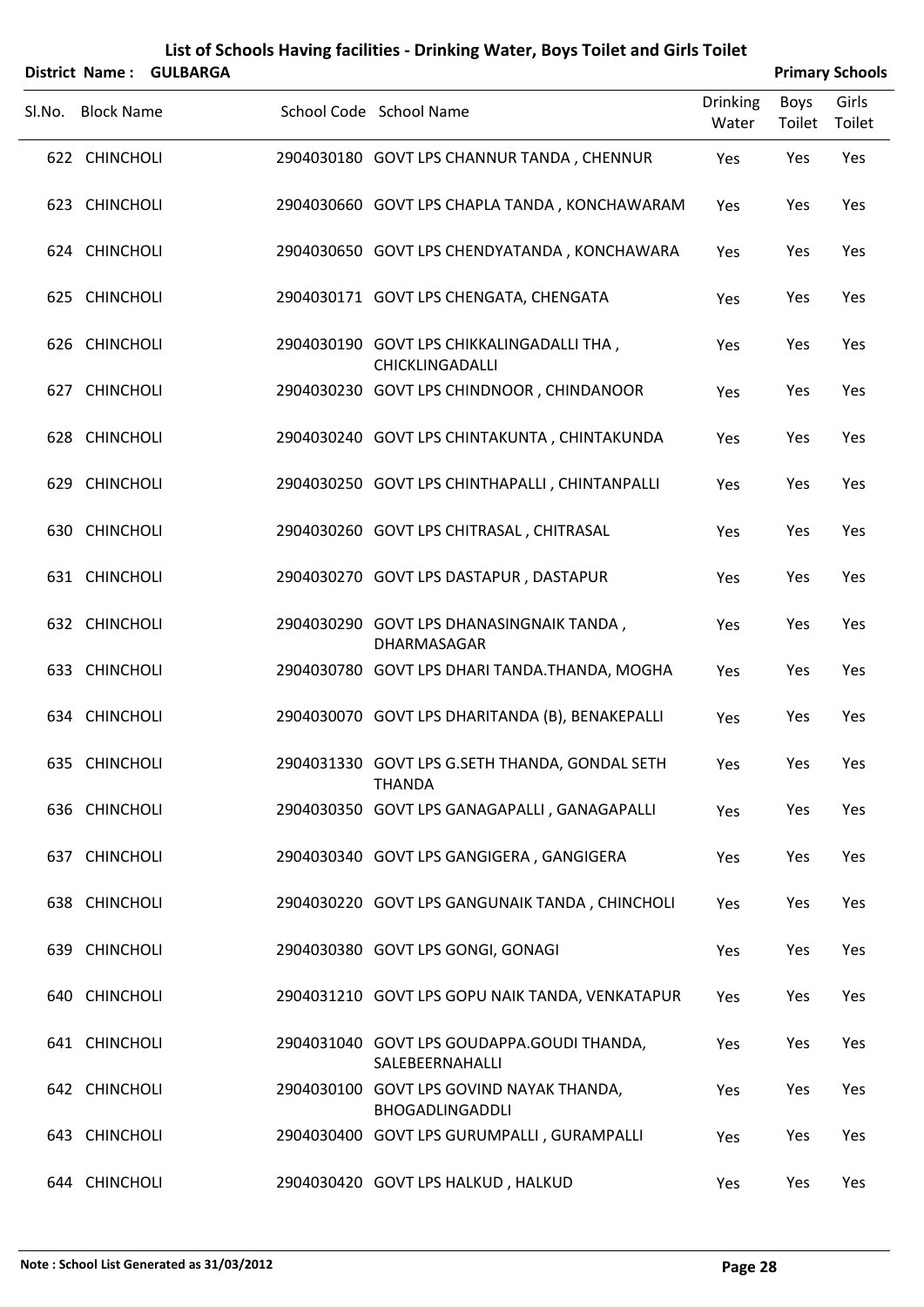# List of Schools Having facilities - Drinking Water, Boys Toilet and Girls Toilet

**District Name : GULBARGA** **Primary Schools**

| Sl.No. | Block Name | School Code | School Name | Drinking Water | Boys Toilet | Girls Toilet |
|---|---|---|---|---|---|---|
| 622 | CHINCHOLI | 2904030180 | GOVT LPS CHANNUR TANDA , CHENNUR | Yes | Yes | Yes |
| 623 | CHINCHOLI | 2904030660 | GOVT LPS CHAPLA TANDA , KONCHAWARAM | Yes | Yes | Yes |
| 624 | CHINCHOLI | 2904030650 | GOVT LPS CHENDYATANDA , KONCHAWARA | Yes | Yes | Yes |
| 625 | CHINCHOLI | 2904030171 | GOVT LPS CHENGATA, CHENGATA | Yes | Yes | Yes |
| 626 | CHINCHOLI | 2904030190 | GOVT LPS CHIKKALINGADALLI THA , CHICKLINGADALLI | Yes | Yes | Yes |
| 627 | CHINCHOLI | 2904030230 | GOVT LPS CHINDNOOR , CHINDANOOR | Yes | Yes | Yes |
| 628 | CHINCHOLI | 2904030240 | GOVT LPS CHINTAKUNTA , CHINTAKUNDA | Yes | Yes | Yes |
| 629 | CHINCHOLI | 2904030250 | GOVT LPS CHINTHAPALLI , CHINTANPALLI | Yes | Yes | Yes |
| 630 | CHINCHOLI | 2904030260 | GOVT LPS CHITRASAL , CHITRASAL | Yes | Yes | Yes |
| 631 | CHINCHOLI | 2904030270 | GOVT LPS DASTAPUR , DASTAPUR | Yes | Yes | Yes |
| 632 | CHINCHOLI | 2904030290 | GOVT LPS DHANASINGNAIK TANDA , DHARMASAGAR | Yes | Yes | Yes |
| 633 | CHINCHOLI | 2904030780 | GOVT LPS DHARI TANDA.THANDA, MOGHA | Yes | Yes | Yes |
| 634 | CHINCHOLI | 2904030070 | GOVT LPS DHARITANDA (B), BENAKEPALLI | Yes | Yes | Yes |
| 635 | CHINCHOLI | 2904031330 | GOVT LPS G.SETH THANDA, GONDAL SETH THANDA | Yes | Yes | Yes |
| 636 | CHINCHOLI | 2904030350 | GOVT LPS GANAGAPALLI , GANAGAPALLI | Yes | Yes | Yes |
| 637 | CHINCHOLI | 2904030340 | GOVT LPS GANGIGERA , GANGIGERA | Yes | Yes | Yes |
| 638 | CHINCHOLI | 2904030220 | GOVT LPS GANGUNAIK TANDA , CHINCHOLI | Yes | Yes | Yes |
| 639 | CHINCHOLI | 2904030380 | GOVT LPS GONGI, GONAGI | Yes | Yes | Yes |
| 640 | CHINCHOLI | 2904031210 | GOVT LPS GOPU NAIK TANDA, VENKATAPUR | Yes | Yes | Yes |
| 641 | CHINCHOLI | 2904031040 | GOVT LPS GOUDAPPA.GOUDI THANDA, SALEBEERNAHALLI | Yes | Yes | Yes |
| 642 | CHINCHOLI | 2904030100 | GOVT LPS GOVIND NAYAK THANDA, BHOGADLINGADDLI | Yes | Yes | Yes |
| 643 | CHINCHOLI | 2904030400 | GOVT LPS GURUMPALLI , GURAMPALLI | Yes | Yes | Yes |
| 644 | CHINCHOLI | 2904030420 | GOVT LPS HALKUD , HALKUD | Yes | Yes | Yes |

**Note : School List Generated as 31/03/2012**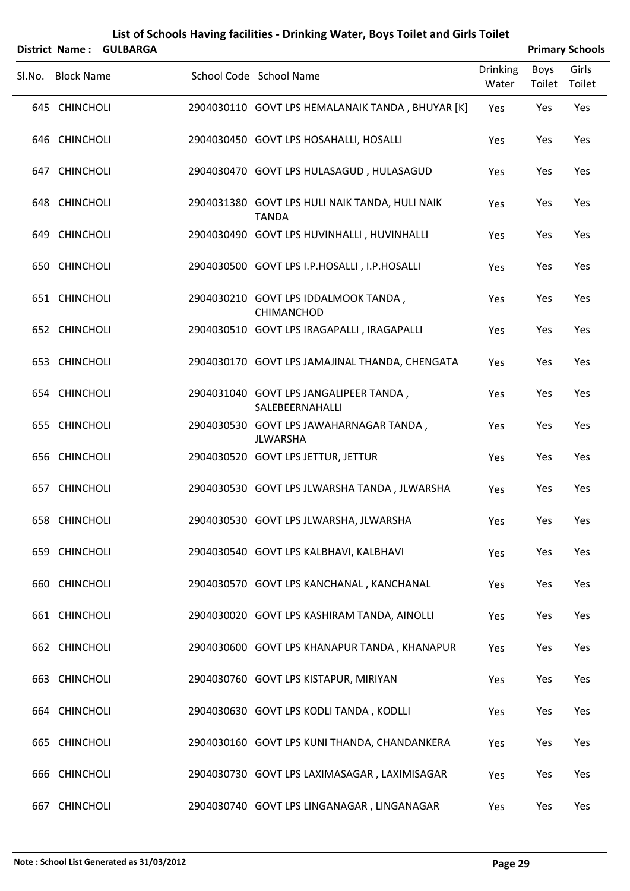# List of Schools Having facilities - Drinking Water, Boys Toilet and Girls Toilet

**District Name : GULBARGA** **Primary Schools**

| Sl.No. | Block Name | School Code | School Name | Drinking Water | Boys Toilet | Girls Toilet |
|---|---|---|---|---|---|---|
| 645 | CHINCHOLI | 2904030110 | GOVT LPS HEMALANAIK TANDA , BHUYAR [K] | Yes | Yes | Yes |
| 646 | CHINCHOLI | 2904030450 | GOVT LPS HOSAHALLI, HOSALLI | Yes | Yes | Yes |
| 647 | CHINCHOLI | 2904030470 | GOVT LPS HULASAGUD , HULASAGUD | Yes | Yes | Yes |
| 648 | CHINCHOLI | 2904031380 | GOVT LPS HULI NAIK TANDA, HULI NAIK TANDA | Yes | Yes | Yes |
| 649 | CHINCHOLI | 2904030490 | GOVT LPS HUVINHALLI , HUVINHALLI | Yes | Yes | Yes |
| 650 | CHINCHOLI | 2904030500 | GOVT LPS I.P.HOSALLI , I.P.HOSALLI | Yes | Yes | Yes |
| 651 | CHINCHOLI | 2904030210 | GOVT LPS IDDALMOOK TANDA , CHIMANCHOD | Yes | Yes | Yes |
| 652 | CHINCHOLI | 2904030510 | GOVT LPS IRAGAPALLI , IRAGAPALLI | Yes | Yes | Yes |
| 653 | CHINCHOLI | 2904030170 | GOVT LPS JAMAJINAL THANDA, CHENGATA | Yes | Yes | Yes |
| 654 | CHINCHOLI | 2904031040 | GOVT LPS JANGALIPEER TANDA , SALEBEERNAHALLI | Yes | Yes | Yes |
| 655 | CHINCHOLI | 2904030530 | GOVT LPS JAWAHARNAGAR TANDA , JLWARSHA | Yes | Yes | Yes |
| 656 | CHINCHOLI | 2904030520 | GOVT LPS JETTUR, JETTUR | Yes | Yes | Yes |
| 657 | CHINCHOLI | 2904030530 | GOVT LPS JLWARSHA TANDA , JLWARSHA | Yes | Yes | Yes |
| 658 | CHINCHOLI | 2904030530 | GOVT LPS JLWARSHA, JLWARSHA | Yes | Yes | Yes |
| 659 | CHINCHOLI | 2904030540 | GOVT LPS KALBHAVI, KALBHAVI | Yes | Yes | Yes |
| 660 | CHINCHOLI | 2904030570 | GOVT LPS KANCHANAL , KANCHANAL | Yes | Yes | Yes |
| 661 | CHINCHOLI | 2904030020 | GOVT LPS KASHIRAM TANDA, AINOLLI | Yes | Yes | Yes |
| 662 | CHINCHOLI | 2904030600 | GOVT LPS KHANAPUR TANDA , KHANAPUR | Yes | Yes | Yes |
| 663 | CHINCHOLI | 2904030760 | GOVT LPS KISTAPUR, MIRIYAN | Yes | Yes | Yes |
| 664 | CHINCHOLI | 2904030630 | GOVT LPS KODLI TANDA , KODLLI | Yes | Yes | Yes |
| 665 | CHINCHOLI | 2904030160 | GOVT LPS KUNI THANDA, CHANDANKERA | Yes | Yes | Yes |
| 666 | CHINCHOLI | 2904030730 | GOVT LPS LAXIMASAGAR , LAXIMISAGAR | Yes | Yes | Yes |
| 667 | CHINCHOLI | 2904030740 | GOVT LPS LINGANAGAR , LINGANAGAR | Yes | Yes | Yes |

**Note : School List Generated as 31/03/2012**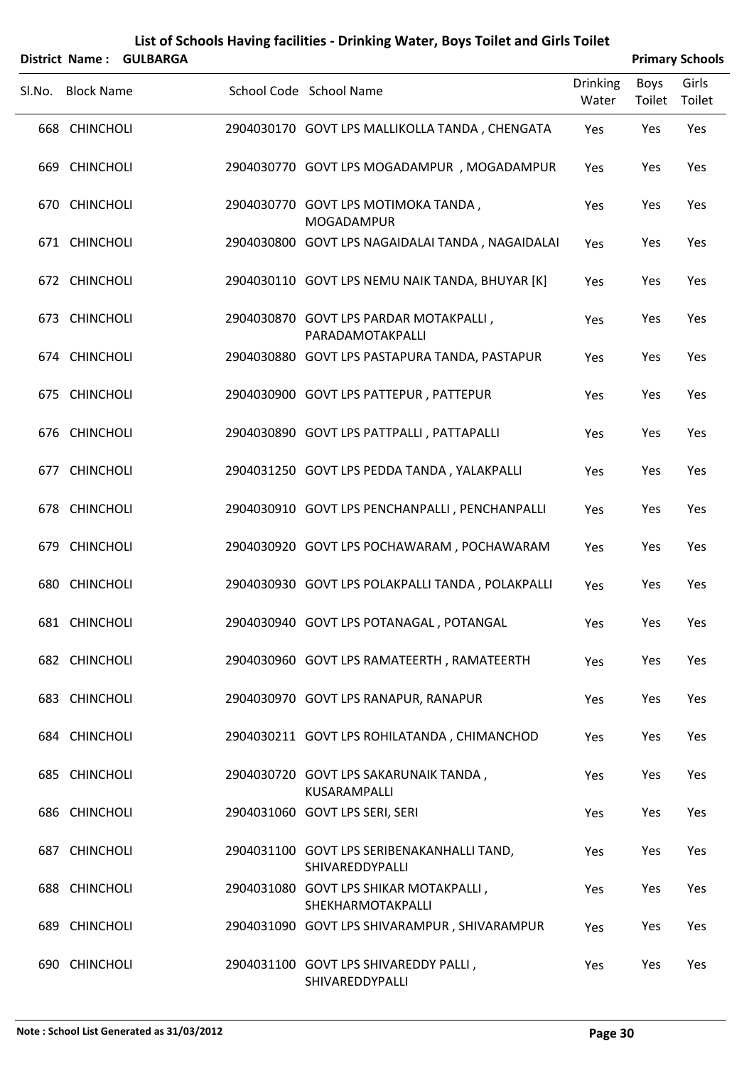# List of Schools Having facilities - Drinking Water, Boys Toilet and Girls Toilet

**District Name : GULBARGA** **Primary Schools**

| Sl.No. | Block Name | School Code | School Name | Drinking Water | Boys Toilet | Girls Toilet |
|---|---|---|---|---|---|---|
| 668 | CHINCHOLI | 2904030170 | GOVT LPS MALLIKOLLA TANDA , CHENGATA | Yes | Yes | Yes |
| 669 | CHINCHOLI | 2904030770 | GOVT LPS MOGADAMPUR , MOGADAMPUR | Yes | Yes | Yes |
| 670 | CHINCHOLI | 2904030770 | GOVT LPS MOTIMOKA TANDA , MOGADAMPUR | Yes | Yes | Yes |
| 671 | CHINCHOLI | 2904030800 | GOVT LPS NAGAIDALAI TANDA , NAGAIDALAI | Yes | Yes | Yes |
| 672 | CHINCHOLI | 2904030110 | GOVT LPS NEMU NAIK TANDA, BHUYAR [K] | Yes | Yes | Yes |
| 673 | CHINCHOLI | 2904030870 | GOVT LPS PARDAR MOTAKPALLI , PARADAMOTAKPALLI | Yes | Yes | Yes |
| 674 | CHINCHOLI | 2904030880 | GOVT LPS PASTAPURA TANDA, PASTAPUR | Yes | Yes | Yes |
| 675 | CHINCHOLI | 2904030900 | GOVT LPS PATTEPUR , PATTEPUR | Yes | Yes | Yes |
| 676 | CHINCHOLI | 2904030890 | GOVT LPS PATTPALLI , PATTAPALLI | Yes | Yes | Yes |
| 677 | CHINCHOLI | 2904031250 | GOVT LPS PEDDA TANDA , YALAKPALLI | Yes | Yes | Yes |
| 678 | CHINCHOLI | 2904030910 | GOVT LPS PENCHANPALLI , PENCHANPALLI | Yes | Yes | Yes |
| 679 | CHINCHOLI | 2904030920 | GOVT LPS POCHAWARAM , POCHAWARAM | Yes | Yes | Yes |
| 680 | CHINCHOLI | 2904030930 | GOVT LPS POLAKPALLI TANDA , POLAKPALLI | Yes | Yes | Yes |
| 681 | CHINCHOLI | 2904030940 | GOVT LPS POTANAGAL , POTANGAL | Yes | Yes | Yes |
| 682 | CHINCHOLI | 2904030960 | GOVT LPS RAMATEERTH , RAMATEERTH | Yes | Yes | Yes |
| 683 | CHINCHOLI | 2904030970 | GOVT LPS RANAPUR, RANAPUR | Yes | Yes | Yes |
| 684 | CHINCHOLI | 2904030211 | GOVT LPS ROHILATANDA , CHIMANCHOD | Yes | Yes | Yes |
| 685 | CHINCHOLI | 2904030720 | GOVT LPS SAKARUNAIK TANDA , KUSARAMPALLI | Yes | Yes | Yes |
| 686 | CHINCHOLI | 2904031060 | GOVT LPS SERI, SERI | Yes | Yes | Yes |
| 687 | CHINCHOLI | 2904031100 | GOVT LPS SERIBENAKANHALLI TAND, SHIVAREDDYPALLI | Yes | Yes | Yes |
| 688 | CHINCHOLI | 2904031080 | GOVT LPS SHIKAR MOTAKPALLI , SHEKHARMOTAKPALLI | Yes | Yes | Yes |
| 689 | CHINCHOLI | 2904031090 | GOVT LPS SHIVARAMPUR , SHIVARAMPUR | Yes | Yes | Yes |
| 690 | CHINCHOLI | 2904031100 | GOVT LPS SHIVAREDDY PALLI , SHIVAREDDYPALLI | Yes | Yes | Yes |

**Note : School List Generated as 31/03/2012**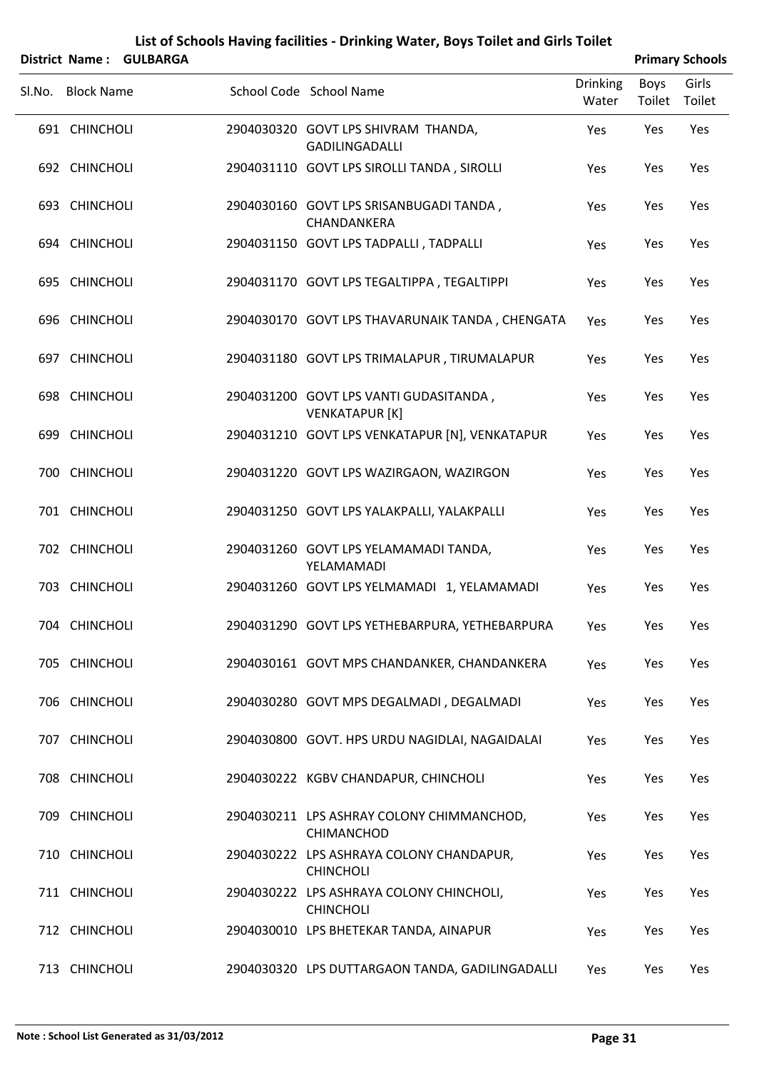# List of Schools Having facilities - Drinking Water, Boys Toilet and Girls Toilet

**District Name : GULBARGA** **Primary Schools**

| Sl.No. | Block Name | School Code | School Name | Drinking Water | Boys Toilet | Girls Toilet |
|---|---|---|---|---|---|---|
| 691 | CHINCHOLI | 2904030320 | GOVT LPS SHIVRAM THANDA, GADILINGADALLI | Yes | Yes | Yes |
| 692 | CHINCHOLI | 2904031110 | GOVT LPS SIROLLI TANDA , SIROLLI | Yes | Yes | Yes |
| 693 | CHINCHOLI | 2904030160 | GOVT LPS SRISANBUGADI TANDA , CHANDANKERA | Yes | Yes | Yes |
| 694 | CHINCHOLI | 2904031150 | GOVT LPS TADPALLI , TADPALLI | Yes | Yes | Yes |
| 695 | CHINCHOLI | 2904031170 | GOVT LPS TEGALTIPPA , TEGALTIPPI | Yes | Yes | Yes |
| 696 | CHINCHOLI | 2904030170 | GOVT LPS THAVARUNAIK TANDA , CHENGATA | Yes | Yes | Yes |
| 697 | CHINCHOLI | 2904031180 | GOVT LPS TRIMALAPUR , TIRUMALAPUR | Yes | Yes | Yes |
| 698 | CHINCHOLI | 2904031200 | GOVT LPS VANTI GUDASITANDA , VENKATAPUR [K] | Yes | Yes | Yes |
| 699 | CHINCHOLI | 2904031210 | GOVT LPS VENKATAPUR [N], VENKATAPUR | Yes | Yes | Yes |
| 700 | CHINCHOLI | 2904031220 | GOVT LPS WAZIRGAON, WAZIRGON | Yes | Yes | Yes |
| 701 | CHINCHOLI | 2904031250 | GOVT LPS YALAKPALLI, YALAKPALLI | Yes | Yes | Yes |
| 702 | CHINCHOLI | 2904031260 | GOVT LPS YELAMAMADI TANDA, YELAMAMADI | Yes | Yes | Yes |
| 703 | CHINCHOLI | 2904031260 | GOVT LPS YELMAMADI 1, YELAMAMADI | Yes | Yes | Yes |
| 704 | CHINCHOLI | 2904031290 | GOVT LPS YETHEBARPURA, YETHEBARPURA | Yes | Yes | Yes |
| 705 | CHINCHOLI | 2904030161 | GOVT MPS CHANDANKER, CHANDANKERA | Yes | Yes | Yes |
| 706 | CHINCHOLI | 2904030280 | GOVT MPS DEGALMADI , DEGALMADI | Yes | Yes | Yes |
| 707 | CHINCHOLI | 2904030800 | GOVT. HPS URDU NAGIDLAI, NAGAIDALAI | Yes | Yes | Yes |
| 708 | CHINCHOLI | 2904030222 | KGBV CHANDAPUR, CHINCHOLI | Yes | Yes | Yes |
| 709 | CHINCHOLI | 2904030211 | LPS ASHRAY COLONY CHIMMANCHOD, CHIMANCHOD | Yes | Yes | Yes |
| 710 | CHINCHOLI | 2904030222 | LPS ASHRAYA COLONY CHANDAPUR, CHINCHOLI | Yes | Yes | Yes |
| 711 | CHINCHOLI | 2904030222 | LPS ASHRAYA COLONY CHINCHOLI, CHINCHOLI | Yes | Yes | Yes |
| 712 | CHINCHOLI | 2904030010 | LPS BHETEKAR TANDA, AINAPUR | Yes | Yes | Yes |
| 713 | CHINCHOLI | 2904030320 | LPS DUTTARGAON TANDA, GADILINGADALLI | Yes | Yes | Yes |

**Note : School List Generated as 31/03/2012**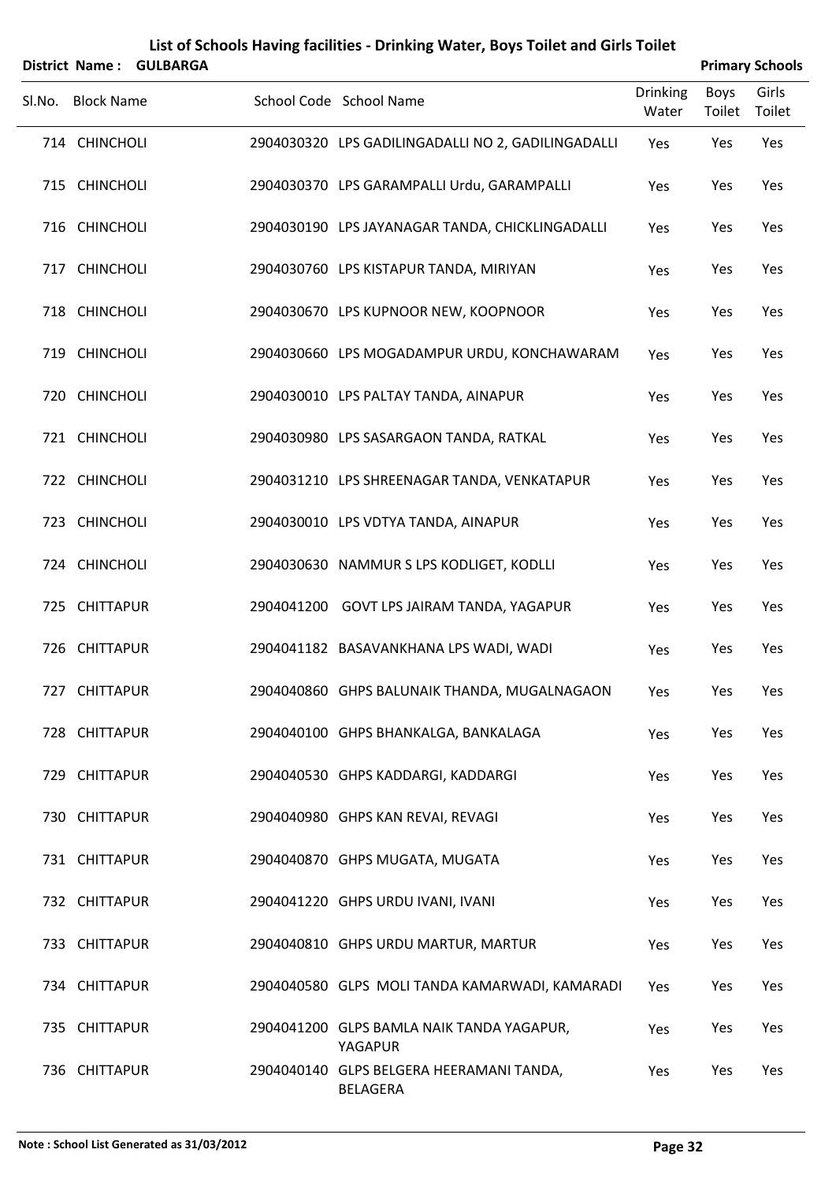## List of Schools Having facilities - Drinking Water, Boys Toilet and Girls Toilet

**District Name : GULBARGA** **Primary Schools**

| Sl.No. | Block Name | School Code | School Name | Drinking Water | Boys Toilet | Girls Toilet |
|---|---|---|---|---|---|---|
| 714 | CHINCHOLI | 2904030320 | LPS GADILINGADALLI NO 2, GADILINGADALLI | Yes | Yes | Yes |
| 715 | CHINCHOLI | 2904030370 | LPS GARAMPALLI Urdu, GARAMPALLI | Yes | Yes | Yes |
| 716 | CHINCHOLI | 2904030190 | LPS JAYANAGAR TANDA, CHICKLINGADALLI | Yes | Yes | Yes |
| 717 | CHINCHOLI | 2904030760 | LPS KISTAPUR TANDA, MIRIYAN | Yes | Yes | Yes |
| 718 | CHINCHOLI | 2904030670 | LPS KUPNOOR NEW, KOOPNOOR | Yes | Yes | Yes |
| 719 | CHINCHOLI | 2904030660 | LPS MOGADAMPUR URDU, KONCHAWARAM | Yes | Yes | Yes |
| 720 | CHINCHOLI | 2904030010 | LPS PALTAY TANDA, AINAPUR | Yes | Yes | Yes |
| 721 | CHINCHOLI | 2904030980 | LPS SASARGAON TANDA, RATKAL | Yes | Yes | Yes |
| 722 | CHINCHOLI | 2904031210 | LPS SHREENAGAR TANDA, VENKATAPUR | Yes | Yes | Yes |
| 723 | CHINCHOLI | 2904030010 | LPS VDTYA TANDA, AINAPUR | Yes | Yes | Yes |
| 724 | CHINCHOLI | 2904030630 | NAMMUR S LPS KODLIGET, KODLLI | Yes | Yes | Yes |
| 725 | CHITTAPUR | 2904041200 | GOVT LPS JAIRAM TANDA, YAGAPUR | Yes | Yes | Yes |
| 726 | CHITTAPUR | 2904041182 | BASAVANKHANA LPS WADI, WADI | Yes | Yes | Yes |
| 727 | CHITTAPUR | 2904040860 | GHPS BALUNAIK THANDA, MUGALNAGAON | Yes | Yes | Yes |
| 728 | CHITTAPUR | 2904040100 | GHPS BHANKALGA, BANKALAGA | Yes | Yes | Yes |
| 729 | CHITTAPUR | 2904040530 | GHPS KADDARGI, KADDARGI | Yes | Yes | Yes |
| 730 | CHITTAPUR | 2904040980 | GHPS KAN REVAI, REVAGI | Yes | Yes | Yes |
| 731 | CHITTAPUR | 2904040870 | GHPS MUGATA, MUGATA | Yes | Yes | Yes |
| 732 | CHITTAPUR | 2904041220 | GHPS URDU IVANI, IVANI | Yes | Yes | Yes |
| 733 | CHITTAPUR | 2904040810 | GHPS URDU MARTUR, MARTUR | Yes | Yes | Yes |
| 734 | CHITTAPUR | 2904040580 | GLPS MOLI TANDA KAMARWADI, KAMARADI | Yes | Yes | Yes |
| 735 | CHITTAPUR | 2904041200 | GLPS BAMLA NAIK TANDA YAGAPUR, YAGAPUR | Yes | Yes | Yes |
| 736 | CHITTAPUR | 2904040140 | GLPS BELGERA HEERAMANI TANDA, BELAGERA | Yes | Yes | Yes |

**Note : School List Generated as 31/03/2012**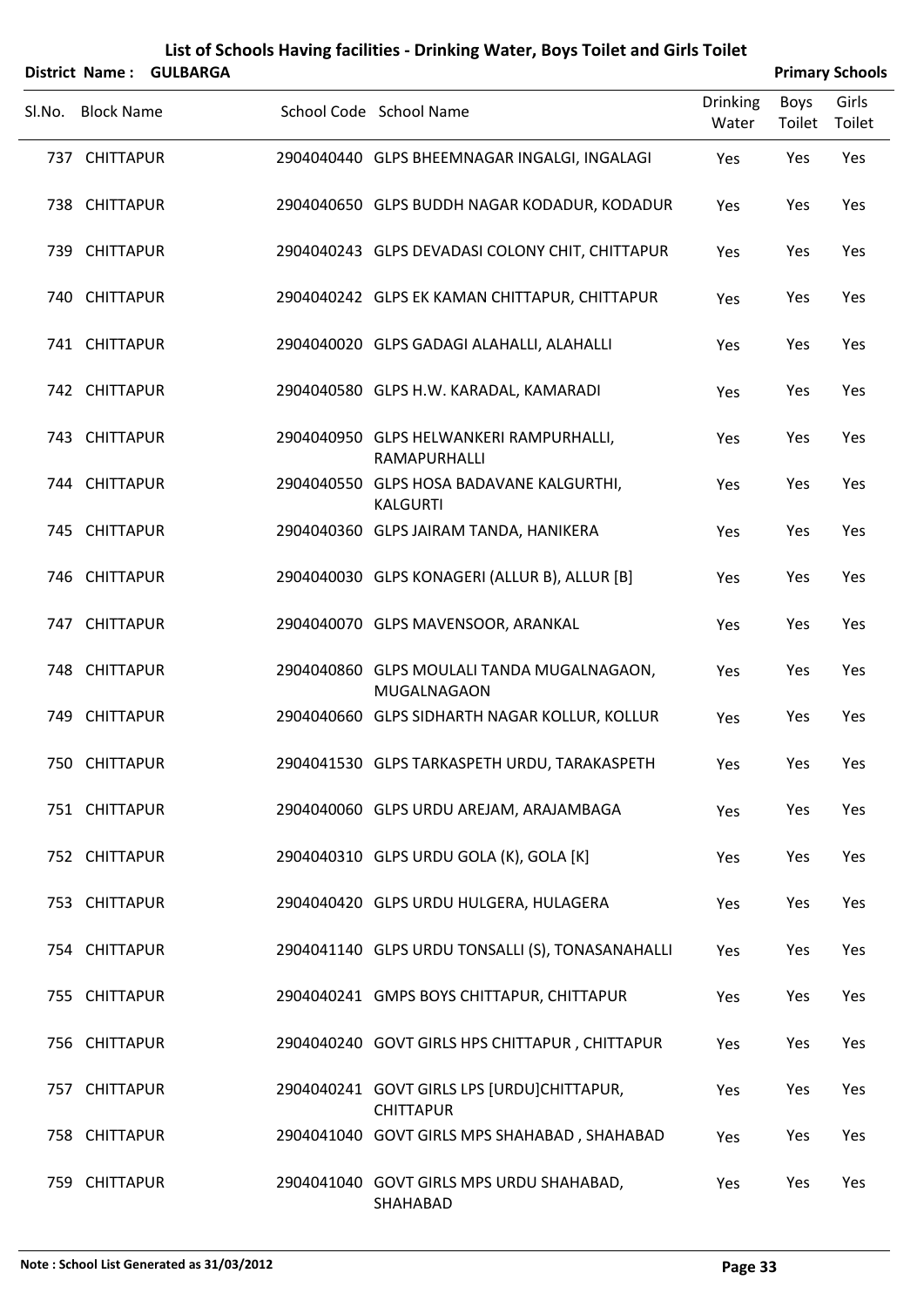# List of Schools Having facilities - Drinking Water, Boys Toilet and Girls Toilet

**District Name : GULBARGA** **Primary Schools**

| Sl.No. | Block Name | School Code | School Name | Drinking Water | Boys Toilet | Girls Toilet |
|---|---|---|---|---|---|---|
| 737 | CHITTAPUR | 2904040440 | GLPS BHEEMNAGAR INGALGI, INGALAGI | Yes | Yes | Yes |
| 738 | CHITTAPUR | 2904040650 | GLPS BUDDH NAGAR KODADUR, KODADUR | Yes | Yes | Yes |
| 739 | CHITTAPUR | 2904040243 | GLPS DEVADASI COLONY CHIT, CHITTAPUR | Yes | Yes | Yes |
| 740 | CHITTAPUR | 2904040242 | GLPS EK KAMAN CHITTAPUR, CHITTAPUR | Yes | Yes | Yes |
| 741 | CHITTAPUR | 2904040020 | GLPS GADAGI ALAHALLI, ALAHALLI | Yes | Yes | Yes |
| 742 | CHITTAPUR | 2904040580 | GLPS H.W. KARADAL, KAMARADI | Yes | Yes | Yes |
| 743 | CHITTAPUR | 2904040950 | GLPS HELWANKERI RAMPURHALLI, RAMAPURHALLI | Yes | Yes | Yes |
| 744 | CHITTAPUR | 2904040550 | GLPS HOSA BADAVANE KALGURTHI, KALGURTI | Yes | Yes | Yes |
| 745 | CHITTAPUR | 2904040360 | GLPS JAIRAM TANDA, HANIKERA | Yes | Yes | Yes |
| 746 | CHITTAPUR | 2904040030 | GLPS KONAGERI (ALLUR B), ALLUR [B] | Yes | Yes | Yes |
| 747 | CHITTAPUR | 2904040070 | GLPS MAVENSOOR, ARANKAL | Yes | Yes | Yes |
| 748 | CHITTAPUR | 2904040860 | GLPS MOULALI TANDA MUGALNAGAON, MUGALNAGAON | Yes | Yes | Yes |
| 749 | CHITTAPUR | 2904040660 | GLPS SIDHARTH NAGAR KOLLUR, KOLLUR | Yes | Yes | Yes |
| 750 | CHITTAPUR | 2904041530 | GLPS TARKASPETH URDU, TARAKASPETH | Yes | Yes | Yes |
| 751 | CHITTAPUR | 2904040060 | GLPS URDU AREJAM, ARAJAMBAGA | Yes | Yes | Yes |
| 752 | CHITTAPUR | 2904040310 | GLPS URDU GOLA (K), GOLA [K] | Yes | Yes | Yes |
| 753 | CHITTAPUR | 2904040420 | GLPS URDU HULGERA, HULAGERA | Yes | Yes | Yes |
| 754 | CHITTAPUR | 2904041140 | GLPS URDU TONSALLI (S), TONASANAHALLI | Yes | Yes | Yes |
| 755 | CHITTAPUR | 2904040241 | GMPS BOYS CHITTAPUR, CHITTAPUR | Yes | Yes | Yes |
| 756 | CHITTAPUR | 2904040240 | GOVT GIRLS HPS CHITTAPUR , CHITTAPUR | Yes | Yes | Yes |
| 757 | CHITTAPUR | 2904040241 | GOVT GIRLS LPS [URDU]CHITTAPUR, CHITTAPUR | Yes | Yes | Yes |
| 758 | CHITTAPUR | 2904041040 | GOVT GIRLS MPS SHAHABAD , SHAHABAD | Yes | Yes | Yes |
| 759 | CHITTAPUR | 2904041040 | GOVT GIRLS MPS URDU SHAHABAD, SHAHABAD | Yes | Yes | Yes |

**Note : School List Generated as 31/03/2012**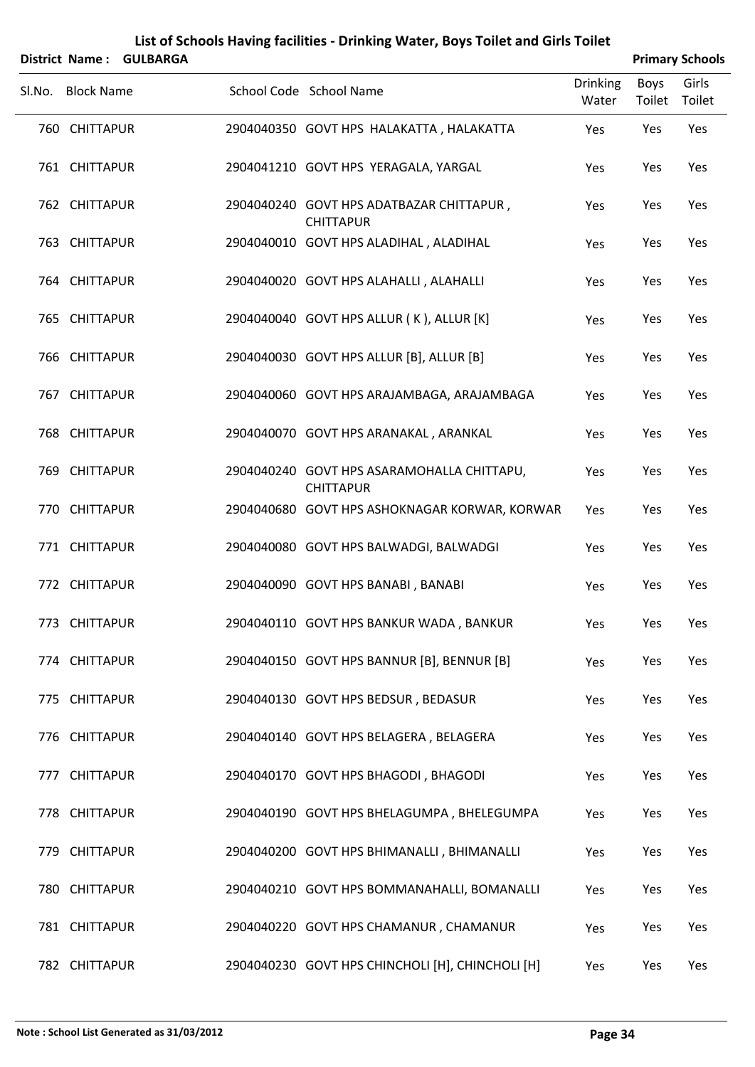## List of Schools Having facilities - Drinking Water, Boys Toilet and Girls Toilet

**District Name : GULBARGA** | **Primary Schools**

| Sl.No. | Block Name | School Code | School Name | Drinking Water | Boys Toilet | Girls Toilet |
|---|---|---|---|---|---|---|
| 760 | CHITTAPUR | 2904040350 | GOVT HPS HALAKATTA , HALAKATTA | Yes | Yes | Yes |
| 761 | CHITTAPUR | 2904041210 | GOVT HPS YERAGALA, YARGAL | Yes | Yes | Yes |
| 762 | CHITTAPUR | 2904040240 | GOVT HPS ADATBAZAR CHITTAPUR , CHITTAPUR | Yes | Yes | Yes |
| 763 | CHITTAPUR | 2904040010 | GOVT HPS ALADIHAL , ALADIHAL | Yes | Yes | Yes |
| 764 | CHITTAPUR | 2904040020 | GOVT HPS ALAHALLI , ALAHALLI | Yes | Yes | Yes |
| 765 | CHITTAPUR | 2904040040 | GOVT HPS ALLUR ( K ), ALLUR [K] | Yes | Yes | Yes |
| 766 | CHITTAPUR | 2904040030 | GOVT HPS ALLUR [B], ALLUR [B] | Yes | Yes | Yes |
| 767 | CHITTAPUR | 2904040060 | GOVT HPS ARAJAMBAGA, ARAJAMBAGA | Yes | Yes | Yes |
| 768 | CHITTAPUR | 2904040070 | GOVT HPS ARANAKAL , ARANKAL | Yes | Yes | Yes |
| 769 | CHITTAPUR | 2904040240 | GOVT HPS ASARAMOHALLA CHITTAPU, CHITTAPUR | Yes | Yes | Yes |
| 770 | CHITTAPUR | 2904040680 | GOVT HPS ASHOKNAGAR KORWAR, KORWAR | Yes | Yes | Yes |
| 771 | CHITTAPUR | 2904040080 | GOVT HPS BALWADGI, BALWADGI | Yes | Yes | Yes |
| 772 | CHITTAPUR | 2904040090 | GOVT HPS BANABI , BANABI | Yes | Yes | Yes |
| 773 | CHITTAPUR | 2904040110 | GOVT HPS BANKUR WADA , BANKUR | Yes | Yes | Yes |
| 774 | CHITTAPUR | 2904040150 | GOVT HPS BANNUR [B], BENNUR [B] | Yes | Yes | Yes |
| 775 | CHITTAPUR | 2904040130 | GOVT HPS BEDSUR , BEDASUR | Yes | Yes | Yes |
| 776 | CHITTAPUR | 2904040140 | GOVT HPS BELAGERA , BELAGERA | Yes | Yes | Yes |
| 777 | CHITTAPUR | 2904040170 | GOVT HPS BHAGODI , BHAGODI | Yes | Yes | Yes |
| 778 | CHITTAPUR | 2904040190 | GOVT HPS BHELAGUMPA , BHELEGUMPA | Yes | Yes | Yes |
| 779 | CHITTAPUR | 2904040200 | GOVT HPS BHIMANALLI , BHIMANALLI | Yes | Yes | Yes |
| 780 | CHITTAPUR | 2904040210 | GOVT HPS BOMMANAHALLI, BOMANALLI | Yes | Yes | Yes |
| 781 | CHITTAPUR | 2904040220 | GOVT HPS CHAMANUR , CHAMANUR | Yes | Yes | Yes |
| 782 | CHITTAPUR | 2904040230 | GOVT HPS CHINCHOLI [H], CHINCHOLI [H] | Yes | Yes | Yes |

**Note : School List Generated as 31/03/2012**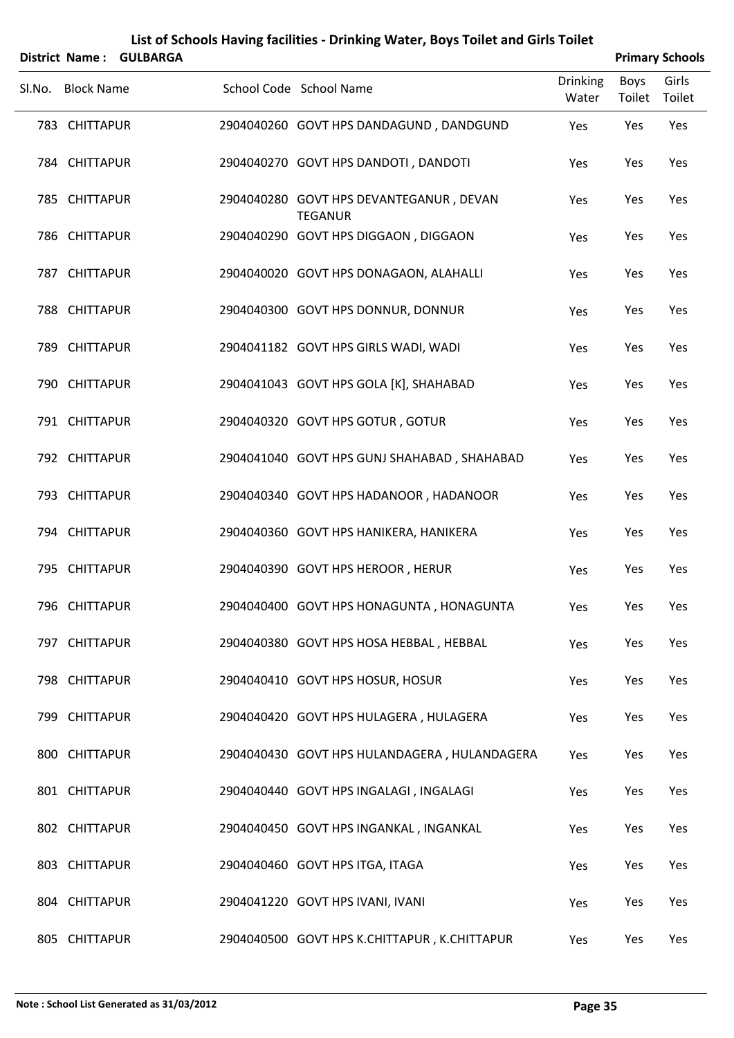# List of Schools Having facilities - Drinking Water, Boys Toilet and Girls Toilet

**District Name : GULBARGA** **Primary Schools**

| Sl.No. | Block Name | School Code | School Name | Drinking Water | Boys Toilet | Girls Toilet |
|---|---|---|---|---|---|---|
| 783 | CHITTAPUR | 2904040260 | GOVT HPS DANDAGUND , DANDGUND | Yes | Yes | Yes |
| 784 | CHITTAPUR | 2904040270 | GOVT HPS DANDOTI , DANDOTI | Yes | Yes | Yes |
| 785 | CHITTAPUR | 2904040280 | GOVT HPS DEVANTEGANUR , DEVAN TEGANUR | Yes | Yes | Yes |
| 786 | CHITTAPUR | 2904040290 | GOVT HPS DIGGAON , DIGGAON | Yes | Yes | Yes |
| 787 | CHITTAPUR | 2904040020 | GOVT HPS DONAGAON, ALAHALLI | Yes | Yes | Yes |
| 788 | CHITTAPUR | 2904040300 | GOVT HPS DONNUR, DONNUR | Yes | Yes | Yes |
| 789 | CHITTAPUR | 2904041182 | GOVT HPS GIRLS WADI, WADI | Yes | Yes | Yes |
| 790 | CHITTAPUR | 2904041043 | GOVT HPS GOLA [K], SHAHABAD | Yes | Yes | Yes |
| 791 | CHITTAPUR | 2904040320 | GOVT HPS GOTUR , GOTUR | Yes | Yes | Yes |
| 792 | CHITTAPUR | 2904041040 | GOVT HPS GUNJ SHAHABAD , SHAHABAD | Yes | Yes | Yes |
| 793 | CHITTAPUR | 2904040340 | GOVT HPS HADANOOR , HADANOOR | Yes | Yes | Yes |
| 794 | CHITTAPUR | 2904040360 | GOVT HPS HANIKERA, HANIKERA | Yes | Yes | Yes |
| 795 | CHITTAPUR | 2904040390 | GOVT HPS HEROOR , HERUR | Yes | Yes | Yes |
| 796 | CHITTAPUR | 2904040400 | GOVT HPS HONAGUNTA , HONAGUNTA | Yes | Yes | Yes |
| 797 | CHITTAPUR | 2904040380 | GOVT HPS HOSA HEBBAL , HEBBAL | Yes | Yes | Yes |
| 798 | CHITTAPUR | 2904040410 | GOVT HPS HOSUR, HOSUR | Yes | Yes | Yes |
| 799 | CHITTAPUR | 2904040420 | GOVT HPS HULAGERA , HULAGERA | Yes | Yes | Yes |
| 800 | CHITTAPUR | 2904040430 | GOVT HPS HULANDAGERA , HULANDAGERA | Yes | Yes | Yes |
| 801 | CHITTAPUR | 2904040440 | GOVT HPS INGALAGI , INGALAGI | Yes | Yes | Yes |
| 802 | CHITTAPUR | 2904040450 | GOVT HPS INGANKAL , INGANKAL | Yes | Yes | Yes |
| 803 | CHITTAPUR | 2904040460 | GOVT HPS ITGA, ITAGA | Yes | Yes | Yes |
| 804 | CHITTAPUR | 2904041220 | GOVT HPS IVANI, IVANI | Yes | Yes | Yes |
| 805 | CHITTAPUR | 2904040500 | GOVT HPS K.CHITTAPUR , K.CHITTAPUR | Yes | Yes | Yes |

**Note : School List Generated as 31/03/2012**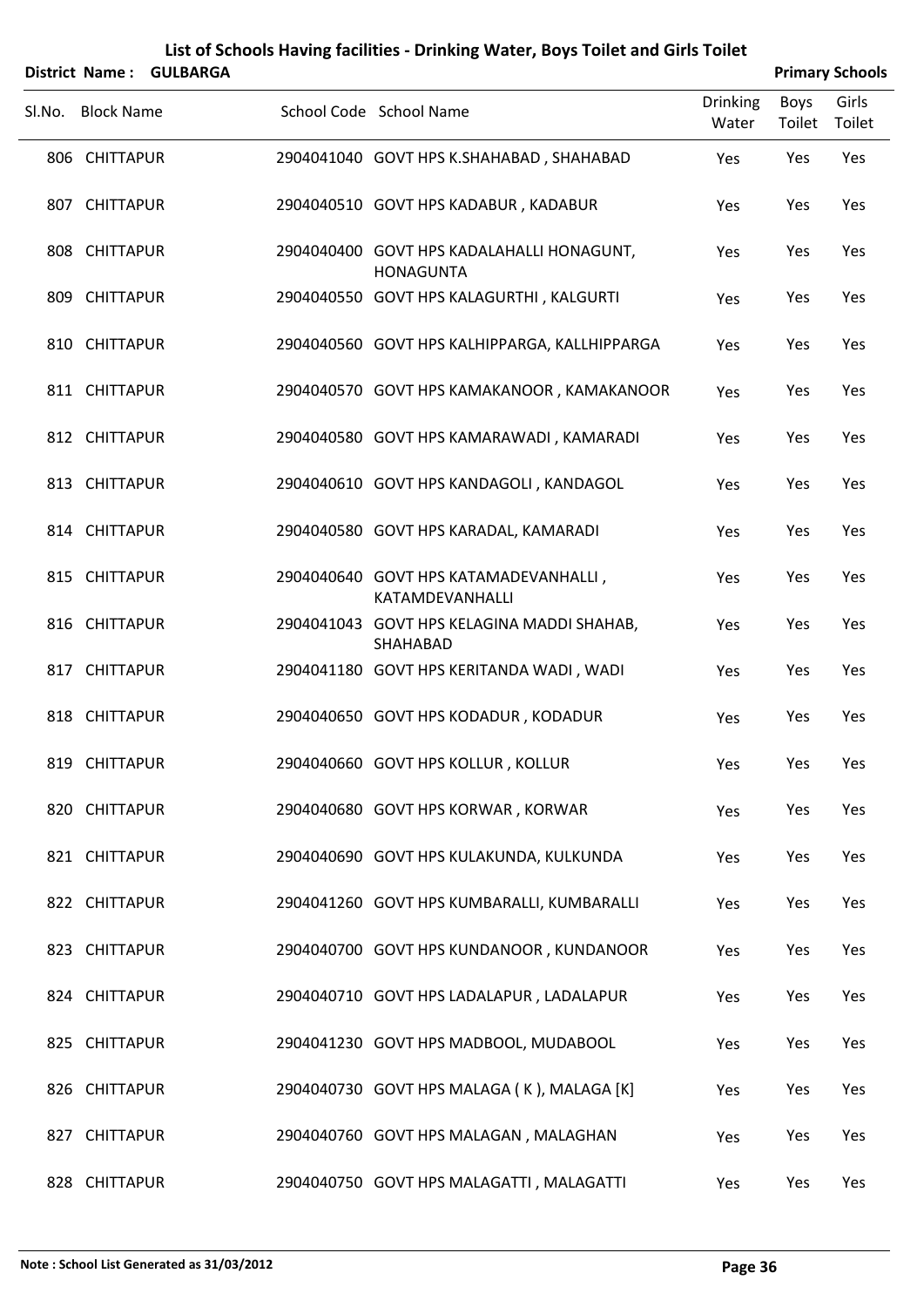# List of Schools Having facilities - Drinking Water, Boys Toilet and Girls Toilet

**District Name : GULBARGA** | **Primary Schools**

| Sl.No. | Block Name | School Code | School Name | Drinking Water | Boys Toilet | Girls Toilet |
|---|---|---|---|---|---|---|
| 806 | CHITTAPUR | 2904041040 | GOVT HPS K.SHAHABAD , SHAHABAD | Yes | Yes | Yes |
| 807 | CHITTAPUR | 2904040510 | GOVT HPS KADABUR , KADABUR | Yes | Yes | Yes |
| 808 | CHITTAPUR | 2904040400 | GOVT HPS KADALAHALLI HONAGUNT, HONAGUNTA | Yes | Yes | Yes |
| 809 | CHITTAPUR | 2904040550 | GOVT HPS KALAGURTHI , KALGURTI | Yes | Yes | Yes |
| 810 | CHITTAPUR | 2904040560 | GOVT HPS KALHIPPARGA, KALLHIPPARGA | Yes | Yes | Yes |
| 811 | CHITTAPUR | 2904040570 | GOVT HPS KAMAKANOOR , KAMAKANOOR | Yes | Yes | Yes |
| 812 | CHITTAPUR | 2904040580 | GOVT HPS KAMARAWADI , KAMARADI | Yes | Yes | Yes |
| 813 | CHITTAPUR | 2904040610 | GOVT HPS KANDAGOLI , KANDAGOL | Yes | Yes | Yes |
| 814 | CHITTAPUR | 2904040580 | GOVT HPS KARADAL, KAMARADI | Yes | Yes | Yes |
| 815 | CHITTAPUR | 2904040640 | GOVT HPS KATAMADEVANHALLI , KATAMDEVANHALLI | Yes | Yes | Yes |
| 816 | CHITTAPUR | 2904041043 | GOVT HPS KELAGINA MADDI SHAHAB, SHAHABAD | Yes | Yes | Yes |
| 817 | CHITTAPUR | 2904041180 | GOVT HPS KERITANDA WADI , WADI | Yes | Yes | Yes |
| 818 | CHITTAPUR | 2904040650 | GOVT HPS KODADUR , KODADUR | Yes | Yes | Yes |
| 819 | CHITTAPUR | 2904040660 | GOVT HPS KOLLUR , KOLLUR | Yes | Yes | Yes |
| 820 | CHITTAPUR | 2904040680 | GOVT HPS KORWAR , KORWAR | Yes | Yes | Yes |
| 821 | CHITTAPUR | 2904040690 | GOVT HPS KULAKUNDA, KULKUNDA | Yes | Yes | Yes |
| 822 | CHITTAPUR | 2904041260 | GOVT HPS KUMBARALLI, KUMBARALLI | Yes | Yes | Yes |
| 823 | CHITTAPUR | 2904040700 | GOVT HPS KUNDANOOR , KUNDANOOR | Yes | Yes | Yes |
| 824 | CHITTAPUR | 2904040710 | GOVT HPS LADALAPUR , LADALAPUR | Yes | Yes | Yes |
| 825 | CHITTAPUR | 2904041230 | GOVT HPS MADBOOL, MUDABOOL | Yes | Yes | Yes |
| 826 | CHITTAPUR | 2904040730 | GOVT HPS MALAGA ( K ), MALAGA [K] | Yes | Yes | Yes |
| 827 | CHITTAPUR | 2904040760 | GOVT HPS MALAGAN , MALAGHAN | Yes | Yes | Yes |
| 828 | CHITTAPUR | 2904040750 | GOVT HPS MALAGATTI , MALAGATTI | Yes | Yes | Yes |

**Note : School List Generated as 31/03/2012**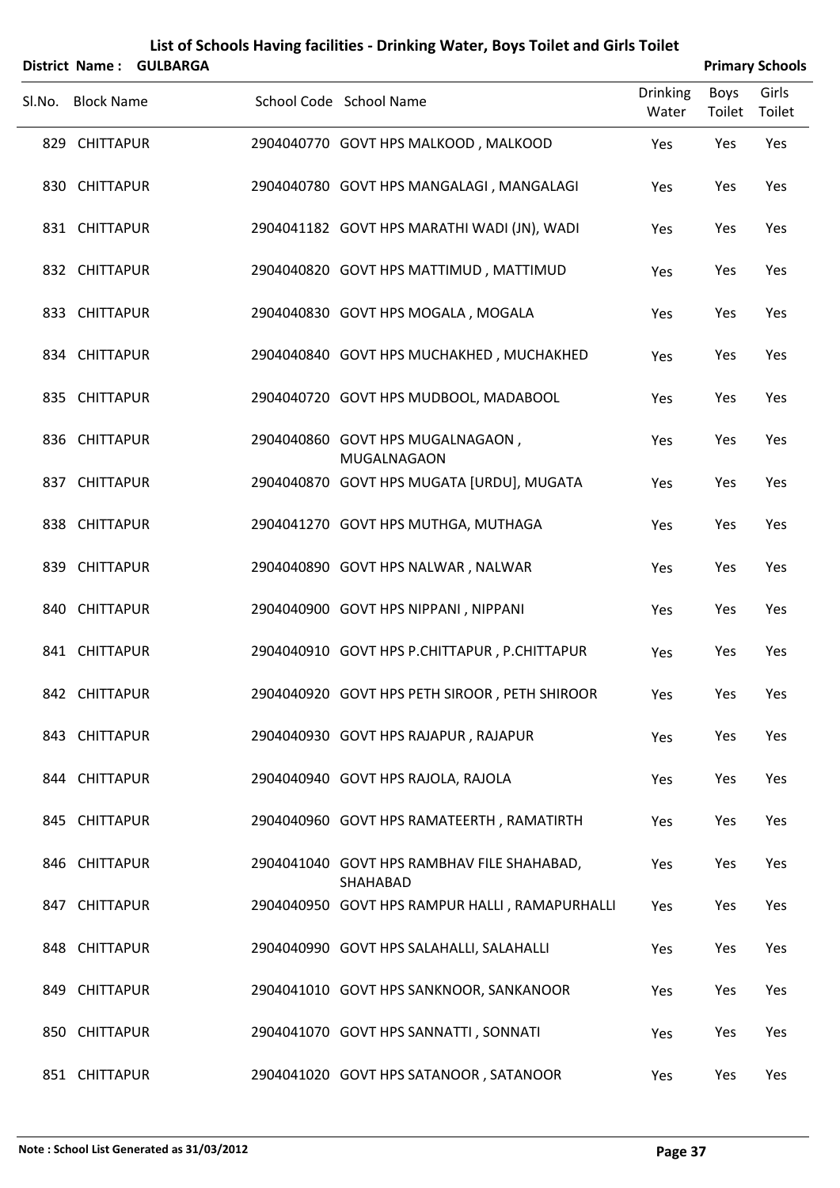# List of Schools Having facilities - Drinking Water, Boys Toilet and Girls Toilet

**District Name : GULBARGA** **Primary Schools**

| Sl.No. | Block Name | School Code | School Name | Drinking Water | Boys Toilet | Girls Toilet |
|---|---|---|---|---|---|---|
| 829 | CHITTAPUR | 2904040770 | GOVT HPS MALKOOD , MALKOOD | Yes | Yes | Yes |
| 830 | CHITTAPUR | 2904040780 | GOVT HPS MANGALAGI , MANGALAGI | Yes | Yes | Yes |
| 831 | CHITTAPUR | 2904041182 | GOVT HPS MARATHI WADI (JN), WADI | Yes | Yes | Yes |
| 832 | CHITTAPUR | 2904040820 | GOVT HPS MATTIMUD , MATTIMUD | Yes | Yes | Yes |
| 833 | CHITTAPUR | 2904040830 | GOVT HPS MOGALA , MOGALA | Yes | Yes | Yes |
| 834 | CHITTAPUR | 2904040840 | GOVT HPS MUCHAKHED , MUCHAKHED | Yes | Yes | Yes |
| 835 | CHITTAPUR | 2904040720 | GOVT HPS MUDBOOL, MADABOOL | Yes | Yes | Yes |
| 836 | CHITTAPUR | 2904040860 | GOVT HPS MUGALNAGAON , MUGALNAGAON | Yes | Yes | Yes |
| 837 | CHITTAPUR | 2904040870 | GOVT HPS MUGATA [URDU], MUGATA | Yes | Yes | Yes |
| 838 | CHITTAPUR | 2904041270 | GOVT HPS MUTHGA, MUTHAGA | Yes | Yes | Yes |
| 839 | CHITTAPUR | 2904040890 | GOVT HPS NALWAR , NALWAR | Yes | Yes | Yes |
| 840 | CHITTAPUR | 2904040900 | GOVT HPS NIPPANI , NIPPANI | Yes | Yes | Yes |
| 841 | CHITTAPUR | 2904040910 | GOVT HPS P.CHITTAPUR , P.CHITTAPUR | Yes | Yes | Yes |
| 842 | CHITTAPUR | 2904040920 | GOVT HPS PETH SIROOR , PETH SHIROOR | Yes | Yes | Yes |
| 843 | CHITTAPUR | 2904040930 | GOVT HPS RAJAPUR , RAJAPUR | Yes | Yes | Yes |
| 844 | CHITTAPUR | 2904040940 | GOVT HPS RAJOLA, RAJOLA | Yes | Yes | Yes |
| 845 | CHITTAPUR | 2904040960 | GOVT HPS RAMATEERTH , RAMATIRTH | Yes | Yes | Yes |
| 846 | CHITTAPUR | 2904041040 | GOVT HPS RAMBHAV FILE SHAHABAD, SHAHABAD | Yes | Yes | Yes |
| 847 | CHITTAPUR | 2904040950 | GOVT HPS RAMPUR HALLI , RAMAPURHALLI | Yes | Yes | Yes |
| 848 | CHITTAPUR | 2904040990 | GOVT HPS SALAHALLI, SALAHALLI | Yes | Yes | Yes |
| 849 | CHITTAPUR | 2904041010 | GOVT HPS SANKNOOR, SANKANOOR | Yes | Yes | Yes |
| 850 | CHITTAPUR | 2904041070 | GOVT HPS SANNATTI , SONNATI | Yes | Yes | Yes |
| 851 | CHITTAPUR | 2904041020 | GOVT HPS SATANOOR , SATANOOR | Yes | Yes | Yes |

**Note : School List Generated as 31/03/2012**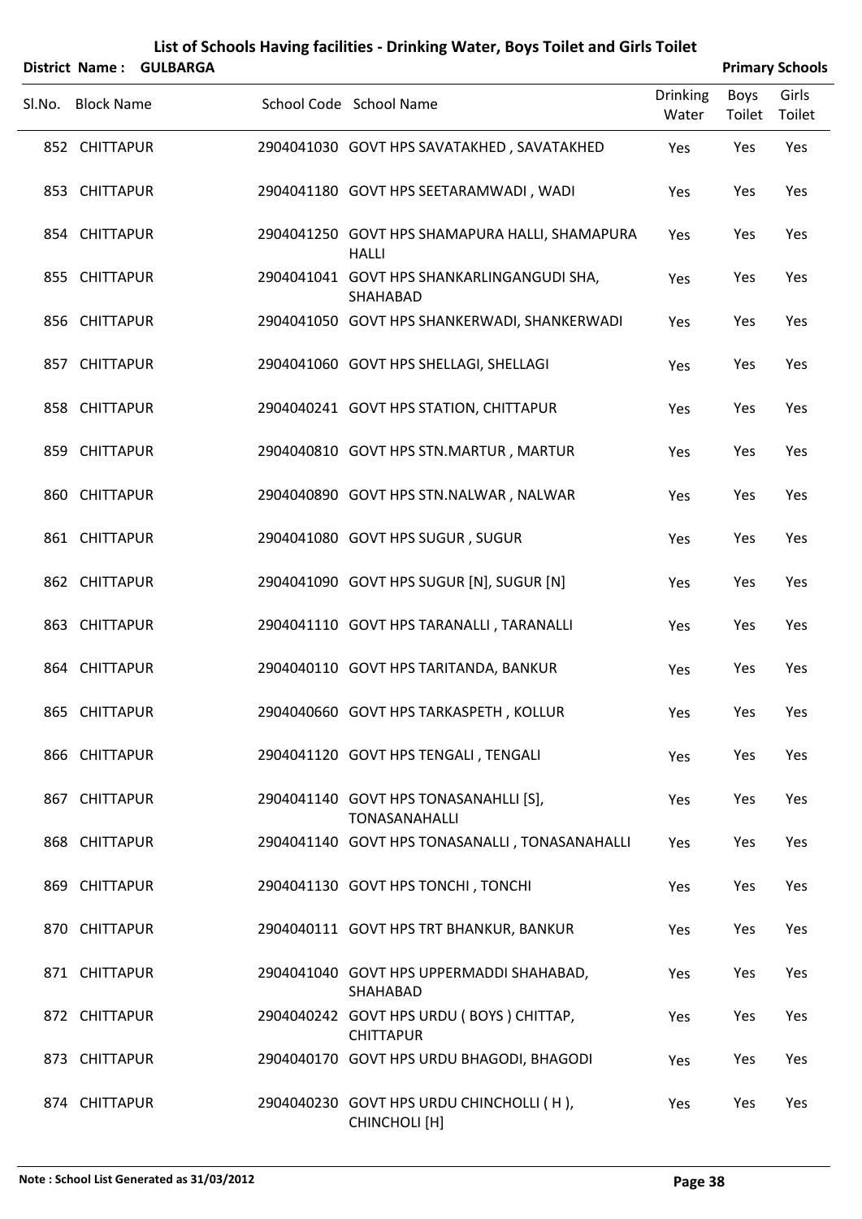# List of Schools Having facilities - Drinking Water, Boys Toilet and Girls Toilet

**District Name : GULBARGA** **Primary Schools**

| Sl.No. | Block Name | School Code | School Name | Drinking Water | Boys Toilet | Girls Toilet |
|---|---|---|---|---|---|---|
| 852 | CHITTAPUR | 2904041030 | GOVT HPS SAVATAKHED , SAVATAKHED | Yes | Yes | Yes |
| 853 | CHITTAPUR | 2904041180 | GOVT HPS SEETARAMWADI , WADI | Yes | Yes | Yes |
| 854 | CHITTAPUR | 2904041250 | GOVT HPS SHAMAPURA HALLI, SHAMAPURA HALLI | Yes | Yes | Yes |
| 855 | CHITTAPUR | 2904041041 | GOVT HPS SHANKARLINGANGUDI SHA, SHAHABAD | Yes | Yes | Yes |
| 856 | CHITTAPUR | 2904041050 | GOVT HPS SHANKERWADI, SHANKERWADI | Yes | Yes | Yes |
| 857 | CHITTAPUR | 2904041060 | GOVT HPS SHELLAGI, SHELLAGI | Yes | Yes | Yes |
| 858 | CHITTAPUR | 2904040241 | GOVT HPS STATION, CHITTAPUR | Yes | Yes | Yes |
| 859 | CHITTAPUR | 2904040810 | GOVT HPS STN.MARTUR , MARTUR | Yes | Yes | Yes |
| 860 | CHITTAPUR | 2904040890 | GOVT HPS STN.NALWAR , NALWAR | Yes | Yes | Yes |
| 861 | CHITTAPUR | 2904041080 | GOVT HPS SUGUR , SUGUR | Yes | Yes | Yes |
| 862 | CHITTAPUR | 2904041090 | GOVT HPS SUGUR [N], SUGUR [N] | Yes | Yes | Yes |
| 863 | CHITTAPUR | 2904041110 | GOVT HPS TARANALLI , TARANALLI | Yes | Yes | Yes |
| 864 | CHITTAPUR | 2904040110 | GOVT HPS TARITANDA, BANKUR | Yes | Yes | Yes |
| 865 | CHITTAPUR | 2904040660 | GOVT HPS TARKASPETH , KOLLUR | Yes | Yes | Yes |
| 866 | CHITTAPUR | 2904041120 | GOVT HPS TENGALI , TENGALI | Yes | Yes | Yes |
| 867 | CHITTAPUR | 2904041140 | GOVT HPS TONASANAHLLI [S], TONASANAHALLI | Yes | Yes | Yes |
| 868 | CHITTAPUR | 2904041140 | GOVT HPS TONASANALLI , TONASANAHALLI | Yes | Yes | Yes |
| 869 | CHITTAPUR | 2904041130 | GOVT HPS TONCHI , TONCHI | Yes | Yes | Yes |
| 870 | CHITTAPUR | 2904040111 | GOVT HPS TRT BHANKUR, BANKUR | Yes | Yes | Yes |
| 871 | CHITTAPUR | 2904041040 | GOVT HPS UPPERMADDI SHAHABAD, SHAHABAD | Yes | Yes | Yes |
| 872 | CHITTAPUR | 2904040242 | GOVT HPS URDU ( BOYS ) CHITTAP, CHITTAPUR | Yes | Yes | Yes |
| 873 | CHITTAPUR | 2904040170 | GOVT HPS URDU BHAGODI, BHAGODI | Yes | Yes | Yes |
| 874 | CHITTAPUR | 2904040230 | GOVT HPS URDU CHINCHOLLI ( H ), CHINCHOLI [H] | Yes | Yes | Yes |

**Note : School List Generated as 31/03/2012**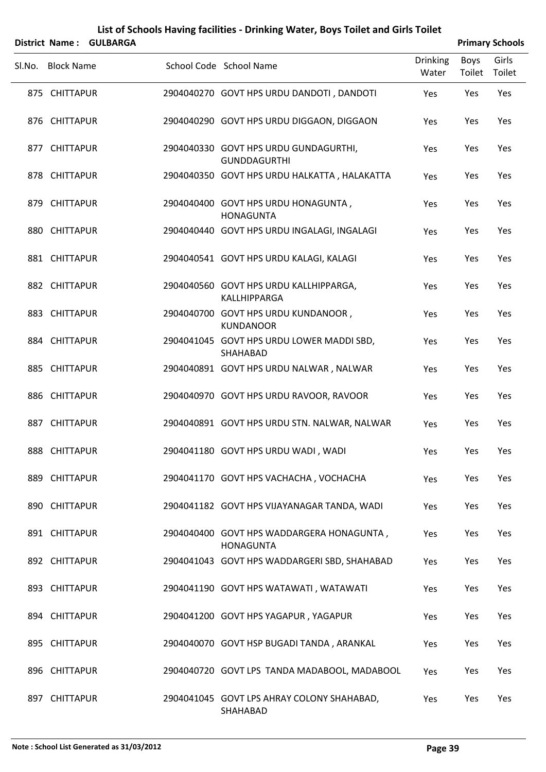# List of Schools Having facilities - Drinking Water, Boys Toilet and Girls Toilet

**District Name : GULBARGA** **Primary Schools**

| Sl.No. | Block Name | School Code | School Name | Drinking Water | Boys Toilet | Girls Toilet |
|---|---|---|---|---|---|---|
| 875 | CHITTAPUR | 2904040270 | GOVT HPS URDU DANDOTI , DANDOTI | Yes | Yes | Yes |
| 876 | CHITTAPUR | 2904040290 | GOVT HPS URDU DIGGAON, DIGGAON | Yes | Yes | Yes |
| 877 | CHITTAPUR | 2904040330 | GOVT HPS URDU GUNDAGURTHI, GUNDDAGURTHI | Yes | Yes | Yes |
| 878 | CHITTAPUR | 2904040350 | GOVT HPS URDU HALKATTA , HALAKATTA | Yes | Yes | Yes |
| 879 | CHITTAPUR | 2904040400 | GOVT HPS URDU HONAGUNTA , HONAGUNTA | Yes | Yes | Yes |
| 880 | CHITTAPUR | 2904040440 | GOVT HPS URDU INGALAGI, INGALAGI | Yes | Yes | Yes |
| 881 | CHITTAPUR | 2904040541 | GOVT HPS URDU KALAGI, KALAGI | Yes | Yes | Yes |
| 882 | CHITTAPUR | 2904040560 | GOVT HPS URDU KALLHIPPARGA, KALLHIPPARGA | Yes | Yes | Yes |
| 883 | CHITTAPUR | 2904040700 | GOVT HPS URDU KUNDANOOR , KUNDANOOR | Yes | Yes | Yes |
| 884 | CHITTAPUR | 2904041045 | GOVT HPS URDU LOWER MADDI SBD, SHAHABAD | Yes | Yes | Yes |
| 885 | CHITTAPUR | 2904040891 | GOVT HPS URDU NALWAR , NALWAR | Yes | Yes | Yes |
| 886 | CHITTAPUR | 2904040970 | GOVT HPS URDU RAVOOR, RAVOOR | Yes | Yes | Yes |
| 887 | CHITTAPUR | 2904040891 | GOVT HPS URDU STN. NALWAR, NALWAR | Yes | Yes | Yes |
| 888 | CHITTAPUR | 2904041180 | GOVT HPS URDU WADI , WADI | Yes | Yes | Yes |
| 889 | CHITTAPUR | 2904041170 | GOVT HPS VACHACHA , VOCHACHA | Yes | Yes | Yes |
| 890 | CHITTAPUR | 2904041182 | GOVT HPS VIJAYANAGAR TANDA, WADI | Yes | Yes | Yes |
| 891 | CHITTAPUR | 2904040400 | GOVT HPS WADDARGERA HONAGUNTA , HONAGUNTA | Yes | Yes | Yes |
| 892 | CHITTAPUR | 2904041043 | GOVT HPS WADDARGERI SBD, SHAHABAD | Yes | Yes | Yes |
| 893 | CHITTAPUR | 2904041190 | GOVT HPS WATAWATI , WATAWATI | Yes | Yes | Yes |
| 894 | CHITTAPUR | 2904041200 | GOVT HPS YAGAPUR , YAGAPUR | Yes | Yes | Yes |
| 895 | CHITTAPUR | 2904040070 | GOVT HSP BUGADI TANDA , ARANKAL | Yes | Yes | Yes |
| 896 | CHITTAPUR | 2904040720 | GOVT LPS TANDA MADABOOL, MADABOOL | Yes | Yes | Yes |
| 897 | CHITTAPUR | 2904041045 | GOVT LPS AHRAY COLONY SHAHABAD, SHAHABAD | Yes | Yes | Yes |

**Note : School List Generated as 31/03/2012**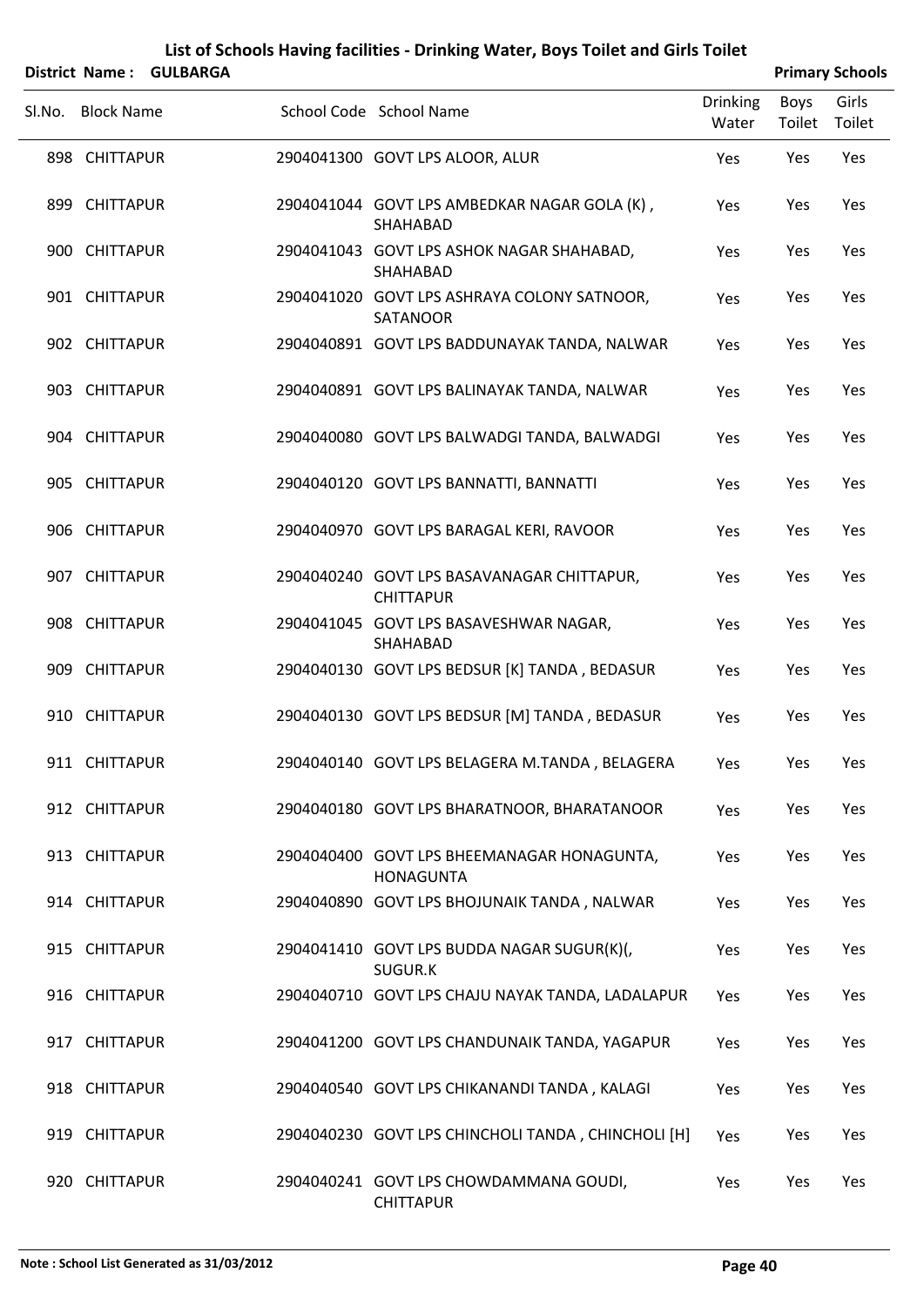# List of Schools Having facilities - Drinking Water, Boys Toilet and Girls Toilet

**District Name : GULBARGA** | **Primary Schools**

| Sl.No. | Block Name | School Code | School Name | Drinking Water | Boys Toilet | Girls Toilet |
|---|---|---|---|---|---|---|
| 898 | CHITTAPUR | 2904041300 | GOVT LPS ALOOR, ALUR | Yes | Yes | Yes |
| 899 | CHITTAPUR | 2904041044 | GOVT LPS AMBEDKAR NAGAR GOLA (K) , SHAHABAD | Yes | Yes | Yes |
| 900 | CHITTAPUR | 2904041043 | GOVT LPS ASHOK NAGAR SHAHABAD, SHAHABAD | Yes | Yes | Yes |
| 901 | CHITTAPUR | 2904041020 | GOVT LPS ASHRAYA COLONY SATNOOR, SATANOOR | Yes | Yes | Yes |
| 902 | CHITTAPUR | 2904040891 | GOVT LPS BADDUNAYAK TANDA, NALWAR | Yes | Yes | Yes |
| 903 | CHITTAPUR | 2904040891 | GOVT LPS BALINAYAK TANDA, NALWAR | Yes | Yes | Yes |
| 904 | CHITTAPUR | 2904040080 | GOVT LPS BALWADGI TANDA, BALWADGI | Yes | Yes | Yes |
| 905 | CHITTAPUR | 2904040120 | GOVT LPS BANNATTI, BANNATTI | Yes | Yes | Yes |
| 906 | CHITTAPUR | 2904040970 | GOVT LPS BARAGAL KERI, RAVOOR | Yes | Yes | Yes |
| 907 | CHITTAPUR | 2904040240 | GOVT LPS BASAVANAGAR CHITTAPUR, CHITTAPUR | Yes | Yes | Yes |
| 908 | CHITTAPUR | 2904041045 | GOVT LPS BASAVESHWAR NAGAR, SHAHABAD | Yes | Yes | Yes |
| 909 | CHITTAPUR | 2904040130 | GOVT LPS BEDSUR [K] TANDA , BEDASUR | Yes | Yes | Yes |
| 910 | CHITTAPUR | 2904040130 | GOVT LPS BEDSUR [M] TANDA , BEDASUR | Yes | Yes | Yes |
| 911 | CHITTAPUR | 2904040140 | GOVT LPS BELAGERA M.TANDA , BELAGERA | Yes | Yes | Yes |
| 912 | CHITTAPUR | 2904040180 | GOVT LPS BHARATNOOR, BHARATANOOR | Yes | Yes | Yes |
| 913 | CHITTAPUR | 2904040400 | GOVT LPS BHEEMANAGAR HONAGUNTA, HONAGUNTA | Yes | Yes | Yes |
| 914 | CHITTAPUR | 2904040890 | GOVT LPS BHOJUNAIK TANDA , NALWAR | Yes | Yes | Yes |
| 915 | CHITTAPUR | 2904041410 | GOVT LPS BUDDA NAGAR SUGUR(K)(, SUGUR.K | Yes | Yes | Yes |
| 916 | CHITTAPUR | 2904040710 | GOVT LPS CHAJU NAYAK TANDA, LADALAPUR | Yes | Yes | Yes |
| 917 | CHITTAPUR | 2904041200 | GOVT LPS CHANDUNAIK TANDA, YAGAPUR | Yes | Yes | Yes |
| 918 | CHITTAPUR | 2904040540 | GOVT LPS CHIKANANDI TANDA , KALAGI | Yes | Yes | Yes |
| 919 | CHITTAPUR | 2904040230 | GOVT LPS CHINCHOLI TANDA , CHINCHOLI [H] | Yes | Yes | Yes |
| 920 | CHITTAPUR | 2904040241 | GOVT LPS CHOWDAMMANA GOUDI, CHITTAPUR | Yes | Yes | Yes |

**Note : School List Generated as 31/03/2012**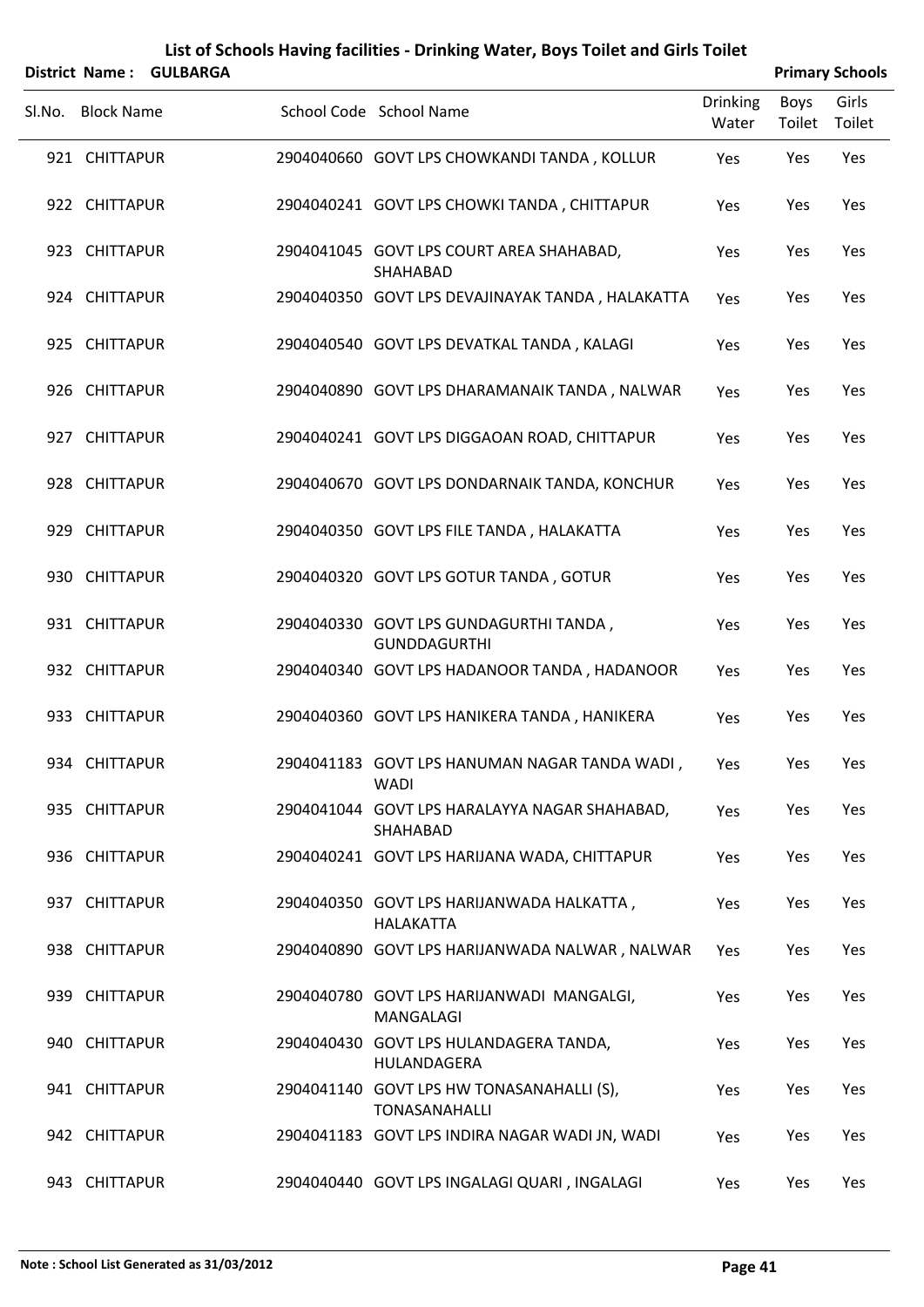# List of Schools Having facilities - Drinking Water, Boys Toilet and Girls Toilet

**District Name : GULBARGA** **Primary Schools**

| Sl.No. | Block Name | School Code | School Name | Drinking Water | Boys Toilet | Girls Toilet |
|---|---|---|---|---|---|---|
| 921 | CHITTAPUR | 2904040660 | GOVT LPS CHOWKANDI TANDA , KOLLUR | Yes | Yes | Yes |
| 922 | CHITTAPUR | 2904040241 | GOVT LPS CHOWKI TANDA , CHITTAPUR | Yes | Yes | Yes |
| 923 | CHITTAPUR | 2904041045 | GOVT LPS COURT AREA SHAHABAD, SHAHABAD | Yes | Yes | Yes |
| 924 | CHITTAPUR | 2904040350 | GOVT LPS DEVAJINAYAK TANDA , HALAKATTA | Yes | Yes | Yes |
| 925 | CHITTAPUR | 2904040540 | GOVT LPS DEVATKAL TANDA , KALAGI | Yes | Yes | Yes |
| 926 | CHITTAPUR | 2904040890 | GOVT LPS DHARAMANAIK TANDA , NALWAR | Yes | Yes | Yes |
| 927 | CHITTAPUR | 2904040241 | GOVT LPS DIGGAOAN ROAD, CHITTAPUR | Yes | Yes | Yes |
| 928 | CHITTAPUR | 2904040670 | GOVT LPS DONDARNAIK TANDA, KONCHUR | Yes | Yes | Yes |
| 929 | CHITTAPUR | 2904040350 | GOVT LPS FILE TANDA , HALAKATTA | Yes | Yes | Yes |
| 930 | CHITTAPUR | 2904040320 | GOVT LPS GOTUR TANDA , GOTUR | Yes | Yes | Yes |
| 931 | CHITTAPUR | 2904040330 | GOVT LPS GUNDAGURTHI TANDA , GUNDDAGURTHI | Yes | Yes | Yes |
| 932 | CHITTAPUR | 2904040340 | GOVT LPS HADANOOR TANDA , HADANOOR | Yes | Yes | Yes |
| 933 | CHITTAPUR | 2904040360 | GOVT LPS HANIKERA TANDA , HANIKERA | Yes | Yes | Yes |
| 934 | CHITTAPUR | 2904041183 | GOVT LPS HANUMAN NAGAR TANDA WADI , WADI | Yes | Yes | Yes |
| 935 | CHITTAPUR | 2904041044 | GOVT LPS HARALAYYA NAGAR SHAHABAD, SHAHABAD | Yes | Yes | Yes |
| 936 | CHITTAPUR | 2904040241 | GOVT LPS HARIJANA WADA, CHITTAPUR | Yes | Yes | Yes |
| 937 | CHITTAPUR | 2904040350 | GOVT LPS HARIJANWADA HALKATTA , HALAKATTA | Yes | Yes | Yes |
| 938 | CHITTAPUR | 2904040890 | GOVT LPS HARIJANWADA NALWAR , NALWAR | Yes | Yes | Yes |
| 939 | CHITTAPUR | 2904040780 | GOVT LPS HARIJANWADI MANGALGI, MANGALAGI | Yes | Yes | Yes |
| 940 | CHITTAPUR | 2904040430 | GOVT LPS HULANDAGERA TANDA, HULANDAGERA | Yes | Yes | Yes |
| 941 | CHITTAPUR | 2904041140 | GOVT LPS HW TONASANAHALLI (S), TONASANAHALLI | Yes | Yes | Yes |
| 942 | CHITTAPUR | 2904041183 | GOVT LPS INDIRA NAGAR WADI JN, WADI | Yes | Yes | Yes |
| 943 | CHITTAPUR | 2904040440 | GOVT LPS INGALAGI QUARI , INGALAGI | Yes | Yes | Yes |

**Note : School List Generated as 31/03/2012**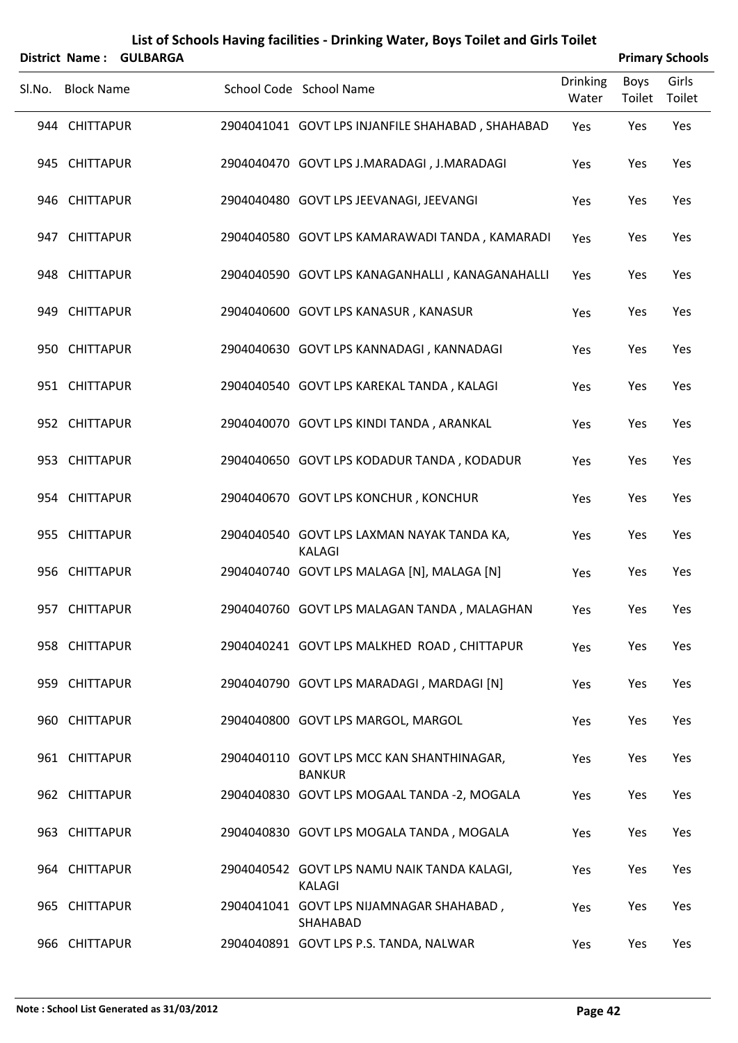# List of Schools Having facilities - Drinking Water, Boys Toilet and Girls Toilet

**District Name : GULBARGA** **Primary Schools**

| Sl.No. | Block Name | School Code | School Name | Drinking Water | Boys Toilet | Girls Toilet |
|---|---|---|---|---|---|---|
| 944 | CHITTAPUR | 2904041041 | GOVT LPS INJANFILE SHAHABAD , SHAHABAD | Yes | Yes | Yes |
| 945 | CHITTAPUR | 2904040470 | GOVT LPS J.MARADAGI , J.MARADAGI | Yes | Yes | Yes |
| 946 | CHITTAPUR | 2904040480 | GOVT LPS JEEVANAGI, JEEVANGI | Yes | Yes | Yes |
| 947 | CHITTAPUR | 2904040580 | GOVT LPS KAMARAWADI TANDA , KAMARADI | Yes | Yes | Yes |
| 948 | CHITTAPUR | 2904040590 | GOVT LPS KANAGANHALLI , KANAGANAHALLI | Yes | Yes | Yes |
| 949 | CHITTAPUR | 2904040600 | GOVT LPS KANASUR , KANASUR | Yes | Yes | Yes |
| 950 | CHITTAPUR | 2904040630 | GOVT LPS KANNADAGI , KANNADAGI | Yes | Yes | Yes |
| 951 | CHITTAPUR | 2904040540 | GOVT LPS KAREKAL TANDA , KALAGI | Yes | Yes | Yes |
| 952 | CHITTAPUR | 2904040070 | GOVT LPS KINDI TANDA , ARANKAL | Yes | Yes | Yes |
| 953 | CHITTAPUR | 2904040650 | GOVT LPS KODADUR TANDA , KODADUR | Yes | Yes | Yes |
| 954 | CHITTAPUR | 2904040670 | GOVT LPS KONCHUR , KONCHUR | Yes | Yes | Yes |
| 955 | CHITTAPUR | 2904040540 | GOVT LPS LAXMAN NAYAK TANDA KA, KALAGI | Yes | Yes | Yes |
| 956 | CHITTAPUR | 2904040740 | GOVT LPS MALAGA [N], MALAGA [N] | Yes | Yes | Yes |
| 957 | CHITTAPUR | 2904040760 | GOVT LPS MALAGAN TANDA , MALAGHAN | Yes | Yes | Yes |
| 958 | CHITTAPUR | 2904040241 | GOVT LPS MALKHED ROAD , CHITTAPUR | Yes | Yes | Yes |
| 959 | CHITTAPUR | 2904040790 | GOVT LPS MARADAGI , MARDAGI [N] | Yes | Yes | Yes |
| 960 | CHITTAPUR | 2904040800 | GOVT LPS MARGOL, MARGOL | Yes | Yes | Yes |
| 961 | CHITTAPUR | 2904040110 | GOVT LPS MCC KAN SHANTHINAGAR, BANKUR | Yes | Yes | Yes |
| 962 | CHITTAPUR | 2904040830 | GOVT LPS MOGAAL TANDA -2, MOGALA | Yes | Yes | Yes |
| 963 | CHITTAPUR | 2904040830 | GOVT LPS MOGALA TANDA , MOGALA | Yes | Yes | Yes |
| 964 | CHITTAPUR | 2904040542 | GOVT LPS NAMU NAIK TANDA KALAGI, KALAGI | Yes | Yes | Yes |
| 965 | CHITTAPUR | 2904041041 | GOVT LPS NIJAMNAGAR SHAHABAD , SHAHABAD | Yes | Yes | Yes |
| 966 | CHITTAPUR | 2904040891 | GOVT LPS P.S. TANDA, NALWAR | Yes | Yes | Yes |

**Note : School List Generated as 31/03/2012**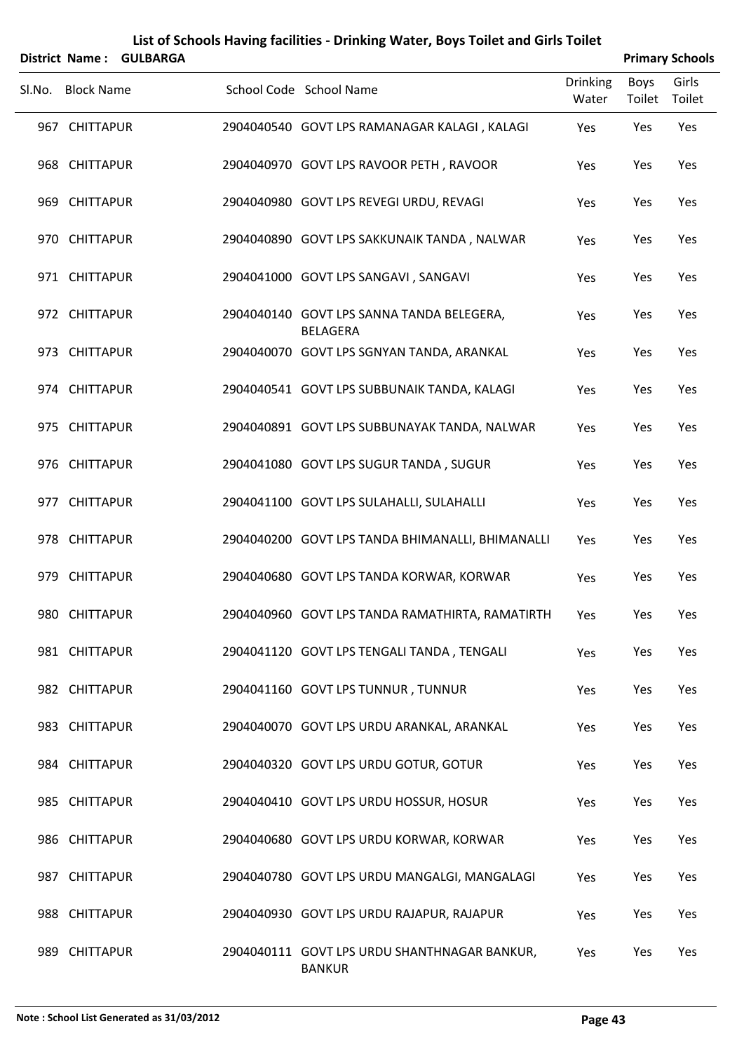# List of Schools Having facilities - Drinking Water, Boys Toilet and Girls Toilet

**District Name : GULBARGA** **Primary Schools**

| Sl.No. | Block Name | School Code | School Name | Drinking Water | Boys Toilet | Girls Toilet |
|---|---|---|---|---|---|---|
| 967 | CHITTAPUR | 2904040540 | GOVT LPS RAMANAGAR KALAGI , KALAGI | Yes | Yes | Yes |
| 968 | CHITTAPUR | 2904040970 | GOVT LPS RAVOOR PETH , RAVOOR | Yes | Yes | Yes |
| 969 | CHITTAPUR | 2904040980 | GOVT LPS REVEGI URDU, REVAGI | Yes | Yes | Yes |
| 970 | CHITTAPUR | 2904040890 | GOVT LPS SAKKUNAIK TANDA , NALWAR | Yes | Yes | Yes |
| 971 | CHITTAPUR | 2904041000 | GOVT LPS SANGAVI , SANGAVI | Yes | Yes | Yes |
| 972 | CHITTAPUR | 2904040140 | GOVT LPS SANNA TANDA BELEGERA, BELAGERA | Yes | Yes | Yes |
| 973 | CHITTAPUR | 2904040070 | GOVT LPS SGNYAN TANDA, ARANKAL | Yes | Yes | Yes |
| 974 | CHITTAPUR | 2904040541 | GOVT LPS SUBBUNAIK TANDA, KALAGI | Yes | Yes | Yes |
| 975 | CHITTAPUR | 2904040891 | GOVT LPS SUBBUNAYAK TANDA, NALWAR | Yes | Yes | Yes |
| 976 | CHITTAPUR | 2904041080 | GOVT LPS SUGUR TANDA , SUGUR | Yes | Yes | Yes |
| 977 | CHITTAPUR | 2904041100 | GOVT LPS SULAHALLI, SULAHALLI | Yes | Yes | Yes |
| 978 | CHITTAPUR | 2904040200 | GOVT LPS TANDA BHIMANALLI, BHIMANALLI | Yes | Yes | Yes |
| 979 | CHITTAPUR | 2904040680 | GOVT LPS TANDA KORWAR, KORWAR | Yes | Yes | Yes |
| 980 | CHITTAPUR | 2904040960 | GOVT LPS TANDA RAMATHIRTA, RAMATIRTH | Yes | Yes | Yes |
| 981 | CHITTAPUR | 2904041120 | GOVT LPS TENGALI TANDA , TENGALI | Yes | Yes | Yes |
| 982 | CHITTAPUR | 2904041160 | GOVT LPS TUNNUR , TUNNUR | Yes | Yes | Yes |
| 983 | CHITTAPUR | 2904040070 | GOVT LPS URDU ARANKAL, ARANKAL | Yes | Yes | Yes |
| 984 | CHITTAPUR | 2904040320 | GOVT LPS URDU GOTUR, GOTUR | Yes | Yes | Yes |
| 985 | CHITTAPUR | 2904040410 | GOVT LPS URDU HOSSUR, HOSUR | Yes | Yes | Yes |
| 986 | CHITTAPUR | 2904040680 | GOVT LPS URDU KORWAR, KORWAR | Yes | Yes | Yes |
| 987 | CHITTAPUR | 2904040780 | GOVT LPS URDU MANGALGI, MANGALAGI | Yes | Yes | Yes |
| 988 | CHITTAPUR | 2904040930 | GOVT LPS URDU RAJAPUR, RAJAPUR | Yes | Yes | Yes |
| 989 | CHITTAPUR | 2904040111 | GOVT LPS URDU SHANTHNAGAR BANKUR, BANKUR | Yes | Yes | Yes |

**Note : School List Generated as 31/03/2012**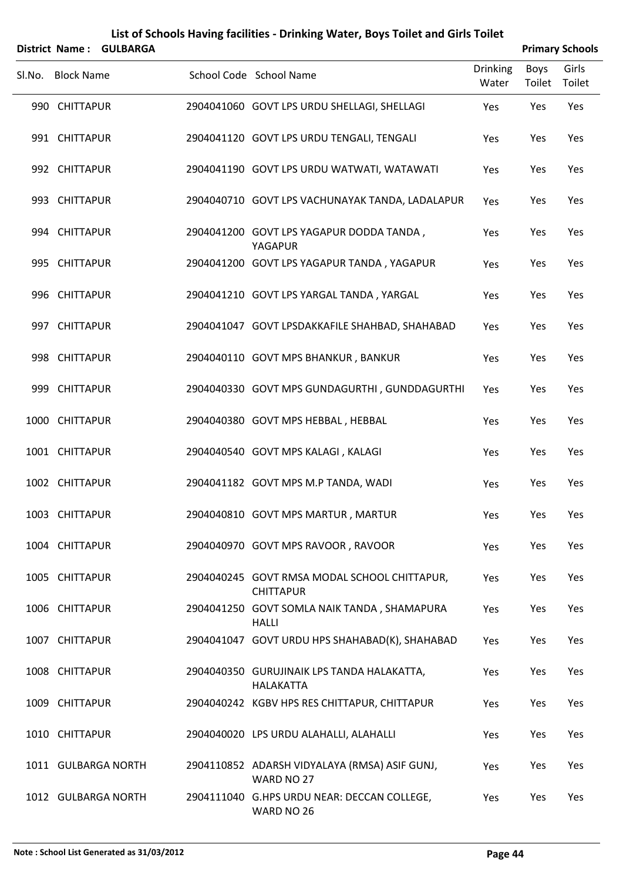# List of Schools Having facilities - Drinking Water, Boys Toilet and Girls Toilet

**District Name : GULBARGA** **Primary Schools**

| Sl.No. | Block Name | School Code | School Name | Drinking Water | Boys Toilet | Girls Toilet |
|---|---|---|---|---|---|---|
| 990 | CHITTAPUR | 2904041060 | GOVT LPS URDU SHELLAGI, SHELLAGI | Yes | Yes | Yes |
| 991 | CHITTAPUR | 2904041120 | GOVT LPS URDU TENGALI, TENGALI | Yes | Yes | Yes |
| 992 | CHITTAPUR | 2904041190 | GOVT LPS URDU WATWATI, WATAWATI | Yes | Yes | Yes |
| 993 | CHITTAPUR | 2904040710 | GOVT LPS VACHUNAYAK TANDA, LADALAPUR | Yes | Yes | Yes |
| 994 | CHITTAPUR | 2904041200 | GOVT LPS YAGAPUR DODDA TANDA , YAGAPUR | Yes | Yes | Yes |
| 995 | CHITTAPUR | 2904041200 | GOVT LPS YAGAPUR TANDA , YAGAPUR | Yes | Yes | Yes |
| 996 | CHITTAPUR | 2904041210 | GOVT LPS YARGAL TANDA , YARGAL | Yes | Yes | Yes |
| 997 | CHITTAPUR | 2904041047 | GOVT LPSDAKKAFILE SHAHBAD, SHAHABAD | Yes | Yes | Yes |
| 998 | CHITTAPUR | 2904040110 | GOVT MPS BHANKUR , BANKUR | Yes | Yes | Yes |
| 999 | CHITTAPUR | 2904040330 | GOVT MPS GUNDAGURTHI , GUNDDAGURTHI | Yes | Yes | Yes |
| 1000 | CHITTAPUR | 2904040380 | GOVT MPS HEBBAL , HEBBAL | Yes | Yes | Yes |
| 1001 | CHITTAPUR | 2904040540 | GOVT MPS KALAGI , KALAGI | Yes | Yes | Yes |
| 1002 | CHITTAPUR | 2904041182 | GOVT MPS M.P TANDA, WADI | Yes | Yes | Yes |
| 1003 | CHITTAPUR | 2904040810 | GOVT MPS MARTUR , MARTUR | Yes | Yes | Yes |
| 1004 | CHITTAPUR | 2904040970 | GOVT MPS RAVOOR , RAVOOR | Yes | Yes | Yes |
| 1005 | CHITTAPUR | 2904040245 | GOVT RMSA MODAL SCHOOL CHITTAPUR, CHITTAPUR | Yes | Yes | Yes |
| 1006 | CHITTAPUR | 2904041250 | GOVT SOMLA NAIK TANDA , SHAMAPURA HALLI | Yes | Yes | Yes |
| 1007 | CHITTAPUR | 2904041047 | GOVT URDU HPS SHAHABAD(K), SHAHABAD | Yes | Yes | Yes |
| 1008 | CHITTAPUR | 2904040350 | GURUJINAIK LPS TANDA HALAKATTA, HALAKATTA | Yes | Yes | Yes |
| 1009 | CHITTAPUR | 2904040242 | KGBV HPS RES CHITTAPUR, CHITTAPUR | Yes | Yes | Yes |
| 1010 | CHITTAPUR | 2904040020 | LPS URDU ALAHALLI, ALAHALLI | Yes | Yes | Yes |
| 1011 | GULBARGA NORTH | 2904110852 | ADARSH VIDYALAYA (RMSA) ASIF GUNJ, WARD NO 27 | Yes | Yes | Yes |
| 1012 | GULBARGA NORTH | 2904111040 | G.HPS URDU NEAR: DECCAN COLLEGE, WARD NO 26 | Yes | Yes | Yes |

**Note : School List Generated as 31/03/2012**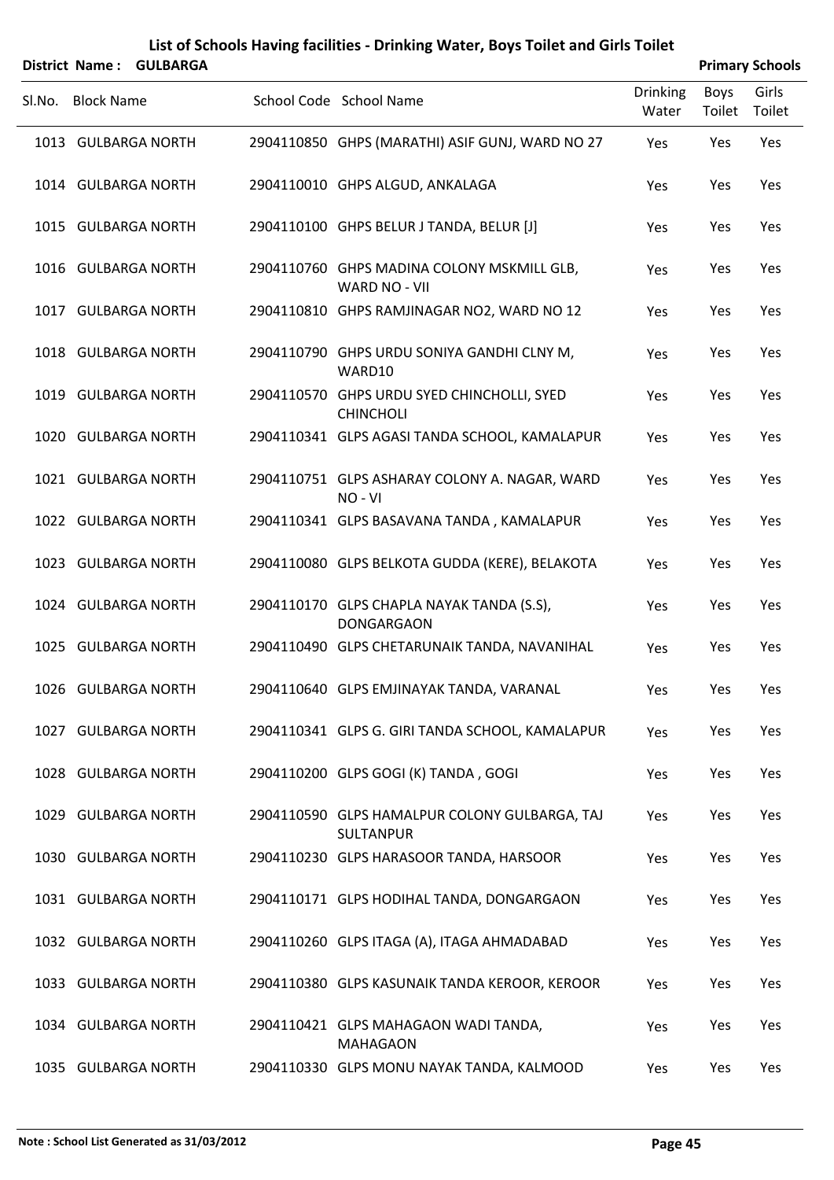# List of Schools Having facilities - Drinking Water, Boys Toilet and Girls Toilet

**District Name : GULBARGA** **Primary Schools**

| Sl.No. | Block Name | School Code | School Name | Drinking Water | Boys Toilet | Girls Toilet |
|---|---|---|---|---|---|---|
| 1013 | GULBARGA NORTH | 2904110850 | GHPS (MARATHI) ASIF GUNJ, WARD NO 27 | Yes | Yes | Yes |
| 1014 | GULBARGA NORTH | 2904110010 | GHPS ALGUD, ANKALAGA | Yes | Yes | Yes |
| 1015 | GULBARGA NORTH | 2904110100 | GHPS BELUR J TANDA, BELUR [J] | Yes | Yes | Yes |
| 1016 | GULBARGA NORTH | 2904110760 | GHPS MADINA COLONY MSKMILL GLB, WARD NO - VII | Yes | Yes | Yes |
| 1017 | GULBARGA NORTH | 2904110810 | GHPS RAMJINAGAR NO2, WARD NO 12 | Yes | Yes | Yes |
| 1018 | GULBARGA NORTH | 2904110790 | GHPS URDU SONIYA GANDHI CLNY M, WARD10 | Yes | Yes | Yes |
| 1019 | GULBARGA NORTH | 2904110570 | GHPS URDU SYED CHINCHOLLI, SYED CHINCHOLI | Yes | Yes | Yes |
| 1020 | GULBARGA NORTH | 2904110341 | GLPS AGASI TANDA SCHOOL, KAMALAPUR | Yes | Yes | Yes |
| 1021 | GULBARGA NORTH | 2904110751 | GLPS ASHARAY COLONY A. NAGAR, WARD NO - VI | Yes | Yes | Yes |
| 1022 | GULBARGA NORTH | 2904110341 | GLPS BASAVANA TANDA , KAMALAPUR | Yes | Yes | Yes |
| 1023 | GULBARGA NORTH | 2904110080 | GLPS BELKOTA GUDDA (KERE), BELAKOTA | Yes | Yes | Yes |
| 1024 | GULBARGA NORTH | 2904110170 | GLPS CHAPLA NAYAK TANDA (S.S), DONGARGAON | Yes | Yes | Yes |
| 1025 | GULBARGA NORTH | 2904110490 | GLPS CHETARUNAIK TANDA, NAVANIHAL | Yes | Yes | Yes |
| 1026 | GULBARGA NORTH | 2904110640 | GLPS EMJINAYAK TANDA, VARANAL | Yes | Yes | Yes |
| 1027 | GULBARGA NORTH | 2904110341 | GLPS G. GIRI TANDA SCHOOL, KAMALAPUR | Yes | Yes | Yes |
| 1028 | GULBARGA NORTH | 2904110200 | GLPS GOGI (K) TANDA , GOGI | Yes | Yes | Yes |
| 1029 | GULBARGA NORTH | 2904110590 | GLPS HAMALPUR COLONY GULBARGA, TAJ SULTANPUR | Yes | Yes | Yes |
| 1030 | GULBARGA NORTH | 2904110230 | GLPS HARASOOR TANDA, HARSOOR | Yes | Yes | Yes |
| 1031 | GULBARGA NORTH | 2904110171 | GLPS HODIHAL TANDA, DONGARGAON | Yes | Yes | Yes |
| 1032 | GULBARGA NORTH | 2904110260 | GLPS ITAGA (A), ITAGA AHMADABAD | Yes | Yes | Yes |
| 1033 | GULBARGA NORTH | 2904110380 | GLPS KASUNAIK TANDA KEROOR, KEROOR | Yes | Yes | Yes |
| 1034 | GULBARGA NORTH | 2904110421 | GLPS MAHAGAON WADI TANDA, MAHAGAON | Yes | Yes | Yes |
| 1035 | GULBARGA NORTH | 2904110330 | GLPS MONU NAYAK TANDA, KALMOOD | Yes | Yes | Yes |

**Note : School List Generated as 31/03/2012**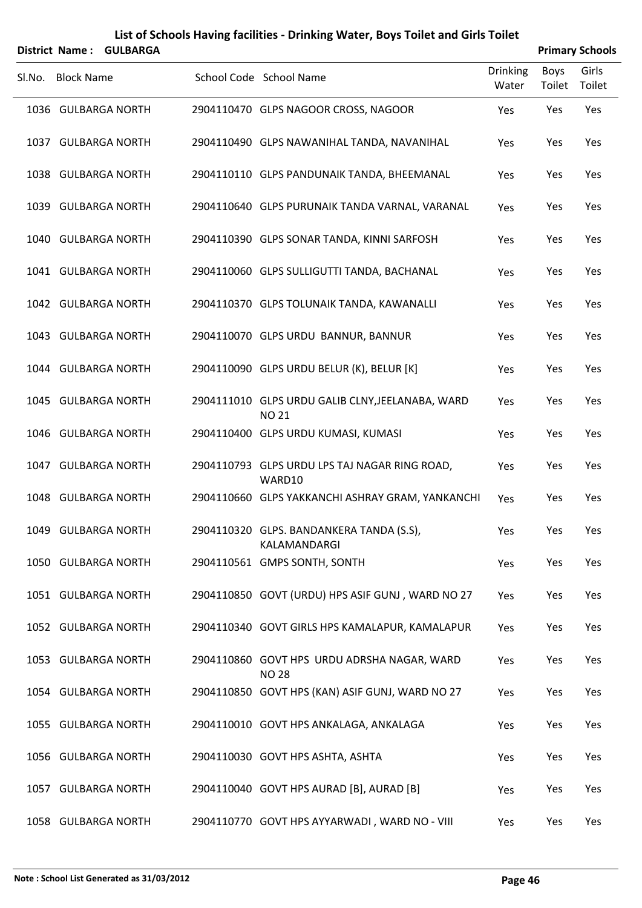# List of Schools Having facilities - Drinking Water, Boys Toilet and Girls Toilet

**District Name : GULBARGA** **Primary Schools**

| Sl.No. | Block Name | School Code | School Name | Drinking Water | Boys Toilet | Girls Toilet |
|---|---|---|---|---|---|---|
| 1036 | GULBARGA NORTH | 2904110470 | GLPS NAGOOR CROSS, NAGOOR | Yes | Yes | Yes |
| 1037 | GULBARGA NORTH | 2904110490 | GLPS NAWANIHAL TANDA, NAVANIHAL | Yes | Yes | Yes |
| 1038 | GULBARGA NORTH | 2904110110 | GLPS PANDUNAIK TANDA, BHEEMANAL | Yes | Yes | Yes |
| 1039 | GULBARGA NORTH | 2904110640 | GLPS PURUNAIK TANDA VARNAL, VARANAL | Yes | Yes | Yes |
| 1040 | GULBARGA NORTH | 2904110390 | GLPS SONAR TANDA, KINNI SARFOSH | Yes | Yes | Yes |
| 1041 | GULBARGA NORTH | 2904110060 | GLPS SULLIGUTTI TANDA, BACHANAL | Yes | Yes | Yes |
| 1042 | GULBARGA NORTH | 2904110370 | GLPS TOLUNAIK TANDA, KAWANALLI | Yes | Yes | Yes |
| 1043 | GULBARGA NORTH | 2904110070 | GLPS URDU BANNUR, BANNUR | Yes | Yes | Yes |
| 1044 | GULBARGA NORTH | 2904110090 | GLPS URDU BELUR (K), BELUR [K] | Yes | Yes | Yes |
| 1045 | GULBARGA NORTH | 2904111010 | GLPS URDU GALIB CLNY,JEELANABA, WARD NO 21 | Yes | Yes | Yes |
| 1046 | GULBARGA NORTH | 2904110400 | GLPS URDU KUMASI, KUMASI | Yes | Yes | Yes |
| 1047 | GULBARGA NORTH | 2904110793 | GLPS URDU LPS TAJ NAGAR RING ROAD, WARD10 | Yes | Yes | Yes |
| 1048 | GULBARGA NORTH | 2904110660 | GLPS YAKKANCHI ASHRAY GRAM, YANKANCHI | Yes | Yes | Yes |
| 1049 | GULBARGA NORTH | 2904110320 | GLPS. BANDANKERA TANDA (S.S), KALAMANDARGI | Yes | Yes | Yes |
| 1050 | GULBARGA NORTH | 2904110561 | GMPS SONTH, SONTH | Yes | Yes | Yes |
| 1051 | GULBARGA NORTH | 2904110850 | GOVT (URDU) HPS ASIF GUNJ , WARD NO 27 | Yes | Yes | Yes |
| 1052 | GULBARGA NORTH | 2904110340 | GOVT GIRLS HPS KAMALAPUR, KAMALAPUR | Yes | Yes | Yes |
| 1053 | GULBARGA NORTH | 2904110860 | GOVT HPS URDU ADRSHA NAGAR, WARD NO 28 | Yes | Yes | Yes |
| 1054 | GULBARGA NORTH | 2904110850 | GOVT HPS (KAN) ASIF GUNJ, WARD NO 27 | Yes | Yes | Yes |
| 1055 | GULBARGA NORTH | 2904110010 | GOVT HPS ANKALAGA, ANKALAGA | Yes | Yes | Yes |
| 1056 | GULBARGA NORTH | 2904110030 | GOVT HPS ASHTA, ASHTA | Yes | Yes | Yes |
| 1057 | GULBARGA NORTH | 2904110040 | GOVT HPS AURAD [B], AURAD [B] | Yes | Yes | Yes |
| 1058 | GULBARGA NORTH | 2904110770 | GOVT HPS AYYARWADI , WARD NO - VIII | Yes | Yes | Yes |

**Note : School List Generated as 31/03/2012**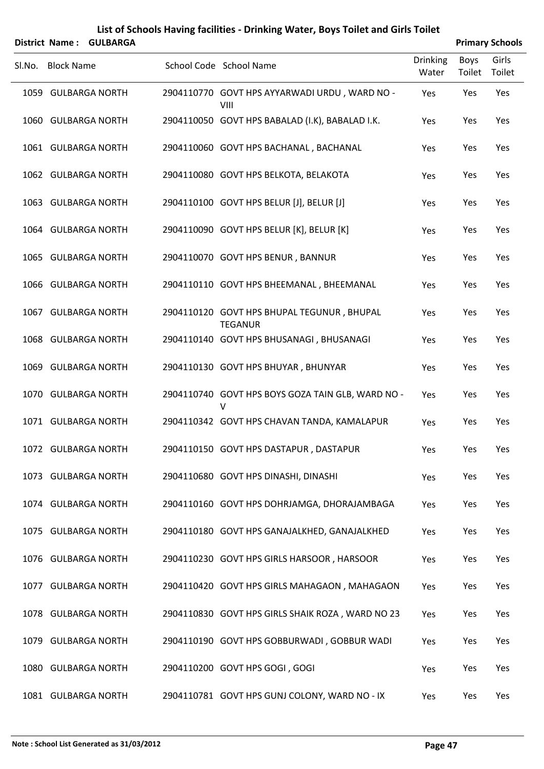# List of Schools Having facilities - Drinking Water, Boys Toilet and Girls Toilet

**District Name : GULBARGA** **Primary Schools**

| Sl.No. | Block Name | School Code | School Name | Drinking Water | Boys Toilet | Girls Toilet |
|---|---|---|---|---|---|---|
| 1059 | GULBARGA NORTH | 2904110770 | GOVT HPS AYYARWADI URDU , WARD NO - VIII | Yes | Yes | Yes |
| 1060 | GULBARGA NORTH | 2904110050 | GOVT HPS BABALAD (I.K), BABALAD I.K. | Yes | Yes | Yes |
| 1061 | GULBARGA NORTH | 2904110060 | GOVT HPS BACHANAL , BACHANAL | Yes | Yes | Yes |
| 1062 | GULBARGA NORTH | 2904110080 | GOVT HPS BELKOTA, BELAKOTA | Yes | Yes | Yes |
| 1063 | GULBARGA NORTH | 2904110100 | GOVT HPS BELUR [J], BELUR [J] | Yes | Yes | Yes |
| 1064 | GULBARGA NORTH | 2904110090 | GOVT HPS BELUR [K], BELUR [K] | Yes | Yes | Yes |
| 1065 | GULBARGA NORTH | 2904110070 | GOVT HPS BENUR , BANNUR | Yes | Yes | Yes |
| 1066 | GULBARGA NORTH | 2904110110 | GOVT HPS BHEEMANAL , BHEEMANAL | Yes | Yes | Yes |
| 1067 | GULBARGA NORTH | 2904110120 | GOVT HPS BHUPAL TEGUNUR , BHUPAL TEGANUR | Yes | Yes | Yes |
| 1068 | GULBARGA NORTH | 2904110140 | GOVT HPS BHUSANAGI , BHUSANAGI | Yes | Yes | Yes |
| 1069 | GULBARGA NORTH | 2904110130 | GOVT HPS BHUYAR , BHUNYAR | Yes | Yes | Yes |
| 1070 | GULBARGA NORTH | 2904110740 | GOVT HPS BOYS GOZA TAIN GLB, WARD NO - V | Yes | Yes | Yes |
| 1071 | GULBARGA NORTH | 2904110342 | GOVT HPS CHAVAN TANDA, KAMALAPUR | Yes | Yes | Yes |
| 1072 | GULBARGA NORTH | 2904110150 | GOVT HPS DASTAPUR , DASTAPUR | Yes | Yes | Yes |
| 1073 | GULBARGA NORTH | 2904110680 | GOVT HPS DINASHI, DINASHI | Yes | Yes | Yes |
| 1074 | GULBARGA NORTH | 2904110160 | GOVT HPS DOHRJAMGA, DHORAJAMBAGA | Yes | Yes | Yes |
| 1075 | GULBARGA NORTH | 2904110180 | GOVT HPS GANAJALKHED, GANAJALKHED | Yes | Yes | Yes |
| 1076 | GULBARGA NORTH | 2904110230 | GOVT HPS GIRLS HARSOOR , HARSOOR | Yes | Yes | Yes |
| 1077 | GULBARGA NORTH | 2904110420 | GOVT HPS GIRLS MAHAGAON , MAHAGAON | Yes | Yes | Yes |
| 1078 | GULBARGA NORTH | 2904110830 | GOVT HPS GIRLS SHAIK ROZA , WARD NO 23 | Yes | Yes | Yes |
| 1079 | GULBARGA NORTH | 2904110190 | GOVT HPS GOBBURWADI , GOBBUR WADI | Yes | Yes | Yes |
| 1080 | GULBARGA NORTH | 2904110200 | GOVT HPS GOGI , GOGI | Yes | Yes | Yes |
| 1081 | GULBARGA NORTH | 2904110781 | GOVT HPS GUNJ COLONY, WARD NO - IX | Yes | Yes | Yes |

**Note : School List Generated as 31/03/2012**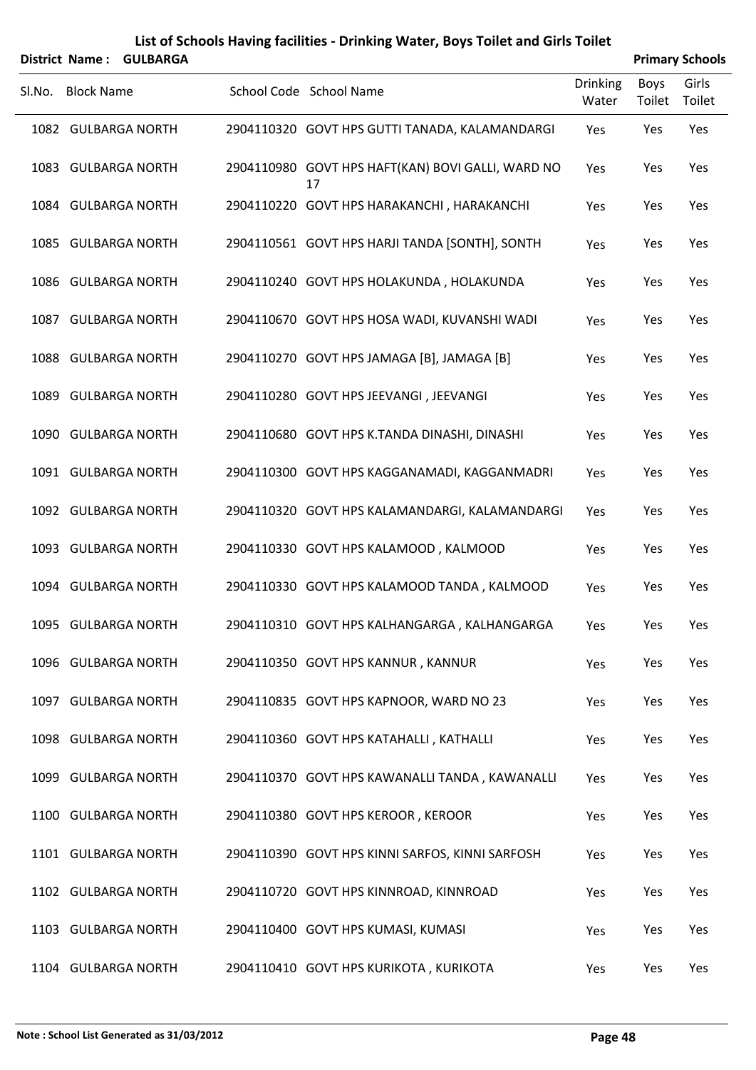# List of Schools Having facilities - Drinking Water, Boys Toilet and Girls Toilet

**District Name : GULBARGA** **Primary Schools**

| Sl.No. | Block Name | School Code | School Name | Drinking Water | Boys Toilet | Girls Toilet |
|---|---|---|---|---|---|---|
| 1082 | GULBARGA NORTH | 2904110320 | GOVT HPS GUTTI TANADA, KALAMANDARGI | Yes | Yes | Yes |
| 1083 | GULBARGA NORTH | 2904110980 | GOVT HPS HAFT(KAN) BOVI GALLI, WARD NO 17 | Yes | Yes | Yes |
| 1084 | GULBARGA NORTH | 2904110220 | GOVT HPS HARAKANCHI , HARAKANCHI | Yes | Yes | Yes |
| 1085 | GULBARGA NORTH | 2904110561 | GOVT HPS HARJI TANDA [SONTH], SONTH | Yes | Yes | Yes |
| 1086 | GULBARGA NORTH | 2904110240 | GOVT HPS HOLAKUNDA , HOLAKUNDA | Yes | Yes | Yes |
| 1087 | GULBARGA NORTH | 2904110670 | GOVT HPS HOSA WADI, KUVANSHI WADI | Yes | Yes | Yes |
| 1088 | GULBARGA NORTH | 2904110270 | GOVT HPS JAMAGA [B], JAMAGA [B] | Yes | Yes | Yes |
| 1089 | GULBARGA NORTH | 2904110280 | GOVT HPS JEEVANGI , JEEVANGI | Yes | Yes | Yes |
| 1090 | GULBARGA NORTH | 2904110680 | GOVT HPS K.TANDA DINASHI, DINASHI | Yes | Yes | Yes |
| 1091 | GULBARGA NORTH | 2904110300 | GOVT HPS KAGGANAMADI, KAGGANMADRI | Yes | Yes | Yes |
| 1092 | GULBARGA NORTH | 2904110320 | GOVT HPS KALAMANDARGI, KALAMANDARGI | Yes | Yes | Yes |
| 1093 | GULBARGA NORTH | 2904110330 | GOVT HPS KALAMOOD , KALMOOD | Yes | Yes | Yes |
| 1094 | GULBARGA NORTH | 2904110330 | GOVT HPS KALAMOOD TANDA , KALMOOD | Yes | Yes | Yes |
| 1095 | GULBARGA NORTH | 2904110310 | GOVT HPS KALHANGARGA , KALHANGARGA | Yes | Yes | Yes |
| 1096 | GULBARGA NORTH | 2904110350 | GOVT HPS KANNUR , KANNUR | Yes | Yes | Yes |
| 1097 | GULBARGA NORTH | 2904110835 | GOVT HPS KAPNOOR, WARD NO 23 | Yes | Yes | Yes |
| 1098 | GULBARGA NORTH | 2904110360 | GOVT HPS KATAHALLI , KATHALLI | Yes | Yes | Yes |
| 1099 | GULBARGA NORTH | 2904110370 | GOVT HPS KAWANALLI TANDA , KAWANALLI | Yes | Yes | Yes |
| 1100 | GULBARGA NORTH | 2904110380 | GOVT HPS KEROOR , KEROOR | Yes | Yes | Yes |
| 1101 | GULBARGA NORTH | 2904110390 | GOVT HPS KINNI SARFOS, KINNI SARFOSH | Yes | Yes | Yes |
| 1102 | GULBARGA NORTH | 2904110720 | GOVT HPS KINNROAD, KINNROAD | Yes | Yes | Yes |
| 1103 | GULBARGA NORTH | 2904110400 | GOVT HPS KUMASI, KUMASI | Yes | Yes | Yes |
| 1104 | GULBARGA NORTH | 2904110410 | GOVT HPS KURIKOTA , KURIKOTA | Yes | Yes | Yes |

**Note : School List Generated as 31/03/2012**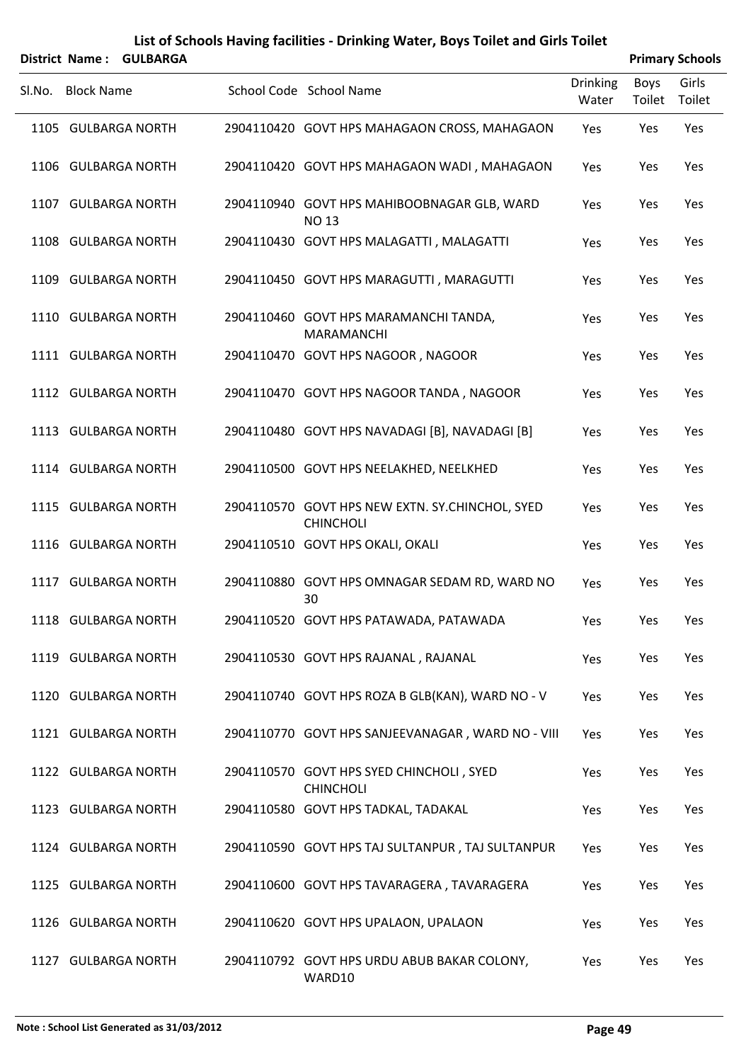# List of Schools Having facilities - Drinking Water, Boys Toilet and Girls Toilet

**District Name : GULBARGA** **Primary Schools**

| Sl.No. | Block Name | School Code | School Name | Drinking Water | Boys Toilet | Girls Toilet |
|---|---|---|---|---|---|---|
| 1105 | GULBARGA NORTH | 2904110420 | GOVT HPS MAHAGAON CROSS, MAHAGAON | Yes | Yes | Yes |
| 1106 | GULBARGA NORTH | 2904110420 | GOVT HPS MAHAGAON WADI , MAHAGAON | Yes | Yes | Yes |
| 1107 | GULBARGA NORTH | 2904110940 | GOVT HPS MAHIBOOBNAGAR GLB, WARD NO 13 | Yes | Yes | Yes |
| 1108 | GULBARGA NORTH | 2904110430 | GOVT HPS MALAGATTI , MALAGATTI | Yes | Yes | Yes |
| 1109 | GULBARGA NORTH | 2904110450 | GOVT HPS MARAGUTTI , MARAGUTTI | Yes | Yes | Yes |
| 1110 | GULBARGA NORTH | 2904110460 | GOVT HPS MARAMANCHI TANDA, MARAMANCHI | Yes | Yes | Yes |
| 1111 | GULBARGA NORTH | 2904110470 | GOVT HPS NAGOOR , NAGOOR | Yes | Yes | Yes |
| 1112 | GULBARGA NORTH | 2904110470 | GOVT HPS NAGOOR TANDA , NAGOOR | Yes | Yes | Yes |
| 1113 | GULBARGA NORTH | 2904110480 | GOVT HPS NAVADAGI [B], NAVADAGI [B] | Yes | Yes | Yes |
| 1114 | GULBARGA NORTH | 2904110500 | GOVT HPS NEELAKHED, NEELKHED | Yes | Yes | Yes |
| 1115 | GULBARGA NORTH | 2904110570 | GOVT HPS NEW EXTN. SY.CHINCHOL, SYED CHINCHOLI | Yes | Yes | Yes |
| 1116 | GULBARGA NORTH | 2904110510 | GOVT HPS OKALI, OKALI | Yes | Yes | Yes |
| 1117 | GULBARGA NORTH | 2904110880 | GOVT HPS OMNAGAR SEDAM RD, WARD NO 30 | Yes | Yes | Yes |
| 1118 | GULBARGA NORTH | 2904110520 | GOVT HPS PATAWADA, PATAWADA | Yes | Yes | Yes |
| 1119 | GULBARGA NORTH | 2904110530 | GOVT HPS RAJANAL , RAJANAL | Yes | Yes | Yes |
| 1120 | GULBARGA NORTH | 2904110740 | GOVT HPS ROZA B GLB(KAN), WARD NO - V | Yes | Yes | Yes |
| 1121 | GULBARGA NORTH | 2904110770 | GOVT HPS SANJEEVANAGAR , WARD NO - VIII | Yes | Yes | Yes |
| 1122 | GULBARGA NORTH | 2904110570 | GOVT HPS SYED CHINCHOLI , SYED CHINCHOLI | Yes | Yes | Yes |
| 1123 | GULBARGA NORTH | 2904110580 | GOVT HPS TADKAL, TADAKAL | Yes | Yes | Yes |
| 1124 | GULBARGA NORTH | 2904110590 | GOVT HPS TAJ SULTANPUR , TAJ SULTANPUR | Yes | Yes | Yes |
| 1125 | GULBARGA NORTH | 2904110600 | GOVT HPS TAVARAGERA , TAVARAGERA | Yes | Yes | Yes |
| 1126 | GULBARGA NORTH | 2904110620 | GOVT HPS UPALAON, UPALAON | Yes | Yes | Yes |
| 1127 | GULBARGA NORTH | 2904110792 | GOVT HPS URDU ABUB BAKAR COLONY, WARD10 | Yes | Yes | Yes |

**Note : School List Generated as 31/03/2012**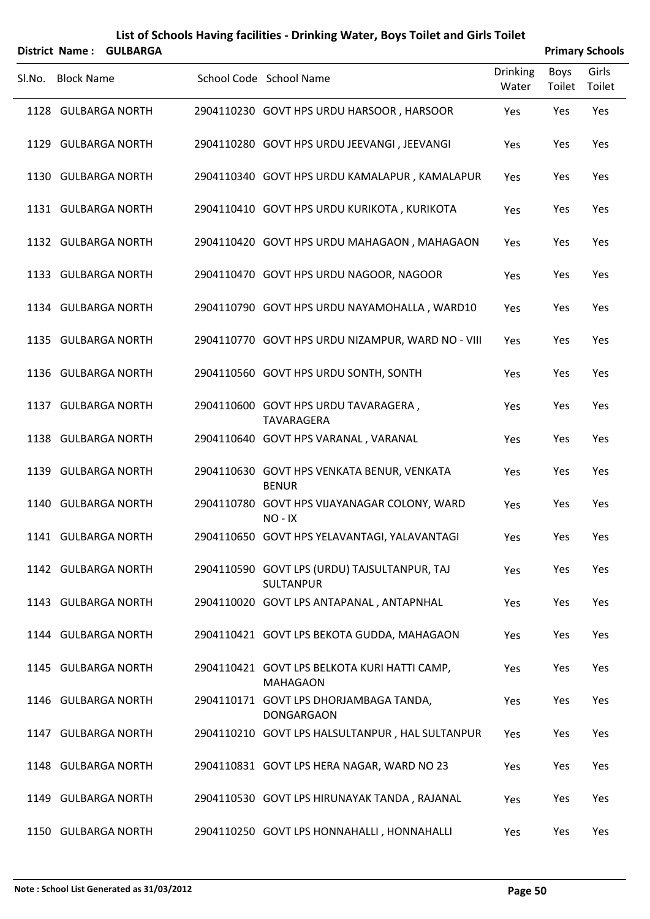# List of Schools Having facilities - Drinking Water, Boys Toilet and Girls Toilet

**District Name : GULBARGA** **Primary Schools**

| Sl.No. | Block Name | School Code | School Name | Drinking Water | Boys Toilet | Girls Toilet |
|---|---|---|---|---|---|---|
| 1128 | GULBARGA NORTH | 2904110230 | GOVT HPS URDU HARSOOR , HARSOOR | Yes | Yes | Yes |
| 1129 | GULBARGA NORTH | 2904110280 | GOVT HPS URDU JEEVANGI , JEEVANGI | Yes | Yes | Yes |
| 1130 | GULBARGA NORTH | 2904110340 | GOVT HPS URDU KAMALAPUR , KAMALAPUR | Yes | Yes | Yes |
| 1131 | GULBARGA NORTH | 2904110410 | GOVT HPS URDU KURIKOTA , KURIKOTA | Yes | Yes | Yes |
| 1132 | GULBARGA NORTH | 2904110420 | GOVT HPS URDU MAHAGAON , MAHAGAON | Yes | Yes | Yes |
| 1133 | GULBARGA NORTH | 2904110470 | GOVT HPS URDU NAGOOR, NAGOOR | Yes | Yes | Yes |
| 1134 | GULBARGA NORTH | 2904110790 | GOVT HPS URDU NAYAMOHALLA , WARD10 | Yes | Yes | Yes |
| 1135 | GULBARGA NORTH | 2904110770 | GOVT HPS URDU NIZAMPUR, WARD NO - VIII | Yes | Yes | Yes |
| 1136 | GULBARGA NORTH | 2904110560 | GOVT HPS URDU SONTH, SONTH | Yes | Yes | Yes |
| 1137 | GULBARGA NORTH | 2904110600 | GOVT HPS URDU TAVARAGERA , TAVARAGERA | Yes | Yes | Yes |
| 1138 | GULBARGA NORTH | 2904110640 | GOVT HPS VARANAL , VARANAL | Yes | Yes | Yes |
| 1139 | GULBARGA NORTH | 2904110630 | GOVT HPS VENKATA BENUR, VENKATA BENUR | Yes | Yes | Yes |
| 1140 | GULBARGA NORTH | 2904110780 | GOVT HPS VIJAYANAGAR COLONY, WARD NO - IX | Yes | Yes | Yes |
| 1141 | GULBARGA NORTH | 2904110650 | GOVT HPS YELAVANTAGI, YALAVANTAGI | Yes | Yes | Yes |
| 1142 | GULBARGA NORTH | 2904110590 | GOVT LPS (URDU) TAJSULTANPUR, TAJ SULTANPUR | Yes | Yes | Yes |
| 1143 | GULBARGA NORTH | 2904110020 | GOVT LPS ANTAPANAL , ANTAPNHAL | Yes | Yes | Yes |
| 1144 | GULBARGA NORTH | 2904110421 | GOVT LPS BEKOTA GUDDA, MAHAGAON | Yes | Yes | Yes |
| 1145 | GULBARGA NORTH | 2904110421 | GOVT LPS BELKOTA KURI HATTI CAMP, MAHAGAON | Yes | Yes | Yes |
| 1146 | GULBARGA NORTH | 2904110171 | GOVT LPS DHORJAMBAGA TANDA, DONGARGAON | Yes | Yes | Yes |
| 1147 | GULBARGA NORTH | 2904110210 | GOVT LPS HALSULTANPUR , HAL SULTANPUR | Yes | Yes | Yes |
| 1148 | GULBARGA NORTH | 2904110831 | GOVT LPS HERA NAGAR, WARD NO 23 | Yes | Yes | Yes |
| 1149 | GULBARGA NORTH | 2904110530 | GOVT LPS HIRUNAYAK TANDA , RAJANAL | Yes | Yes | Yes |
| 1150 | GULBARGA NORTH | 2904110250 | GOVT LPS HONNAHALLI , HONNAHALLI | Yes | Yes | Yes |

**Note : School List Generated as 31/03/2012**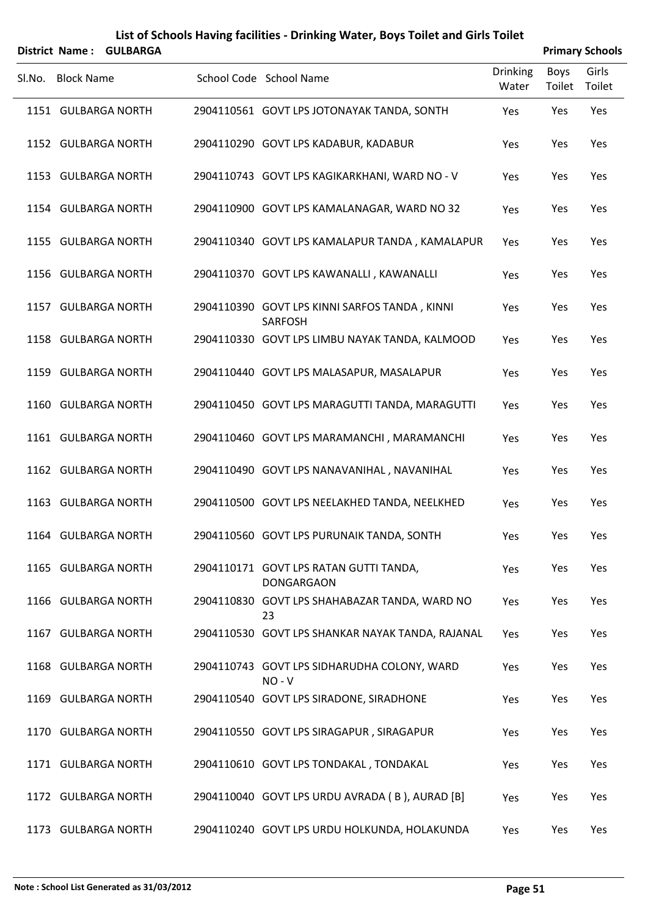# List of Schools Having facilities - Drinking Water, Boys Toilet and Girls Toilet

**District Name : GULBARGA** **Primary Schools**

| Sl.No. | Block Name | School Code | School Name | Drinking Water | Boys Toilet | Girls Toilet |
|---|---|---|---|---|---|---|
| 1151 | GULBARGA NORTH | 2904110561 | GOVT LPS JOTONAYAK TANDA, SONTH | Yes | Yes | Yes |
| 1152 | GULBARGA NORTH | 2904110290 | GOVT LPS KADABUR, KADABUR | Yes | Yes | Yes |
| 1153 | GULBARGA NORTH | 2904110743 | GOVT LPS KAGIKARKHANI, WARD NO - V | Yes | Yes | Yes |
| 1154 | GULBARGA NORTH | 2904110900 | GOVT LPS KAMALANAGAR, WARD NO 32 | Yes | Yes | Yes |
| 1155 | GULBARGA NORTH | 2904110340 | GOVT LPS KAMALAPUR TANDA , KAMALAPUR | Yes | Yes | Yes |
| 1156 | GULBARGA NORTH | 2904110370 | GOVT LPS KAWANALLI , KAWANALLI | Yes | Yes | Yes |
| 1157 | GULBARGA NORTH | 2904110390 | GOVT LPS KINNI SARFOS TANDA , KINNI SARFOSH | Yes | Yes | Yes |
| 1158 | GULBARGA NORTH | 2904110330 | GOVT LPS LIMBU NAYAK TANDA, KALMOOD | Yes | Yes | Yes |
| 1159 | GULBARGA NORTH | 2904110440 | GOVT LPS MALASAPUR, MASALAPUR | Yes | Yes | Yes |
| 1160 | GULBARGA NORTH | 2904110450 | GOVT LPS MARAGUTTI TANDA, MARAGUTTI | Yes | Yes | Yes |
| 1161 | GULBARGA NORTH | 2904110460 | GOVT LPS MARAMANCHI , MARAMANCHI | Yes | Yes | Yes |
| 1162 | GULBARGA NORTH | 2904110490 | GOVT LPS NANAVANIHAL , NAVANIHAL | Yes | Yes | Yes |
| 1163 | GULBARGA NORTH | 2904110500 | GOVT LPS NEELAKHED TANDA, NEELKHED | Yes | Yes | Yes |
| 1164 | GULBARGA NORTH | 2904110560 | GOVT LPS PURUNAIK TANDA, SONTH | Yes | Yes | Yes |
| 1165 | GULBARGA NORTH | 2904110171 | GOVT LPS RATAN GUTTI TANDA, DONGARGAON | Yes | Yes | Yes |
| 1166 | GULBARGA NORTH | 2904110830 | GOVT LPS SHAHABAZAR TANDA, WARD NO 23 | Yes | Yes | Yes |
| 1167 | GULBARGA NORTH | 2904110530 | GOVT LPS SHANKAR NAYAK TANDA, RAJANAL | Yes | Yes | Yes |
| 1168 | GULBARGA NORTH | 2904110743 | GOVT LPS SIDHARUDHA COLONY, WARD NO - V | Yes | Yes | Yes |
| 1169 | GULBARGA NORTH | 2904110540 | GOVT LPS SIRADONE, SIRADHONE | Yes | Yes | Yes |
| 1170 | GULBARGA NORTH | 2904110550 | GOVT LPS SIRAGAPUR , SIRAGAPUR | Yes | Yes | Yes |
| 1171 | GULBARGA NORTH | 2904110610 | GOVT LPS TONDAKAL , TONDAKAL | Yes | Yes | Yes |
| 1172 | GULBARGA NORTH | 2904110040 | GOVT LPS URDU AVRADA ( B ), AURAD [B] | Yes | Yes | Yes |
| 1173 | GULBARGA NORTH | 2904110240 | GOVT LPS URDU HOLKUNDA, HOLAKUNDA | Yes | Yes | Yes |

**Note : School List Generated as 31/03/2012**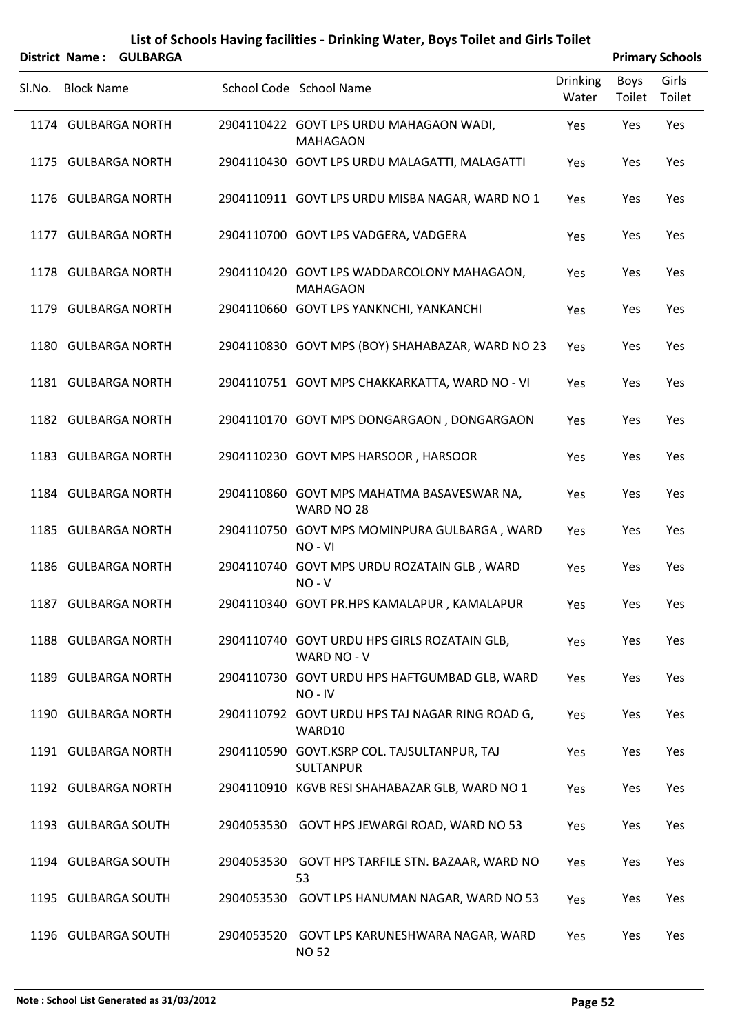# List of Schools Having facilities - Drinking Water, Boys Toilet and Girls Toilet

**District Name : GULBARGA** **Primary Schools**

| Sl.No. | Block Name | School Code | School Name | Drinking Water | Boys Toilet | Girls Toilet |
|---|---|---|---|---|---|---|
| 1174 | GULBARGA NORTH | 2904110422 | GOVT LPS URDU MAHAGAON WADI, MAHAGAON | Yes | Yes | Yes |
| 1175 | GULBARGA NORTH | 2904110430 | GOVT LPS URDU MALAGATTI, MALAGATTI | Yes | Yes | Yes |
| 1176 | GULBARGA NORTH | 2904110911 | GOVT LPS URDU MISBA NAGAR, WARD NO 1 | Yes | Yes | Yes |
| 1177 | GULBARGA NORTH | 2904110700 | GOVT LPS VADGERA, VADGERA | Yes | Yes | Yes |
| 1178 | GULBARGA NORTH | 2904110420 | GOVT LPS WADDARCOLONY MAHAGAON, MAHAGAON | Yes | Yes | Yes |
| 1179 | GULBARGA NORTH | 2904110660 | GOVT LPS YANKNCHI, YANKANCHI | Yes | Yes | Yes |
| 1180 | GULBARGA NORTH | 2904110830 | GOVT MPS (BOY) SHAHABAZAR, WARD NO 23 | Yes | Yes | Yes |
| 1181 | GULBARGA NORTH | 2904110751 | GOVT MPS CHAKKARKATTA, WARD NO - VI | Yes | Yes | Yes |
| 1182 | GULBARGA NORTH | 2904110170 | GOVT MPS DONGARGAON , DONGARGAON | Yes | Yes | Yes |
| 1183 | GULBARGA NORTH | 2904110230 | GOVT MPS HARSOOR , HARSOOR | Yes | Yes | Yes |
| 1184 | GULBARGA NORTH | 2904110860 | GOVT MPS MAHATMA BASAVESWAR NA, WARD NO 28 | Yes | Yes | Yes |
| 1185 | GULBARGA NORTH | 2904110750 | GOVT MPS MOMINPURA GULBARGA , WARD NO - VI | Yes | Yes | Yes |
| 1186 | GULBARGA NORTH | 2904110740 | GOVT MPS URDU ROZATAIN GLB , WARD NO - V | Yes | Yes | Yes |
| 1187 | GULBARGA NORTH | 2904110340 | GOVT PR.HPS KAMALAPUR , KAMALAPUR | Yes | Yes | Yes |
| 1188 | GULBARGA NORTH | 2904110740 | GOVT URDU HPS GIRLS ROZATAIN GLB, WARD NO - V | Yes | Yes | Yes |
| 1189 | GULBARGA NORTH | 2904110730 | GOVT URDU HPS HAFTGUMBAD GLB, WARD NO - IV | Yes | Yes | Yes |
| 1190 | GULBARGA NORTH | 2904110792 | GOVT URDU HPS TAJ NAGAR RING ROAD G, WARD10 | Yes | Yes | Yes |
| 1191 | GULBARGA NORTH | 2904110590 | GOVT.KSRP COL. TAJSULTANPUR, TAJ SULTANPUR | Yes | Yes | Yes |
| 1192 | GULBARGA NORTH | 2904110910 | KGVB RESI SHAHABAZAR GLB, WARD NO 1 | Yes | Yes | Yes |
| 1193 | GULBARGA SOUTH | 2904053530 | GOVT HPS JEWARGI ROAD, WARD NO 53 | Yes | Yes | Yes |
| 1194 | GULBARGA SOUTH | 2904053530 | GOVT HPS TARFILE STN. BAZAAR, WARD NO 53 | Yes | Yes | Yes |
| 1195 | GULBARGA SOUTH | 2904053530 | GOVT LPS HANUMAN NAGAR, WARD NO 53 | Yes | Yes | Yes |
| 1196 | GULBARGA SOUTH | 2904053520 | GOVT LPS KARUNESHWARA NAGAR, WARD NO 52 | Yes | Yes | Yes |

**Note : School List Generated as 31/03/2012**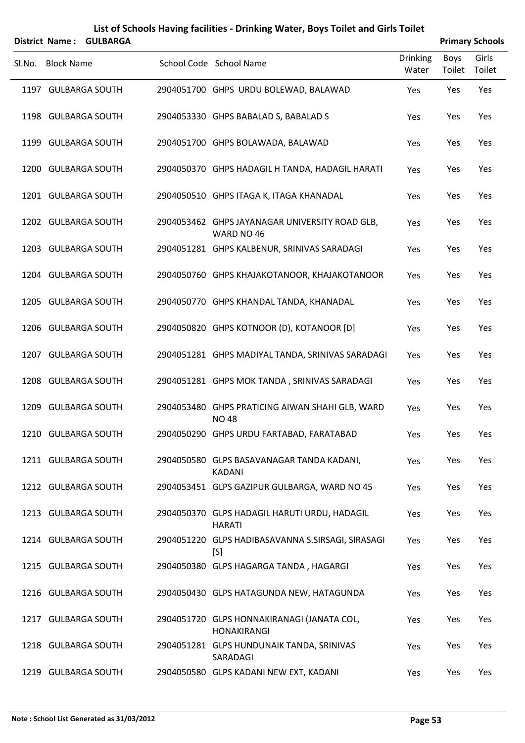# List of Schools Having facilities - Drinking Water, Boys Toilet and Girls Toilet

**District Name : GULBARGA** **Primary Schools**

| Sl.No. | Block Name | School Code | School Name | Drinking Water | Boys Toilet | Girls Toilet |
|---|---|---|---|---|---|---|
| 1197 | GULBARGA SOUTH | 2904051700 | GHPS URDU BOLEWAD, BALAWAD | Yes | Yes | Yes |
| 1198 | GULBARGA SOUTH | 2904053330 | GHPS BABALAD S, BABALAD S | Yes | Yes | Yes |
| 1199 | GULBARGA SOUTH | 2904051700 | GHPS BOLAWADA, BALAWAD | Yes | Yes | Yes |
| 1200 | GULBARGA SOUTH | 2904050370 | GHPS HADAGIL H TANDA, HADAGIL HARATI | Yes | Yes | Yes |
| 1201 | GULBARGA SOUTH | 2904050510 | GHPS ITAGA K, ITAGA KHANADAL | Yes | Yes | Yes |
| 1202 | GULBARGA SOUTH | 2904053462 | GHPS JAYANAGAR UNIVERSITY ROAD GLB, WARD NO 46 | Yes | Yes | Yes |
| 1203 | GULBARGA SOUTH | 2904051281 | GHPS KALBENUR, SRINIVAS SARADAGI | Yes | Yes | Yes |
| 1204 | GULBARGA SOUTH | 2904050760 | GHPS KHAJAKOTANOOR, KHAJAKOTANOOR | Yes | Yes | Yes |
| 1205 | GULBARGA SOUTH | 2904050770 | GHPS KHANDAL TANDA, KHANADAL | Yes | Yes | Yes |
| 1206 | GULBARGA SOUTH | 2904050820 | GHPS KOTNOOR (D), KOTANOOR [D] | Yes | Yes | Yes |
| 1207 | GULBARGA SOUTH | 2904051281 | GHPS MADIYAL TANDA, SRINIVAS SARADAGI | Yes | Yes | Yes |
| 1208 | GULBARGA SOUTH | 2904051281 | GHPS MOK TANDA , SRINIVAS SARADAGI | Yes | Yes | Yes |
| 1209 | GULBARGA SOUTH | 2904053480 | GHPS PRATICING AIWAN SHAHI GLB, WARD NO 48 | Yes | Yes | Yes |
| 1210 | GULBARGA SOUTH | 2904050290 | GHPS URDU FARTABAD, FARATABAD | Yes | Yes | Yes |
| 1211 | GULBARGA SOUTH | 2904050580 | GLPS BASAVANAGAR TANDA KADANI, KADANI | Yes | Yes | Yes |
| 1212 | GULBARGA SOUTH | 2904053451 | GLPS GAZIPUR GULBARGA, WARD NO 45 | Yes | Yes | Yes |
| 1213 | GULBARGA SOUTH | 2904050370 | GLPS HADAGIL HARUTI URDU, HADAGIL HARATI | Yes | Yes | Yes |
| 1214 | GULBARGA SOUTH | 2904051220 | GLPS HADIBASAVANNA S.SIRSAGI, SIRASAGI [S] | Yes | Yes | Yes |
| 1215 | GULBARGA SOUTH | 2904050380 | GLPS HAGARGA TANDA , HAGARGI | Yes | Yes | Yes |
| 1216 | GULBARGA SOUTH | 2904050430 | GLPS HATAGUNDA NEW, HATAGUNDA | Yes | Yes | Yes |
| 1217 | GULBARGA SOUTH | 2904051720 | GLPS HONNAKIRANAGI (JANATA COL, HONAKIRANGI | Yes | Yes | Yes |
| 1218 | GULBARGA SOUTH | 2904051281 | GLPS HUNDUNAIK TANDA, SRINIVAS SARADAGI | Yes | Yes | Yes |
| 1219 | GULBARGA SOUTH | 2904050580 | GLPS KADANI NEW EXT, KADANI | Yes | Yes | Yes |

**Note : School List Generated as 31/03/2012**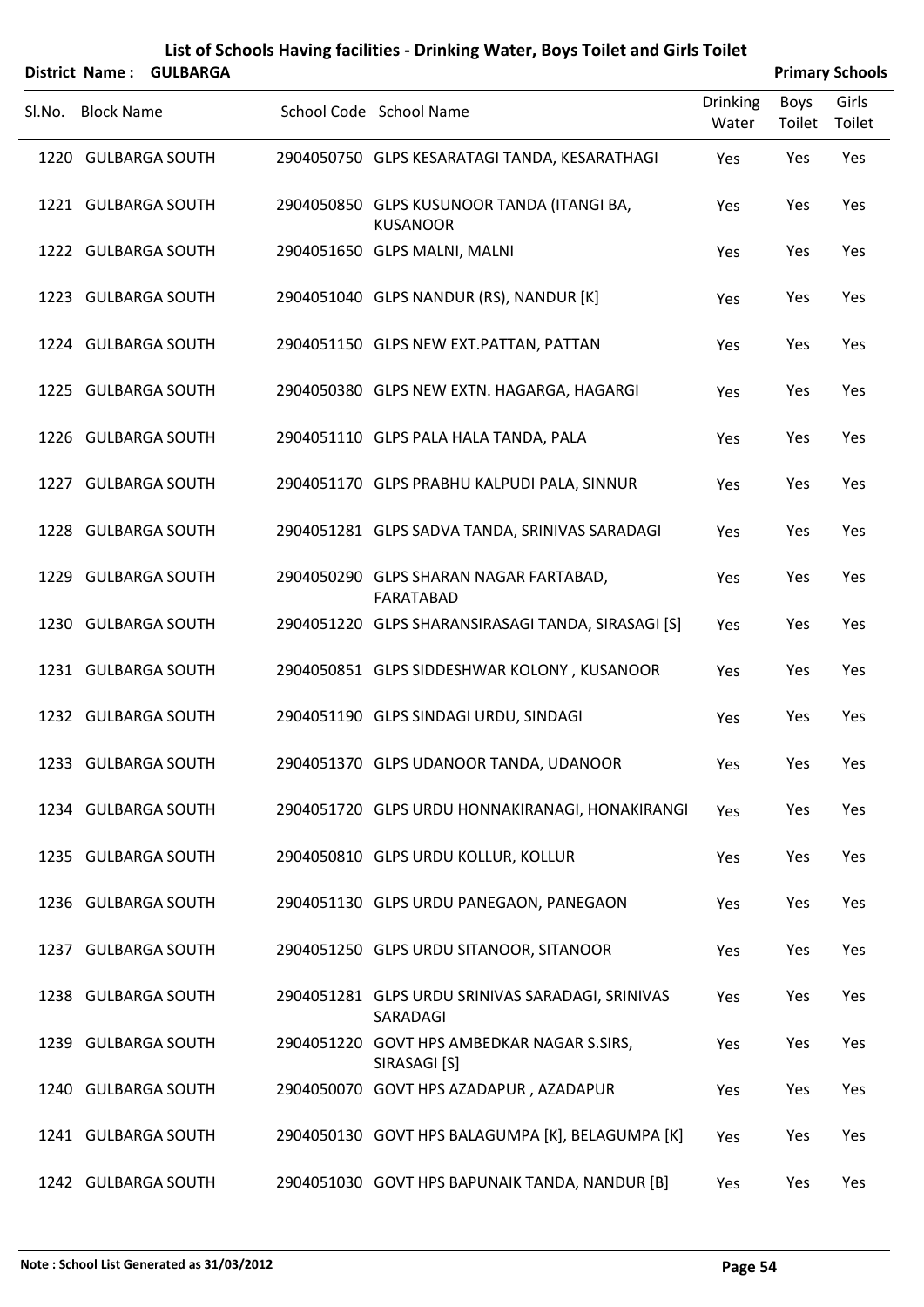# List of Schools Having facilities - Drinking Water, Boys Toilet and Girls Toilet

**District Name : GULBARGA** **Primary Schools**

| Sl.No. | Block Name | School Code | School Name | Drinking Water | Boys Toilet | Girls Toilet |
|---|---|---|---|---|---|---|
| 1220 | GULBARGA SOUTH | 2904050750 | GLPS KESARATAGI TANDA, KESARATHAGI | Yes | Yes | Yes |
| 1221 | GULBARGA SOUTH | 2904050850 | GLPS KUSUNOOR TANDA (ITANGI BA, KUSANOOR | Yes | Yes | Yes |
| 1222 | GULBARGA SOUTH | 2904051650 | GLPS MALNI, MALNI | Yes | Yes | Yes |
| 1223 | GULBARGA SOUTH | 2904051040 | GLPS NANDUR (RS), NANDUR [K] | Yes | Yes | Yes |
| 1224 | GULBARGA SOUTH | 2904051150 | GLPS NEW EXT.PATTAN, PATTAN | Yes | Yes | Yes |
| 1225 | GULBARGA SOUTH | 2904050380 | GLPS NEW EXTN. HAGARGA, HAGARGI | Yes | Yes | Yes |
| 1226 | GULBARGA SOUTH | 2904051110 | GLPS PALA HALA TANDA, PALA | Yes | Yes | Yes |
| 1227 | GULBARGA SOUTH | 2904051170 | GLPS PRABHU KALPUDI PALA, SINNUR | Yes | Yes | Yes |
| 1228 | GULBARGA SOUTH | 2904051281 | GLPS SADVA TANDA, SRINIVAS SARADAGI | Yes | Yes | Yes |
| 1229 | GULBARGA SOUTH | 2904050290 | GLPS SHARAN NAGAR FARTABAD, FARATABAD | Yes | Yes | Yes |
| 1230 | GULBARGA SOUTH | 2904051220 | GLPS SHARANSIRASAGI TANDA, SIRASAGI [S] | Yes | Yes | Yes |
| 1231 | GULBARGA SOUTH | 2904050851 | GLPS SIDDESHWAR KOLONY , KUSANOOR | Yes | Yes | Yes |
| 1232 | GULBARGA SOUTH | 2904051190 | GLPS SINDAGI URDU, SINDAGI | Yes | Yes | Yes |
| 1233 | GULBARGA SOUTH | 2904051370 | GLPS UDANOOR TANDA, UDANOOR | Yes | Yes | Yes |
| 1234 | GULBARGA SOUTH | 2904051720 | GLPS URDU HONNAKIRANAGI, HONAKIRANGI | Yes | Yes | Yes |
| 1235 | GULBARGA SOUTH | 2904050810 | GLPS URDU KOLLUR, KOLLUR | Yes | Yes | Yes |
| 1236 | GULBARGA SOUTH | 2904051130 | GLPS URDU PANEGAON, PANEGAON | Yes | Yes | Yes |
| 1237 | GULBARGA SOUTH | 2904051250 | GLPS URDU SITANOOR, SITANOOR | Yes | Yes | Yes |
| 1238 | GULBARGA SOUTH | 2904051281 | GLPS URDU SRINIVAS SARADAGI, SRINIVAS SARADAGI | Yes | Yes | Yes |
| 1239 | GULBARGA SOUTH | 2904051220 | GOVT HPS AMBEDKAR NAGAR S.SIRS, SIRASAGI [S] | Yes | Yes | Yes |
| 1240 | GULBARGA SOUTH | 2904050070 | GOVT HPS AZADAPUR , AZADAPUR | Yes | Yes | Yes |
| 1241 | GULBARGA SOUTH | 2904050130 | GOVT HPS BALAGUMPA [K], BELAGUMPA [K] | Yes | Yes | Yes |
| 1242 | GULBARGA SOUTH | 2904051030 | GOVT HPS BAPUNAIK TANDA, NANDUR [B] | Yes | Yes | Yes |

**Note : School List Generated as 31/03/2012**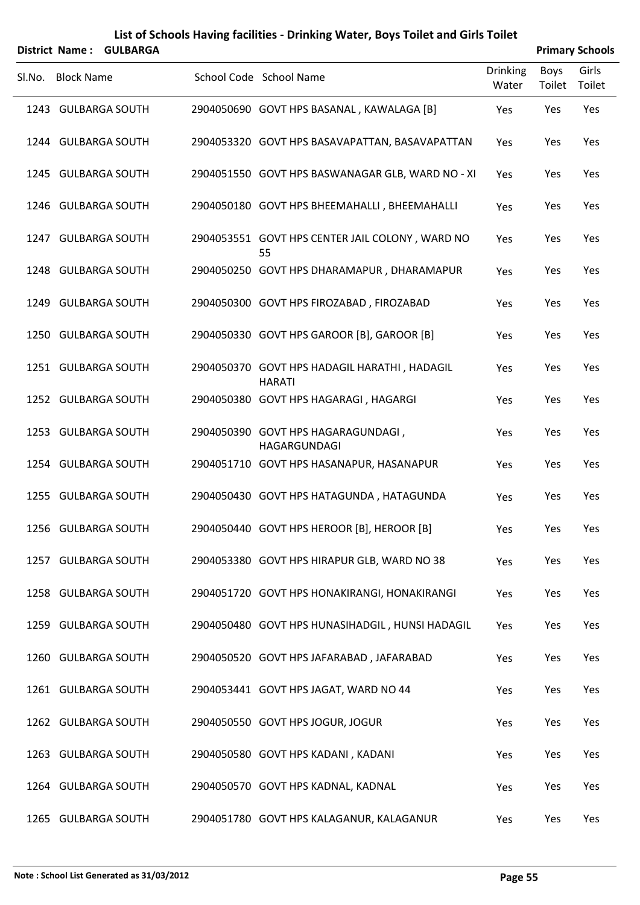# List of Schools Having facilities - Drinking Water, Boys Toilet and Girls Toilet

**District Name : GULBARGA** **Primary Schools**

| Sl.No. | Block Name | School Code | School Name | Drinking Water | Boys Toilet | Girls Toilet |
|---|---|---|---|---|---|---|
| 1243 | GULBARGA SOUTH | 2904050690 | GOVT HPS BASANAL , KAWALAGA [B] | Yes | Yes | Yes |
| 1244 | GULBARGA SOUTH | 2904053320 | GOVT HPS BASAVAPATTAN, BASAVAPATTAN | Yes | Yes | Yes |
| 1245 | GULBARGA SOUTH | 2904051550 | GOVT HPS BASWANAGAR GLB, WARD NO - XI | Yes | Yes | Yes |
| 1246 | GULBARGA SOUTH | 2904050180 | GOVT HPS BHEEMAHALLI , BHEEMAHALLI | Yes | Yes | Yes |
| 1247 | GULBARGA SOUTH | 2904053551 | GOVT HPS CENTER JAIL COLONY , WARD NO 55 | Yes | Yes | Yes |
| 1248 | GULBARGA SOUTH | 2904050250 | GOVT HPS DHARAMAPUR , DHARAMAPUR | Yes | Yes | Yes |
| 1249 | GULBARGA SOUTH | 2904050300 | GOVT HPS FIROZABAD , FIROZABAD | Yes | Yes | Yes |
| 1250 | GULBARGA SOUTH | 2904050330 | GOVT HPS GAROOR [B], GAROOR [B] | Yes | Yes | Yes |
| 1251 | GULBARGA SOUTH | 2904050370 | GOVT HPS HADAGIL HARATHI , HADAGIL HARATI | Yes | Yes | Yes |
| 1252 | GULBARGA SOUTH | 2904050380 | GOVT HPS HAGARAGI , HAGARGI | Yes | Yes | Yes |
| 1253 | GULBARGA SOUTH | 2904050390 | GOVT HPS HAGARAGUNDAGI , HAGARGUNDAGI | Yes | Yes | Yes |
| 1254 | GULBARGA SOUTH | 2904051710 | GOVT HPS HASANAPUR, HASANAPUR | Yes | Yes | Yes |
| 1255 | GULBARGA SOUTH | 2904050430 | GOVT HPS HATAGUNDA , HATAGUNDA | Yes | Yes | Yes |
| 1256 | GULBARGA SOUTH | 2904050440 | GOVT HPS HEROOR [B], HEROOR [B] | Yes | Yes | Yes |
| 1257 | GULBARGA SOUTH | 2904053380 | GOVT HPS HIRAPUR GLB, WARD NO 38 | Yes | Yes | Yes |
| 1258 | GULBARGA SOUTH | 2904051720 | GOVT HPS HONAKIRANGI, HONAKIRANGI | Yes | Yes | Yes |
| 1259 | GULBARGA SOUTH | 2904050480 | GOVT HPS HUNASIHADGIL , HUNSI HADAGIL | Yes | Yes | Yes |
| 1260 | GULBARGA SOUTH | 2904050520 | GOVT HPS JAFARABAD , JAFARABAD | Yes | Yes | Yes |
| 1261 | GULBARGA SOUTH | 2904053441 | GOVT HPS JAGAT, WARD NO 44 | Yes | Yes | Yes |
| 1262 | GULBARGA SOUTH | 2904050550 | GOVT HPS JOGUR, JOGUR | Yes | Yes | Yes |
| 1263 | GULBARGA SOUTH | 2904050580 | GOVT HPS KADANI , KADANI | Yes | Yes | Yes |
| 1264 | GULBARGA SOUTH | 2904050570 | GOVT HPS KADNAL, KADNAL | Yes | Yes | Yes |
| 1265 | GULBARGA SOUTH | 2904051780 | GOVT HPS KALAGANUR, KALAGANUR | Yes | Yes | Yes |

**Note : School List Generated as 31/03/2012**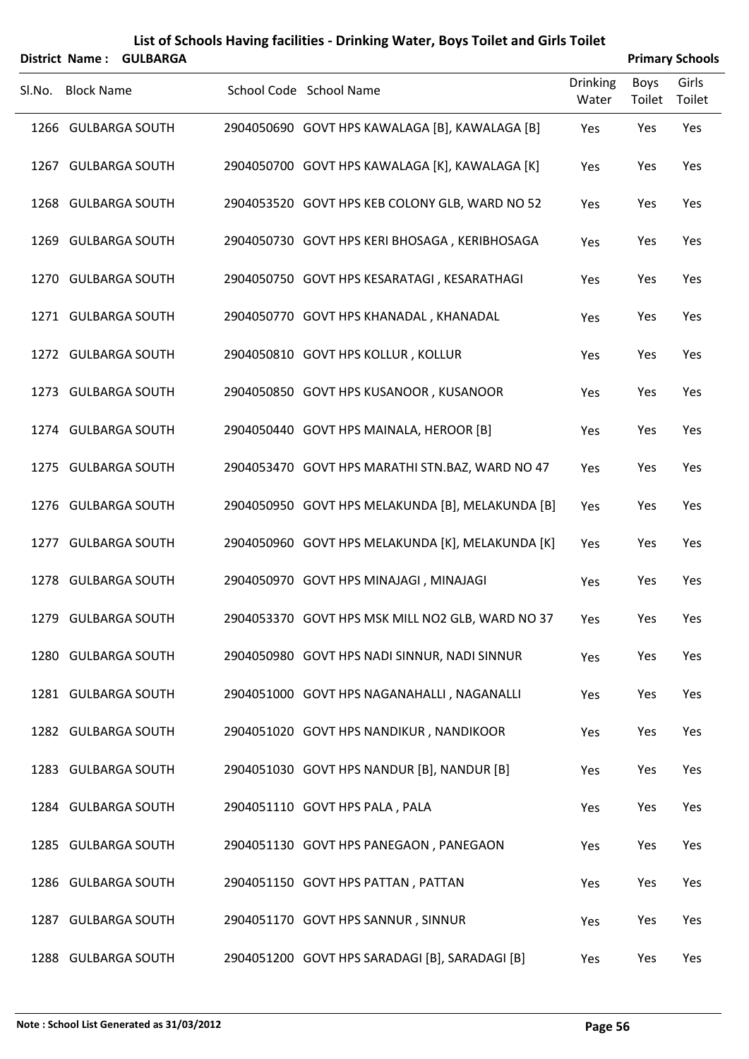# List of Schools Having facilities - Drinking Water, Boys Toilet and Girls Toilet

**District Name : GULBARGA** **Primary Schools**

| Sl.No. | Block Name | School Code | School Name | Drinking Water | Boys Toilet | Girls Toilet |
|---|---|---|---|---|---|---|
| 1266 | GULBARGA SOUTH | 2904050690 | GOVT HPS KAWALAGA [B], KAWALAGA [B] | Yes | Yes | Yes |
| 1267 | GULBARGA SOUTH | 2904050700 | GOVT HPS KAWALAGA [K], KAWALAGA [K] | Yes | Yes | Yes |
| 1268 | GULBARGA SOUTH | 2904053520 | GOVT HPS KEB COLONY GLB, WARD NO 52 | Yes | Yes | Yes |
| 1269 | GULBARGA SOUTH | 2904050730 | GOVT HPS KERI BHOSAGA , KERIBHOSAGA | Yes | Yes | Yes |
| 1270 | GULBARGA SOUTH | 2904050750 | GOVT HPS KESARATAGI , KESARATHAGI | Yes | Yes | Yes |
| 1271 | GULBARGA SOUTH | 2904050770 | GOVT HPS KHANADAL , KHANADAL | Yes | Yes | Yes |
| 1272 | GULBARGA SOUTH | 2904050810 | GOVT HPS KOLLUR , KOLLUR | Yes | Yes | Yes |
| 1273 | GULBARGA SOUTH | 2904050850 | GOVT HPS KUSANOOR , KUSANOOR | Yes | Yes | Yes |
| 1274 | GULBARGA SOUTH | 2904050440 | GOVT HPS MAINALA, HEROOR [B] | Yes | Yes | Yes |
| 1275 | GULBARGA SOUTH | 2904053470 | GOVT HPS MARATHI STN.BAZ, WARD NO 47 | Yes | Yes | Yes |
| 1276 | GULBARGA SOUTH | 2904050950 | GOVT HPS MELAKUNDA [B], MELAKUNDA [B] | Yes | Yes | Yes |
| 1277 | GULBARGA SOUTH | 2904050960 | GOVT HPS MELAKUNDA [K], MELAKUNDA [K] | Yes | Yes | Yes |
| 1278 | GULBARGA SOUTH | 2904050970 | GOVT HPS MINAJAGI , MINAJAGI | Yes | Yes | Yes |
| 1279 | GULBARGA SOUTH | 2904053370 | GOVT HPS MSK MILL NO2 GLB, WARD NO 37 | Yes | Yes | Yes |
| 1280 | GULBARGA SOUTH | 2904050980 | GOVT HPS NADI SINNUR, NADI SINNUR | Yes | Yes | Yes |
| 1281 | GULBARGA SOUTH | 2904051000 | GOVT HPS NAGANAHALLI , NAGANALLI | Yes | Yes | Yes |
| 1282 | GULBARGA SOUTH | 2904051020 | GOVT HPS NANDIKUR , NANDIKOOR | Yes | Yes | Yes |
| 1283 | GULBARGA SOUTH | 2904051030 | GOVT HPS NANDUR [B], NANDUR [B] | Yes | Yes | Yes |
| 1284 | GULBARGA SOUTH | 2904051110 | GOVT HPS PALA , PALA | Yes | Yes | Yes |
| 1285 | GULBARGA SOUTH | 2904051130 | GOVT HPS PANEGAON , PANEGAON | Yes | Yes | Yes |
| 1286 | GULBARGA SOUTH | 2904051150 | GOVT HPS PATTAN , PATTAN | Yes | Yes | Yes |
| 1287 | GULBARGA SOUTH | 2904051170 | GOVT HPS SANNUR , SINNUR | Yes | Yes | Yes |
| 1288 | GULBARGA SOUTH | 2904051200 | GOVT HPS SARADAGI [B], SARADAGI [B] | Yes | Yes | Yes |

**Note : School List Generated as 31/03/2012**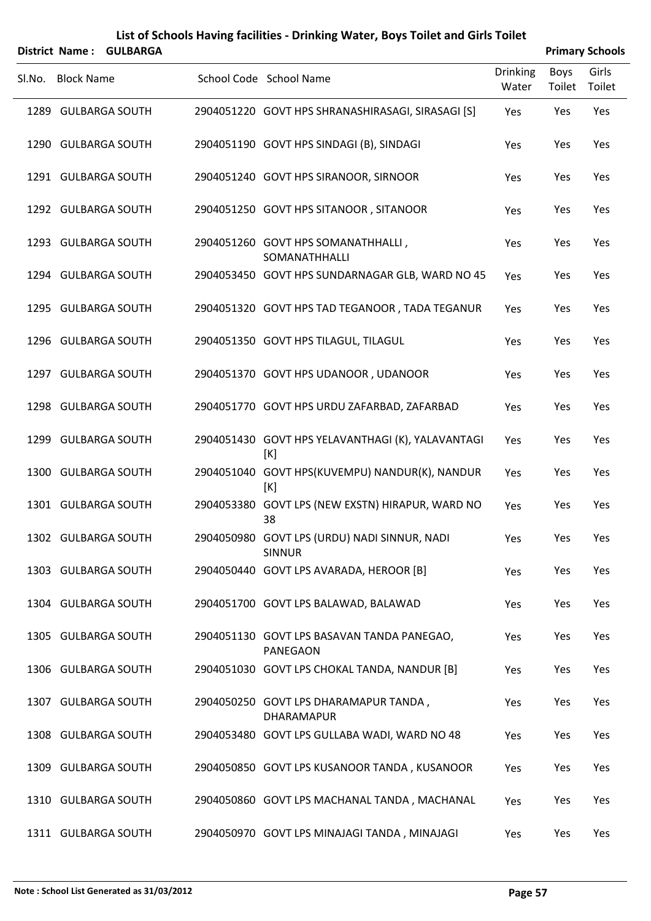# List of Schools Having facilities - Drinking Water, Boys Toilet and Girls Toilet

**District Name : GULBARGA** **Primary Schools**

| Sl.No. | Block Name | School Code | School Name | Drinking Water | Boys Toilet | Girls Toilet |
|---|---|---|---|---|---|---|
| 1289 | GULBARGA SOUTH | 2904051220 | GOVT HPS SHRANASHIRASAGI, SIRASAGI [S] | Yes | Yes | Yes |
| 1290 | GULBARGA SOUTH | 2904051190 | GOVT HPS SINDAGI (B), SINDAGI | Yes | Yes | Yes |
| 1291 | GULBARGA SOUTH | 2904051240 | GOVT HPS SIRANOOR, SIRNOOR | Yes | Yes | Yes |
| 1292 | GULBARGA SOUTH | 2904051250 | GOVT HPS SITANOOR , SITANOOR | Yes | Yes | Yes |
| 1293 | GULBARGA SOUTH | 2904051260 | GOVT HPS SOMANATHHALLI , SOMANATHHALLI | Yes | Yes | Yes |
| 1294 | GULBARGA SOUTH | 2904053450 | GOVT HPS SUNDARNAGAR GLB, WARD NO 45 | Yes | Yes | Yes |
| 1295 | GULBARGA SOUTH | 2904051320 | GOVT HPS TAD TEGANOOR , TADA TEGANUR | Yes | Yes | Yes |
| 1296 | GULBARGA SOUTH | 2904051350 | GOVT HPS TILAGUL, TILAGUL | Yes | Yes | Yes |
| 1297 | GULBARGA SOUTH | 2904051370 | GOVT HPS UDANOOR , UDANOOR | Yes | Yes | Yes |
| 1298 | GULBARGA SOUTH | 2904051770 | GOVT HPS URDU ZAFARBAD, ZAFARBAD | Yes | Yes | Yes |
| 1299 | GULBARGA SOUTH | 2904051430 | GOVT HPS YELAVANTHAGI (K), YALAVANTAGI [K] | Yes | Yes | Yes |
| 1300 | GULBARGA SOUTH | 2904051040 | GOVT HPS(KUVEMPU) NANDUR(K), NANDUR [K] | Yes | Yes | Yes |
| 1301 | GULBARGA SOUTH | 2904053380 | GOVT LPS (NEW EXSTN) HIRAPUR, WARD NO 38 | Yes | Yes | Yes |
| 1302 | GULBARGA SOUTH | 2904050980 | GOVT LPS (URDU) NADI SINNUR, NADI SINNUR | Yes | Yes | Yes |
| 1303 | GULBARGA SOUTH | 2904050440 | GOVT LPS AVARADA, HEROOR [B] | Yes | Yes | Yes |
| 1304 | GULBARGA SOUTH | 2904051700 | GOVT LPS BALAWAD, BALAWAD | Yes | Yes | Yes |
| 1305 | GULBARGA SOUTH | 2904051130 | GOVT LPS BASAVAN TANDA PANEGAO, PANEGAON | Yes | Yes | Yes |
| 1306 | GULBARGA SOUTH | 2904051030 | GOVT LPS CHOKAL TANDA, NANDUR [B] | Yes | Yes | Yes |
| 1307 | GULBARGA SOUTH | 2904050250 | GOVT LPS DHARAMAPUR TANDA , DHARAMAPUR | Yes | Yes | Yes |
| 1308 | GULBARGA SOUTH | 2904053480 | GOVT LPS GULLABA WADI, WARD NO 48 | Yes | Yes | Yes |
| 1309 | GULBARGA SOUTH | 2904050850 | GOVT LPS KUSANOOR TANDA , KUSANOOR | Yes | Yes | Yes |
| 1310 | GULBARGA SOUTH | 2904050860 | GOVT LPS MACHANAL TANDA , MACHANAL | Yes | Yes | Yes |
| 1311 | GULBARGA SOUTH | 2904050970 | GOVT LPS MINAJAGI TANDA , MINAJAGI | Yes | Yes | Yes |

**Note : School List Generated as 31/03/2012**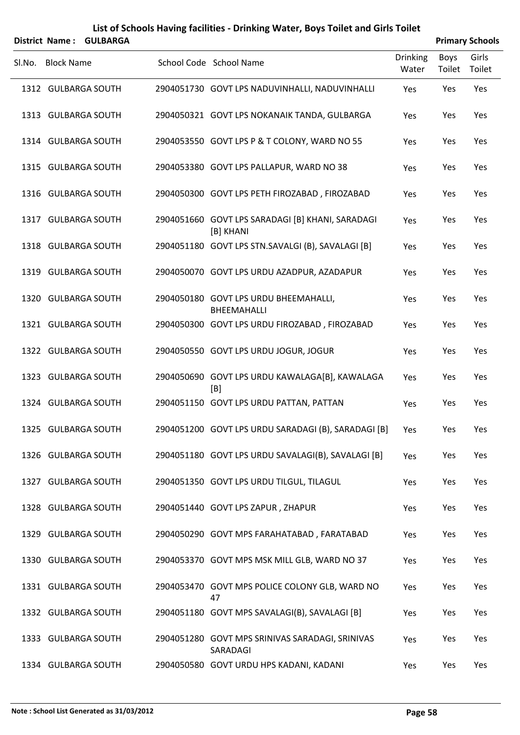# List of Schools Having facilities - Drinking Water, Boys Toilet and Girls Toilet

**District Name : GULBARGA** **Primary Schools**

| Sl.No. | Block Name | School Code | School Name | Drinking Water | Boys Toilet | Girls Toilet |
|---|---|---|---|---|---|---|
| 1312 | GULBARGA SOUTH | 2904051730 | GOVT LPS NADUVINHALLI, NADUVINHALLI | Yes | Yes | Yes |
| 1313 | GULBARGA SOUTH | 2904050321 | GOVT LPS NOKANAIK TANDA, GULBARGA | Yes | Yes | Yes |
| 1314 | GULBARGA SOUTH | 2904053550 | GOVT LPS P & T COLONY, WARD NO 55 | Yes | Yes | Yes |
| 1315 | GULBARGA SOUTH | 2904053380 | GOVT LPS PALLAPUR, WARD NO 38 | Yes | Yes | Yes |
| 1316 | GULBARGA SOUTH | 2904050300 | GOVT LPS PETH FIROZABAD , FIROZABAD | Yes | Yes | Yes |
| 1317 | GULBARGA SOUTH | 2904051660 | GOVT LPS SARADAGI [B] KHANI, SARADAGI [B] KHANI | Yes | Yes | Yes |
| 1318 | GULBARGA SOUTH | 2904051180 | GOVT LPS STN.SAVALGI (B), SAVALAGI [B] | Yes | Yes | Yes |
| 1319 | GULBARGA SOUTH | 2904050070 | GOVT LPS URDU AZADPUR, AZADAPUR | Yes | Yes | Yes |
| 1320 | GULBARGA SOUTH | 2904050180 | GOVT LPS URDU BHEEMAHALLI, BHEEMAHALLI | Yes | Yes | Yes |
| 1321 | GULBARGA SOUTH | 2904050300 | GOVT LPS URDU FIROZABAD , FIROZABAD | Yes | Yes | Yes |
| 1322 | GULBARGA SOUTH | 2904050550 | GOVT LPS URDU JOGUR, JOGUR | Yes | Yes | Yes |
| 1323 | GULBARGA SOUTH | 2904050690 | GOVT LPS URDU KAWALAGA[B], KAWALAGA [B] | Yes | Yes | Yes |
| 1324 | GULBARGA SOUTH | 2904051150 | GOVT LPS URDU PATTAN, PATTAN | Yes | Yes | Yes |
| 1325 | GULBARGA SOUTH | 2904051200 | GOVT LPS URDU SARADAGI (B), SARADAGI [B] | Yes | Yes | Yes |
| 1326 | GULBARGA SOUTH | 2904051180 | GOVT LPS URDU SAVALAGI(B), SAVALAGI [B] | Yes | Yes | Yes |
| 1327 | GULBARGA SOUTH | 2904051350 | GOVT LPS URDU TILGUL, TILAGUL | Yes | Yes | Yes |
| 1328 | GULBARGA SOUTH | 2904051440 | GOVT LPS ZAPUR , ZHAPUR | Yes | Yes | Yes |
| 1329 | GULBARGA SOUTH | 2904050290 | GOVT MPS FARAHATABAD , FARATABAD | Yes | Yes | Yes |
| 1330 | GULBARGA SOUTH | 2904053370 | GOVT MPS MSK MILL GLB, WARD NO 37 | Yes | Yes | Yes |
| 1331 | GULBARGA SOUTH | 2904053470 | GOVT MPS POLICE COLONY GLB, WARD NO 47 | Yes | Yes | Yes |
| 1332 | GULBARGA SOUTH | 2904051180 | GOVT MPS SAVALAGI(B), SAVALAGI [B] | Yes | Yes | Yes |
| 1333 | GULBARGA SOUTH | 2904051280 | GOVT MPS SRINIVAS SARADAGI, SRINIVAS SARADAGI | Yes | Yes | Yes |
| 1334 | GULBARGA SOUTH | 2904050580 | GOVT URDU HPS KADANI, KADANI | Yes | Yes | Yes |

**Note : School List Generated as 31/03/2012**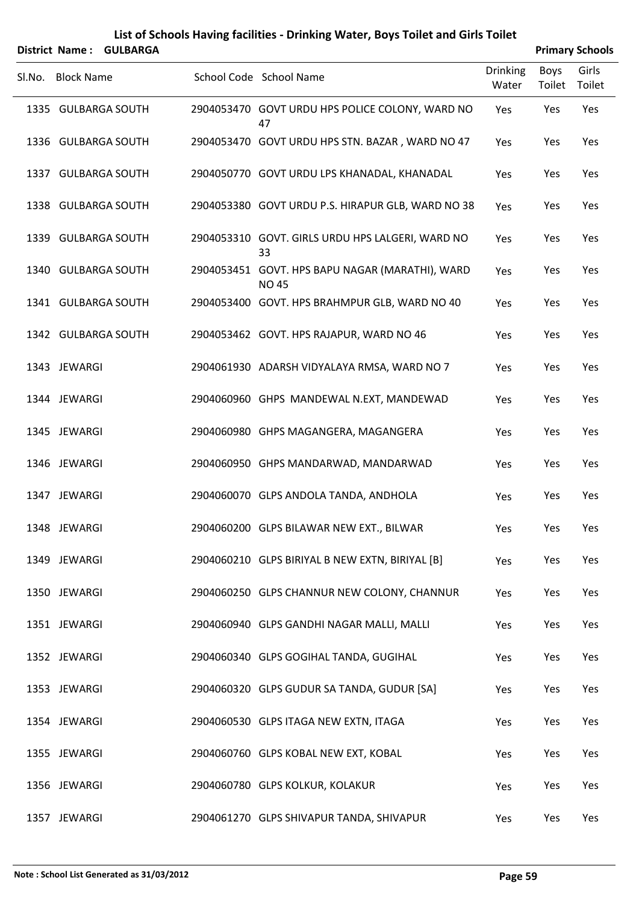# List of Schools Having facilities - Drinking Water, Boys Toilet and Girls Toilet

**District Name : GULBARGA** **Primary Schools**

| Sl.No. | Block Name | School Code | School Name | Drinking Water | Boys Toilet | Girls Toilet |
|---|---|---|---|---|---|---|
| 1335 | GULBARGA SOUTH | 2904053470 | GOVT URDU HPS POLICE COLONY, WARD NO 47 | Yes | Yes | Yes |
| 1336 | GULBARGA SOUTH | 2904053470 | GOVT URDU HPS STN. BAZAR , WARD NO 47 | Yes | Yes | Yes |
| 1337 | GULBARGA SOUTH | 2904050770 | GOVT URDU LPS KHANADAL, KHANADAL | Yes | Yes | Yes |
| 1338 | GULBARGA SOUTH | 2904053380 | GOVT URDU P.S. HIRAPUR GLB, WARD NO 38 | Yes | Yes | Yes |
| 1339 | GULBARGA SOUTH | 2904053310 | GOVT. GIRLS URDU HPS LALGERI, WARD NO 33 | Yes | Yes | Yes |
| 1340 | GULBARGA SOUTH | 2904053451 | GOVT. HPS BAPU NAGAR (MARATHI), WARD NO 45 | Yes | Yes | Yes |
| 1341 | GULBARGA SOUTH | 2904053400 | GOVT. HPS BRAHMPUR GLB, WARD NO 40 | Yes | Yes | Yes |
| 1342 | GULBARGA SOUTH | 2904053462 | GOVT. HPS RAJAPUR, WARD NO 46 | Yes | Yes | Yes |
| 1343 | JEWARGI | 2904061930 | ADARSH VIDYALAYA RMSA, WARD NO 7 | Yes | Yes | Yes |
| 1344 | JEWARGI | 2904060960 | GHPS MANDEWAL N.EXT, MANDEWAD | Yes | Yes | Yes |
| 1345 | JEWARGI | 2904060980 | GHPS MAGANGERA, MAGANGERA | Yes | Yes | Yes |
| 1346 | JEWARGI | 2904060950 | GHPS MANDARWAD, MANDARWAD | Yes | Yes | Yes |
| 1347 | JEWARGI | 2904060070 | GLPS ANDOLA TANDA, ANDHOLA | Yes | Yes | Yes |
| 1348 | JEWARGI | 2904060200 | GLPS BILAWAR NEW EXT., BILWAR | Yes | Yes | Yes |
| 1349 | JEWARGI | 2904060210 | GLPS BIRIYAL B NEW EXTN, BIRIYAL [B] | Yes | Yes | Yes |
| 1350 | JEWARGI | 2904060250 | GLPS CHANNUR NEW COLONY, CHANNUR | Yes | Yes | Yes |
| 1351 | JEWARGI | 2904060940 | GLPS GANDHI NAGAR MALLI, MALLI | Yes | Yes | Yes |
| 1352 | JEWARGI | 2904060340 | GLPS GOGIHAL TANDA, GUGIHAL | Yes | Yes | Yes |
| 1353 | JEWARGI | 2904060320 | GLPS GUDUR SA TANDA, GUDUR [SA] | Yes | Yes | Yes |
| 1354 | JEWARGI | 2904060530 | GLPS ITAGA NEW EXTN, ITAGA | Yes | Yes | Yes |
| 1355 | JEWARGI | 2904060760 | GLPS KOBAL NEW EXT, KOBAL | Yes | Yes | Yes |
| 1356 | JEWARGI | 2904060780 | GLPS KOLKUR, KOLAKUR | Yes | Yes | Yes |
| 1357 | JEWARGI | 2904061270 | GLPS SHIVAPUR TANDA, SHIVAPUR | Yes | Yes | Yes |

**Note : School List Generated as 31/03/2012**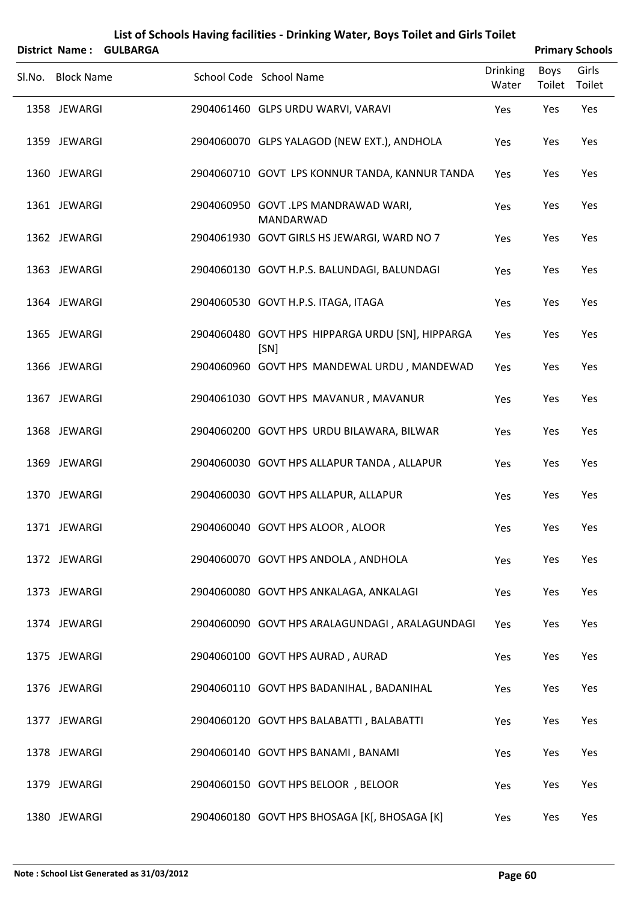# List of Schools Having facilities - Drinking Water, Boys Toilet and Girls Toilet

**District Name : GULBARGA** **Primary Schools**

| Sl.No. | Block Name | School Code | School Name | Drinking Water | Boys Toilet | Girls Toilet |
|---|---|---|---|---|---|---|
| 1358 | JEWARGI | 2904061460 | GLPS URDU WARVI, VARAVI | Yes | Yes | Yes |
| 1359 | JEWARGI | 2904060070 | GLPS YALAGOD (NEW EXT.), ANDHOLA | Yes | Yes | Yes |
| 1360 | JEWARGI | 2904060710 | GOVT LPS KONNUR TANDA, KANNUR TANDA | Yes | Yes | Yes |
| 1361 | JEWARGI | 2904060950 | GOVT .LPS MANDRAWAD WARI, MANDARWAD | Yes | Yes | Yes |
| 1362 | JEWARGI | 2904061930 | GOVT GIRLS HS JEWARGI, WARD NO 7 | Yes | Yes | Yes |
| 1363 | JEWARGI | 2904060130 | GOVT H.P.S. BALUNDAGI, BALUNDAGI | Yes | Yes | Yes |
| 1364 | JEWARGI | 2904060530 | GOVT H.P.S. ITAGA, ITAGA | Yes | Yes | Yes |
| 1365 | JEWARGI | 2904060480 | GOVT HPS HIPPARGA URDU [SN], HIPPARGA [SN] | Yes | Yes | Yes |
| 1366 | JEWARGI | 2904060960 | GOVT HPS MANDEWAL URDU , MANDEWAD | Yes | Yes | Yes |
| 1367 | JEWARGI | 2904061030 | GOVT HPS MAVANUR , MAVANUR | Yes | Yes | Yes |
| 1368 | JEWARGI | 2904060200 | GOVT HPS URDU BILAWARA, BILWAR | Yes | Yes | Yes |
| 1369 | JEWARGI | 2904060030 | GOVT HPS ALLAPUR TANDA , ALLAPUR | Yes | Yes | Yes |
| 1370 | JEWARGI | 2904060030 | GOVT HPS ALLAPUR, ALLAPUR | Yes | Yes | Yes |
| 1371 | JEWARGI | 2904060040 | GOVT HPS ALOOR , ALOOR | Yes | Yes | Yes |
| 1372 | JEWARGI | 2904060070 | GOVT HPS ANDOLA , ANDHOLA | Yes | Yes | Yes |
| 1373 | JEWARGI | 2904060080 | GOVT HPS ANKALAGA, ANKALAGI | Yes | Yes | Yes |
| 1374 | JEWARGI | 2904060090 | GOVT HPS ARALAGUNDAGI , ARALAGUNDAGI | Yes | Yes | Yes |
| 1375 | JEWARGI | 2904060100 | GOVT HPS AURAD , AURAD | Yes | Yes | Yes |
| 1376 | JEWARGI | 2904060110 | GOVT HPS BADANIHAL , BADANIHAL | Yes | Yes | Yes |
| 1377 | JEWARGI | 2904060120 | GOVT HPS BALABATTI , BALABATTI | Yes | Yes | Yes |
| 1378 | JEWARGI | 2904060140 | GOVT HPS BANAMI , BANAMI | Yes | Yes | Yes |
| 1379 | JEWARGI | 2904060150 | GOVT HPS BELOOR , BELOOR | Yes | Yes | Yes |
| 1380 | JEWARGI | 2904060180 | GOVT HPS BHOSAGA [K[, BHOSAGA [K] | Yes | Yes | Yes |

**Note : School List Generated as 31/03/2012**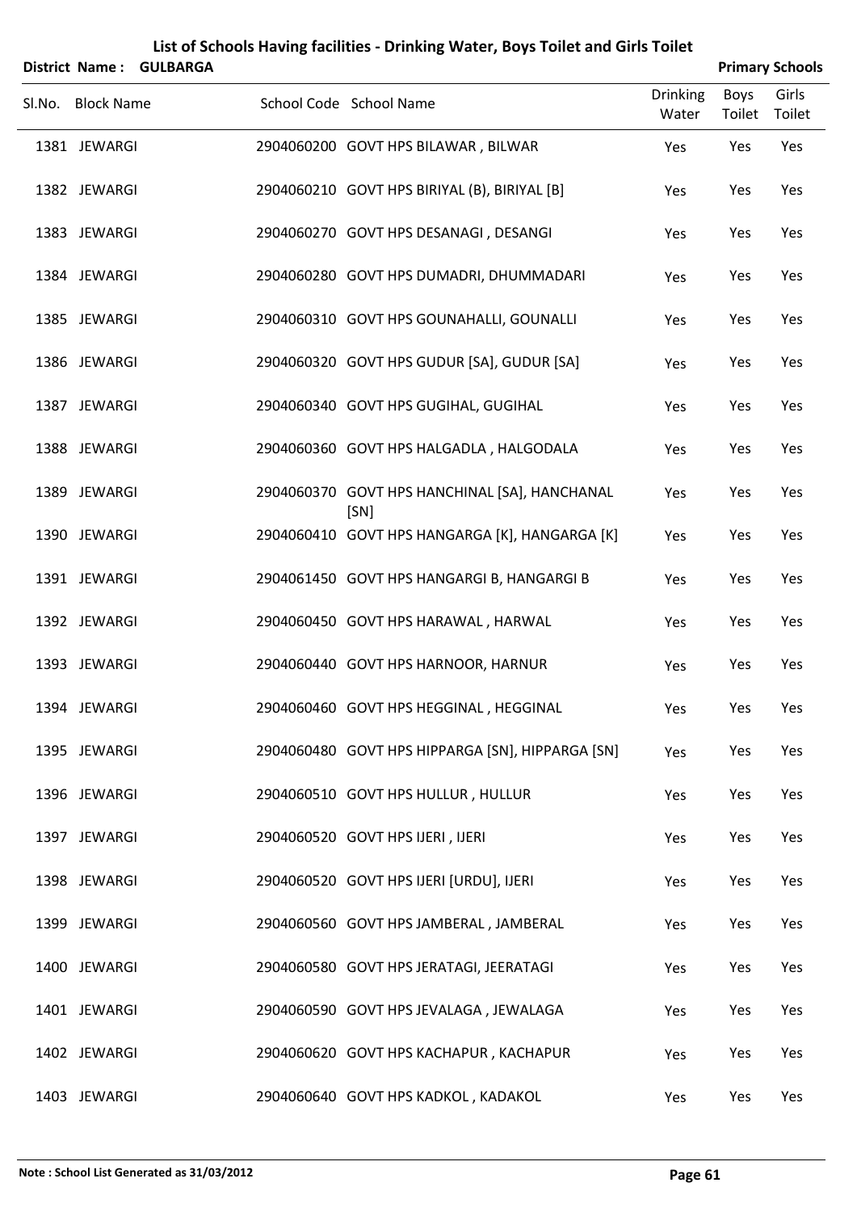# List of Schools Having facilities - Drinking Water, Boys Toilet and Girls Toilet

**District Name : GULBARGA** **Primary Schools**

| Sl.No. | Block Name | School Code | School Name | Drinking Water | Boys Toilet | Girls Toilet |
|---|---|---|---|---|---|---|
| 1381 | JEWARGI | 2904060200 | GOVT HPS BILAWAR , BILWAR | Yes | Yes | Yes |
| 1382 | JEWARGI | 2904060210 | GOVT HPS BIRIYAL (B), BIRIYAL [B] | Yes | Yes | Yes |
| 1383 | JEWARGI | 2904060270 | GOVT HPS DESANAGI , DESANGI | Yes | Yes | Yes |
| 1384 | JEWARGI | 2904060280 | GOVT HPS DUMADRI, DHUMMADARI | Yes | Yes | Yes |
| 1385 | JEWARGI | 2904060310 | GOVT HPS GOUNAHALLI, GOUNALLI | Yes | Yes | Yes |
| 1386 | JEWARGI | 2904060320 | GOVT HPS GUDUR [SA], GUDUR [SA] | Yes | Yes | Yes |
| 1387 | JEWARGI | 2904060340 | GOVT HPS GUGIHAL, GUGIHAL | Yes | Yes | Yes |
| 1388 | JEWARGI | 2904060360 | GOVT HPS HALGADLA , HALGODALA | Yes | Yes | Yes |
| 1389 | JEWARGI | 2904060370 | GOVT HPS HANCHINAL [SA], HANCHANAL [SN] | Yes | Yes | Yes |
| 1390 | JEWARGI | 2904060410 | GOVT HPS HANGARGA [K], HANGARGA [K] | Yes | Yes | Yes |
| 1391 | JEWARGI | 2904061450 | GOVT HPS HANGARGI B, HANGARGI B | Yes | Yes | Yes |
| 1392 | JEWARGI | 2904060450 | GOVT HPS HARAWAL , HARWAL | Yes | Yes | Yes |
| 1393 | JEWARGI | 2904060440 | GOVT HPS HARNOOR, HARNUR | Yes | Yes | Yes |
| 1394 | JEWARGI | 2904060460 | GOVT HPS HEGGINAL , HEGGINAL | Yes | Yes | Yes |
| 1395 | JEWARGI | 2904060480 | GOVT HPS HIPPARGA [SN], HIPPARGA [SN] | Yes | Yes | Yes |
| 1396 | JEWARGI | 2904060510 | GOVT HPS HULLUR , HULLUR | Yes | Yes | Yes |
| 1397 | JEWARGI | 2904060520 | GOVT HPS IJERI , IJERI | Yes | Yes | Yes |
| 1398 | JEWARGI | 2904060520 | GOVT HPS IJERI [URDU], IJERI | Yes | Yes | Yes |
| 1399 | JEWARGI | 2904060560 | GOVT HPS JAMBERAL , JAMBERAL | Yes | Yes | Yes |
| 1400 | JEWARGI | 2904060580 | GOVT HPS JERATAGI, JEERATAGI | Yes | Yes | Yes |
| 1401 | JEWARGI | 2904060590 | GOVT HPS JEVALAGA , JEWALAGA | Yes | Yes | Yes |
| 1402 | JEWARGI | 2904060620 | GOVT HPS KACHAPUR , KACHAPUR | Yes | Yes | Yes |
| 1403 | JEWARGI | 2904060640 | GOVT HPS KADKOL , KADAKOL | Yes | Yes | Yes |

**Note : School List Generated as 31/03/2012**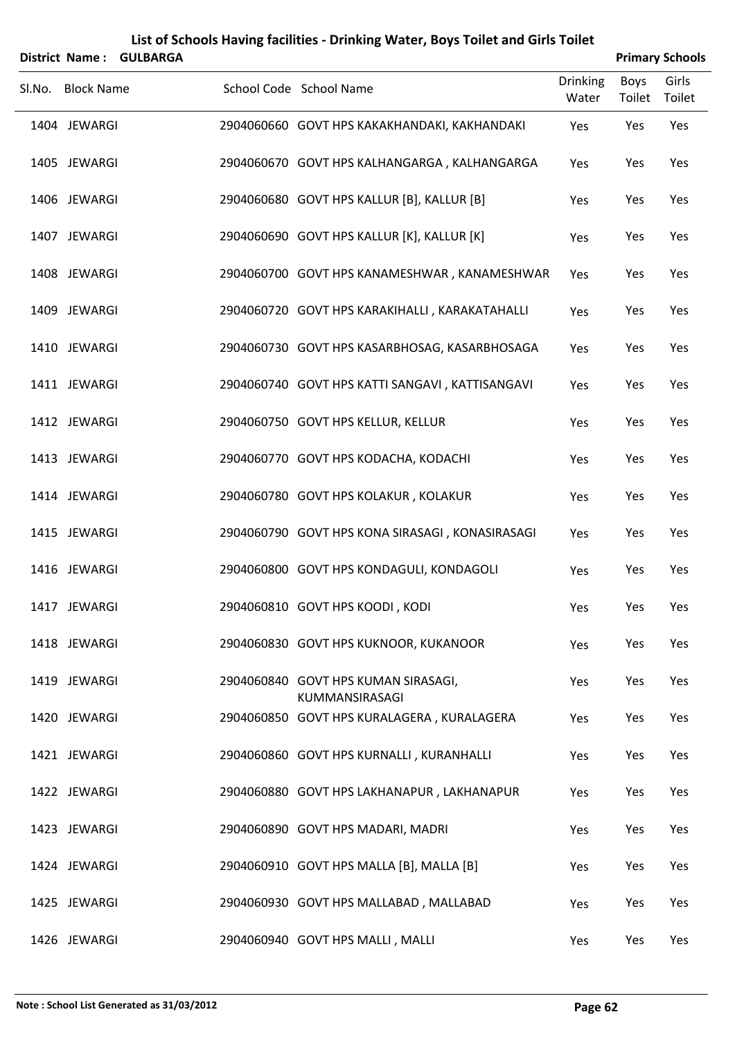# List of Schools Having facilities - Drinking Water, Boys Toilet and Girls Toilet

**District Name : GULBARGA** **Primary Schools**

| Sl.No. | Block Name | School Code | School Name | Drinking Water | Boys Toilet | Girls Toilet |
|---|---|---|---|---|---|---|
| 1404 | JEWARGI | 2904060660 | GOVT HPS KAKAKHANDAKI, KAKHANDAKI | Yes | Yes | Yes |
| 1405 | JEWARGI | 2904060670 | GOVT HPS KALHANGARGA , KALHANGARGA | Yes | Yes | Yes |
| 1406 | JEWARGI | 2904060680 | GOVT HPS KALLUR [B], KALLUR [B] | Yes | Yes | Yes |
| 1407 | JEWARGI | 2904060690 | GOVT HPS KALLUR [K], KALLUR [K] | Yes | Yes | Yes |
| 1408 | JEWARGI | 2904060700 | GOVT HPS KANAMESHWAR , KANAMESHWAR | Yes | Yes | Yes |
| 1409 | JEWARGI | 2904060720 | GOVT HPS KARAKIHALLI , KARAKATAHALLI | Yes | Yes | Yes |
| 1410 | JEWARGI | 2904060730 | GOVT HPS KASARBHOSAG, KASARBHOSAGA | Yes | Yes | Yes |
| 1411 | JEWARGI | 2904060740 | GOVT HPS KATTI SANGAVI , KATTISANGAVI | Yes | Yes | Yes |
| 1412 | JEWARGI | 2904060750 | GOVT HPS KELLUR, KELLUR | Yes | Yes | Yes |
| 1413 | JEWARGI | 2904060770 | GOVT HPS KODACHA, KODACHI | Yes | Yes | Yes |
| 1414 | JEWARGI | 2904060780 | GOVT HPS KOLAKUR , KOLAKUR | Yes | Yes | Yes |
| 1415 | JEWARGI | 2904060790 | GOVT HPS KONA SIRASAGI , KONASIRASAGI | Yes | Yes | Yes |
| 1416 | JEWARGI | 2904060800 | GOVT HPS KONDAGULI, KONDAGOLI | Yes | Yes | Yes |
| 1417 | JEWARGI | 2904060810 | GOVT HPS KOODI , KODI | Yes | Yes | Yes |
| 1418 | JEWARGI | 2904060830 | GOVT HPS KUKNOOR, KUKANOOR | Yes | Yes | Yes |
| 1419 | JEWARGI | 2904060840 | GOVT HPS KUMAN SIRASAGI, KUMMANSIRASAGI | Yes | Yes | Yes |
| 1420 | JEWARGI | 2904060850 | GOVT HPS KURALAGERA , KURALAGERA | Yes | Yes | Yes |
| 1421 | JEWARGI | 2904060860 | GOVT HPS KURNALLI , KURANHALLI | Yes | Yes | Yes |
| 1422 | JEWARGI | 2904060880 | GOVT HPS LAKHANAPUR , LAKHANAPUR | Yes | Yes | Yes |
| 1423 | JEWARGI | 2904060890 | GOVT HPS MADARI, MADRI | Yes | Yes | Yes |
| 1424 | JEWARGI | 2904060910 | GOVT HPS MALLA [B], MALLA [B] | Yes | Yes | Yes |
| 1425 | JEWARGI | 2904060930 | GOVT HPS MALLABAD , MALLABAD | Yes | Yes | Yes |
| 1426 | JEWARGI | 2904060940 | GOVT HPS MALLI , MALLI | Yes | Yes | Yes |

**Note : School List Generated as 31/03/2012**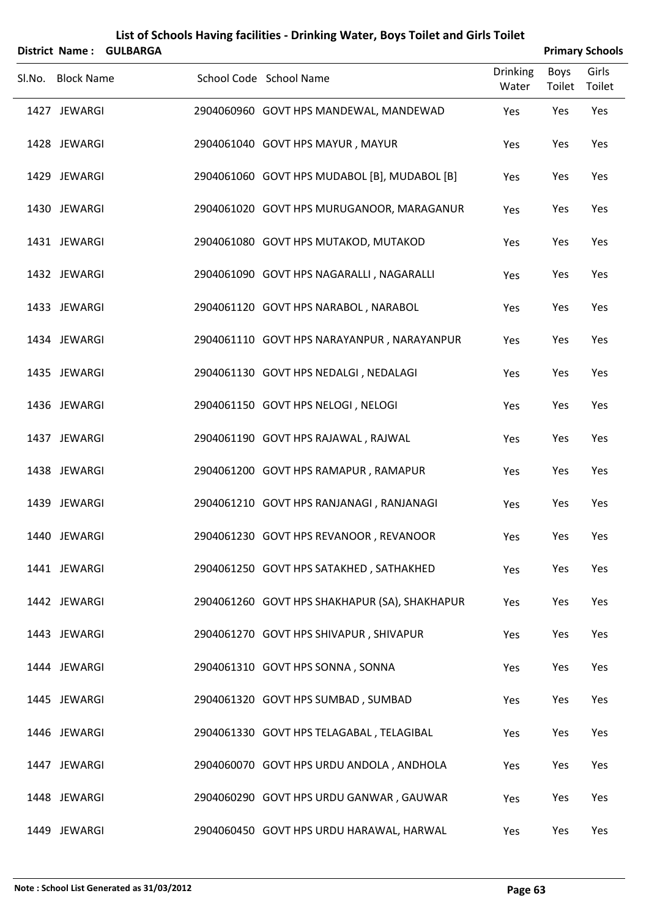# List of Schools Having facilities - Drinking Water, Boys Toilet and Girls Toilet

**District Name : GULBARGA** **Primary Schools**

| Sl.No. | Block Name | School Code | School Name | Drinking Water | Boys Toilet | Girls Toilet |
|---|---|---|---|---|---|---|
| 1427 | JEWARGI | 2904060960 | GOVT HPS MANDEWAL, MANDEWAD | Yes | Yes | Yes |
| 1428 | JEWARGI | 2904061040 | GOVT HPS MAYUR , MAYUR | Yes | Yes | Yes |
| 1429 | JEWARGI | 2904061060 | GOVT HPS MUDABOL [B], MUDABOL [B] | Yes | Yes | Yes |
| 1430 | JEWARGI | 2904061020 | GOVT HPS MURUGANOOR, MARAGANUR | Yes | Yes | Yes |
| 1431 | JEWARGI | 2904061080 | GOVT HPS MUTAKOD, MUTAKOD | Yes | Yes | Yes |
| 1432 | JEWARGI | 2904061090 | GOVT HPS NAGARALLI , NAGARALLI | Yes | Yes | Yes |
| 1433 | JEWARGI | 2904061120 | GOVT HPS NARABOL , NARABOL | Yes | Yes | Yes |
| 1434 | JEWARGI | 2904061110 | GOVT HPS NARAYANPUR , NARAYANPUR | Yes | Yes | Yes |
| 1435 | JEWARGI | 2904061130 | GOVT HPS NEDALGI , NEDALAGI | Yes | Yes | Yes |
| 1436 | JEWARGI | 2904061150 | GOVT HPS NELOGI , NELOGI | Yes | Yes | Yes |
| 1437 | JEWARGI | 2904061190 | GOVT HPS RAJAWAL , RAJWAL | Yes | Yes | Yes |
| 1438 | JEWARGI | 2904061200 | GOVT HPS RAMAPUR , RAMAPUR | Yes | Yes | Yes |
| 1439 | JEWARGI | 2904061210 | GOVT HPS RANJANAGI , RANJANAGI | Yes | Yes | Yes |
| 1440 | JEWARGI | 2904061230 | GOVT HPS REVANOOR , REVANOOR | Yes | Yes | Yes |
| 1441 | JEWARGI | 2904061250 | GOVT HPS SATAKHED , SATHAKHED | Yes | Yes | Yes |
| 1442 | JEWARGI | 2904061260 | GOVT HPS SHAKHAPUR (SA), SHAKHAPUR | Yes | Yes | Yes |
| 1443 | JEWARGI | 2904061270 | GOVT HPS SHIVAPUR , SHIVAPUR | Yes | Yes | Yes |
| 1444 | JEWARGI | 2904061310 | GOVT HPS SONNA , SONNA | Yes | Yes | Yes |
| 1445 | JEWARGI | 2904061320 | GOVT HPS SUMBAD , SUMBAD | Yes | Yes | Yes |
| 1446 | JEWARGI | 2904061330 | GOVT HPS TELAGABAL , TELAGIBAL | Yes | Yes | Yes |
| 1447 | JEWARGI | 2904060070 | GOVT HPS URDU ANDOLA , ANDHOLA | Yes | Yes | Yes |
| 1448 | JEWARGI | 2904060290 | GOVT HPS URDU GANWAR , GAUWAR | Yes | Yes | Yes |
| 1449 | JEWARGI | 2904060450 | GOVT HPS URDU HARAWAL, HARWAL | Yes | Yes | Yes |

**Note : School List Generated as 31/03/2012**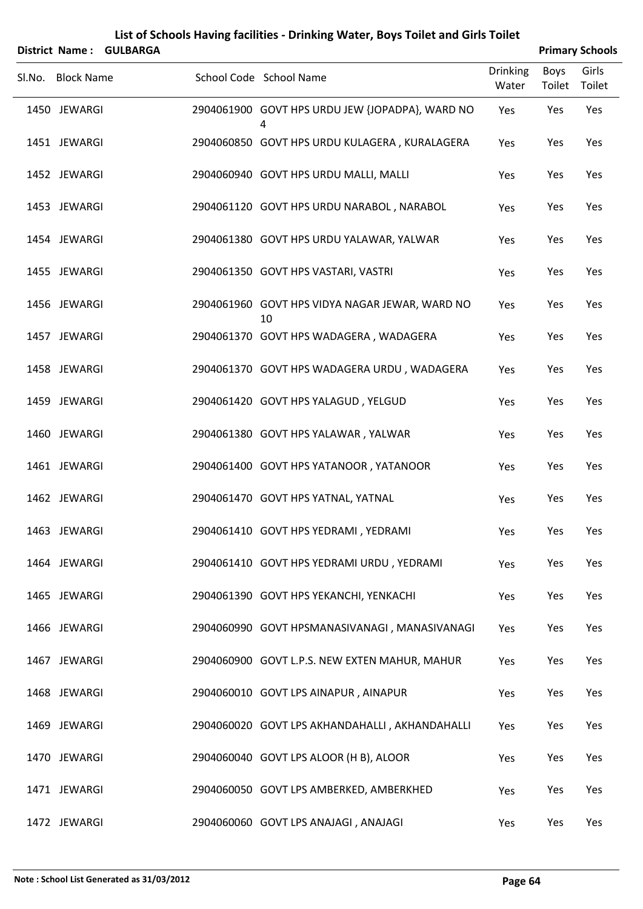# List of Schools Having facilities - Drinking Water, Boys Toilet and Girls Toilet

**District Name : GULBARGA** **Primary Schools**

| Sl.No. | Block Name | School Code | School Name | Drinking Water | Boys Toilet | Girls Toilet |
|---|---|---|---|---|---|---|
| 1450 | JEWARGI | 2904061900 | GOVT HPS URDU JEW {JOPADPA}, WARD NO 4 | Yes | Yes | Yes |
| 1451 | JEWARGI | 2904060850 | GOVT HPS URDU KULAGERA , KURALAGERA | Yes | Yes | Yes |
| 1452 | JEWARGI | 2904060940 | GOVT HPS URDU MALLI, MALLI | Yes | Yes | Yes |
| 1453 | JEWARGI | 2904061120 | GOVT HPS URDU NARABOL , NARABOL | Yes | Yes | Yes |
| 1454 | JEWARGI | 2904061380 | GOVT HPS URDU YALAWAR, YALWAR | Yes | Yes | Yes |
| 1455 | JEWARGI | 2904061350 | GOVT HPS VASTARI, VASTRI | Yes | Yes | Yes |
| 1456 | JEWARGI | 2904061960 | GOVT HPS VIDYA NAGAR JEWAR, WARD NO 10 | Yes | Yes | Yes |
| 1457 | JEWARGI | 2904061370 | GOVT HPS WADAGERA , WADAGERA | Yes | Yes | Yes |
| 1458 | JEWARGI | 2904061370 | GOVT HPS WADAGERA URDU , WADAGERA | Yes | Yes | Yes |
| 1459 | JEWARGI | 2904061420 | GOVT HPS YALAGUD , YELGUD | Yes | Yes | Yes |
| 1460 | JEWARGI | 2904061380 | GOVT HPS YALAWAR , YALWAR | Yes | Yes | Yes |
| 1461 | JEWARGI | 2904061400 | GOVT HPS YATANOOR , YATANOOR | Yes | Yes | Yes |
| 1462 | JEWARGI | 2904061470 | GOVT HPS YATNAL, YATNAL | Yes | Yes | Yes |
| 1463 | JEWARGI | 2904061410 | GOVT HPS YEDRAMI , YEDRAMI | Yes | Yes | Yes |
| 1464 | JEWARGI | 2904061410 | GOVT HPS YEDRAMI URDU , YEDRAMI | Yes | Yes | Yes |
| 1465 | JEWARGI | 2904061390 | GOVT HPS YEKANCHI, YENKACHI | Yes | Yes | Yes |
| 1466 | JEWARGI | 2904060990 | GOVT HPSMANASIVANAGI , MANASIVANAGI | Yes | Yes | Yes |
| 1467 | JEWARGI | 2904060900 | GOVT L.P.S. NEW EXTEN MAHUR, MAHUR | Yes | Yes | Yes |
| 1468 | JEWARGI | 2904060010 | GOVT LPS AINAPUR , AINAPUR | Yes | Yes | Yes |
| 1469 | JEWARGI | 2904060020 | GOVT LPS AKHANDAHALLI , AKHANDAHALLI | Yes | Yes | Yes |
| 1470 | JEWARGI | 2904060040 | GOVT LPS ALOOR (H B), ALOOR | Yes | Yes | Yes |
| 1471 | JEWARGI | 2904060050 | GOVT LPS AMBERKED, AMBERKHED | Yes | Yes | Yes |
| 1472 | JEWARGI | 2904060060 | GOVT LPS ANAJAGI , ANAJAGI | Yes | Yes | Yes |

Note : School List Generated as 31/03/2012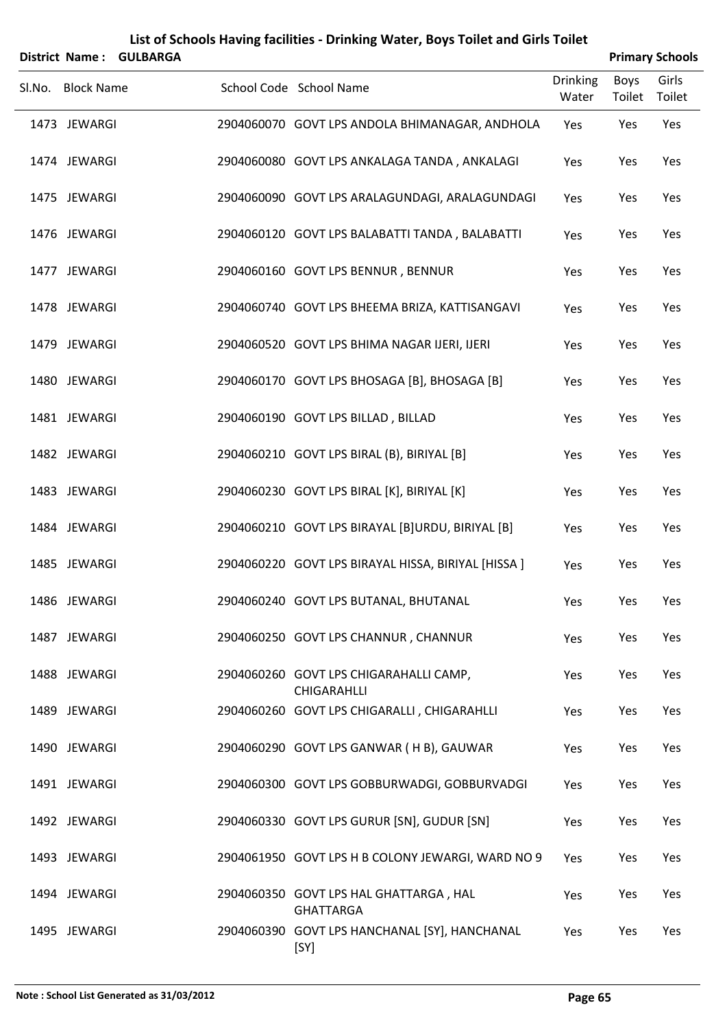# List of Schools Having facilities - Drinking Water, Boys Toilet and Girls Toilet

**District Name : GULBARGA** **Primary Schools**

| Sl.No. | Block Name | School Code | School Name | Drinking Water | Boys Toilet | Girls Toilet |
|---|---|---|---|---|---|---|
| 1473 | JEWARGI | 2904060070 | GOVT LPS ANDOLA BHIMANAGAR, ANDHOLA | Yes | Yes | Yes |
| 1474 | JEWARGI | 2904060080 | GOVT LPS ANKALAGA TANDA , ANKALAGI | Yes | Yes | Yes |
| 1475 | JEWARGI | 2904060090 | GOVT LPS ARALAGUNDAGI, ARALAGUNDAGI | Yes | Yes | Yes |
| 1476 | JEWARGI | 2904060120 | GOVT LPS BALABATTI TANDA , BALABATTI | Yes | Yes | Yes |
| 1477 | JEWARGI | 2904060160 | GOVT LPS BENNUR , BENNUR | Yes | Yes | Yes |
| 1478 | JEWARGI | 2904060740 | GOVT LPS BHEEMA BRIZA, KATTISANGAVI | Yes | Yes | Yes |
| 1479 | JEWARGI | 2904060520 | GOVT LPS BHIMA NAGAR IJERI, IJERI | Yes | Yes | Yes |
| 1480 | JEWARGI | 2904060170 | GOVT LPS BHOSAGA [B], BHOSAGA [B] | Yes | Yes | Yes |
| 1481 | JEWARGI | 2904060190 | GOVT LPS BILLAD , BILLAD | Yes | Yes | Yes |
| 1482 | JEWARGI | 2904060210 | GOVT LPS BIRAL (B), BIRIYAL [B] | Yes | Yes | Yes |
| 1483 | JEWARGI | 2904060230 | GOVT LPS BIRAL [K], BIRIYAL [K] | Yes | Yes | Yes |
| 1484 | JEWARGI | 2904060210 | GOVT LPS BIRAYAL [B]URDU, BIRIYAL [B] | Yes | Yes | Yes |
| 1485 | JEWARGI | 2904060220 | GOVT LPS BIRAYAL HISSA, BIRIYAL [HISSA ] | Yes | Yes | Yes |
| 1486 | JEWARGI | 2904060240 | GOVT LPS BUTANAL, BHUTANAL | Yes | Yes | Yes |
| 1487 | JEWARGI | 2904060250 | GOVT LPS CHANNUR , CHANNUR | Yes | Yes | Yes |
| 1488 | JEWARGI | 2904060260 | GOVT LPS CHIGARAHALLI CAMP, CHIGARAHLLI | Yes | Yes | Yes |
| 1489 | JEWARGI | 2904060260 | GOVT LPS CHIGARALLI , CHIGARAHLLI | Yes | Yes | Yes |
| 1490 | JEWARGI | 2904060290 | GOVT LPS GANWAR ( H B), GAUWAR | Yes | Yes | Yes |
| 1491 | JEWARGI | 2904060300 | GOVT LPS GOBBURWADGI, GOBBURVADGI | Yes | Yes | Yes |
| 1492 | JEWARGI | 2904060330 | GOVT LPS GURUR [SN], GUDUR [SN] | Yes | Yes | Yes |
| 1493 | JEWARGI | 2904061950 | GOVT LPS H B COLONY JEWARGI, WARD NO 9 | Yes | Yes | Yes |
| 1494 | JEWARGI | 2904060350 | GOVT LPS HAL GHATTARGA , HAL GHATTARGA | Yes | Yes | Yes |
| 1495 | JEWARGI | 2904060390 | GOVT LPS HANCHANAL [SY], HANCHANAL [SY] | Yes | Yes | Yes |

**Note : School List Generated as 31/03/2012**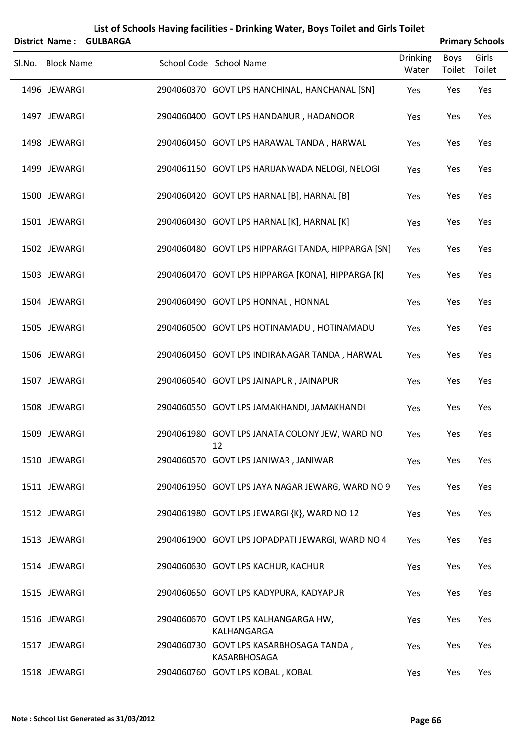# List of Schools Having facilities - Drinking Water, Boys Toilet and Girls Toilet

**District Name : GULBARGA** — **Primary Schools**

| Sl.No. | Block Name | School Code | School Name | Drinking Water | Boys Toilet | Girls Toilet |
|---|---|---|---|---|---|---|
| 1496 | JEWARGI | 2904060370 | GOVT LPS HANCHINAL, HANCHANAL [SN] | Yes | Yes | Yes |
| 1497 | JEWARGI | 2904060400 | GOVT LPS HANDANUR , HADANOOR | Yes | Yes | Yes |
| 1498 | JEWARGI | 2904060450 | GOVT LPS HARAWAL TANDA , HARWAL | Yes | Yes | Yes |
| 1499 | JEWARGI | 2904061150 | GOVT LPS HARIJANWADA NELOGI, NELOGI | Yes | Yes | Yes |
| 1500 | JEWARGI | 2904060420 | GOVT LPS HARNAL [B], HARNAL [B] | Yes | Yes | Yes |
| 1501 | JEWARGI | 2904060430 | GOVT LPS HARNAL [K], HARNAL [K] | Yes | Yes | Yes |
| 1502 | JEWARGI | 2904060480 | GOVT LPS HIPPARAGI TANDA, HIPPARGA [SN] | Yes | Yes | Yes |
| 1503 | JEWARGI | 2904060470 | GOVT LPS HIPPARGA [KONA], HIPPARGA [K] | Yes | Yes | Yes |
| 1504 | JEWARGI | 2904060490 | GOVT LPS HONNAL , HONNAL | Yes | Yes | Yes |
| 1505 | JEWARGI | 2904060500 | GOVT LPS HOTINAMADU , HOTINAMADU | Yes | Yes | Yes |
| 1506 | JEWARGI | 2904060450 | GOVT LPS INDIRANAGAR TANDA , HARWAL | Yes | Yes | Yes |
| 1507 | JEWARGI | 2904060540 | GOVT LPS JAINAPUR , JAINAPUR | Yes | Yes | Yes |
| 1508 | JEWARGI | 2904060550 | GOVT LPS JAMAKHANDI, JAMAKHANDI | Yes | Yes | Yes |
| 1509 | JEWARGI | 2904061980 | GOVT LPS JANATA COLONY JEW, WARD NO 12 | Yes | Yes | Yes |
| 1510 | JEWARGI | 2904060570 | GOVT LPS JANIWAR , JANIWAR | Yes | Yes | Yes |
| 1511 | JEWARGI | 2904061950 | GOVT LPS JAYA NAGAR JEWARG, WARD NO 9 | Yes | Yes | Yes |
| 1512 | JEWARGI | 2904061980 | GOVT LPS JEWARGI {K}, WARD NO 12 | Yes | Yes | Yes |
| 1513 | JEWARGI | 2904061900 | GOVT LPS JOPADPATI JEWARGI, WARD NO 4 | Yes | Yes | Yes |
| 1514 | JEWARGI | 2904060630 | GOVT LPS KACHUR, KACHUR | Yes | Yes | Yes |
| 1515 | JEWARGI | 2904060650 | GOVT LPS KADYPURA, KADYAPUR | Yes | Yes | Yes |
| 1516 | JEWARGI | 2904060670 | GOVT LPS KALHANGARGA HW, KALHANGARGA | Yes | Yes | Yes |
| 1517 | JEWARGI | 2904060730 | GOVT LPS KASARBHOSAGA TANDA , KASARBHOSAGA | Yes | Yes | Yes |
| 1518 | JEWARGI | 2904060760 | GOVT LPS KOBAL , KOBAL | Yes | Yes | Yes |

**Note : School List Generated as 31/03/2012**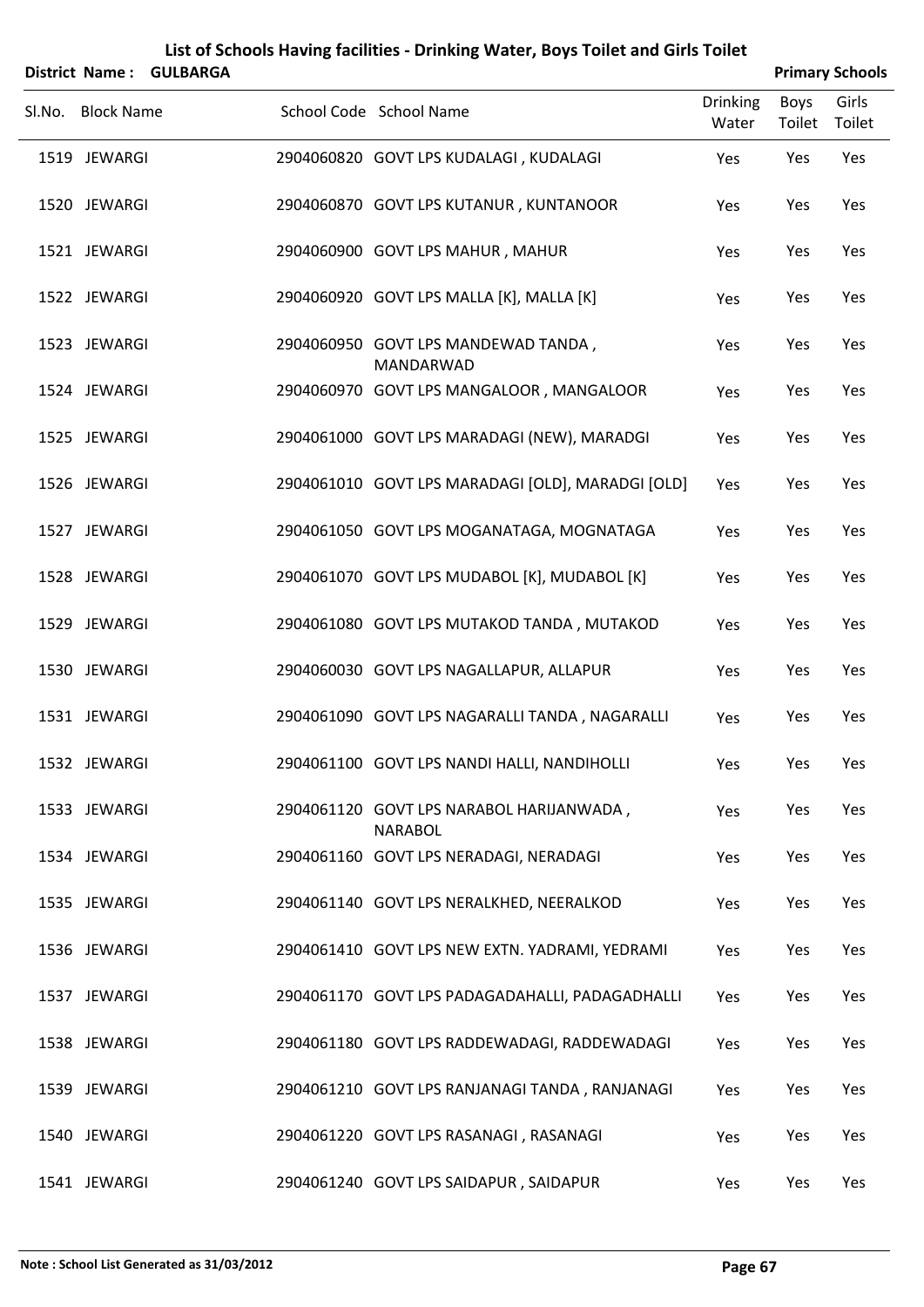# List of Schools Having facilities - Drinking Water, Boys Toilet and Girls Toilet

**District Name : GULBARGA** **Primary Schools**

| Sl.No. | Block Name | School Code | School Name | Drinking Water | Boys Toilet | Girls Toilet |
|---|---|---|---|---|---|---|
| 1519 | JEWARGI | 2904060820 | GOVT LPS KUDALAGI , KUDALAGI | Yes | Yes | Yes |
| 1520 | JEWARGI | 2904060870 | GOVT LPS KUTANUR , KUNTANOOR | Yes | Yes | Yes |
| 1521 | JEWARGI | 2904060900 | GOVT LPS MAHUR , MAHUR | Yes | Yes | Yes |
| 1522 | JEWARGI | 2904060920 | GOVT LPS MALLA [K], MALLA [K] | Yes | Yes | Yes |
| 1523 | JEWARGI | 2904060950 | GOVT LPS MANDEWAD TANDA , MANDARWAD | Yes | Yes | Yes |
| 1524 | JEWARGI | 2904060970 | GOVT LPS MANGALOOR , MANGALOOR | Yes | Yes | Yes |
| 1525 | JEWARGI | 2904061000 | GOVT LPS MARADAGI (NEW), MARADGI | Yes | Yes | Yes |
| 1526 | JEWARGI | 2904061010 | GOVT LPS MARADAGI [OLD], MARADGI [OLD] | Yes | Yes | Yes |
| 1527 | JEWARGI | 2904061050 | GOVT LPS MOGANATAGA, MOGNATAGA | Yes | Yes | Yes |
| 1528 | JEWARGI | 2904061070 | GOVT LPS MUDABOL [K], MUDABOL [K] | Yes | Yes | Yes |
| 1529 | JEWARGI | 2904061080 | GOVT LPS MUTAKOD TANDA , MUTAKOD | Yes | Yes | Yes |
| 1530 | JEWARGI | 2904060030 | GOVT LPS NAGALLAPUR, ALLAPUR | Yes | Yes | Yes |
| 1531 | JEWARGI | 2904061090 | GOVT LPS NAGARALLI TANDA , NAGARALLI | Yes | Yes | Yes |
| 1532 | JEWARGI | 2904061100 | GOVT LPS NANDI HALLI, NANDIHOLLI | Yes | Yes | Yes |
| 1533 | JEWARGI | 2904061120 | GOVT LPS NARABOL HARIJANWADA , NARABOL | Yes | Yes | Yes |
| 1534 | JEWARGI | 2904061160 | GOVT LPS NERADAGI, NERADAGI | Yes | Yes | Yes |
| 1535 | JEWARGI | 2904061140 | GOVT LPS NERALKHED, NEERALKOD | Yes | Yes | Yes |
| 1536 | JEWARGI | 2904061410 | GOVT LPS NEW EXTN. YADRAMI, YEDRAMI | Yes | Yes | Yes |
| 1537 | JEWARGI | 2904061170 | GOVT LPS PADAGADAHALLI, PADAGADHALLI | Yes | Yes | Yes |
| 1538 | JEWARGI | 2904061180 | GOVT LPS RADDEWADAGI, RADDEWADAGI | Yes | Yes | Yes |
| 1539 | JEWARGI | 2904061210 | GOVT LPS RANJANAGI TANDA , RANJANAGI | Yes | Yes | Yes |
| 1540 | JEWARGI | 2904061220 | GOVT LPS RASANAGI , RASANAGI | Yes | Yes | Yes |
| 1541 | JEWARGI | 2904061240 | GOVT LPS SAIDAPUR , SAIDAPUR | Yes | Yes | Yes |

**Note : School List Generated as 31/03/2012**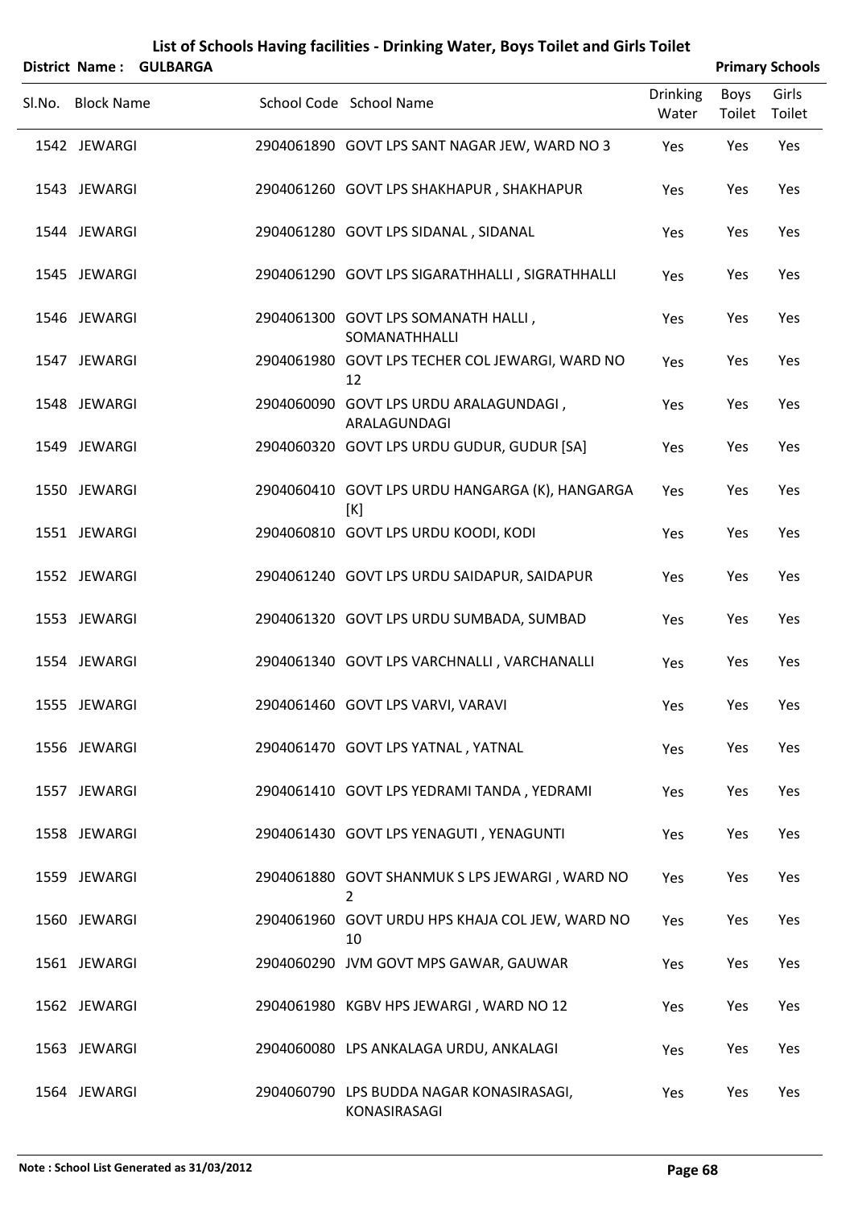# List of Schools Having facilities - Drinking Water, Boys Toilet and Girls Toilet

**District Name : GULBARGA** **Primary Schools**

| Sl.No. | Block Name | School Code | School Name | Drinking Water | Boys Toilet | Girls Toilet |
|---|---|---|---|---|---|---|
| 1542 | JEWARGI | 2904061890 | GOVT LPS SANT NAGAR JEW, WARD NO 3 | Yes | Yes | Yes |
| 1543 | JEWARGI | 2904061260 | GOVT LPS SHAKHAPUR , SHAKHAPUR | Yes | Yes | Yes |
| 1544 | JEWARGI | 2904061280 | GOVT LPS SIDANAL , SIDANAL | Yes | Yes | Yes |
| 1545 | JEWARGI | 2904061290 | GOVT LPS SIGARATHHALLI , SIGRATHHALLI | Yes | Yes | Yes |
| 1546 | JEWARGI | 2904061300 | GOVT LPS SOMANATH HALLI , SOMANATHHALLI | Yes | Yes | Yes |
| 1547 | JEWARGI | 2904061980 | GOVT LPS TECHER COL JEWARGI, WARD NO 12 | Yes | Yes | Yes |
| 1548 | JEWARGI | 2904060090 | GOVT LPS URDU ARALAGUNDAGI , ARALAGUNDAGI | Yes | Yes | Yes |
| 1549 | JEWARGI | 2904060320 | GOVT LPS URDU GUDUR, GUDUR [SA] | Yes | Yes | Yes |
| 1550 | JEWARGI | 2904060410 | GOVT LPS URDU HANGARGA (K), HANGARGA [K] | Yes | Yes | Yes |
| 1551 | JEWARGI | 2904060810 | GOVT LPS URDU KOODI, KODI | Yes | Yes | Yes |
| 1552 | JEWARGI | 2904061240 | GOVT LPS URDU SAIDAPUR, SAIDAPUR | Yes | Yes | Yes |
| 1553 | JEWARGI | 2904061320 | GOVT LPS URDU SUMBADA, SUMBAD | Yes | Yes | Yes |
| 1554 | JEWARGI | 2904061340 | GOVT LPS VARCHNALLI , VARCHANALLI | Yes | Yes | Yes |
| 1555 | JEWARGI | 2904061460 | GOVT LPS VARVI, VARAVI | Yes | Yes | Yes |
| 1556 | JEWARGI | 2904061470 | GOVT LPS YATNAL , YATNAL | Yes | Yes | Yes |
| 1557 | JEWARGI | 2904061410 | GOVT LPS YEDRAMI TANDA , YEDRAMI | Yes | Yes | Yes |
| 1558 | JEWARGI | 2904061430 | GOVT LPS YENAGUTI , YENAGUNTI | Yes | Yes | Yes |
| 1559 | JEWARGI | 2904061880 | GOVT SHANMUK S LPS JEWARGI , WARD NO 2 | Yes | Yes | Yes |
| 1560 | JEWARGI | 2904061960 | GOVT URDU HPS KHAJA COL JEW, WARD NO 10 | Yes | Yes | Yes |
| 1561 | JEWARGI | 2904060290 | JVM GOVT MPS GAWAR, GAUWAR | Yes | Yes | Yes |
| 1562 | JEWARGI | 2904061980 | KGBV HPS JEWARGI , WARD NO 12 | Yes | Yes | Yes |
| 1563 | JEWARGI | 2904060080 | LPS ANKALAGA URDU, ANKALAGI | Yes | Yes | Yes |
| 1564 | JEWARGI | 2904060790 | LPS BUDDA NAGAR KONASIRASAGI, KONASIRASAGI | Yes | Yes | Yes |

**Note : School List Generated as 31/03/2012**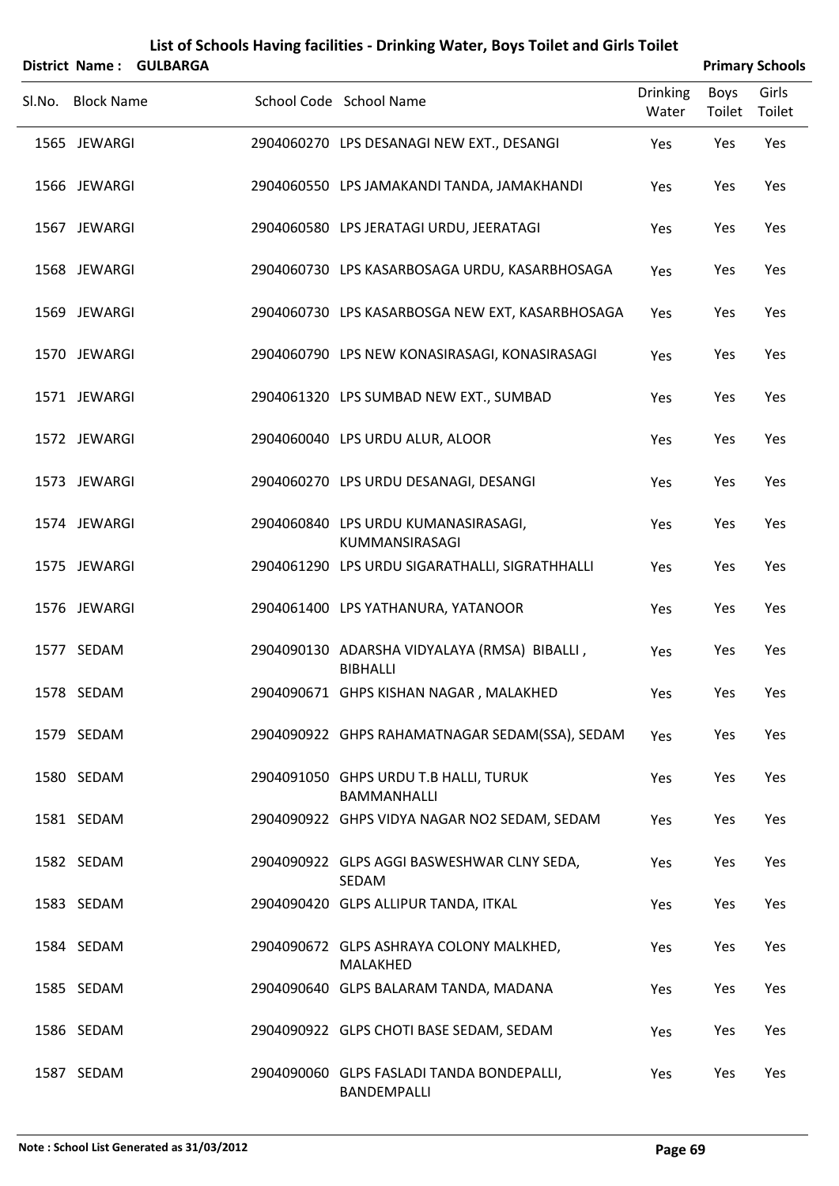# List of Schools Having facilities - Drinking Water, Boys Toilet and Girls Toilet

**District Name : GULBARGA** **Primary Schools**

| Sl.No. | Block Name | School Code | School Name | Drinking Water | Boys Toilet | Girls Toilet |
|---|---|---|---|---|---|---|
| 1565 | JEWARGI | 2904060270 | LPS DESANAGI NEW EXT., DESANGI | Yes | Yes | Yes |
| 1566 | JEWARGI | 2904060550 | LPS JAMAKANDI TANDA, JAMAKHANDI | Yes | Yes | Yes |
| 1567 | JEWARGI | 2904060580 | LPS JERATAGI URDU, JEERATAGI | Yes | Yes | Yes |
| 1568 | JEWARGI | 2904060730 | LPS KASARBOSAGA URDU, KASARBHOSAGA | Yes | Yes | Yes |
| 1569 | JEWARGI | 2904060730 | LPS KASARBOSGA NEW EXT, KASARBHOSAGA | Yes | Yes | Yes |
| 1570 | JEWARGI | 2904060790 | LPS NEW KONASIRASAGI, KONASIRASAGI | Yes | Yes | Yes |
| 1571 | JEWARGI | 2904061320 | LPS SUMBAD NEW EXT., SUMBAD | Yes | Yes | Yes |
| 1572 | JEWARGI | 2904060040 | LPS URDU ALUR, ALOOR | Yes | Yes | Yes |
| 1573 | JEWARGI | 2904060270 | LPS URDU DESANAGI, DESANGI | Yes | Yes | Yes |
| 1574 | JEWARGI | 2904060840 | LPS URDU KUMANASIRASAGI, KUMMANSIRASAGI | Yes | Yes | Yes |
| 1575 | JEWARGI | 2904061290 | LPS URDU SIGARATHALLI, SIGRATHHALLI | Yes | Yes | Yes |
| 1576 | JEWARGI | 2904061400 | LPS YATHANURA, YATANOOR | Yes | Yes | Yes |
| 1577 | SEDAM | 2904090130 | ADARSHA VIDYALAYA (RMSA) BIBALLI , BIBHALLI | Yes | Yes | Yes |
| 1578 | SEDAM | 2904090671 | GHPS KISHAN NAGAR , MALAKHED | Yes | Yes | Yes |
| 1579 | SEDAM | 2904090922 | GHPS RAHAMATNAGAR SEDAM(SSA), SEDAM | Yes | Yes | Yes |
| 1580 | SEDAM | 2904091050 | GHPS URDU T.B HALLI, TURUK BAMMANHALLI | Yes | Yes | Yes |
| 1581 | SEDAM | 2904090922 | GHPS VIDYA NAGAR NO2 SEDAM, SEDAM | Yes | Yes | Yes |
| 1582 | SEDAM | 2904090922 | GLPS AGGI BASWESHWAR CLNY SEDA, SEDAM | Yes | Yes | Yes |
| 1583 | SEDAM | 2904090420 | GLPS ALLIPUR TANDA, ITKAL | Yes | Yes | Yes |
| 1584 | SEDAM | 2904090672 | GLPS ASHRAYA COLONY MALKHED, MALAKHED | Yes | Yes | Yes |
| 1585 | SEDAM | 2904090640 | GLPS BALARAM TANDA, MADANA | Yes | Yes | Yes |
| 1586 | SEDAM | 2904090922 | GLPS CHOTI BASE SEDAM, SEDAM | Yes | Yes | Yes |
| 1587 | SEDAM | 2904090060 | GLPS FASLADI TANDA BONDEPALLI, BANDEMPALLI | Yes | Yes | Yes |

Note : School List Generated as 31/03/2012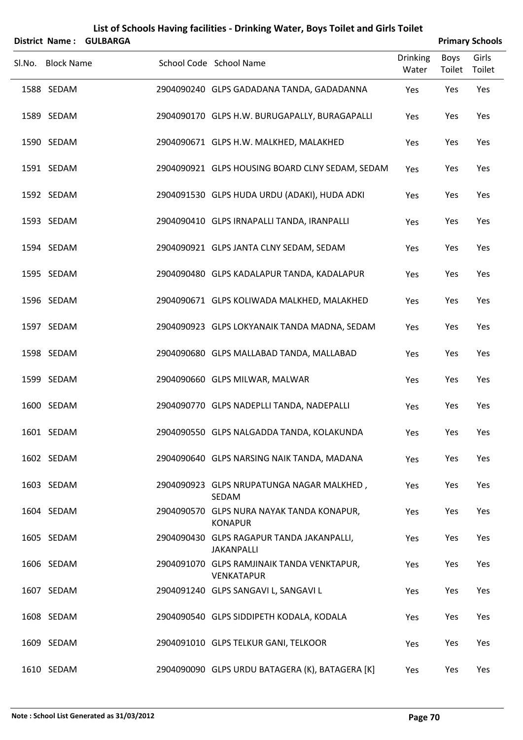# List of Schools Having facilities - Drinking Water, Boys Toilet and Girls Toilet

**District Name : GULBARGA** **Primary Schools**

| Sl.No. | Block Name | School Code | School Name | Drinking Water | Boys Toilet | Girls Toilet |
|---|---|---|---|---|---|---|
| 1588 | SEDAM | 2904090240 | GLPS GADADANA TANDA, GADADANNA | Yes | Yes | Yes |
| 1589 | SEDAM | 2904090170 | GLPS H.W. BURUGAPALLY, BURAGAPALLI | Yes | Yes | Yes |
| 1590 | SEDAM | 2904090671 | GLPS H.W. MALKHED, MALAKHED | Yes | Yes | Yes |
| 1591 | SEDAM | 2904090921 | GLPS HOUSING BOARD CLNY SEDAM, SEDAM | Yes | Yes | Yes |
| 1592 | SEDAM | 2904091530 | GLPS HUDA URDU (ADAKI), HUDA ADKI | Yes | Yes | Yes |
| 1593 | SEDAM | 2904090410 | GLPS IRNAPALLI TANDA, IRANPALLI | Yes | Yes | Yes |
| 1594 | SEDAM | 2904090921 | GLPS JANTA CLNY SEDAM, SEDAM | Yes | Yes | Yes |
| 1595 | SEDAM | 2904090480 | GLPS KADALAPUR TANDA, KADALAPUR | Yes | Yes | Yes |
| 1596 | SEDAM | 2904090671 | GLPS KOLIWADA MALKHED, MALAKHED | Yes | Yes | Yes |
| 1597 | SEDAM | 2904090923 | GLPS LOKYANAIK TANDA MADNA, SEDAM | Yes | Yes | Yes |
| 1598 | SEDAM | 2904090680 | GLPS MALLABAD TANDA, MALLABAD | Yes | Yes | Yes |
| 1599 | SEDAM | 2904090660 | GLPS MILWAR, MALWAR | Yes | Yes | Yes |
| 1600 | SEDAM | 2904090770 | GLPS NADEPLLI TANDA, NADEPALLI | Yes | Yes | Yes |
| 1601 | SEDAM | 2904090550 | GLPS NALGADDA TANDA, KOLAKUNDA | Yes | Yes | Yes |
| 1602 | SEDAM | 2904090640 | GLPS NARSING NAIK TANDA, MADANA | Yes | Yes | Yes |
| 1603 | SEDAM | 2904090923 | GLPS NRUPATUNGA NAGAR MALKHED , SEDAM | Yes | Yes | Yes |
| 1604 | SEDAM | 2904090570 | GLPS NURA NAYAK TANDA KONAPUR, KONAPUR | Yes | Yes | Yes |
| 1605 | SEDAM | 2904090430 | GLPS RAGAPUR TANDA JAKANPALLI, JAKANPALLI | Yes | Yes | Yes |
| 1606 | SEDAM | 2904091070 | GLPS RAMJINAIK TANDA VENKTAPUR, VENKATAPUR | Yes | Yes | Yes |
| 1607 | SEDAM | 2904091240 | GLPS SANGAVI L, SANGAVI L | Yes | Yes | Yes |
| 1608 | SEDAM | 2904090540 | GLPS SIDDIPETH KODALA, KODALA | Yes | Yes | Yes |
| 1609 | SEDAM | 2904091010 | GLPS TELKUR GANI, TELKOOR | Yes | Yes | Yes |
| 1610 | SEDAM | 2904090090 | GLPS URDU BATAGERA (K), BATAGERA [K] | Yes | Yes | Yes |

**Note : School List Generated as 31/03/2012**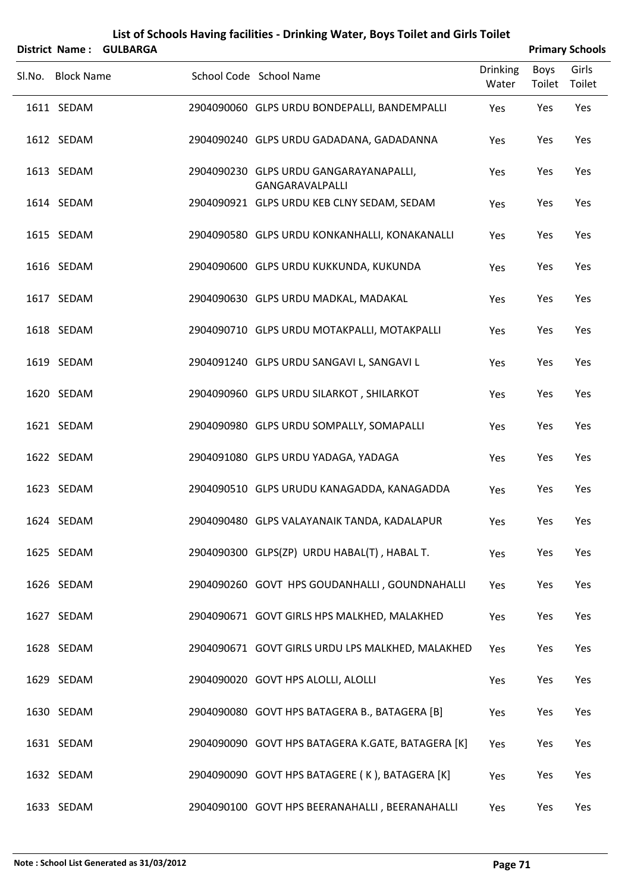# List of Schools Having facilities - Drinking Water, Boys Toilet and Girls Toilet

**District Name : GULBARGA** **Primary Schools**

| Sl.No. | Block Name | School Code | School Name | Drinking Water | Boys Toilet | Girls Toilet |
|---|---|---|---|---|---|---|
| 1611 | SEDAM | 2904090060 | GLPS URDU BONDEPALLI, BANDEMPALLI | Yes | Yes | Yes |
| 1612 | SEDAM | 2904090240 | GLPS URDU GADADANA, GADADANNA | Yes | Yes | Yes |
| 1613 | SEDAM | 2904090230 | GLPS URDU GANGARAYANAPALLI, GANGARAVALPALLI | Yes | Yes | Yes |
| 1614 | SEDAM | 2904090921 | GLPS URDU KEB CLNY SEDAM, SEDAM | Yes | Yes | Yes |
| 1615 | SEDAM | 2904090580 | GLPS URDU KONKANHALLI, KONAKANALLI | Yes | Yes | Yes |
| 1616 | SEDAM | 2904090600 | GLPS URDU KUKKUNDA, KUKUNDA | Yes | Yes | Yes |
| 1617 | SEDAM | 2904090630 | GLPS URDU MADKAL, MADAKAL | Yes | Yes | Yes |
| 1618 | SEDAM | 2904090710 | GLPS URDU MOTAKPALLI, MOTAKPALLI | Yes | Yes | Yes |
| 1619 | SEDAM | 2904091240 | GLPS URDU SANGAVI L, SANGAVI L | Yes | Yes | Yes |
| 1620 | SEDAM | 2904090960 | GLPS URDU SILARKOT , SHILARKOT | Yes | Yes | Yes |
| 1621 | SEDAM | 2904090980 | GLPS URDU SOMPALLY, SOMAPALLI | Yes | Yes | Yes |
| 1622 | SEDAM | 2904091080 | GLPS URDU YADAGA, YADAGA | Yes | Yes | Yes |
| 1623 | SEDAM | 2904090510 | GLPS URUDU KANAGADDA, KANAGADDA | Yes | Yes | Yes |
| 1624 | SEDAM | 2904090480 | GLPS VALAYANAIK TANDA, KADALAPUR | Yes | Yes | Yes |
| 1625 | SEDAM | 2904090300 | GLPS(ZP) URDU HABAL(T) , HABAL T. | Yes | Yes | Yes |
| 1626 | SEDAM | 2904090260 | GOVT HPS GOUDANHALLI , GOUNDNAHALLI | Yes | Yes | Yes |
| 1627 | SEDAM | 2904090671 | GOVT GIRLS HPS MALKHED, MALAKHED | Yes | Yes | Yes |
| 1628 | SEDAM | 2904090671 | GOVT GIRLS URDU LPS MALKHED, MALAKHED | Yes | Yes | Yes |
| 1629 | SEDAM | 2904090020 | GOVT HPS ALOLLI, ALOLLI | Yes | Yes | Yes |
| 1630 | SEDAM | 2904090080 | GOVT HPS BATAGERA B., BATAGERA [B] | Yes | Yes | Yes |
| 1631 | SEDAM | 2904090090 | GOVT HPS BATAGERA K.GATE, BATAGERA [K] | Yes | Yes | Yes |
| 1632 | SEDAM | 2904090090 | GOVT HPS BATAGERE ( K ), BATAGERA [K] | Yes | Yes | Yes |
| 1633 | SEDAM | 2904090100 | GOVT HPS BEERANAHALLI , BEERANAHALLI | Yes | Yes | Yes |

**Note : School List Generated as 31/03/2012**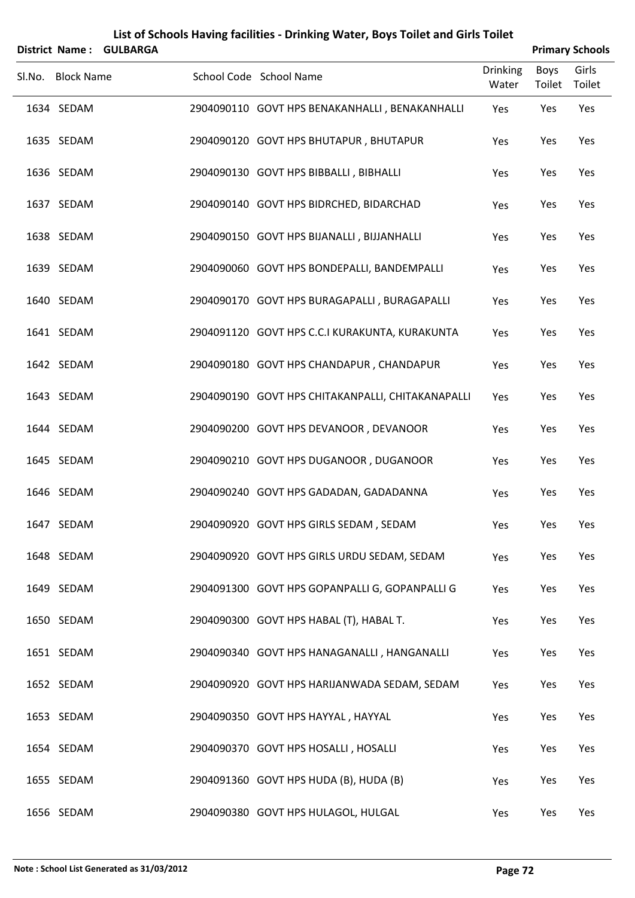# List of Schools Having facilities - Drinking Water, Boys Toilet and Girls Toilet

**District Name : GULBARGA** **Primary Schools**

| Sl.No. | Block Name | School Code | School Name | Drinking Water | Boys Toilet | Girls Toilet |
|---|---|---|---|---|---|---|
| 1634 | SEDAM | 2904090110 | GOVT HPS BENAKANHALLI , BENAKANHALLI | Yes | Yes | Yes |
| 1635 | SEDAM | 2904090120 | GOVT HPS BHUTAPUR , BHUTAPUR | Yes | Yes | Yes |
| 1636 | SEDAM | 2904090130 | GOVT HPS BIBBALLI , BIBHALLI | Yes | Yes | Yes |
| 1637 | SEDAM | 2904090140 | GOVT HPS BIDRCHED, BIDARCHAD | Yes | Yes | Yes |
| 1638 | SEDAM | 2904090150 | GOVT HPS BIJANALLI , BIJJANHALLI | Yes | Yes | Yes |
| 1639 | SEDAM | 2904090060 | GOVT HPS BONDEPALLI, BANDEMPALLI | Yes | Yes | Yes |
| 1640 | SEDAM | 2904090170 | GOVT HPS BURAGAPALLI , BURAGAPALLI | Yes | Yes | Yes |
| 1641 | SEDAM | 2904091120 | GOVT HPS C.C.I KURAKUNTA, KURAKUNTA | Yes | Yes | Yes |
| 1642 | SEDAM | 2904090180 | GOVT HPS CHANDAPUR , CHANDAPUR | Yes | Yes | Yes |
| 1643 | SEDAM | 2904090190 | GOVT HPS CHITAKANPALLI, CHITAKANAPALLI | Yes | Yes | Yes |
| 1644 | SEDAM | 2904090200 | GOVT HPS DEVANOOR , DEVANOOR | Yes | Yes | Yes |
| 1645 | SEDAM | 2904090210 | GOVT HPS DUGANOOR , DUGANOOR | Yes | Yes | Yes |
| 1646 | SEDAM | 2904090240 | GOVT HPS GADADAN, GADADANNA | Yes | Yes | Yes |
| 1647 | SEDAM | 2904090920 | GOVT HPS GIRLS SEDAM , SEDAM | Yes | Yes | Yes |
| 1648 | SEDAM | 2904090920 | GOVT HPS GIRLS URDU SEDAM, SEDAM | Yes | Yes | Yes |
| 1649 | SEDAM | 2904091300 | GOVT HPS GOPANPALLI G, GOPANPALLI G | Yes | Yes | Yes |
| 1650 | SEDAM | 2904090300 | GOVT HPS HABAL (T), HABAL T. | Yes | Yes | Yes |
| 1651 | SEDAM | 2904090340 | GOVT HPS HANAGANALLI , HANGANALLI | Yes | Yes | Yes |
| 1652 | SEDAM | 2904090920 | GOVT HPS HARIJANWADA SEDAM, SEDAM | Yes | Yes | Yes |
| 1653 | SEDAM | 2904090350 | GOVT HPS HAYYAL , HAYYAL | Yes | Yes | Yes |
| 1654 | SEDAM | 2904090370 | GOVT HPS HOSALLI , HOSALLI | Yes | Yes | Yes |
| 1655 | SEDAM | 2904091360 | GOVT HPS HUDA (B), HUDA (B) | Yes | Yes | Yes |
| 1656 | SEDAM | 2904090380 | GOVT HPS HULAGOL, HULGAL | Yes | Yes | Yes |

**Note : School List Generated as 31/03/2012**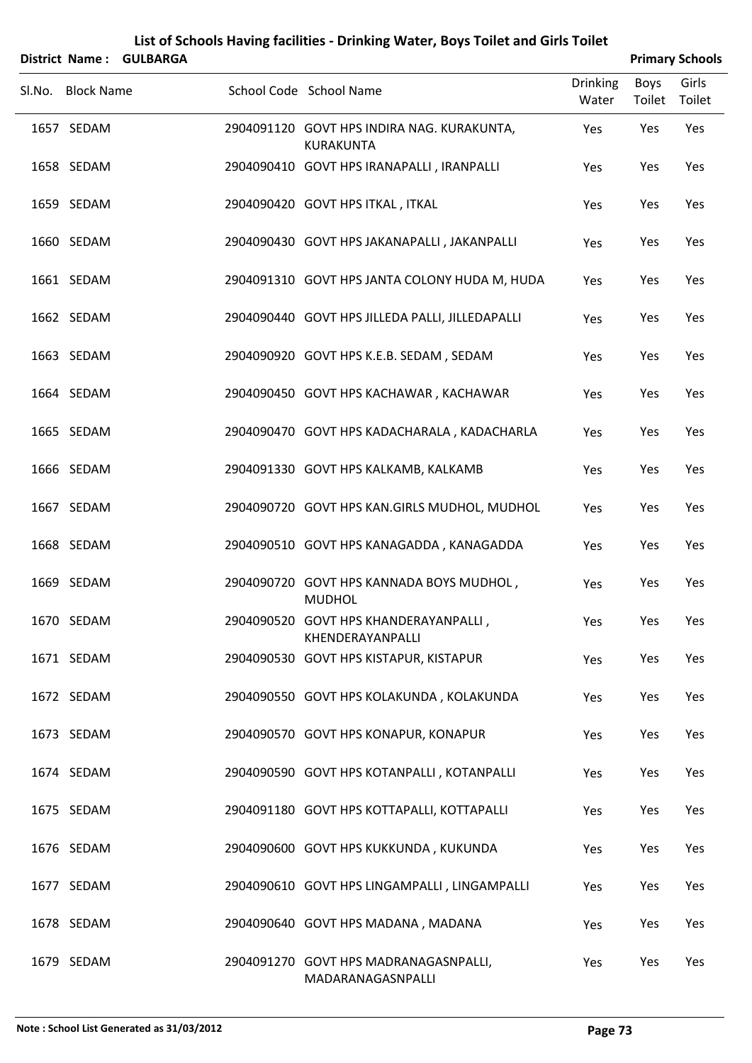# List of Schools Having facilities - Drinking Water, Boys Toilet and Girls Toilet

**District Name : GULBARGA** **Primary Schools**

| Sl.No. | Block Name | School Code | School Name | Drinking Water | Boys Toilet | Girls Toilet |
|---|---|---|---|---|---|---|
| 1657 | SEDAM | 2904091120 | GOVT HPS INDIRA NAG. KURAKUNTA, KURAKUNTA | Yes | Yes | Yes |
| 1658 | SEDAM | 2904090410 | GOVT HPS IRANAPALLI , IRANPALLI | Yes | Yes | Yes |
| 1659 | SEDAM | 2904090420 | GOVT HPS ITKAL , ITKAL | Yes | Yes | Yes |
| 1660 | SEDAM | 2904090430 | GOVT HPS JAKANAPALLI , JAKANPALLI | Yes | Yes | Yes |
| 1661 | SEDAM | 2904091310 | GOVT HPS JANTA COLONY HUDA M, HUDA | Yes | Yes | Yes |
| 1662 | SEDAM | 2904090440 | GOVT HPS JILLEDA PALLI, JILLEDAPALLI | Yes | Yes | Yes |
| 1663 | SEDAM | 2904090920 | GOVT HPS K.E.B. SEDAM , SEDAM | Yes | Yes | Yes |
| 1664 | SEDAM | 2904090450 | GOVT HPS KACHAWAR , KACHAWAR | Yes | Yes | Yes |
| 1665 | SEDAM | 2904090470 | GOVT HPS KADACHARALA , KADACHARLA | Yes | Yes | Yes |
| 1666 | SEDAM | 2904091330 | GOVT HPS KALKAMB, KALKAMB | Yes | Yes | Yes |
| 1667 | SEDAM | 2904090720 | GOVT HPS KAN.GIRLS MUDHOL, MUDHOL | Yes | Yes | Yes |
| 1668 | SEDAM | 2904090510 | GOVT HPS KANAGADDA , KANAGADDA | Yes | Yes | Yes |
| 1669 | SEDAM | 2904090720 | GOVT HPS KANNADA BOYS MUDHOL , MUDHOL | Yes | Yes | Yes |
| 1670 | SEDAM | 2904090520 | GOVT HPS KHANDERAYANPALLI , KHENDERAYANPALLI | Yes | Yes | Yes |
| 1671 | SEDAM | 2904090530 | GOVT HPS KISTAPUR, KISTAPUR | Yes | Yes | Yes |
| 1672 | SEDAM | 2904090550 | GOVT HPS KOLAKUNDA , KOLAKUNDA | Yes | Yes | Yes |
| 1673 | SEDAM | 2904090570 | GOVT HPS KONAPUR, KONAPUR | Yes | Yes | Yes |
| 1674 | SEDAM | 2904090590 | GOVT HPS KOTANPALLI , KOTANPALLI | Yes | Yes | Yes |
| 1675 | SEDAM | 2904091180 | GOVT HPS KOTTAPALLI, KOTTAPALLI | Yes | Yes | Yes |
| 1676 | SEDAM | 2904090600 | GOVT HPS KUKKUNDA , KUKUNDA | Yes | Yes | Yes |
| 1677 | SEDAM | 2904090610 | GOVT HPS LINGAMPALLI , LINGAMPALLI | Yes | Yes | Yes |
| 1678 | SEDAM | 2904090640 | GOVT HPS MADANA , MADANA | Yes | Yes | Yes |
| 1679 | SEDAM | 2904091270 | GOVT HPS MADRANAGASNPALLI, MADARANAGASNPALLI | Yes | Yes | Yes |

**Note : School List Generated as 31/03/2012**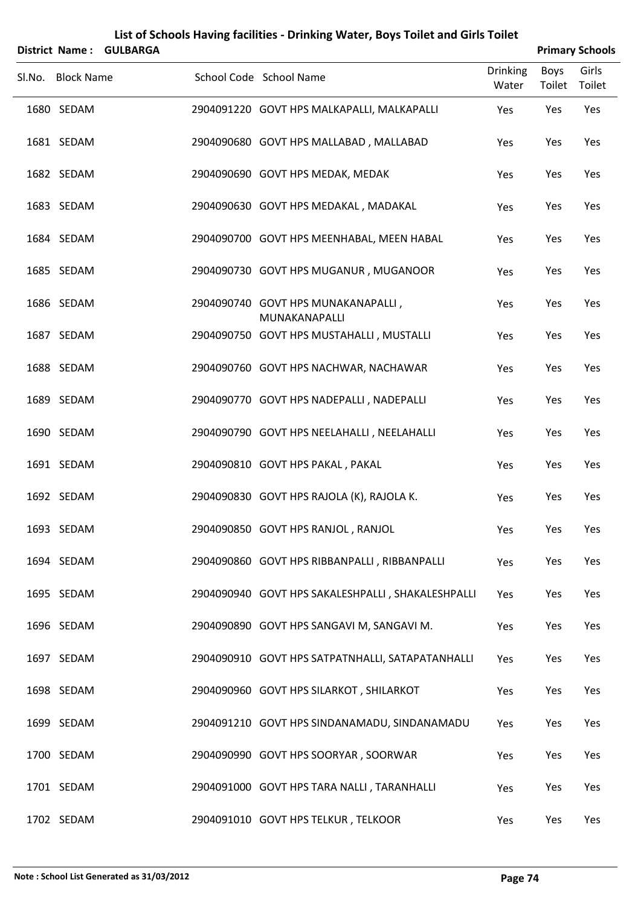# List of Schools Having facilities - Drinking Water, Boys Toilet and Girls Toilet

**District Name : GULBARGA** **Primary Schools**

| Sl.No. | Block Name | School Code | School Name | Drinking Water | Boys Toilet | Girls Toilet |
|---|---|---|---|---|---|---|
| 1680 | SEDAM | 2904091220 | GOVT HPS MALKAPALLI, MALKAPALLI | Yes | Yes | Yes |
| 1681 | SEDAM | 2904090680 | GOVT HPS MALLABAD , MALLABAD | Yes | Yes | Yes |
| 1682 | SEDAM | 2904090690 | GOVT HPS MEDAK, MEDAK | Yes | Yes | Yes |
| 1683 | SEDAM | 2904090630 | GOVT HPS MEDAKAL , MADAKAL | Yes | Yes | Yes |
| 1684 | SEDAM | 2904090700 | GOVT HPS MEENHABAL, MEEN HABAL | Yes | Yes | Yes |
| 1685 | SEDAM | 2904090730 | GOVT HPS MUGANUR , MUGANOOR | Yes | Yes | Yes |
| 1686 | SEDAM | 2904090740 | GOVT HPS MUNAKANAPALLI , MUNAKANAPALLI | Yes | Yes | Yes |
| 1687 | SEDAM | 2904090750 | GOVT HPS MUSTAHALLI , MUSTALLI | Yes | Yes | Yes |
| 1688 | SEDAM | 2904090760 | GOVT HPS NACHWAR, NACHAWAR | Yes | Yes | Yes |
| 1689 | SEDAM | 2904090770 | GOVT HPS NADEPALLI , NADEPALLI | Yes | Yes | Yes |
| 1690 | SEDAM | 2904090790 | GOVT HPS NEELAHALLI , NEELAHALLI | Yes | Yes | Yes |
| 1691 | SEDAM | 2904090810 | GOVT HPS PAKAL , PAKAL | Yes | Yes | Yes |
| 1692 | SEDAM | 2904090830 | GOVT HPS RAJOLA (K), RAJOLA K. | Yes | Yes | Yes |
| 1693 | SEDAM | 2904090850 | GOVT HPS RANJOL , RANJOL | Yes | Yes | Yes |
| 1694 | SEDAM | 2904090860 | GOVT HPS RIBBANPALLI , RIBBANPALLI | Yes | Yes | Yes |
| 1695 | SEDAM | 2904090940 | GOVT HPS SAKALESHPALLI , SHAKALESHPALLI | Yes | Yes | Yes |
| 1696 | SEDAM | 2904090890 | GOVT HPS SANGAVI M, SANGAVI M. | Yes | Yes | Yes |
| 1697 | SEDAM | 2904090910 | GOVT HPS SATPATNHALLI, SATAPATANHALLI | Yes | Yes | Yes |
| 1698 | SEDAM | 2904090960 | GOVT HPS SILARKOT , SHILARKOT | Yes | Yes | Yes |
| 1699 | SEDAM | 2904091210 | GOVT HPS SINDANAMADU, SINDANAMADU | Yes | Yes | Yes |
| 1700 | SEDAM | 2904090990 | GOVT HPS SOORYAR , SOORWAR | Yes | Yes | Yes |
| 1701 | SEDAM | 2904091000 | GOVT HPS TARA NALLI , TARANHALLI | Yes | Yes | Yes |
| 1702 | SEDAM | 2904091010 | GOVT HPS TELKUR , TELKOOR | Yes | Yes | Yes |

**Note : School List Generated as 31/03/2012**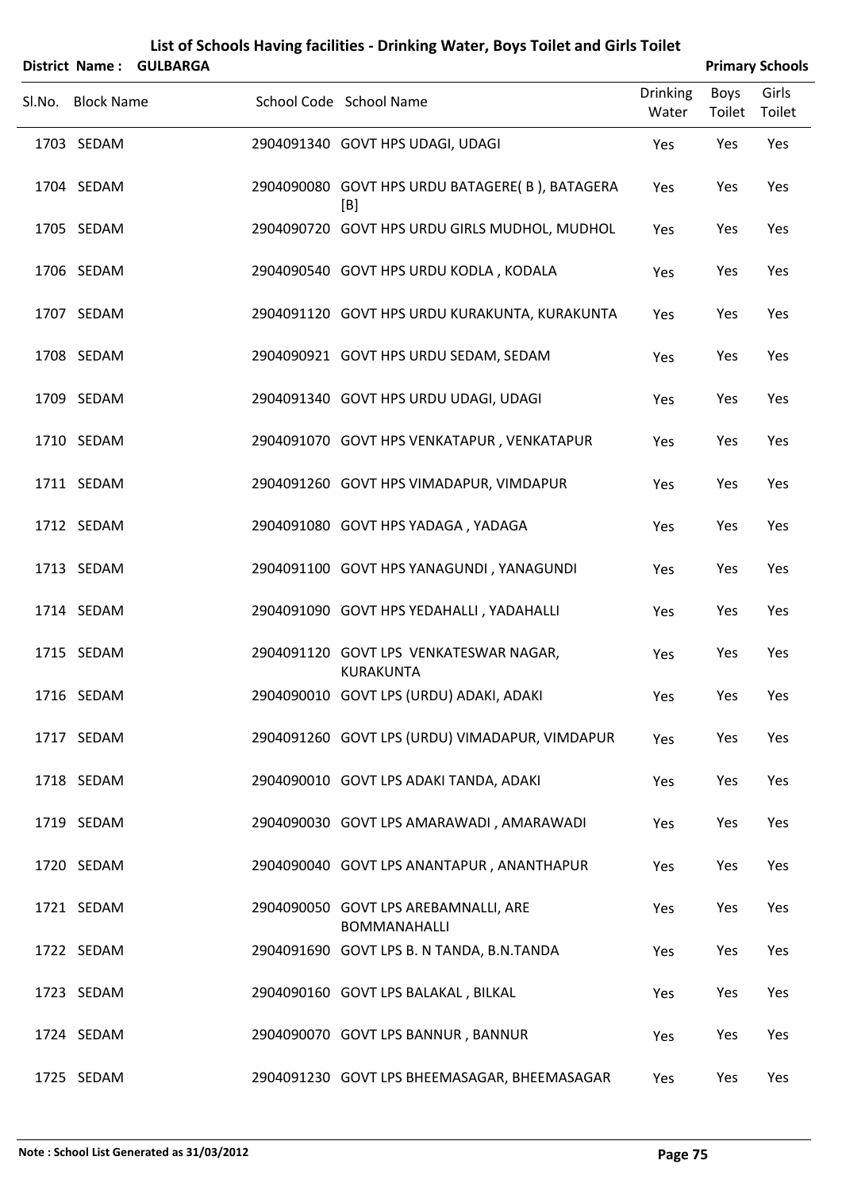# List of Schools Having facilities - Drinking Water, Boys Toilet and Girls Toilet

**District Name : GULBARGA** **Primary Schools**

| Sl.No. | Block Name | School Code | School Name | Drinking Water | Boys Toilet | Girls Toilet |
|---|---|---|---|---|---|---|
| 1703 | SEDAM | 2904091340 | GOVT HPS UDAGI, UDAGI | Yes | Yes | Yes |
| 1704 | SEDAM | 2904090080 | GOVT HPS URDU BATAGERE( B ), BATAGERA [B] | Yes | Yes | Yes |
| 1705 | SEDAM | 2904090720 | GOVT HPS URDU GIRLS MUDHOL, MUDHOL | Yes | Yes | Yes |
| 1706 | SEDAM | 2904090540 | GOVT HPS URDU KODLA , KODALA | Yes | Yes | Yes |
| 1707 | SEDAM | 2904091120 | GOVT HPS URDU KURAKUNTA, KURAKUNTA | Yes | Yes | Yes |
| 1708 | SEDAM | 2904090921 | GOVT HPS URDU SEDAM, SEDAM | Yes | Yes | Yes |
| 1709 | SEDAM | 2904091340 | GOVT HPS URDU UDAGI, UDAGI | Yes | Yes | Yes |
| 1710 | SEDAM | 2904091070 | GOVT HPS VENKATAPUR , VENKATAPUR | Yes | Yes | Yes |
| 1711 | SEDAM | 2904091260 | GOVT HPS VIMADAPUR, VIMDAPUR | Yes | Yes | Yes |
| 1712 | SEDAM | 2904091080 | GOVT HPS YADAGA , YADAGA | Yes | Yes | Yes |
| 1713 | SEDAM | 2904091100 | GOVT HPS YANAGUNDI , YANAGUNDI | Yes | Yes | Yes |
| 1714 | SEDAM | 2904091090 | GOVT HPS YEDAHALLI , YADAHALLI | Yes | Yes | Yes |
| 1715 | SEDAM | 2904091120 | GOVT LPS VENKATESWAR NAGAR, KURAKUNTA | Yes | Yes | Yes |
| 1716 | SEDAM | 2904090010 | GOVT LPS (URDU) ADAKI, ADAKI | Yes | Yes | Yes |
| 1717 | SEDAM | 2904091260 | GOVT LPS (URDU) VIMADAPUR, VIMDAPUR | Yes | Yes | Yes |
| 1718 | SEDAM | 2904090010 | GOVT LPS ADAKI TANDA, ADAKI | Yes | Yes | Yes |
| 1719 | SEDAM | 2904090030 | GOVT LPS AMARAWADI , AMARAWADI | Yes | Yes | Yes |
| 1720 | SEDAM | 2904090040 | GOVT LPS ANANTAPUR , ANANTHAPUR | Yes | Yes | Yes |
| 1721 | SEDAM | 2904090050 | GOVT LPS AREBAMNALLI, ARE BOMMANAHALLI | Yes | Yes | Yes |
| 1722 | SEDAM | 2904091690 | GOVT LPS B. N TANDA, B.N.TANDA | Yes | Yes | Yes |
| 1723 | SEDAM | 2904090160 | GOVT LPS BALAKAL , BILKAL | Yes | Yes | Yes |
| 1724 | SEDAM | 2904090070 | GOVT LPS BANNUR , BANNUR | Yes | Yes | Yes |
| 1725 | SEDAM | 2904091230 | GOVT LPS BHEEMASAGAR, BHEEMASAGAR | Yes | Yes | Yes |

**Note : School List Generated as 31/03/2012**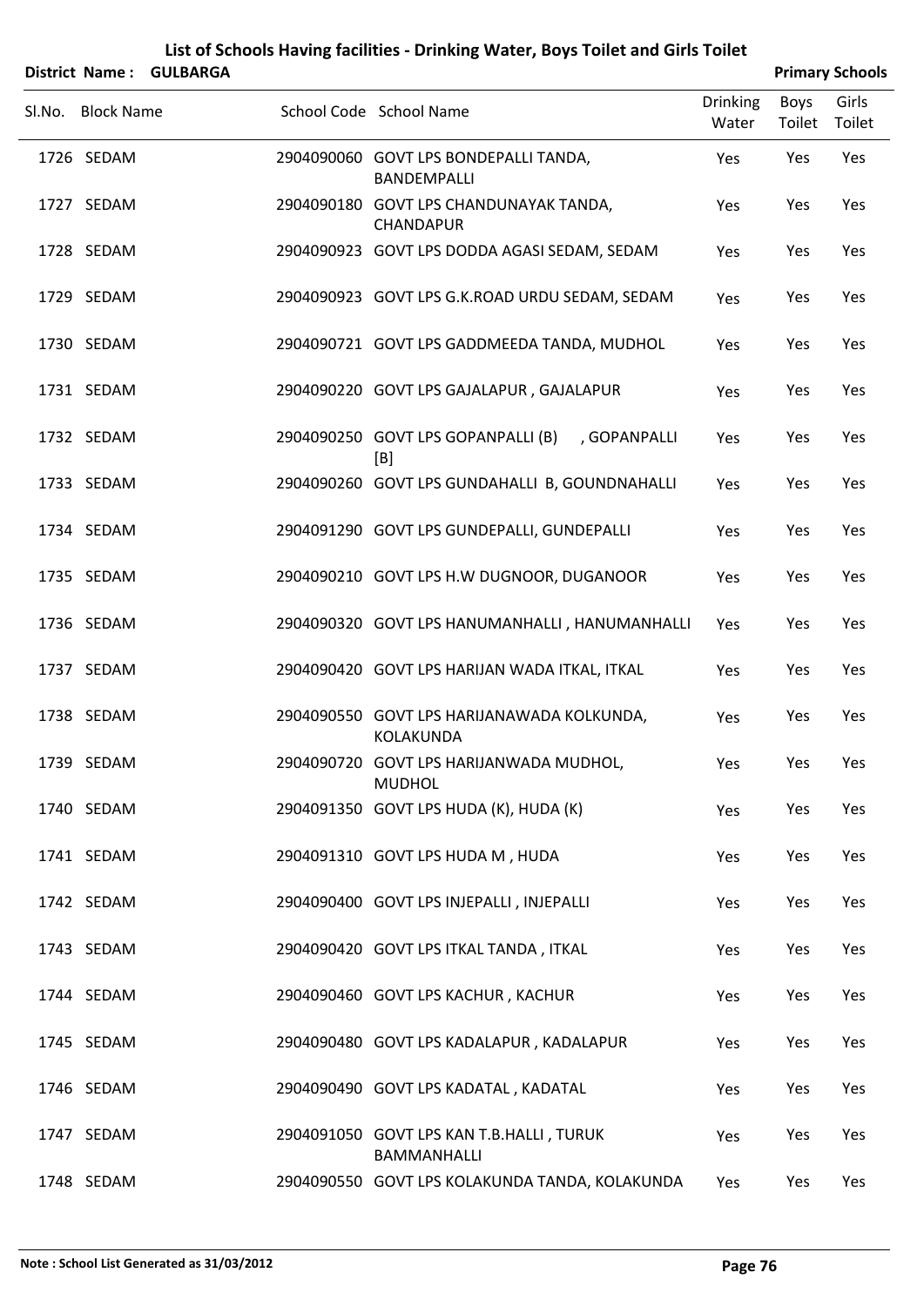# List of Schools Having facilities - Drinking Water, Boys Toilet and Girls Toilet

**District Name : GULBARGA** | **Primary Schools**

| Sl.No. | Block Name | School Code | School Name | Drinking Water | Boys Toilet | Girls Toilet |
|---|---|---|---|---|---|---|
| 1726 | SEDAM | 2904090060 | GOVT LPS BONDEPALLI TANDA, BANDEMPALLI | Yes | Yes | Yes |
| 1727 | SEDAM | 2904090180 | GOVT LPS CHANDUNAYAK TANDA, CHANDAPUR | Yes | Yes | Yes |
| 1728 | SEDAM | 2904090923 | GOVT LPS DODDA AGASI SEDAM, SEDAM | Yes | Yes | Yes |
| 1729 | SEDAM | 2904090923 | GOVT LPS G.K.ROAD URDU SEDAM, SEDAM | Yes | Yes | Yes |
| 1730 | SEDAM | 2904090721 | GOVT LPS GADDMEEDA TANDA, MUDHOL | Yes | Yes | Yes |
| 1731 | SEDAM | 2904090220 | GOVT LPS GAJALAPUR , GAJALAPUR | Yes | Yes | Yes |
| 1732 | SEDAM | 2904090250 | GOVT LPS GOPANPALLI (B) , GOPANPALLI [B] | Yes | Yes | Yes |
| 1733 | SEDAM | 2904090260 | GOVT LPS GUNDAHALLI B, GOUNDNAHALLI | Yes | Yes | Yes |
| 1734 | SEDAM | 2904091290 | GOVT LPS GUNDEPALLI, GUNDEPALLI | Yes | Yes | Yes |
| 1735 | SEDAM | 2904090210 | GOVT LPS H.W DUGNOOR, DUGANOOR | Yes | Yes | Yes |
| 1736 | SEDAM | 2904090320 | GOVT LPS HANUMANHALLI , HANUMANHALLI | Yes | Yes | Yes |
| 1737 | SEDAM | 2904090420 | GOVT LPS HARIJAN WADA ITKAL, ITKAL | Yes | Yes | Yes |
| 1738 | SEDAM | 2904090550 | GOVT LPS HARIJANAWADA KOLKUNDA, KOLAKUNDA | Yes | Yes | Yes |
| 1739 | SEDAM | 2904090720 | GOVT LPS HARIJANWADA MUDHOL, MUDHOL | Yes | Yes | Yes |
| 1740 | SEDAM | 2904091350 | GOVT LPS HUDA (K), HUDA (K) | Yes | Yes | Yes |
| 1741 | SEDAM | 2904091310 | GOVT LPS HUDA M , HUDA | Yes | Yes | Yes |
| 1742 | SEDAM | 2904090400 | GOVT LPS INJEPALLI , INJEPALLI | Yes | Yes | Yes |
| 1743 | SEDAM | 2904090420 | GOVT LPS ITKAL TANDA , ITKAL | Yes | Yes | Yes |
| 1744 | SEDAM | 2904090460 | GOVT LPS KACHUR , KACHUR | Yes | Yes | Yes |
| 1745 | SEDAM | 2904090480 | GOVT LPS KADALAPUR , KADALAPUR | Yes | Yes | Yes |
| 1746 | SEDAM | 2904090490 | GOVT LPS KADATAL , KADATAL | Yes | Yes | Yes |
| 1747 | SEDAM | 2904091050 | GOVT LPS KAN T.B.HALLI , TURUK BAMMANHALLI | Yes | Yes | Yes |
| 1748 | SEDAM | 2904090550 | GOVT LPS KOLAKUNDA TANDA, KOLAKUNDA | Yes | Yes | Yes |

**Note : School List Generated as 31/03/2012**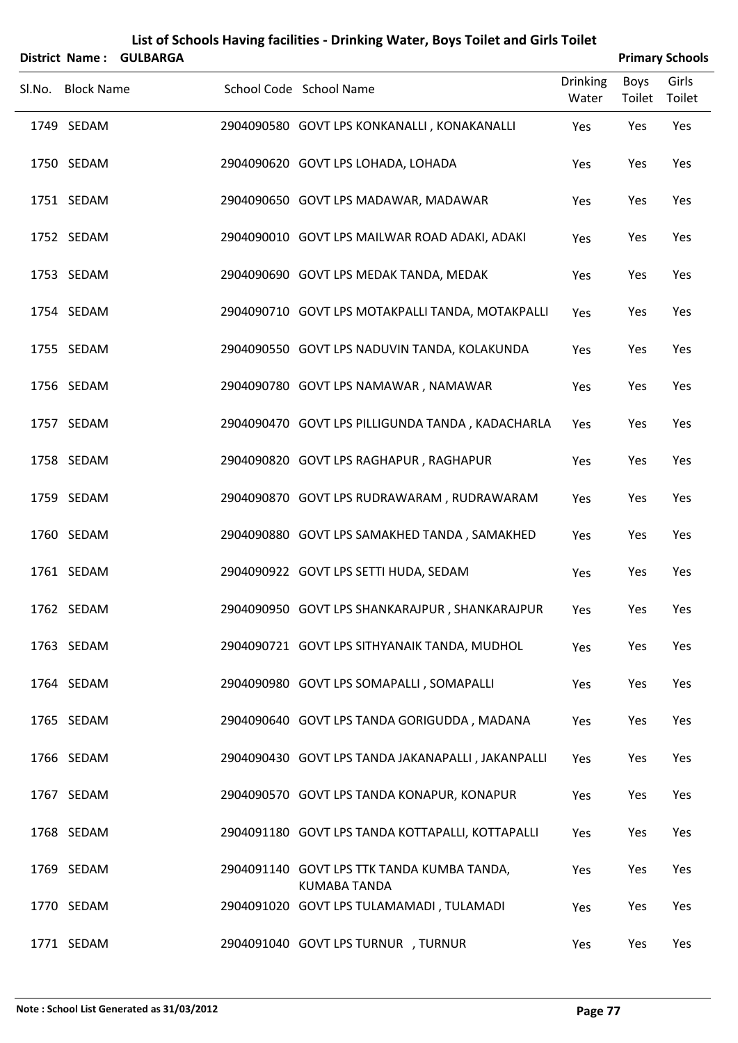# List of Schools Having facilities - Drinking Water, Boys Toilet and Girls Toilet

**District Name : GULBARGA** **Primary Schools**

| Sl.No. | Block Name | School Code | School Name | Drinking Water | Boys Toilet | Girls Toilet |
|---|---|---|---|---|---|---|
| 1749 | SEDAM | 2904090580 | GOVT LPS KONKANALLI , KONAKANALLI | Yes | Yes | Yes |
| 1750 | SEDAM | 2904090620 | GOVT LPS LOHADA, LOHADA | Yes | Yes | Yes |
| 1751 | SEDAM | 2904090650 | GOVT LPS MADAWAR, MADAWAR | Yes | Yes | Yes |
| 1752 | SEDAM | 2904090010 | GOVT LPS MAILWAR ROAD ADAKI, ADAKI | Yes | Yes | Yes |
| 1753 | SEDAM | 2904090690 | GOVT LPS MEDAK TANDA, MEDAK | Yes | Yes | Yes |
| 1754 | SEDAM | 2904090710 | GOVT LPS MOTAKPALLI TANDA, MOTAKPALLI | Yes | Yes | Yes |
| 1755 | SEDAM | 2904090550 | GOVT LPS NADUVIN TANDA, KOLAKUNDA | Yes | Yes | Yes |
| 1756 | SEDAM | 2904090780 | GOVT LPS NAMAWAR , NAMAWAR | Yes | Yes | Yes |
| 1757 | SEDAM | 2904090470 | GOVT LPS PILLIGUNDA TANDA , KADACHARLA | Yes | Yes | Yes |
| 1758 | SEDAM | 2904090820 | GOVT LPS RAGHAPUR , RAGHAPUR | Yes | Yes | Yes |
| 1759 | SEDAM | 2904090870 | GOVT LPS RUDRAWARAM , RUDRAWARAM | Yes | Yes | Yes |
| 1760 | SEDAM | 2904090880 | GOVT LPS SAMAKHED TANDA , SAMAKHED | Yes | Yes | Yes |
| 1761 | SEDAM | 2904090922 | GOVT LPS SETTI HUDA, SEDAM | Yes | Yes | Yes |
| 1762 | SEDAM | 2904090950 | GOVT LPS SHANKARAJPUR , SHANKARAJPUR | Yes | Yes | Yes |
| 1763 | SEDAM | 2904090721 | GOVT LPS SITHYANAIK TANDA, MUDHOL | Yes | Yes | Yes |
| 1764 | SEDAM | 2904090980 | GOVT LPS SOMAPALLI , SOMAPALLI | Yes | Yes | Yes |
| 1765 | SEDAM | 2904090640 | GOVT LPS TANDA GORIGUDDA , MADANA | Yes | Yes | Yes |
| 1766 | SEDAM | 2904090430 | GOVT LPS TANDA JAKANAPALLI , JAKANPALLI | Yes | Yes | Yes |
| 1767 | SEDAM | 2904090570 | GOVT LPS TANDA KONAPUR, KONAPUR | Yes | Yes | Yes |
| 1768 | SEDAM | 2904091180 | GOVT LPS TANDA KOTTAPALLI, KOTTAPALLI | Yes | Yes | Yes |
| 1769 | SEDAM | 2904091140 | GOVT LPS TTK TANDA KUMBA TANDA, KUMABA TANDA | Yes | Yes | Yes |
| 1770 | SEDAM | 2904091020 | GOVT LPS TULAMAMADI , TULAMADI | Yes | Yes | Yes |
| 1771 | SEDAM | 2904091040 | GOVT LPS TURNUR , TURNUR | Yes | Yes | Yes |

**Note : School List Generated as 31/03/2012**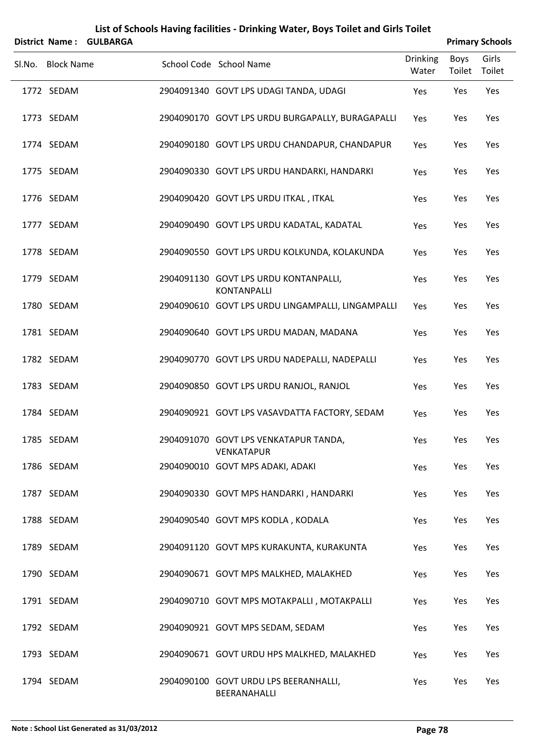# List of Schools Having facilities - Drinking Water, Boys Toilet and Girls Toilet

**District Name : GULBARGA** **Primary Schools**

| Sl.No. | Block Name | School Code | School Name | Drinking Water | Boys Toilet | Girls Toilet |
|---|---|---|---|---|---|---|
| 1772 | SEDAM | 2904091340 | GOVT LPS UDAGI TANDA, UDAGI | Yes | Yes | Yes |
| 1773 | SEDAM | 2904090170 | GOVT LPS URDU BURGAPALLY, BURAGAPALLI | Yes | Yes | Yes |
| 1774 | SEDAM | 2904090180 | GOVT LPS URDU CHANDAPUR, CHANDAPUR | Yes | Yes | Yes |
| 1775 | SEDAM | 2904090330 | GOVT LPS URDU HANDARKI, HANDARKI | Yes | Yes | Yes |
| 1776 | SEDAM | 2904090420 | GOVT LPS URDU ITKAL , ITKAL | Yes | Yes | Yes |
| 1777 | SEDAM | 2904090490 | GOVT LPS URDU KADATAL, KADATAL | Yes | Yes | Yes |
| 1778 | SEDAM | 2904090550 | GOVT LPS URDU KOLKUNDA, KOLAKUNDA | Yes | Yes | Yes |
| 1779 | SEDAM | 2904091130 | GOVT LPS URDU KONTANPALLI, KONTANPALLI | Yes | Yes | Yes |
| 1780 | SEDAM | 2904090610 | GOVT LPS URDU LINGAMPALLI, LINGAMPALLI | Yes | Yes | Yes |
| 1781 | SEDAM | 2904090640 | GOVT LPS URDU MADAN, MADANA | Yes | Yes | Yes |
| 1782 | SEDAM | 2904090770 | GOVT LPS URDU NADEPALLI, NADEPALLI | Yes | Yes | Yes |
| 1783 | SEDAM | 2904090850 | GOVT LPS URDU RANJOL, RANJOL | Yes | Yes | Yes |
| 1784 | SEDAM | 2904090921 | GOVT LPS VASAVDATTA FACTORY, SEDAM | Yes | Yes | Yes |
| 1785 | SEDAM | 2904091070 | GOVT LPS VENKATAPUR TANDA, VENKATAPUR | Yes | Yes | Yes |
| 1786 | SEDAM | 2904090010 | GOVT MPS ADAKI, ADAKI | Yes | Yes | Yes |
| 1787 | SEDAM | 2904090330 | GOVT MPS HANDARKI , HANDARKI | Yes | Yes | Yes |
| 1788 | SEDAM | 2904090540 | GOVT MPS KODLA , KODALA | Yes | Yes | Yes |
| 1789 | SEDAM | 2904091120 | GOVT MPS KURAKUNTA, KURAKUNTA | Yes | Yes | Yes |
| 1790 | SEDAM | 2904090671 | GOVT MPS MALKHED, MALAKHED | Yes | Yes | Yes |
| 1791 | SEDAM | 2904090710 | GOVT MPS MOTAKPALLI , MOTAKPALLI | Yes | Yes | Yes |
| 1792 | SEDAM | 2904090921 | GOVT MPS SEDAM, SEDAM | Yes | Yes | Yes |
| 1793 | SEDAM | 2904090671 | GOVT URDU HPS MALKHED, MALAKHED | Yes | Yes | Yes |
| 1794 | SEDAM | 2904090100 | GOVT URDU LPS BEERANHALLI, BEERANAHALLI | Yes | Yes | Yes |

**Note : School List Generated as 31/03/2012**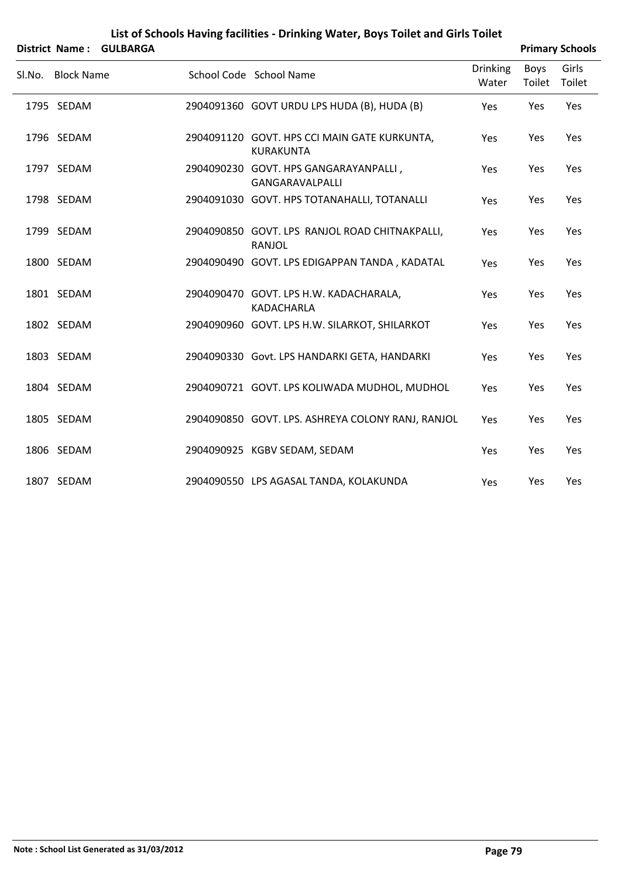# List of Schools Having facilities - Drinking Water, Boys Toilet and Girls Toilet

**District Name : GULBARGA** **Primary Schools**

| Sl.No. | Block Name | School Code | School Name | Drinking Water | Boys Toilet | Girls Toilet |
|---|---|---|---|---|---|---|
| 1795 | SEDAM | 2904091360 | GOVT URDU LPS HUDA (B), HUDA (B) | Yes | Yes | Yes |
| 1796 | SEDAM | 2904091120 | GOVT. HPS CCI MAIN GATE KURKUNTA, KURAKUNTA | Yes | Yes | Yes |
| 1797 | SEDAM | 2904090230 | GOVT. HPS GANGARAYANPALLI , GANGARAVALPALLI | Yes | Yes | Yes |
| 1798 | SEDAM | 2904091030 | GOVT. HPS TOTANAHALLI, TOTANALLI | Yes | Yes | Yes |
| 1799 | SEDAM | 2904090850 | GOVT. LPS RANJOL ROAD CHITNAKPALLI, RANJOL | Yes | Yes | Yes |
| 1800 | SEDAM | 2904090490 | GOVT. LPS EDIGAPPAN TANDA , KADATAL | Yes | Yes | Yes |
| 1801 | SEDAM | 2904090470 | GOVT. LPS H.W. KADACHARALA, KADACHARLA | Yes | Yes | Yes |
| 1802 | SEDAM | 2904090960 | GOVT. LPS H.W. SILARKOT, SHILARKOT | Yes | Yes | Yes |
| 1803 | SEDAM | 2904090330 | Govt. LPS HANDARKI GETA, HANDARKI | Yes | Yes | Yes |
| 1804 | SEDAM | 2904090721 | GOVT. LPS KOLIWADA MUDHOL, MUDHOL | Yes | Yes | Yes |
| 1805 | SEDAM | 2904090850 | GOVT. LPS. ASHREYA COLONY RANJ, RANJOL | Yes | Yes | Yes |
| 1806 | SEDAM | 2904090925 | KGBV SEDAM, SEDAM | Yes | Yes | Yes |
| 1807 | SEDAM | 2904090550 | LPS AGASAL TANDA, KOLAKUNDA | Yes | Yes | Yes |

**Note : School List Generated as 31/03/2012**